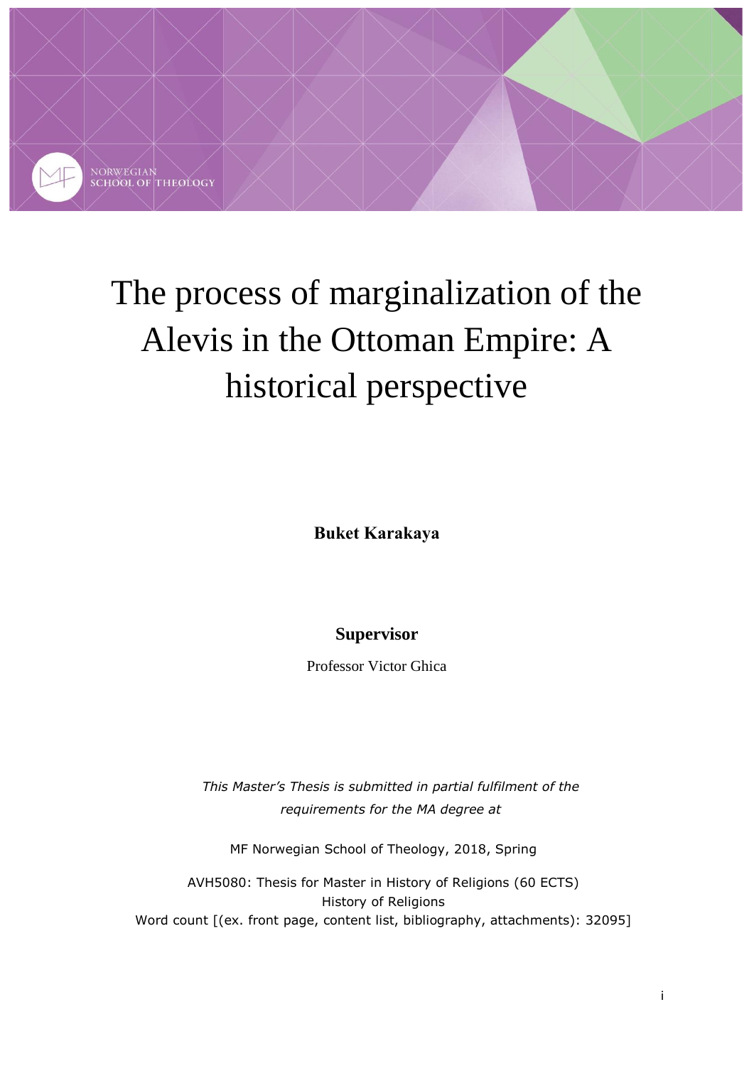NORWEGIAN SCHOOL OF THEOLOGY

# The process of marginalization of the Alevis in the Ottoman Empire: A historical perspective

**Buket Karakaya**

**Supervisor**

Professor Victor Ghica

*This Master's Thesis is submitted in partial fulfilment of the requirements for the MA degree at*

MF Norwegian School of Theology, 2018, Spring

AVH5080: Thesis for Master in History of Religions (60 ECTS)
History of Religions
Word count [(ex. front page, content list, bibliography, attachments): 32095]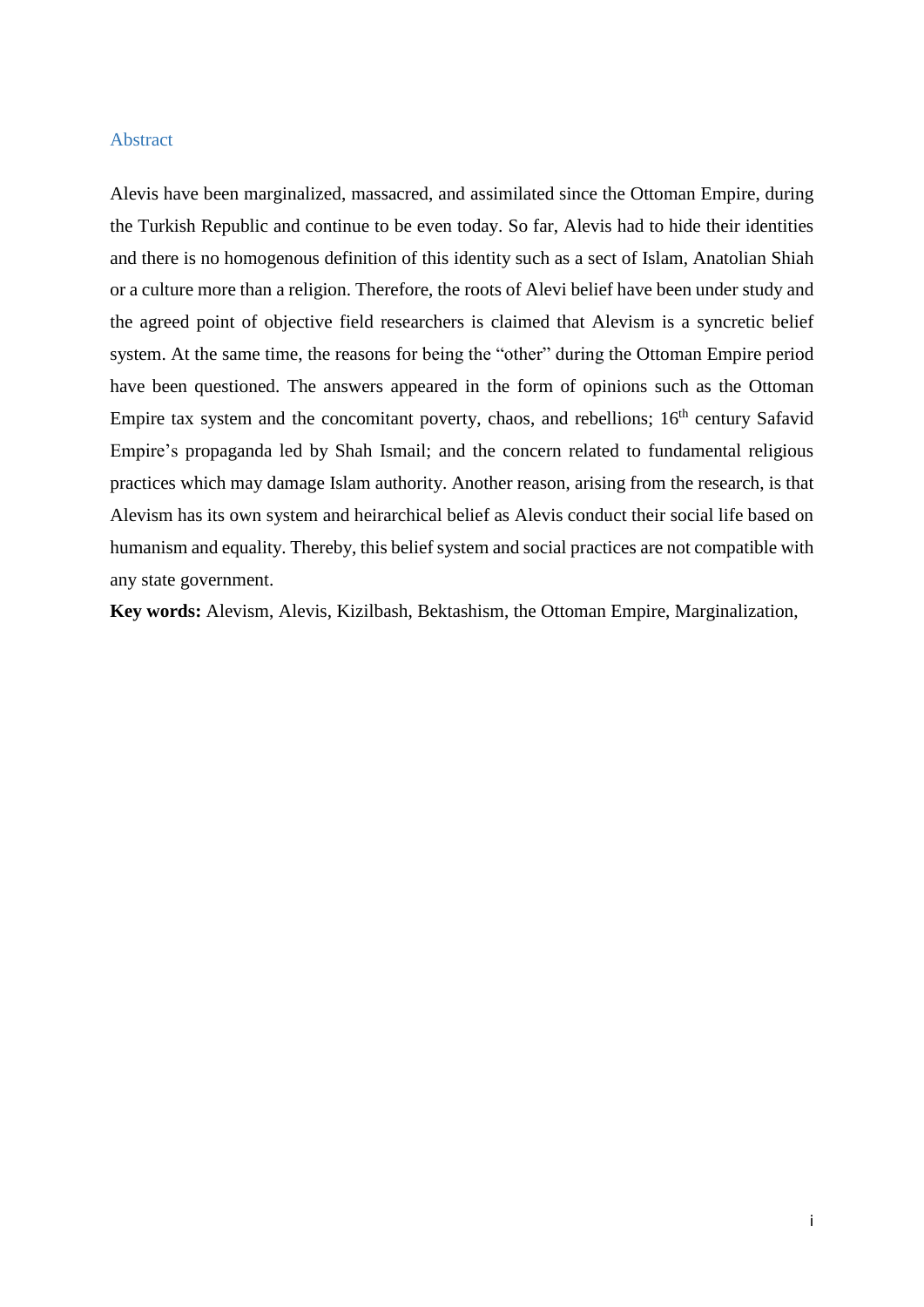## Abstract

Alevis have been marginalized, massacred, and assimilated since the Ottoman Empire, during the Turkish Republic and continue to be even today. So far, Alevis had to hide their identities and there is no homogenous definition of this identity such as a sect of Islam, Anatolian Shiah or a culture more than a religion. Therefore, the roots of Alevi belief have been under study and the agreed point of objective field researchers is claimed that Alevism is a syncretic belief system. At the same time, the reasons for being the "other" during the Ottoman Empire period have been questioned. The answers appeared in the form of opinions such as the Ottoman Empire tax system and the concomitant poverty, chaos, and rebellions; 16th century Safavid Empire's propaganda led by Shah Ismail; and the concern related to fundamental religious practices which may damage Islam authority. Another reason, arising from the research, is that Alevism has its own system and heirarchical belief as Alevis conduct their social life based on humanism and equality. Thereby, this belief system and social practices are not compatible with any state government.

**Key words:** Alevism, Alevis, Kizilbash, Bektashism, the Ottoman Empire, Marginalization,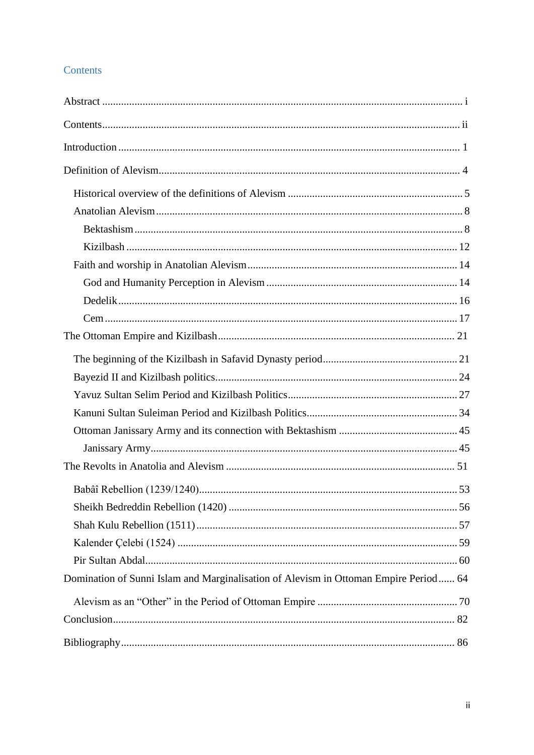# Contents

Abstract ....................................................................................................................................... i

Contents........................................................................................................................................ ii

Introduction ................................................................................................................................. 1

Definition of Alevism.................................................................................................................. 4

- Historical overview of the definitions of Alevism ................................................................. 5
- Anatolian Alevism ................................................................................................................. 8
  - Bektashism ......................................................................................................................... 8
  - Kizilbash .......................................................................................................................... 12
- Faith and worship in Anatolian Alevism ............................................................................. 14
  - God and Humanity Perception in Alevism ...................................................................... 14
  - Dedelik ............................................................................................................................. 16
  - Cem .................................................................................................................................. 17

The Ottoman Empire and Kizilbash ........................................................................................ 21

- The beginning of the Kizilbash in Safavid Dynasty period.................................................. 21
- Bayezid II and Kizilbash politics......................................................................................... 24
- Yavuz Sultan Selim Period and Kizilbash Politics............................................................... 27
- Kanuni Sultan Suleiman Period and Kizilbash Politics........................................................ 34
- Ottoman Janissary Army and its connection with Bektashism ............................................ 45
  - Janissary Army................................................................................................................. 45

The Revolts in Anatolia and Alevism ..................................................................................... 51

- Babâî Rebellion (1239/1240)................................................................................................ 53
- Sheikh Bedreddin Rebellion (1420) ..................................................................................... 56
- Shah Kulu Rebellion (1511) ................................................................................................. 57
- Kalender Çelebi (1524) ........................................................................................................ 59
- Pir Sultan Abdal.................................................................................................................... 60

Domination of Sunni Islam and Marginalisation of Alevism in Ottoman Empire Period...... 64

- Alevism as an “Other” in the Period of Ottoman Empire .................................................... 70

Conclusion.................................................................................................................................. 82

Bibliography............................................................................................................................... 86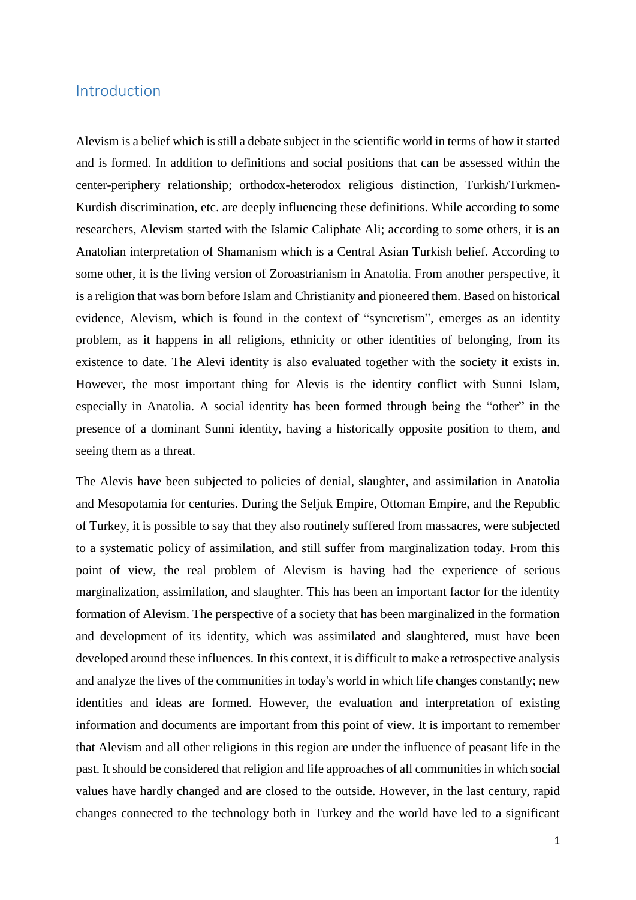# Introduction

Alevism is a belief which is still a debate subject in the scientific world in terms of how it started and is formed. In addition to definitions and social positions that can be assessed within the center-periphery relationship; orthodox-heterodox religious distinction, Turkish/Turkmen-Kurdish discrimination, etc. are deeply influencing these definitions. While according to some researchers, Alevism started with the Islamic Caliphate Ali; according to some others, it is an Anatolian interpretation of Shamanism which is a Central Asian Turkish belief. According to some other, it is the living version of Zoroastrianism in Anatolia. From another perspective, it is a religion that was born before Islam and Christianity and pioneered them. Based on historical evidence, Alevism, which is found in the context of "syncretism", emerges as an identity problem, as it happens in all religions, ethnicity or other identities of belonging, from its existence to date. The Alevi identity is also evaluated together with the society it exists in. However, the most important thing for Alevis is the identity conflict with Sunni Islam, especially in Anatolia. A social identity has been formed through being the "other" in the presence of a dominant Sunni identity, having a historically opposite position to them, and seeing them as a threat.

The Alevis have been subjected to policies of denial, slaughter, and assimilation in Anatolia and Mesopotamia for centuries. During the Seljuk Empire, Ottoman Empire, and the Republic of Turkey, it is possible to say that they also routinely suffered from massacres, were subjected to a systematic policy of assimilation, and still suffer from marginalization today. From this point of view, the real problem of Alevism is having had the experience of serious marginalization, assimilation, and slaughter. This has been an important factor for the identity formation of Alevism. The perspective of a society that has been marginalized in the formation and development of its identity, which was assimilated and slaughtered, must have been developed around these influences. In this context, it is difficult to make a retrospective analysis and analyze the lives of the communities in today's world in which life changes constantly; new identities and ideas are formed. However, the evaluation and interpretation of existing information and documents are important from this point of view. It is important to remember that Alevism and all other religions in this region are under the influence of peasant life in the past. It should be considered that religion and life approaches of all communities in which social values have hardly changed and are closed to the outside. However, in the last century, rapid changes connected to the technology both in Turkey and the world have led to a significant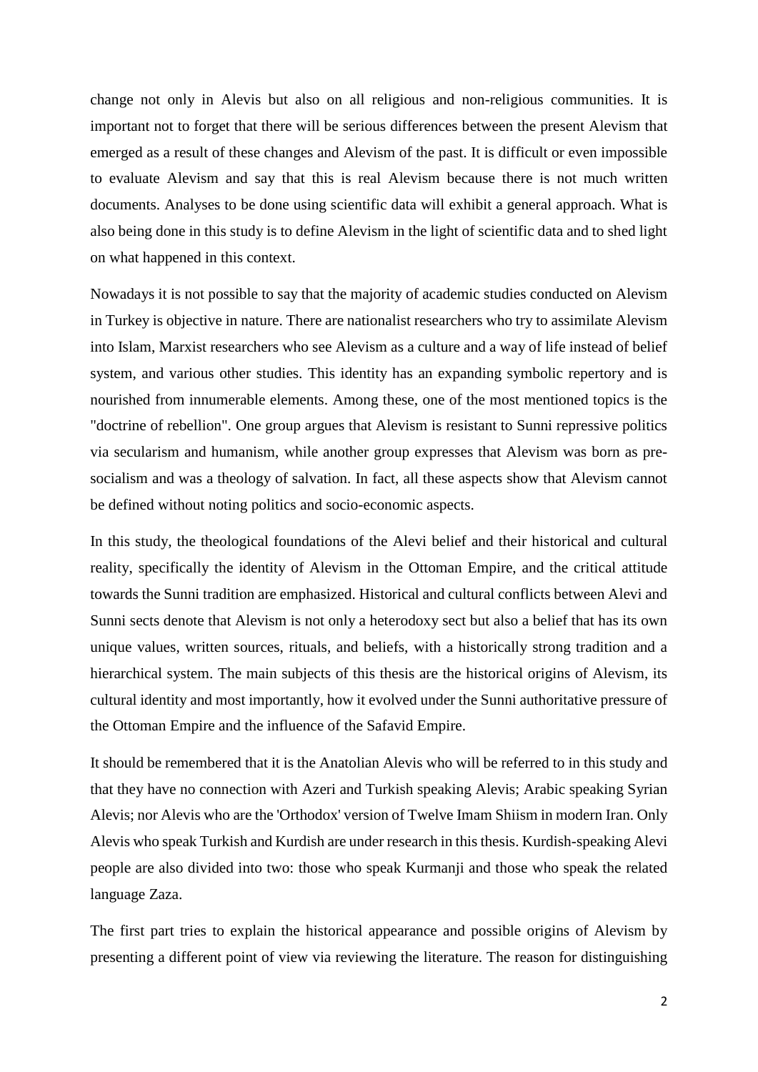change not only in Alevis but also on all religious and non-religious communities. It is important not to forget that there will be serious differences between the present Alevism that emerged as a result of these changes and Alevism of the past. It is difficult or even impossible to evaluate Alevism and say that this is real Alevism because there is not much written documents. Analyses to be done using scientific data will exhibit a general approach. What is also being done in this study is to define Alevism in the light of scientific data and to shed light on what happened in this context.

Nowadays it is not possible to say that the majority of academic studies conducted on Alevism in Turkey is objective in nature. There are nationalist researchers who try to assimilate Alevism into Islam, Marxist researchers who see Alevism as a culture and a way of life instead of belief system, and various other studies. This identity has an expanding symbolic repertory and is nourished from innumerable elements. Among these, one of the most mentioned topics is the "doctrine of rebellion". One group argues that Alevism is resistant to Sunni repressive politics via secularism and humanism, while another group expresses that Alevism was born as pre-socialism and was a theology of salvation. In fact, all these aspects show that Alevism cannot be defined without noting politics and socio-economic aspects.

In this study, the theological foundations of the Alevi belief and their historical and cultural reality, specifically the identity of Alevism in the Ottoman Empire, and the critical attitude towards the Sunni tradition are emphasized. Historical and cultural conflicts between Alevi and Sunni sects denote that Alevism is not only a heterodoxy sect but also a belief that has its own unique values, written sources, rituals, and beliefs, with a historically strong tradition and a hierarchical system. The main subjects of this thesis are the historical origins of Alevism, its cultural identity and most importantly, how it evolved under the Sunni authoritative pressure of the Ottoman Empire and the influence of the Safavid Empire.

It should be remembered that it is the Anatolian Alevis who will be referred to in this study and that they have no connection with Azeri and Turkish speaking Alevis; Arabic speaking Syrian Alevis; nor Alevis who are the 'Orthodox' version of Twelve Imam Shiism in modern Iran. Only Alevis who speak Turkish and Kurdish are under research in this thesis. Kurdish-speaking Alevi people are also divided into two: those who speak Kurmanji and those who speak the related language Zaza.

The first part tries to explain the historical appearance and possible origins of Alevism by presenting a different point of view via reviewing the literature. The reason for distinguishing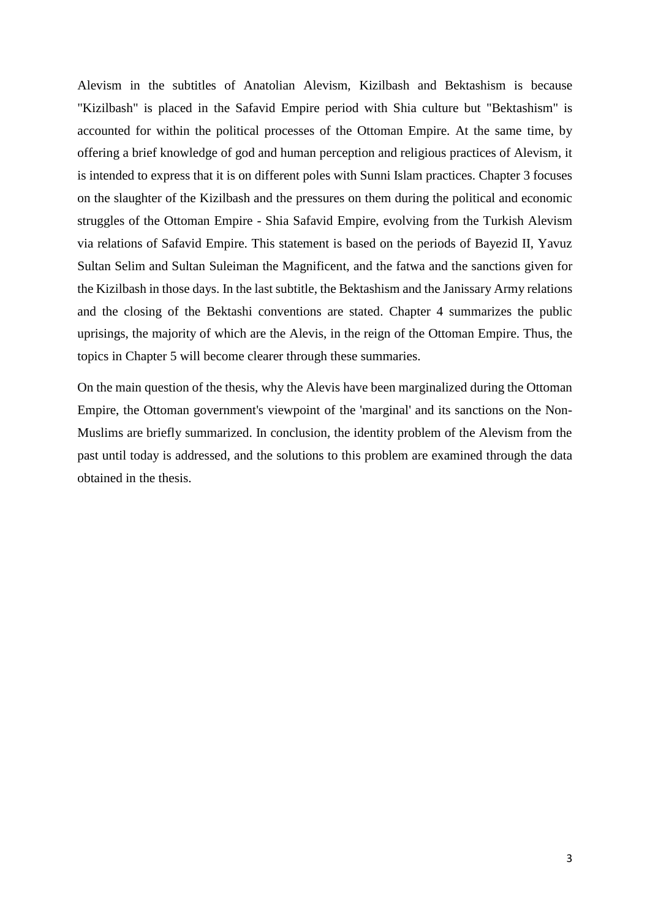Alevism in the subtitles of Anatolian Alevism, Kizilbash and Bektashism is because "Kizilbash" is placed in the Safavid Empire period with Shia culture but "Bektashism" is accounted for within the political processes of the Ottoman Empire. At the same time, by offering a brief knowledge of god and human perception and religious practices of Alevism, it is intended to express that it is on different poles with Sunni Islam practices. Chapter 3 focuses on the slaughter of the Kizilbash and the pressures on them during the political and economic struggles of the Ottoman Empire - Shia Safavid Empire, evolving from the Turkish Alevism via relations of Safavid Empire. This statement is based on the periods of Bayezid II, Yavuz Sultan Selim and Sultan Suleiman the Magnificent, and the fatwa and the sanctions given for the Kizilbash in those days. In the last subtitle, the Bektashism and the Janissary Army relations and the closing of the Bektashi conventions are stated. Chapter 4 summarizes the public uprisings, the majority of which are the Alevis, in the reign of the Ottoman Empire. Thus, the topics in Chapter 5 will become clearer through these summaries.

On the main question of the thesis, why the Alevis have been marginalized during the Ottoman Empire, the Ottoman government's viewpoint of the 'marginal' and its sanctions on the Non-Muslims are briefly summarized. In conclusion, the identity problem of the Alevism from the past until today is addressed, and the solutions to this problem are examined through the data obtained in the thesis.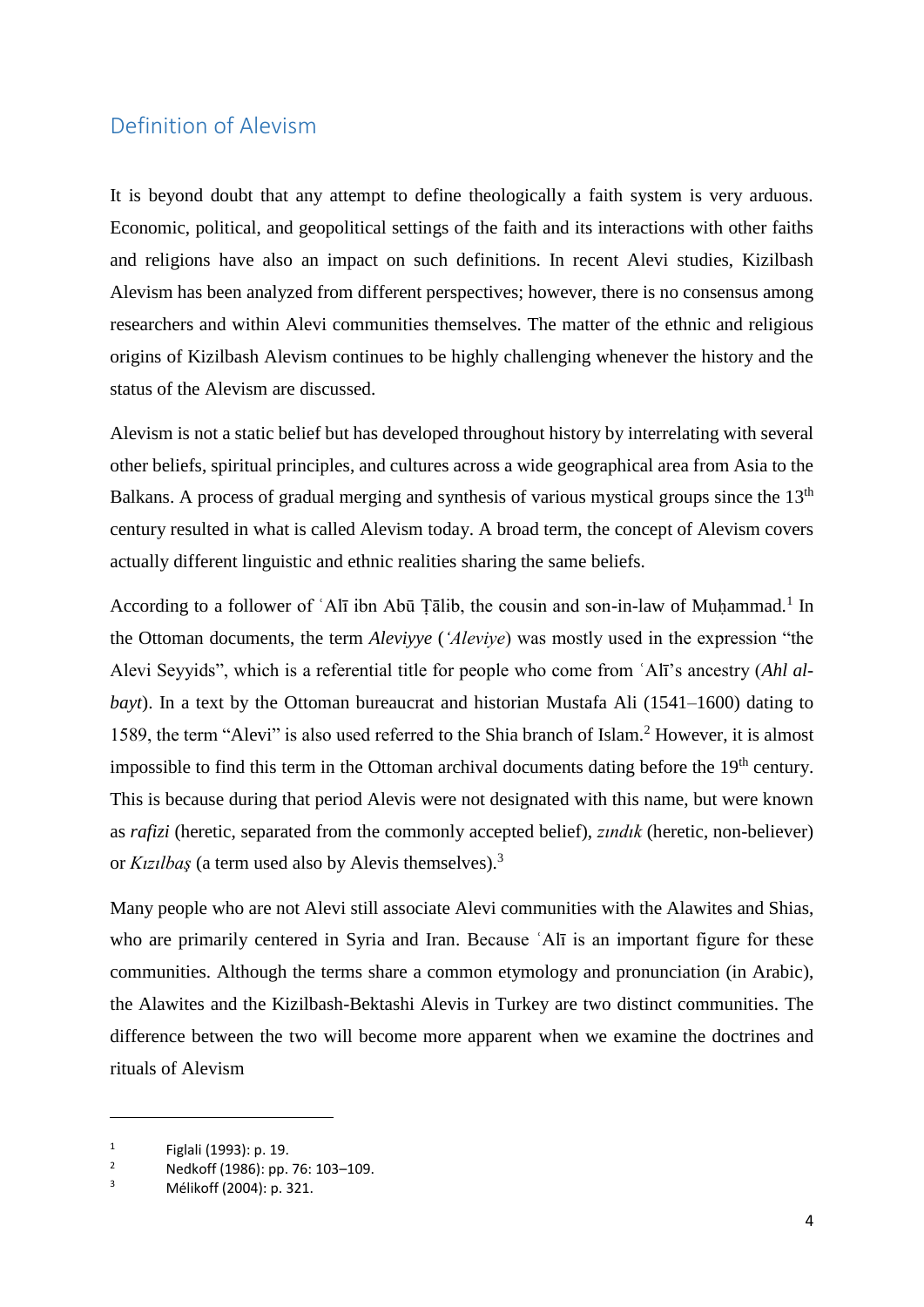## Definition of Alevism

It is beyond doubt that any attempt to define theologically a faith system is very arduous. Economic, political, and geopolitical settings of the faith and its interactions with other faiths and religions have also an impact on such definitions. In recent Alevi studies, Kizilbash Alevism has been analyzed from different perspectives; however, there is no consensus among researchers and within Alevi communities themselves. The matter of the ethnic and religious origins of Kizilbash Alevism continues to be highly challenging whenever the history and the status of the Alevism are discussed.

Alevism is not a static belief but has developed throughout history by interrelating with several other beliefs, spiritual principles, and cultures across a wide geographical area from Asia to the Balkans. A process of gradual merging and synthesis of various mystical groups since the 13th century resulted in what is called Alevism today. A broad term, the concept of Alevism covers actually different linguistic and ethnic realities sharing the same beliefs.

According to a follower of ʿAlī ibn Abū Ṭālib, the cousin and son-in-law of Muḥammad.[1] In the Ottoman documents, the term *Aleviyye* (*ʻAleviye*) was mostly used in the expression "the Alevi Seyyids", which is a referential title for people who come from ʿAlī's ancestry (*Ahl al-bayt*). In a text by the Ottoman bureaucrat and historian Mustafa Ali (1541–1600) dating to 1589, the term "Alevi" is also used referred to the Shia branch of Islam.[2] However, it is almost impossible to find this term in the Ottoman archival documents dating before the 19th century. This is because during that period Alevis were not designated with this name, but were known as *rafizi* (heretic, separated from the commonly accepted belief), *zındık* (heretic, non-believer) or *Kızılbaş* (a term used also by Alevis themselves).[3]

Many people who are not Alevi still associate Alevi communities with the Alawites and Shias, who are primarily centered in Syria and Iran. Because ʿAlī is an important figure for these communities. Although the terms share a common etymology and pronunciation (in Arabic), the Alawites and the Kizilbash-Bektashi Alevis in Turkey are two distinct communities. The difference between the two will become more apparent when we examine the doctrines and rituals of Alevism

---

[1] Figlali (1993): p. 19.

[2] Nedkoff (1986): pp. 76: 103–109.

[3] Mélikoff (2004): p. 321.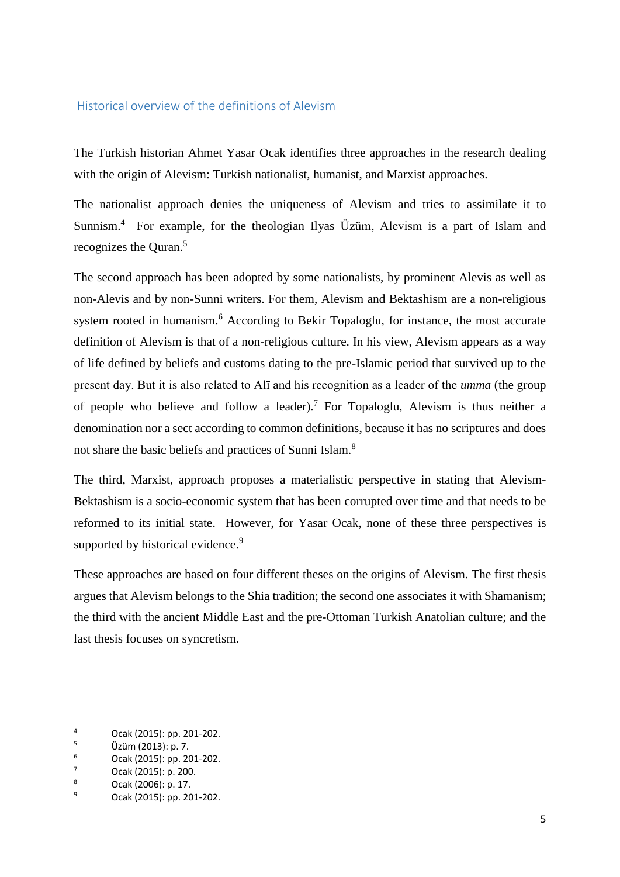## Historical overview of the definitions of Alevism

The Turkish historian Ahmet Yasar Ocak identifies three approaches in the research dealing with the origin of Alevism: Turkish nationalist, humanist, and Marxist approaches.

The nationalist approach denies the uniqueness of Alevism and tries to assimilate it to Sunnism.[4] For example, for the theologian Ilyas Üzüm, Alevism is a part of Islam and recognizes the Quran.[5]

The second approach has been adopted by some nationalists, by prominent Alevis as well as non-Alevis and by non-Sunni writers. For them, Alevism and Bektashism are a non-religious system rooted in humanism.[6] According to Bekir Topaloglu, for instance, the most accurate definition of Alevism is that of a non-religious culture. In his view, Alevism appears as a way of life defined by beliefs and customs dating to the pre-Islamic period that survived up to the present day. But it is also related to Alī and his recognition as a leader of the *umma* (the group of people who believe and follow a leader).[7] For Topaloglu, Alevism is thus neither a denomination nor a sect according to common definitions, because it has no scriptures and does not share the basic beliefs and practices of Sunni Islam.[8]

The third, Marxist, approach proposes a materialistic perspective in stating that Alevism-Bektashism is a socio-economic system that has been corrupted over time and that needs to be reformed to its initial state. However, for Yasar Ocak, none of these three perspectives is supported by historical evidence.[9]

These approaches are based on four different theses on the origins of Alevism. The first thesis argues that Alevism belongs to the Shia tradition; the second one associates it with Shamanism; the third with the ancient Middle East and the pre-Ottoman Turkish Anatolian culture; and the last thesis focuses on syncretism.

---

[4] Ocak (2015): pp. 201-202.
[5] Üzüm (2013): p. 7.
[6] Ocak (2015): pp. 201-202.
[7] Ocak (2015): p. 200.
[8] Ocak (2006): p. 17.
[9] Ocak (2015): pp. 201-202.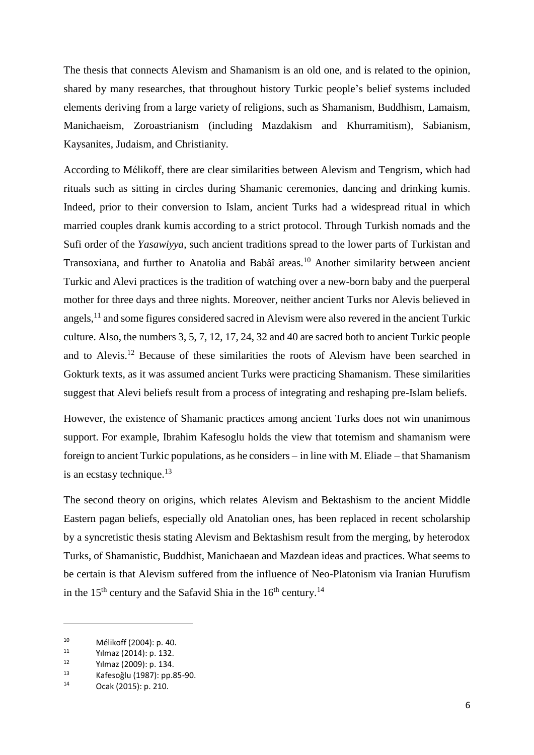The thesis that connects Alevism and Shamanism is an old one, and is related to the opinion, shared by many researches, that throughout history Turkic people's belief systems included elements deriving from a large variety of religions, such as Shamanism, Buddhism, Lamaism, Manichaeism, Zoroastrianism (including Mazdakism and Khurramitism), Sabianism, Kaysanites, Judaism, and Christianity.

According to Mélikoff, there are clear similarities between Alevism and Tengrism, which had rituals such as sitting in circles during Shamanic ceremonies, dancing and drinking kumis. Indeed, prior to their conversion to Islam, ancient Turks had a widespread ritual in which married couples drank kumis according to a strict protocol. Through Turkish nomads and the Sufi order of the *Yasawiyya*, such ancient traditions spread to the lower parts of Turkistan and Transoxiana, and further to Anatolia and Babâî areas.[10] Another similarity between ancient Turkic and Alevi practices is the tradition of watching over a new-born baby and the puerperal mother for three days and three nights. Moreover, neither ancient Turks nor Alevis believed in angels,[11] and some figures considered sacred in Alevism were also revered in the ancient Turkic culture. Also, the numbers 3, 5, 7, 12, 17, 24, 32 and 40 are sacred both to ancient Turkic people and to Alevis.[12] Because of these similarities the roots of Alevism have been searched in Gokturk texts, as it was assumed ancient Turks were practicing Shamanism. These similarities suggest that Alevi beliefs result from a process of integrating and reshaping pre-Islam beliefs.

However, the existence of Shamanic practices among ancient Turks does not win unanimous support. For example, Ibrahim Kafesoglu holds the view that totemism and shamanism were foreign to ancient Turkic populations, as he considers – in line with M. Eliade – that Shamanism is an ecstasy technique.[13]

The second theory on origins, which relates Alevism and Bektashism to the ancient Middle Eastern pagan beliefs, especially old Anatolian ones, has been replaced in recent scholarship by a syncretistic thesis stating Alevism and Bektashism result from the merging, by heterodox Turks, of Shamanistic, Buddhist, Manichaean and Mazdean ideas and practices. What seems to be certain is that Alevism suffered from the influence of Neo-Platonism via Iranian Hurufism in the 15th century and the Safavid Shia in the 16th century.[14]

---

[10] Mélikoff (2004): p. 40.

[11] Yılmaz (2014): p. 132.

[12] Yılmaz (2009): p. 134.

[13] Kafesoğlu (1987): pp.85-90.

[14] Ocak (2015): p. 210.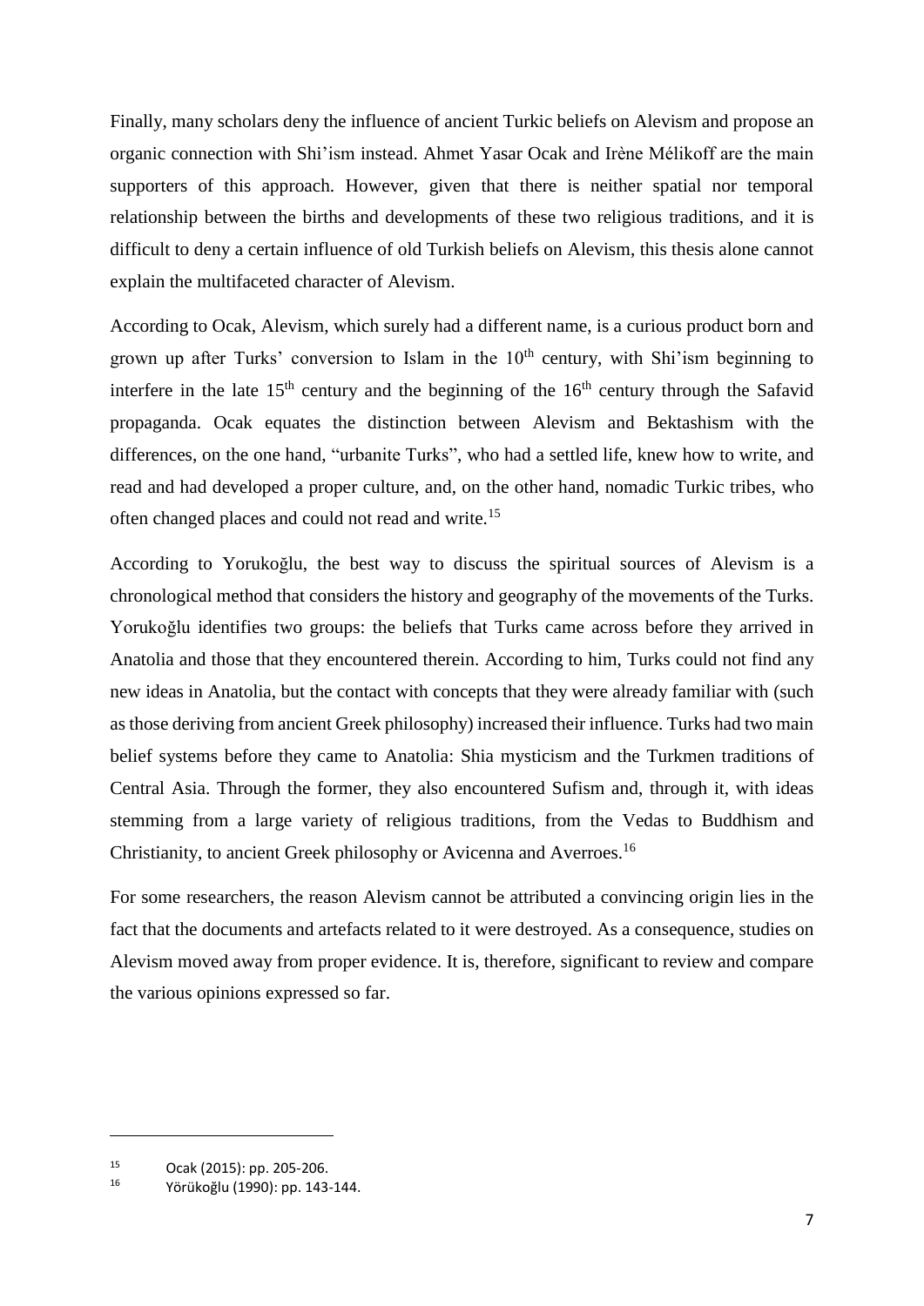Finally, many scholars deny the influence of ancient Turkic beliefs on Alevism and propose an organic connection with Shi'ism instead. Ahmet Yasar Ocak and Irène Mélikoff are the main supporters of this approach. However, given that there is neither spatial nor temporal relationship between the births and developments of these two religious traditions, and it is difficult to deny a certain influence of old Turkish beliefs on Alevism, this thesis alone cannot explain the multifaceted character of Alevism.

According to Ocak, Alevism, which surely had a different name, is a curious product born and grown up after Turks' conversion to Islam in the 10th century, with Shi'ism beginning to interfere in the late 15th century and the beginning of the 16th century through the Safavid propaganda. Ocak equates the distinction between Alevism and Bektashism with the differences, on the one hand, "urbanite Turks", who had a settled life, knew how to write, and read and had developed a proper culture, and, on the other hand, nomadic Turkic tribes, who often changed places and could not read and write.[15]

According to Yorukoğlu, the best way to discuss the spiritual sources of Alevism is a chronological method that considers the history and geography of the movements of the Turks. Yorukoğlu identifies two groups: the beliefs that Turks came across before they arrived in Anatolia and those that they encountered therein. According to him, Turks could not find any new ideas in Anatolia, but the contact with concepts that they were already familiar with (such as those deriving from ancient Greek philosophy) increased their influence. Turks had two main belief systems before they came to Anatolia: Shia mysticism and the Turkmen traditions of Central Asia. Through the former, they also encountered Sufism and, through it, with ideas stemming from a large variety of religious traditions, from the Vedas to Buddhism and Christianity, to ancient Greek philosophy or Avicenna and Averroes.[16]

For some researchers, the reason Alevism cannot be attributed a convincing origin lies in the fact that the documents and artefacts related to it were destroyed. As a consequence, studies on Alevism moved away from proper evidence. It is, therefore, significant to review and compare the various opinions expressed so far.

---

[15] Ocak (2015): pp. 205-206.

[16] Yörükoğlu (1990): pp. 143-144.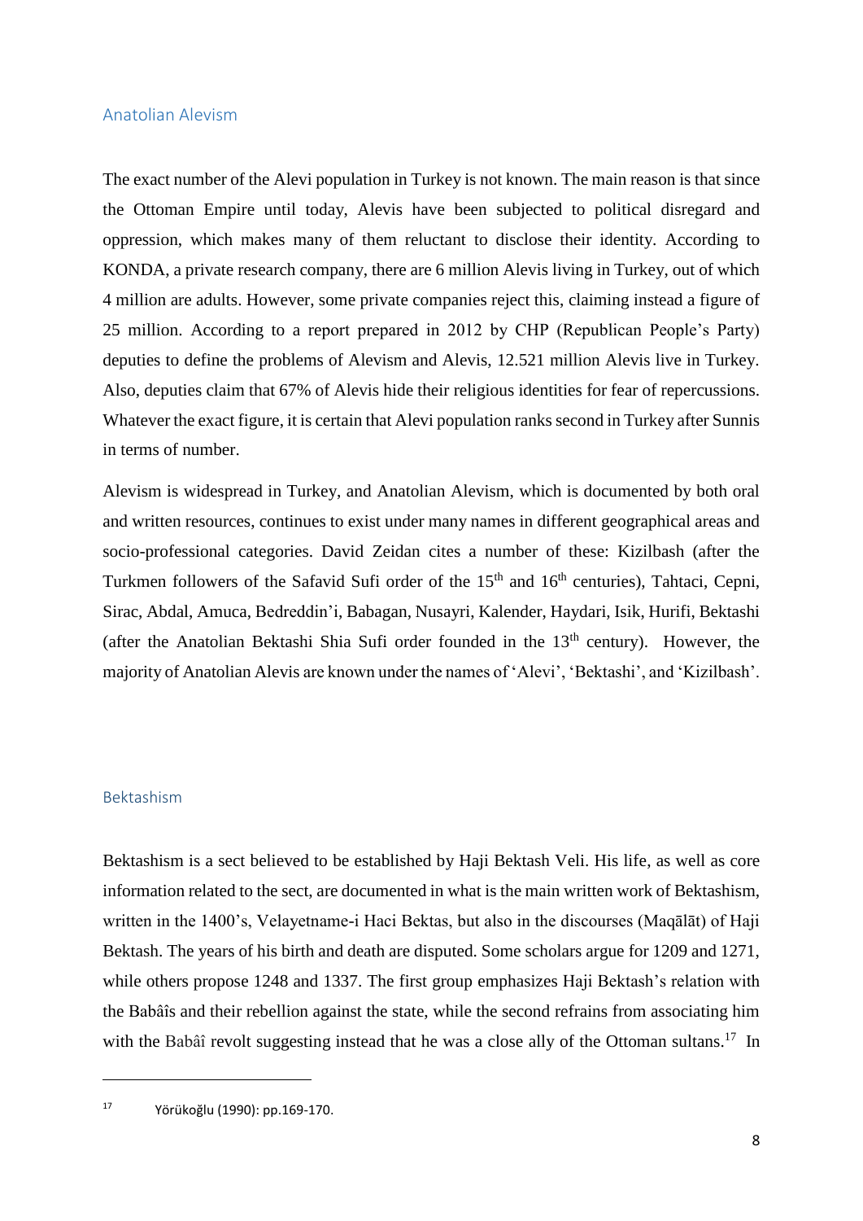## Anatolian Alevism

The exact number of the Alevi population in Turkey is not known. The main reason is that since the Ottoman Empire until today, Alevis have been subjected to political disregard and oppression, which makes many of them reluctant to disclose their identity. According to KONDA, a private research company, there are 6 million Alevis living in Turkey, out of which 4 million are adults. However, some private companies reject this, claiming instead a figure of 25 million. According to a report prepared in 2012 by CHP (Republican People's Party) deputies to define the problems of Alevism and Alevis, 12.521 million Alevis live in Turkey. Also, deputies claim that 67% of Alevis hide their religious identities for fear of repercussions. Whatever the exact figure, it is certain that Alevi population ranks second in Turkey after Sunnis in terms of number.

Alevism is widespread in Turkey, and Anatolian Alevism, which is documented by both oral and written resources, continues to exist under many names in different geographical areas and socio-professional categories. David Zeidan cites a number of these: Kizilbash (after the Turkmen followers of the Safavid Sufi order of the 15th and 16th centuries), Tahtaci, Cepni, Sirac, Abdal, Amuca, Bedreddin'i, Babagan, Nusayri, Kalender, Haydari, Isik, Hurifi, Bektashi (after the Anatolian Bektashi Shia Sufi order founded in the 13th century). However, the majority of Anatolian Alevis are known under the names of 'Alevi', 'Bektashi', and 'Kizilbash'.

## Bektashism

Bektashism is a sect believed to be established by Haji Bektash Veli. His life, as well as core information related to the sect, are documented in what is the main written work of Bektashism, written in the 1400's, Velayetname-i Haci Bektas, but also in the discourses (Maqālāt) of Haji Bektash. The years of his birth and death are disputed. Some scholars argue for 1209 and 1271, while others propose 1248 and 1337. The first group emphasizes Haji Bektash's relation with the Babâîs and their rebellion against the state, while the second refrains from associating him with the Babâî revolt suggesting instead that he was a close ally of the Ottoman sultans.[17] In

[17] Yörükoğlu (1990): pp.169-170.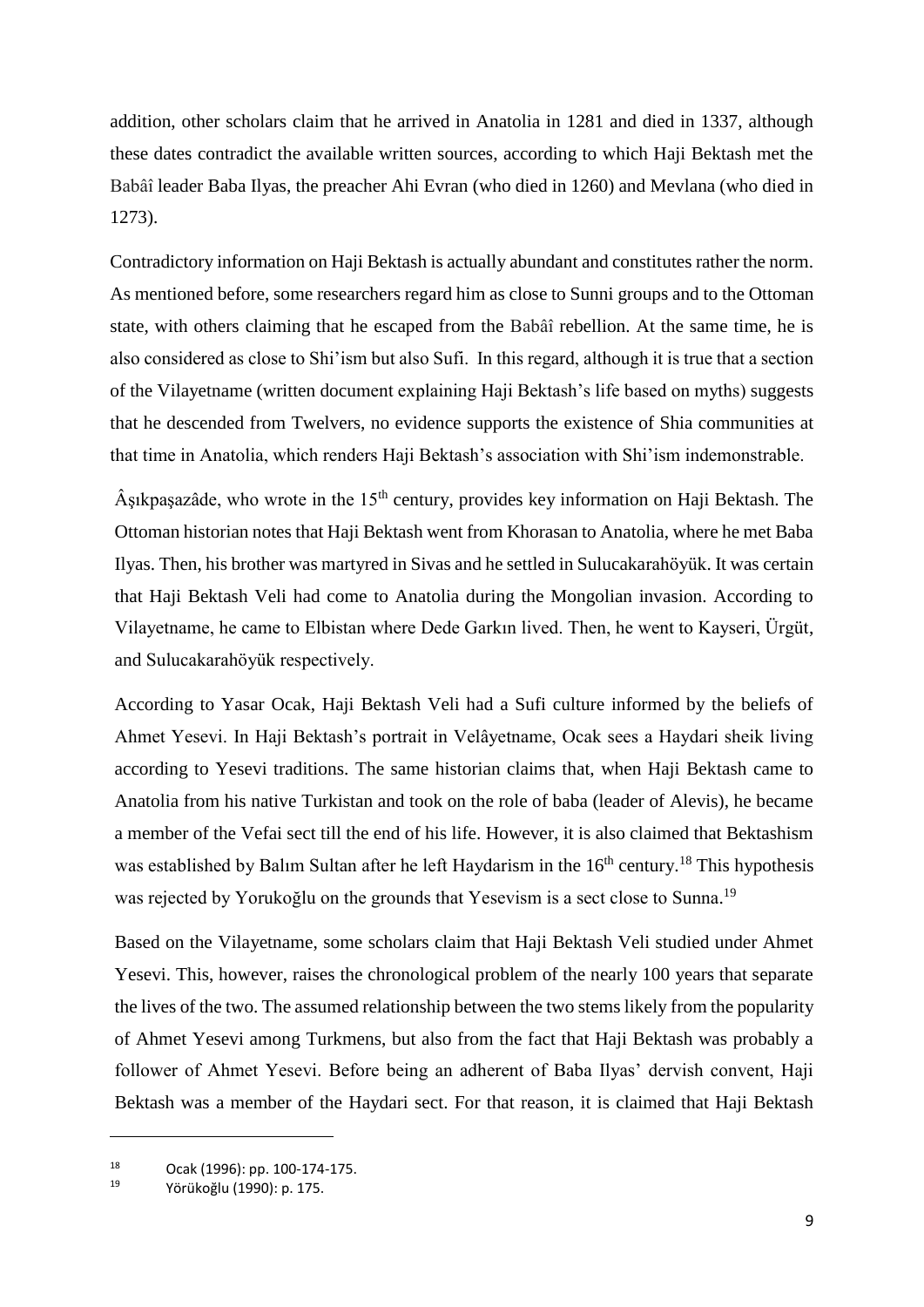addition, other scholars claim that he arrived in Anatolia in 1281 and died in 1337, although these dates contradict the available written sources, according to which Haji Bektash met the Babâî leader Baba Ilyas, the preacher Ahi Evran (who died in 1260) and Mevlana (who died in 1273).

Contradictory information on Haji Bektash is actually abundant and constitutes rather the norm. As mentioned before, some researchers regard him as close to Sunni groups and to the Ottoman state, with others claiming that he escaped from the Babâî rebellion. At the same time, he is also considered as close to Shi'ism but also Sufi. In this regard, although it is true that a section of the Vilayetname (written document explaining Haji Bektash's life based on myths) suggests that he descended from Twelvers, no evidence supports the existence of Shia communities at that time in Anatolia, which renders Haji Bektash's association with Shi'ism indemonstrable.

Âşıkpaşazâde, who wrote in the 15th century, provides key information on Haji Bektash. The Ottoman historian notes that Haji Bektash went from Khorasan to Anatolia, where he met Baba Ilyas. Then, his brother was martyred in Sivas and he settled in Sulucakarahöyük. It was certain that Haji Bektash Veli had come to Anatolia during the Mongolian invasion. According to Vilayetname, he came to Elbistan where Dede Garkın lived. Then, he went to Kayseri, Ürgüt, and Sulucakarahöyük respectively.

According to Yasar Ocak, Haji Bektash Veli had a Sufi culture informed by the beliefs of Ahmet Yesevi. In Haji Bektash's portrait in Velâyetname, Ocak sees a Haydari sheik living according to Yesevi traditions. The same historian claims that, when Haji Bektash came to Anatolia from his native Turkistan and took on the role of baba (leader of Alevis), he became a member of the Vefai sect till the end of his life. However, it is also claimed that Bektashism was established by Balım Sultan after he left Haydarism in the 16th century.[18] This hypothesis was rejected by Yorukoğlu on the grounds that Yesevism is a sect close to Sunna.[19]

Based on the Vilayetname, some scholars claim that Haji Bektash Veli studied under Ahmet Yesevi. This, however, raises the chronological problem of the nearly 100 years that separate the lives of the two. The assumed relationship between the two stems likely from the popularity of Ahmet Yesevi among Turkmens, but also from the fact that Haji Bektash was probably a follower of Ahmet Yesevi. Before being an adherent of Baba Ilyas' dervish convent, Haji Bektash was a member of the Haydari sect. For that reason, it is claimed that Haji Bektash

---

[18] Ocak (1996): pp. 100-174-175.

[19] Yörükoğlu (1990): p. 175.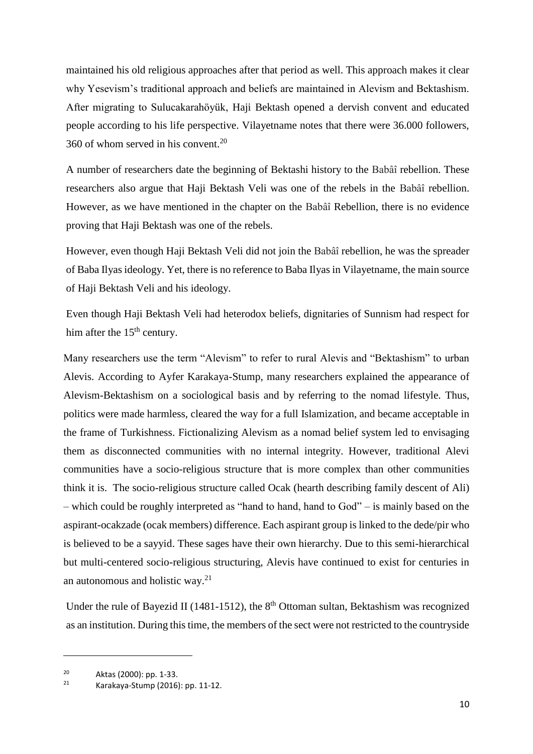maintained his old religious approaches after that period as well. This approach makes it clear why Yesevism's traditional approach and beliefs are maintained in Alevism and Bektashism. After migrating to Sulucakarahöyük, Haji Bektash opened a dervish convent and educated people according to his life perspective. Vilayetname notes that there were 36.000 followers, 360 of whom served in his convent.[20]

A number of researchers date the beginning of Bektashi history to the Babâî rebellion. These researchers also argue that Haji Bektash Veli was one of the rebels in the Babâî rebellion. However, as we have mentioned in the chapter on the Babâî Rebellion, there is no evidence proving that Haji Bektash was one of the rebels.

However, even though Haji Bektash Veli did not join the Babâî rebellion, he was the spreader of Baba Ilyas ideology. Yet, there is no reference to Baba Ilyas in Vilayetname, the main source of Haji Bektash Veli and his ideology.

Even though Haji Bektash Veli had heterodox beliefs, dignitaries of Sunnism had respect for him after the 15th century.

Many researchers use the term "Alevism" to refer to rural Alevis and "Bektashism" to urban Alevis. According to Ayfer Karakaya-Stump, many researchers explained the appearance of Alevism-Bektashism on a sociological basis and by referring to the nomad lifestyle. Thus, politics were made harmless, cleared the way for a full Islamization, and became acceptable in the frame of Turkishness. Fictionalizing Alevism as a nomad belief system led to envisaging them as disconnected communities with no internal integrity. However, traditional Alevi communities have a socio-religious structure that is more complex than other communities think it is. The socio-religious structure called Ocak (hearth describing family descent of Ali) – which could be roughly interpreted as "hand to hand, hand to God" – is mainly based on the aspirant-ocakzade (ocak members) difference. Each aspirant group is linked to the dede/pir who is believed to be a sayyid. These sages have their own hierarchy. Due to this semi-hierarchical but multi-centered socio-religious structuring, Alevis have continued to exist for centuries in an autonomous and holistic way.[21]

Under the rule of Bayezid II (1481-1512), the 8th Ottoman sultan, Bektashism was recognized as an institution. During this time, the members of the sect were not restricted to the countryside

---

[20] Aktas (2000): pp. 1-33.

[21] Karakaya-Stump (2016): pp. 11-12.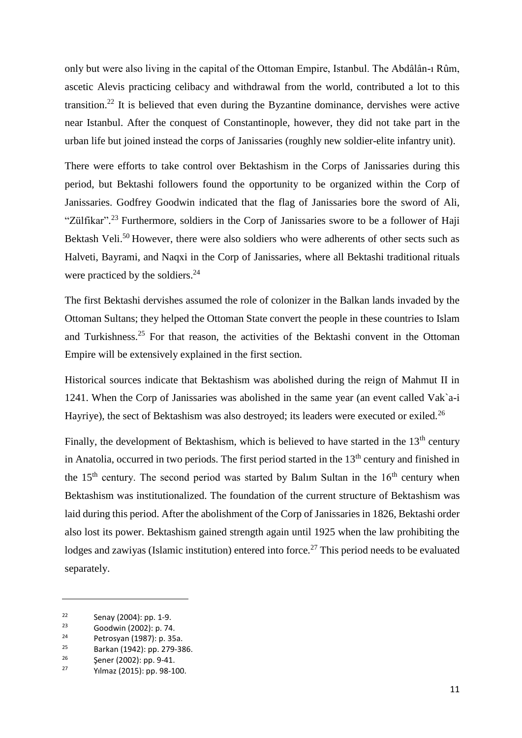only but were also living in the capital of the Ottoman Empire, Istanbul. The Abdâlân-ı Rûm, ascetic Alevis practicing celibacy and withdrawal from the world, contributed a lot to this transition.[22] It is believed that even during the Byzantine dominance, dervishes were active near Istanbul. After the conquest of Constantinople, however, they did not take part in the urban life but joined instead the corps of Janissaries (roughly new soldier-elite infantry unit).

There were efforts to take control over Bektashism in the Corps of Janissaries during this period, but Bektashi followers found the opportunity to be organized within the Corp of Janissaries. Godfrey Goodwin indicated that the flag of Janissaries bore the sword of Ali, "Zülfikar".[23] Furthermore, soldiers in the Corp of Janissaries swore to be a follower of Haji Bektash Veli.[50] However, there were also soldiers who were adherents of other sects such as Halveti, Bayrami, and Naqxi in the Corp of Janissaries, where all Bektashi traditional rituals were practiced by the soldiers.[24]

The first Bektashi dervishes assumed the role of colonizer in the Balkan lands invaded by the Ottoman Sultans; they helped the Ottoman State convert the people in these countries to Islam and Turkishness.[25] For that reason, the activities of the Bektashi convent in the Ottoman Empire will be extensively explained in the first section.

Historical sources indicate that Bektashism was abolished during the reign of Mahmut II in 1241. When the Corp of Janissaries was abolished in the same year (an event called Vak`a-i Hayriye), the sect of Bektashism was also destroyed; its leaders were executed or exiled.[26]

Finally, the development of Bektashism, which is believed to have started in the 13th century in Anatolia, occurred in two periods. The first period started in the 13th century and finished in the 15th century. The second period was started by Balım Sultan in the 16th century when Bektashism was institutionalized. The foundation of the current structure of Bektashism was laid during this period. After the abolishment of the Corp of Janissaries in 1826, Bektashi order also lost its power. Bektashism gained strength again until 1925 when the law prohibiting the lodges and zawiyas (Islamic institution) entered into force.[27] This period needs to be evaluated separately.

---

[22] Senay (2004): pp. 1-9.
[23] Goodwin (2002): p. 74.
[24] Petrosyan (1987): p. 35a.
[25] Barkan (1942): pp. 279-386.
[26] Şener (2002): pp. 9-41.
[27] Yılmaz (2015): pp. 98-100.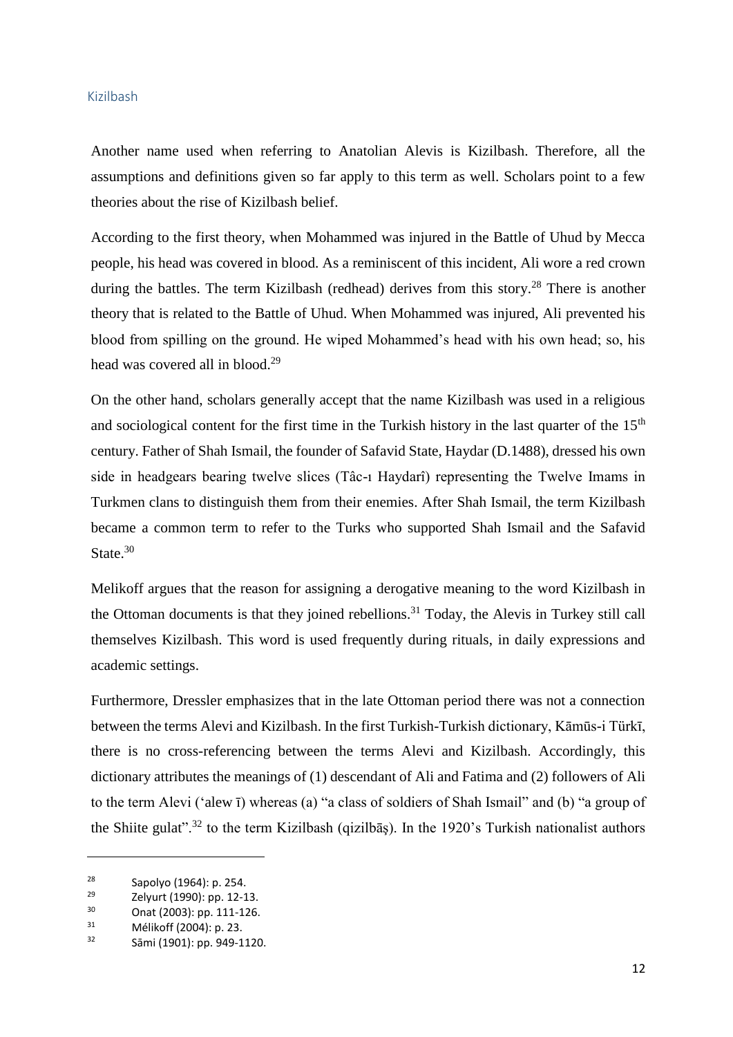### Kizilbash

Another name used when referring to Anatolian Alevis is Kizilbash. Therefore, all the assumptions and definitions given so far apply to this term as well. Scholars point to a few theories about the rise of Kizilbash belief.

According to the first theory, when Mohammed was injured in the Battle of Uhud by Mecca people, his head was covered in blood. As a reminiscent of this incident, Ali wore a red crown during the battles. The term Kizilbash (redhead) derives from this story.[28] There is another theory that is related to the Battle of Uhud. When Mohammed was injured, Ali prevented his blood from spilling on the ground. He wiped Mohammed's head with his own head; so, his head was covered all in blood.[29]

On the other hand, scholars generally accept that the name Kizilbash was used in a religious and sociological content for the first time in the Turkish history in the last quarter of the 15[th] century. Father of Shah Ismail, the founder of Safavid State, Haydar (D.1488), dressed his own side in headgears bearing twelve slices (Tâc-ı Haydarî) representing the Twelve Imams in Turkmen clans to distinguish them from their enemies. After Shah Ismail, the term Kizilbash became a common term to refer to the Turks who supported Shah Ismail and the Safavid State.[30]

Melikoff argues that the reason for assigning a derogative meaning to the word Kizilbash in the Ottoman documents is that they joined rebellions.[31] Today, the Alevis in Turkey still call themselves Kizilbash. This word is used frequently during rituals, in daily expressions and academic settings.

Furthermore, Dressler emphasizes that in the late Ottoman period there was not a connection between the terms Alevi and Kizilbash. In the first Turkish-Turkish dictionary, Kāmūs-i Türkī, there is no cross-referencing between the terms Alevi and Kizilbash. Accordingly, this dictionary attributes the meanings of (1) descendant of Ali and Fatima and (2) followers of Ali to the term Alevi ('alew ī) whereas (a) "a class of soldiers of Shah Ismail" and (b) "a group of the Shiite gulat".[32] to the term Kizilbash (qizilbāş). In the 1920's Turkish nationalist authors

---

[28] Sapolyo (1964): p. 254.

[29] Zelyurt (1990): pp. 12-13.

[30] Onat (2003): pp. 111-126.

[31] Mélikoff (2004): p. 23.

[32] Sāmi (1901): pp. 949-1120.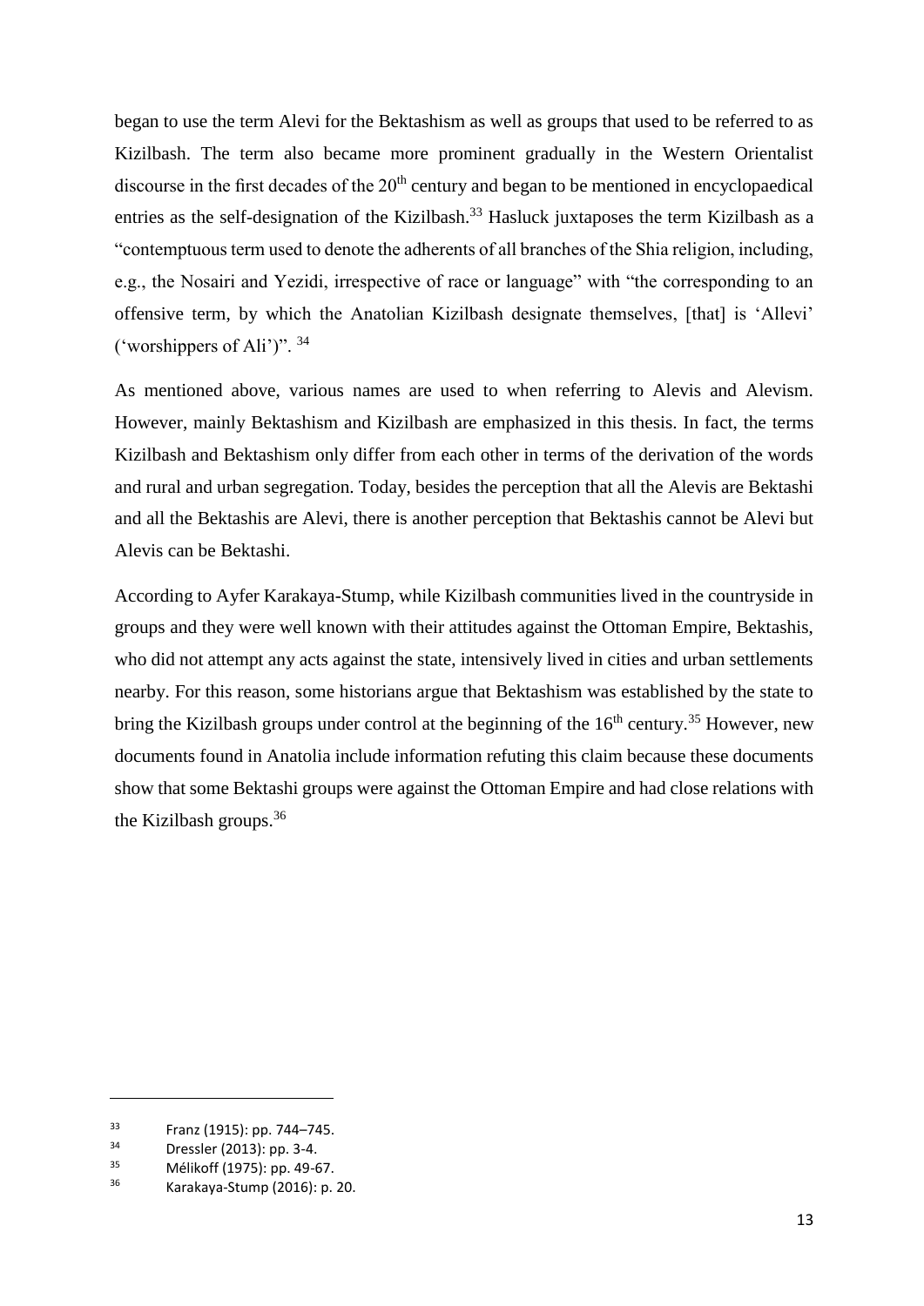began to use the term Alevi for the Bektashism as well as groups that used to be referred to as Kizilbash. The term also became more prominent gradually in the Western Orientalist discourse in the first decades of the 20th century and began to be mentioned in encyclopaedical entries as the self-designation of the Kizilbash.[33] Hasluck juxtaposes the term Kizilbash as a "contemptuous term used to denote the adherents of all branches of the Shia religion, including, e.g., the Nosairi and Yezidi, irrespective of race or language" with "the corresponding to an offensive term, by which the Anatolian Kizilbash designate themselves, [that] is 'Allevi' ('worshippers of Ali')".[34]

As mentioned above, various names are used to when referring to Alevis and Alevism. However, mainly Bektashism and Kizilbash are emphasized in this thesis. In fact, the terms Kizilbash and Bektashism only differ from each other in terms of the derivation of the words and rural and urban segregation. Today, besides the perception that all the Alevis are Bektashi and all the Bektashis are Alevi, there is another perception that Bektashis cannot be Alevi but Alevis can be Bektashi.

According to Ayfer Karakaya-Stump, while Kizilbash communities lived in the countryside in groups and they were well known with their attitudes against the Ottoman Empire, Bektashis, who did not attempt any acts against the state, intensively lived in cities and urban settlements nearby. For this reason, some historians argue that Bektashism was established by the state to bring the Kizilbash groups under control at the beginning of the 16th century.[35] However, new documents found in Anatolia include information refuting this claim because these documents show that some Bektashi groups were against the Ottoman Empire and had close relations with the Kizilbash groups.[36]

---

[33] Franz (1915): pp. 744–745.

[34] Dressler (2013): pp. 3-4.

[35] Mélikoff (1975): pp. 49-67.

[36] Karakaya-Stump (2016): p. 20.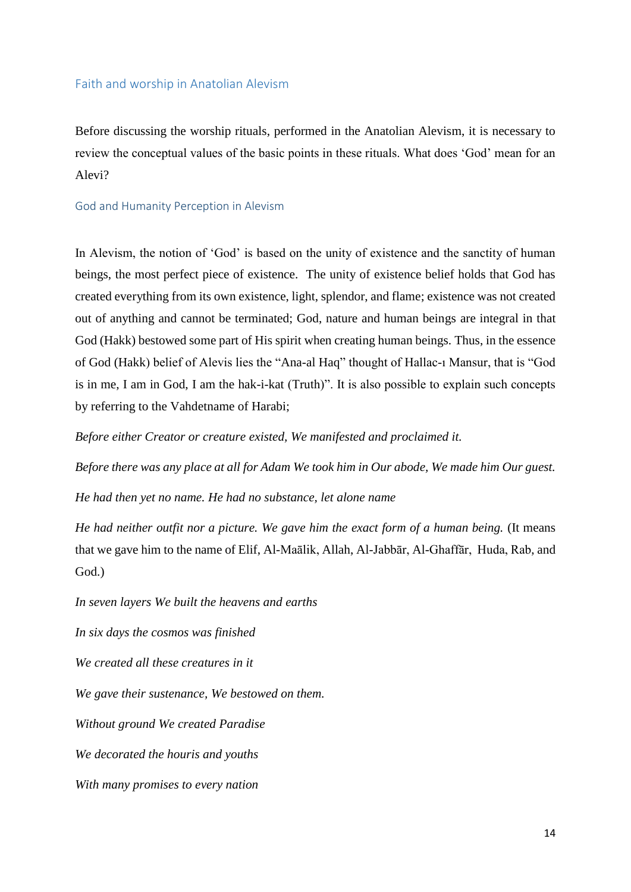## Faith and worship in Anatolian Alevism

Before discussing the worship rituals, performed in the Anatolian Alevism, it is necessary to review the conceptual values of the basic points in these rituals. What does 'God' mean for an Alevi?

### God and Humanity Perception in Alevism

In Alevism, the notion of 'God' is based on the unity of existence and the sanctity of human beings, the most perfect piece of existence. The unity of existence belief holds that God has created everything from its own existence, light, splendor, and flame; existence was not created out of anything and cannot be terminated; God, nature and human beings are integral in that God (Hakk) bestowed some part of His spirit when creating human beings. Thus, in the essence of God (Hakk) belief of Alevis lies the "Ana-al Haq" thought of Hallac-ı Mansur, that is "God is in me, I am in God, I am the hak-i-kat (Truth)". It is also possible to explain such concepts by referring to the Vahdetname of Harabi;

*Before either Creator or creature existed, We manifested and proclaimed it.*

*Before there was any place at all for Adam We took him in Our abode, We made him Our guest.*

*He had then yet no name. He had no substance, let alone name*

*He had neither outfit nor a picture. We gave him the exact form of a human being.* (It means that we gave him to the name of Elif, Al-Maālik, Allah, Al-Jabbār, Al-Ghaffār, Huda, Rab, and God.)

*In seven layers We built the heavens and earths*

*In six days the cosmos was finished*

*We created all these creatures in it*

*We gave their sustenance, We bestowed on them.*

*Without ground We created Paradise*

*We decorated the houris and youths*

*With many promises to every nation*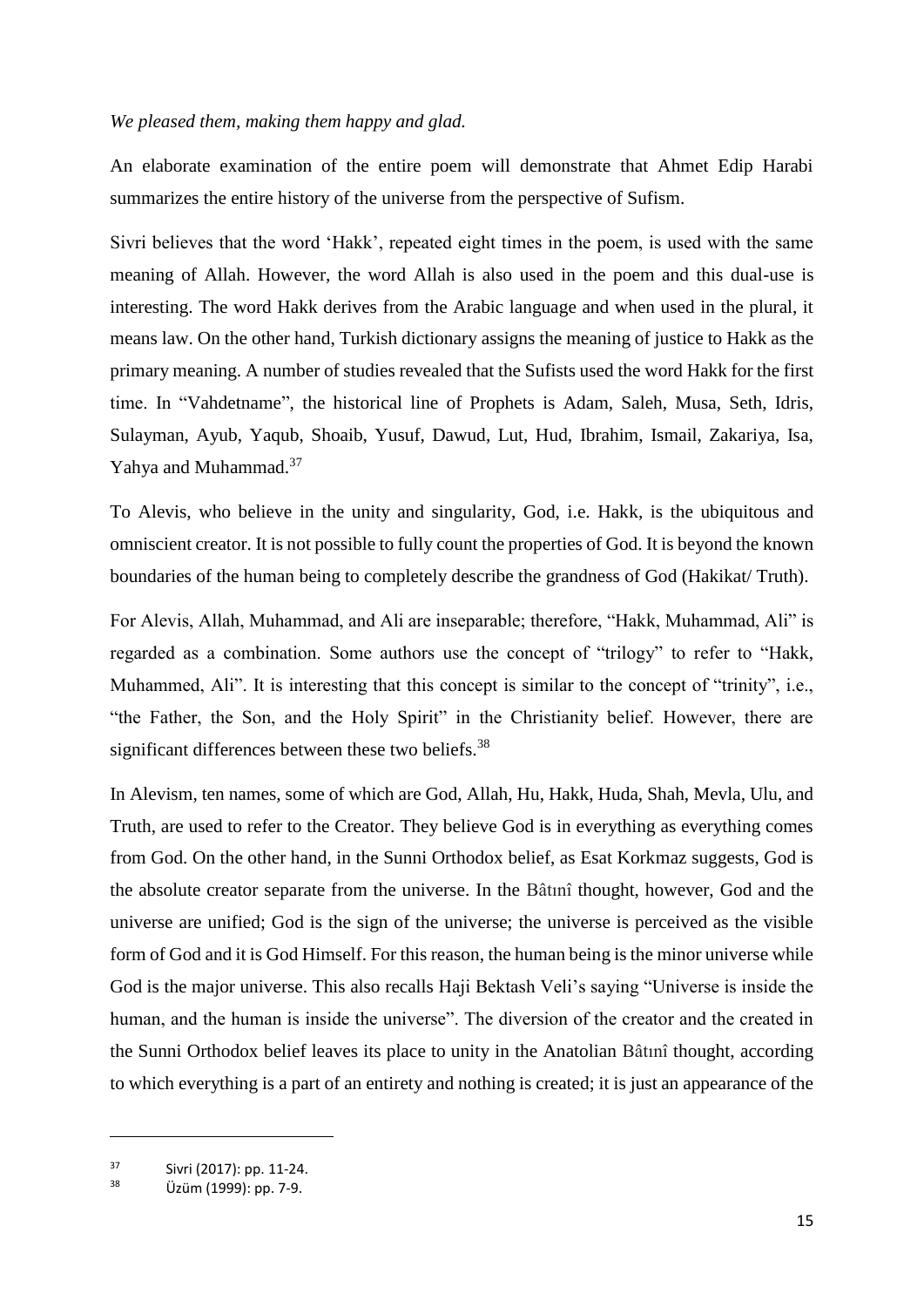*We pleased them, making them happy and glad.*

An elaborate examination of the entire poem will demonstrate that Ahmet Edip Harabi summarizes the entire history of the universe from the perspective of Sufism.

Sivri believes that the word 'Hakk', repeated eight times in the poem, is used with the same meaning of Allah. However, the word Allah is also used in the poem and this dual-use is interesting. The word Hakk derives from the Arabic language and when used in the plural, it means law. On the other hand, Turkish dictionary assigns the meaning of justice to Hakk as the primary meaning. A number of studies revealed that the Sufists used the word Hakk for the first time. In "Vahdetname", the historical line of Prophets is Adam, Saleh, Musa, Seth, Idris, Sulayman, Ayub, Yaqub, Shoaib, Yusuf, Dawud, Lut, Hud, Ibrahim, Ismail, Zakariya, Isa, Yahya and Muhammad.[37]

To Alevis, who believe in the unity and singularity, God, i.e. Hakk, is the ubiquitous and omniscient creator. It is not possible to fully count the properties of God. It is beyond the known boundaries of the human being to completely describe the grandness of God (Hakikat/ Truth).

For Alevis, Allah, Muhammad, and Ali are inseparable; therefore, "Hakk, Muhammad, Ali" is regarded as a combination. Some authors use the concept of "trilogy" to refer to "Hakk, Muhammed, Ali". It is interesting that this concept is similar to the concept of "trinity", i.e., "the Father, the Son, and the Holy Spirit" in the Christianity belief. However, there are significant differences between these two beliefs.[38]

In Alevism, ten names, some of which are God, Allah, Hu, Hakk, Huda, Shah, Mevla, Ulu, and Truth, are used to refer to the Creator. They believe God is in everything as everything comes from God. On the other hand, in the Sunni Orthodox belief, as Esat Korkmaz suggests, God is the absolute creator separate from the universe. In the Bâtınî thought, however, God and the universe are unified; God is the sign of the universe; the universe is perceived as the visible form of God and it is God Himself. For this reason, the human being is the minor universe while God is the major universe. This also recalls Haji Bektash Veli's saying "Universe is inside the human, and the human is inside the universe". The diversion of the creator and the created in the Sunni Orthodox belief leaves its place to unity in the Anatolian Bâtınî thought, according to which everything is a part of an entirety and nothing is created; it is just an appearance of the

[37] Sivri (2017): pp. 11-24.

[38] Üzüm (1999): pp. 7-9.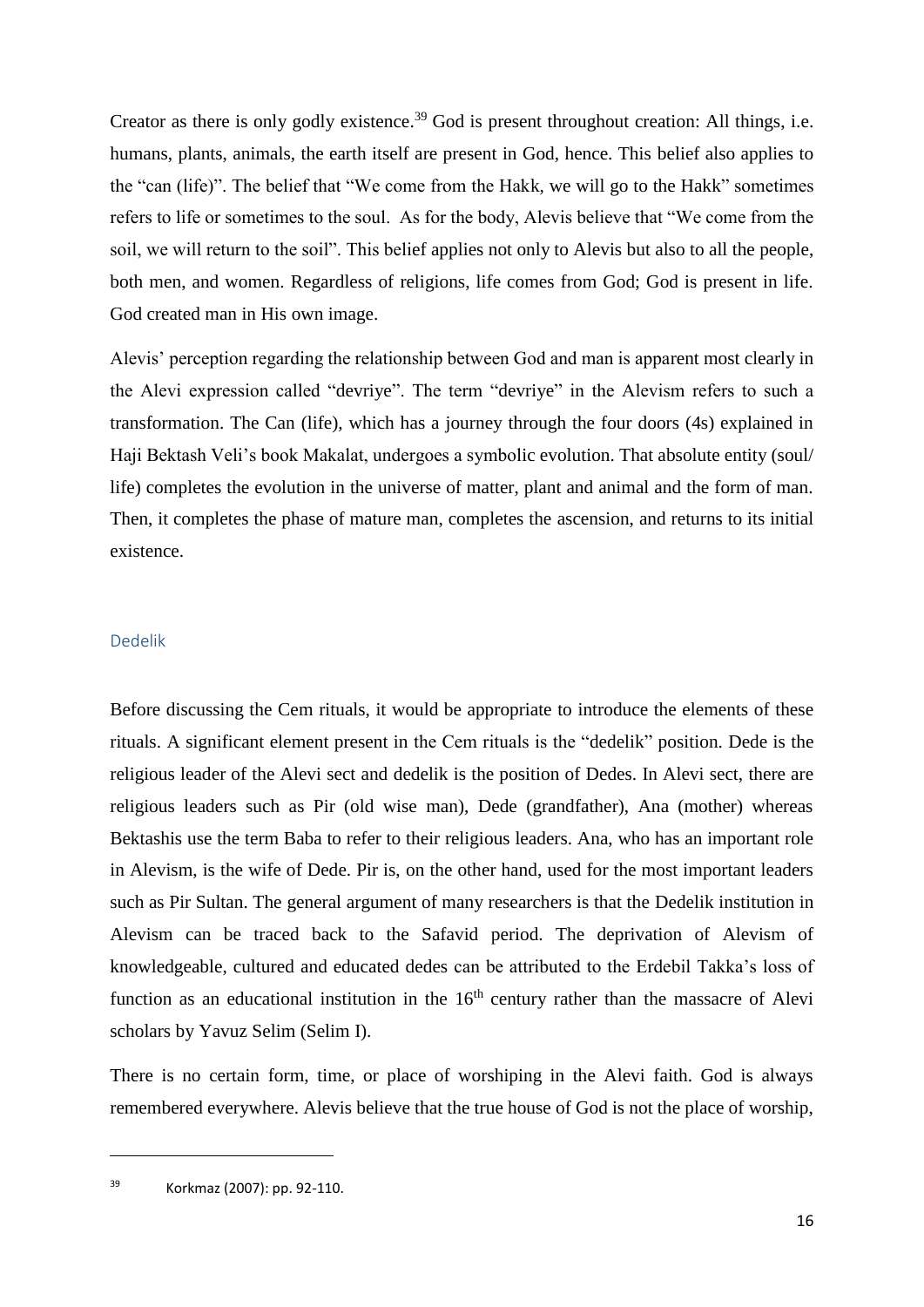Creator as there is only godly existence.[39] God is present throughout creation: All things, i.e. humans, plants, animals, the earth itself are present in God, hence. This belief also applies to the "can (life)". The belief that "We come from the Hakk, we will go to the Hakk" sometimes refers to life or sometimes to the soul. As for the body, Alevis believe that "We come from the soil, we will return to the soil". This belief applies not only to Alevis but also to all the people, both men, and women. Regardless of religions, life comes from God; God is present in life. God created man in His own image.

Alevis' perception regarding the relationship between God and man is apparent most clearly in the Alevi expression called "devriye". The term "devriye" in the Alevism refers to such a transformation. The Can (life), which has a journey through the four doors (4s) explained in Haji Bektash Veli's book Makalat, undergoes a symbolic evolution. That absolute entity (soul/ life) completes the evolution in the universe of matter, plant and animal and the form of man. Then, it completes the phase of mature man, completes the ascension, and returns to its initial existence.

### Dedelik

Before discussing the Cem rituals, it would be appropriate to introduce the elements of these rituals. A significant element present in the Cem rituals is the "dedelik" position. Dede is the religious leader of the Alevi sect and dedelik is the position of Dedes. In Alevi sect, there are religious leaders such as Pir (old wise man), Dede (grandfather), Ana (mother) whereas Bektashis use the term Baba to refer to their religious leaders. Ana, who has an important role in Alevism, is the wife of Dede. Pir is, on the other hand, used for the most important leaders such as Pir Sultan. The general argument of many researchers is that the Dedelik institution in Alevism can be traced back to the Safavid period. The deprivation of Alevism of knowledgeable, cultured and educated dedes can be attributed to the Erdebil Takka's loss of function as an educational institution in the 16th century rather than the massacre of Alevi scholars by Yavuz Selim (Selim I).

There is no certain form, time, or place of worshiping in the Alevi faith. God is always remembered everywhere. Alevis believe that the true house of God is not the place of worship,

---

[39] Korkmaz (2007): pp. 92-110.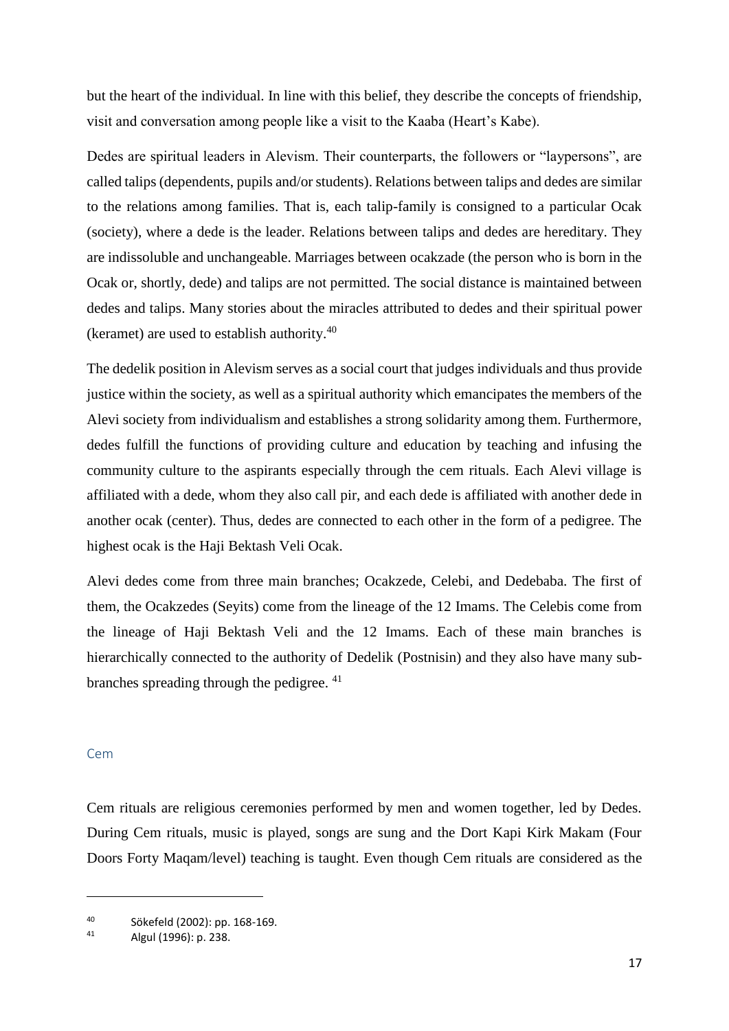but the heart of the individual. In line with this belief, they describe the concepts of friendship, visit and conversation among people like a visit to the Kaaba (Heart's Kabe).

Dedes are spiritual leaders in Alevism. Their counterparts, the followers or "laypersons", are called talips (dependents, pupils and/or students). Relations between talips and dedes are similar to the relations among families. That is, each talip-family is consigned to a particular Ocak (society), where a dede is the leader. Relations between talips and dedes are hereditary. They are indissoluble and unchangeable. Marriages between ocakzade (the person who is born in the Ocak or, shortly, dede) and talips are not permitted. The social distance is maintained between dedes and talips. Many stories about the miracles attributed to dedes and their spiritual power (keramet) are used to establish authority.[40]

The dedelik position in Alevism serves as a social court that judges individuals and thus provide justice within the society, as well as a spiritual authority which emancipates the members of the Alevi society from individualism and establishes a strong solidarity among them. Furthermore, dedes fulfill the functions of providing culture and education by teaching and infusing the community culture to the aspirants especially through the cem rituals. Each Alevi village is affiliated with a dede, whom they also call pir, and each dede is affiliated with another dede in another ocak (center). Thus, dedes are connected to each other in the form of a pedigree. The highest ocak is the Haji Bektash Veli Ocak.

Alevi dedes come from three main branches; Ocakzede, Celebi, and Dedebaba. The first of them, the Ocakzedes (Seyits) come from the lineage of the 12 Imams. The Celebis come from the lineage of Haji Bektash Veli and the 12 Imams. Each of these main branches is hierarchically connected to the authority of Dedelik (Postnisin) and they also have many sub-branches spreading through the pedigree. [41]

### Cem

Cem rituals are religious ceremonies performed by men and women together, led by Dedes. During Cem rituals, music is played, songs are sung and the Dort Kapi Kirk Makam (Four Doors Forty Maqam/level) teaching is taught. Even though Cem rituals are considered as the

---

[40] Sökefeld (2002): pp. 168-169.

[41] Algul (1996): p. 238.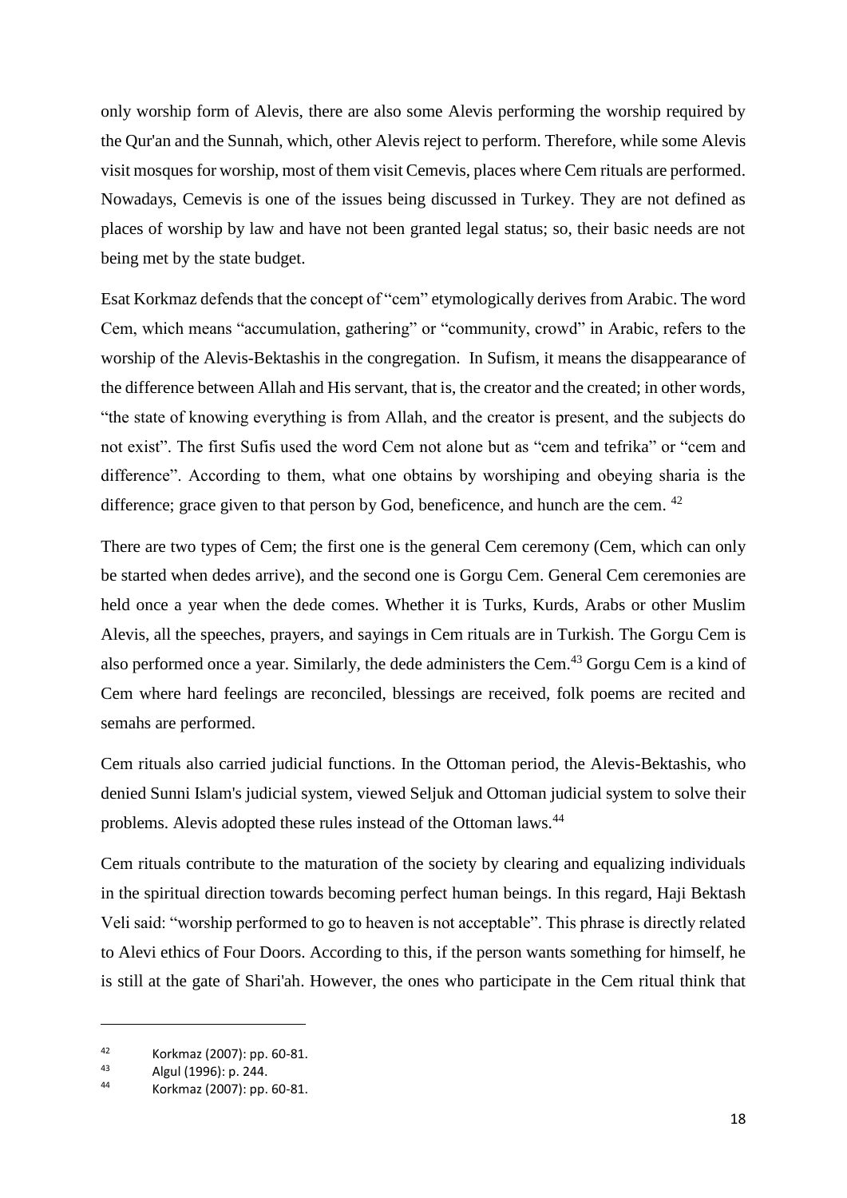only worship form of Alevis, there are also some Alevis performing the worship required by the Qur'an and the Sunnah, which, other Alevis reject to perform. Therefore, while some Alevis visit mosques for worship, most of them visit Cemevis, places where Cem rituals are performed. Nowadays, Cemevis is one of the issues being discussed in Turkey. They are not defined as places of worship by law and have not been granted legal status; so, their basic needs are not being met by the state budget.

Esat Korkmaz defends that the concept of "cem" etymologically derives from Arabic. The word Cem, which means "accumulation, gathering" or "community, crowd" in Arabic, refers to the worship of the Alevis-Bektashis in the congregation. In Sufism, it means the disappearance of the difference between Allah and His servant, that is, the creator and the created; in other words, "the state of knowing everything is from Allah, and the creator is present, and the subjects do not exist". The first Sufis used the word Cem not alone but as "cem and tefrika" or "cem and difference". According to them, what one obtains by worshiping and obeying sharia is the difference; grace given to that person by God, beneficence, and hunch are the cem. [42]

There are two types of Cem; the first one is the general Cem ceremony (Cem, which can only be started when dedes arrive), and the second one is Gorgu Cem. General Cem ceremonies are held once a year when the dede comes. Whether it is Turks, Kurds, Arabs or other Muslim Alevis, all the speeches, prayers, and sayings in Cem rituals are in Turkish. The Gorgu Cem is also performed once a year. Similarly, the dede administers the Cem.[43] Gorgu Cem is a kind of Cem where hard feelings are reconciled, blessings are received, folk poems are recited and semahs are performed.

Cem rituals also carried judicial functions. In the Ottoman period, the Alevis-Bektashis, who denied Sunni Islam's judicial system, viewed Seljuk and Ottoman judicial system to solve their problems. Alevis adopted these rules instead of the Ottoman laws.[44]

Cem rituals contribute to the maturation of the society by clearing and equalizing individuals in the spiritual direction towards becoming perfect human beings. In this regard, Haji Bektash Veli said: "worship performed to go to heaven is not acceptable". This phrase is directly related to Alevi ethics of Four Doors. According to this, if the person wants something for himself, he is still at the gate of Shari'ah. However, the ones who participate in the Cem ritual think that

---

[42] Korkmaz (2007): pp. 60-81.

[43] Algul (1996): p. 244.

[44] Korkmaz (2007): pp. 60-81.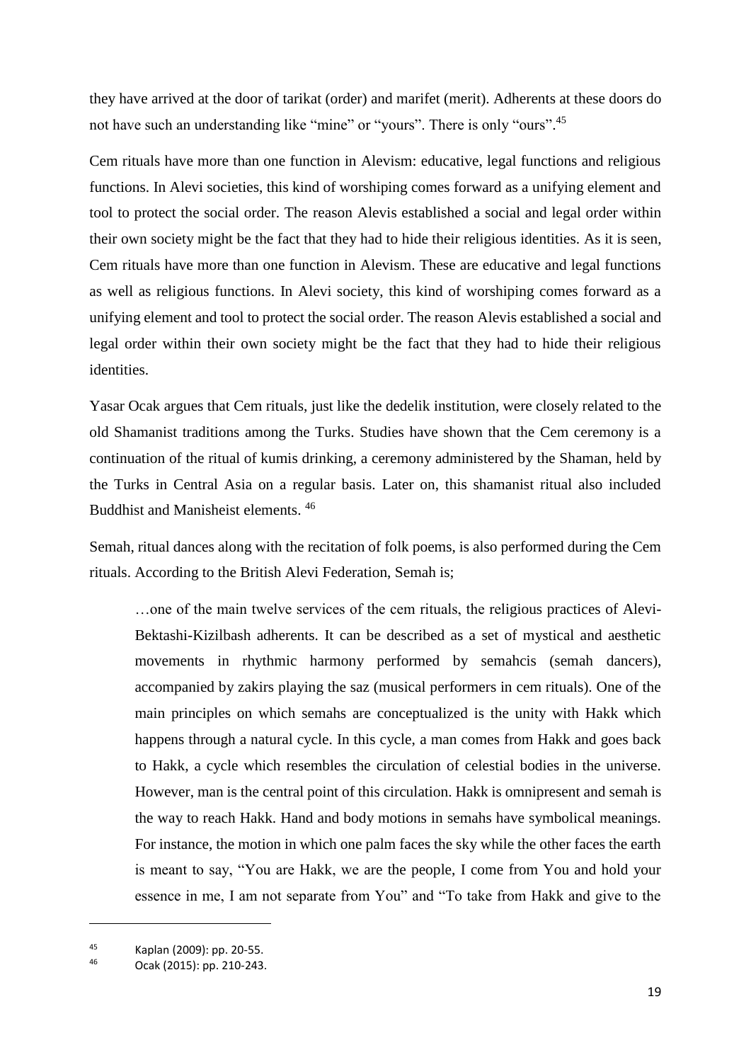they have arrived at the door of tarikat (order) and marifet (merit). Adherents at these doors do not have such an understanding like "mine" or "yours". There is only "ours".[45]

Cem rituals have more than one function in Alevism: educative, legal functions and religious functions. In Alevi societies, this kind of worshiping comes forward as a unifying element and tool to protect the social order. The reason Alevis established a social and legal order within their own society might be the fact that they had to hide their religious identities. As it is seen, Cem rituals have more than one function in Alevism. These are educative and legal functions as well as religious functions. In Alevi society, this kind of worshiping comes forward as a unifying element and tool to protect the social order. The reason Alevis established a social and legal order within their own society might be the fact that they had to hide their religious identities.

Yasar Ocak argues that Cem rituals, just like the dedelik institution, were closely related to the old Shamanist traditions among the Turks. Studies have shown that the Cem ceremony is a continuation of the ritual of kumis drinking, a ceremony administered by the Shaman, held by the Turks in Central Asia on a regular basis. Later on, this shamanist ritual also included Buddhist and Manisheist elements. [46]

Semah, ritual dances along with the recitation of folk poems, is also performed during the Cem rituals. According to the British Alevi Federation, Semah is;

> …one of the main twelve services of the cem rituals, the religious practices of Alevi-Bektashi-Kizilbash adherents. It can be described as a set of mystical and aesthetic movements in rhythmic harmony performed by semahcis (semah dancers), accompanied by zakirs playing the saz (musical performers in cem rituals). One of the main principles on which semahs are conceptualized is the unity with Hakk which happens through a natural cycle. In this cycle, a man comes from Hakk and goes back to Hakk, a cycle which resembles the circulation of celestial bodies in the universe. However, man is the central point of this circulation. Hakk is omnipresent and semah is the way to reach Hakk. Hand and body motions in semahs have symbolical meanings. For instance, the motion in which one palm faces the sky while the other faces the earth is meant to say, "You are Hakk, we are the people, I come from You and hold your essence in me, I am not separate from You" and "To take from Hakk and give to the

---

[45] Kaplan (2009): pp. 20-55.

[46] Ocak (2015): pp. 210-243.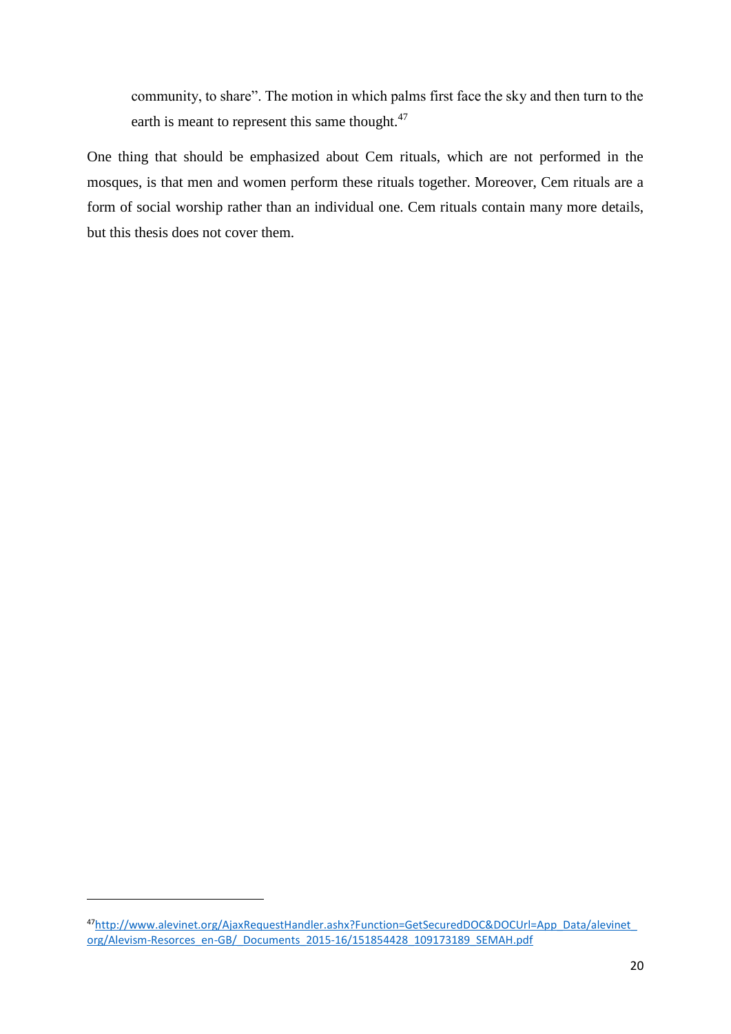> community, to share". The motion in which palms first face the sky and then turn to the earth is meant to represent this same thought.[47]

One thing that should be emphasized about Cem rituals, which are not performed in the mosques, is that men and women perform these rituals together. Moreover, Cem rituals are a form of social worship rather than an individual one. Cem rituals contain many more details, but this thesis does not cover them.

---

[47] http://www.alevinet.org/AjaxRequestHandler.ashx?Function=GetSecuredDOC&DOCUrl=App_Data/alevinet_org/Alevism-Resorces_en-GB/_Documents_2015-16/151854428_109173189_SEMAH.pdf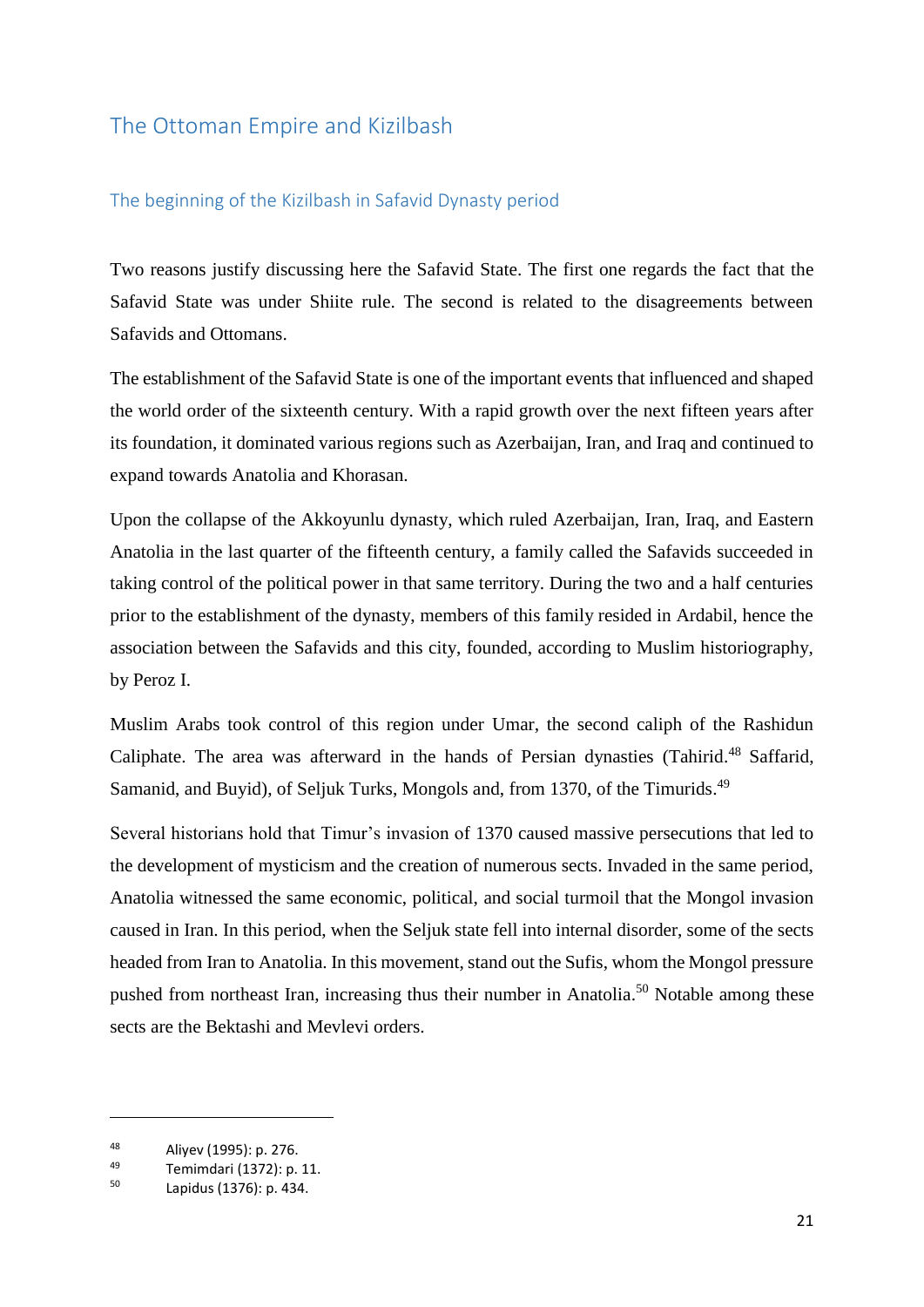## The Ottoman Empire and Kizilbash

### The beginning of the Kizilbash in Safavid Dynasty period

Two reasons justify discussing here the Safavid State. The first one regards the fact that the Safavid State was under Shiite rule. The second is related to the disagreements between Safavids and Ottomans.

The establishment of the Safavid State is one of the important events that influenced and shaped the world order of the sixteenth century. With a rapid growth over the next fifteen years after its foundation, it dominated various regions such as Azerbaijan, Iran, and Iraq and continued to expand towards Anatolia and Khorasan.

Upon the collapse of the Akkoyunlu dynasty, which ruled Azerbaijan, Iran, Iraq, and Eastern Anatolia in the last quarter of the fifteenth century, a family called the Safavids succeeded in taking control of the political power in that same territory. During the two and a half centuries prior to the establishment of the dynasty, members of this family resided in Ardabil, hence the association between the Safavids and this city, founded, according to Muslim historiography, by Peroz I.

Muslim Arabs took control of this region under Umar, the second caliph of the Rashidun Caliphate. The area was afterward in the hands of Persian dynasties (Tahirid.[48] Saffarid, Samanid, and Buyid), of Seljuk Turks, Mongols and, from 1370, of the Timurids.[49]

Several historians hold that Timur's invasion of 1370 caused massive persecutions that led to the development of mysticism and the creation of numerous sects. Invaded in the same period, Anatolia witnessed the same economic, political, and social turmoil that the Mongol invasion caused in Iran. In this period, when the Seljuk state fell into internal disorder, some of the sects headed from Iran to Anatolia. In this movement, stand out the Sufis, whom the Mongol pressure pushed from northeast Iran, increasing thus their number in Anatolia.[50] Notable among these sects are the Bektashi and Mevlevi orders.

---

[48] Aliyev (1995): p. 276.

[49] Temimdari (1372): p. 11.

[50] Lapidus (1376): p. 434.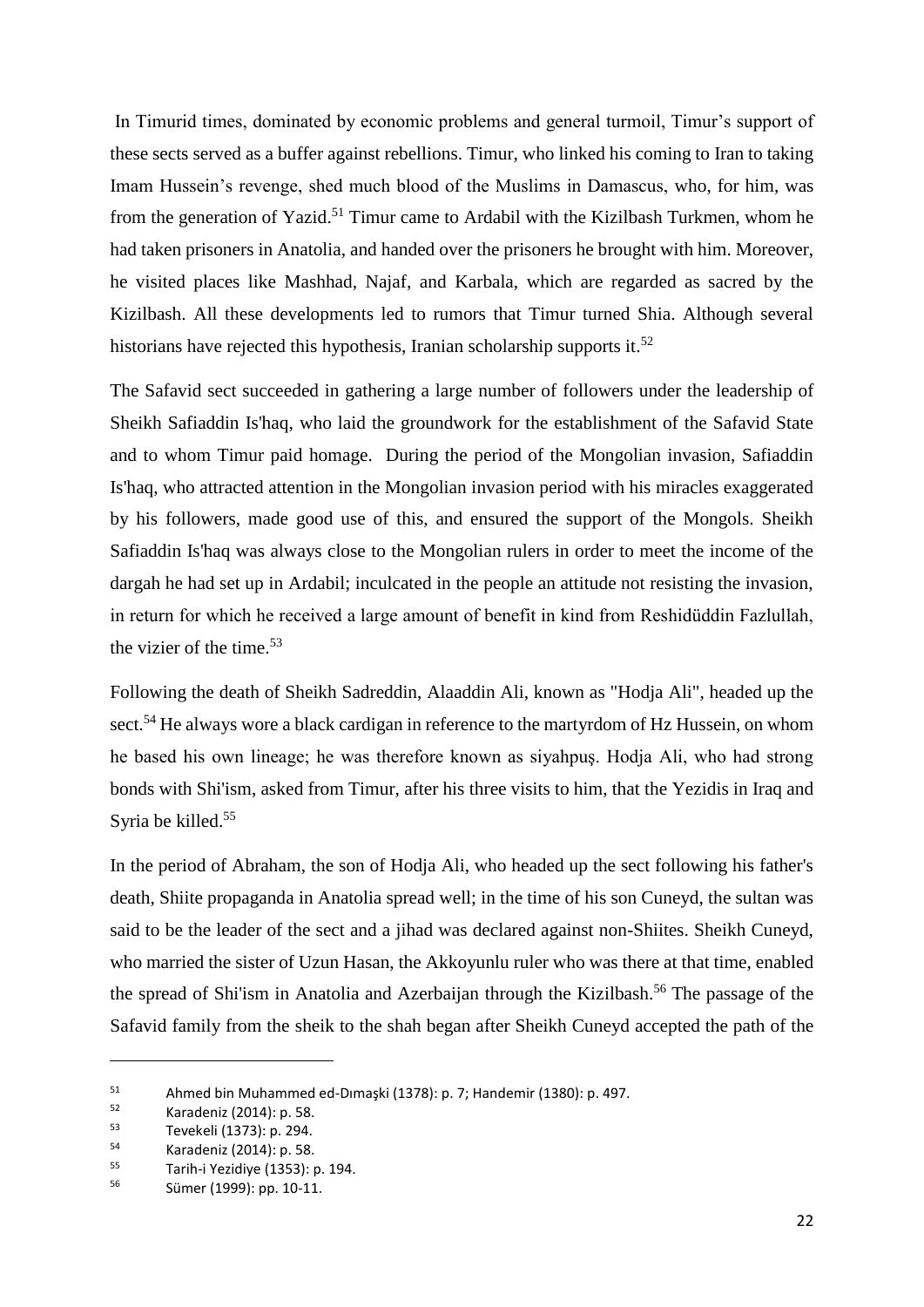In Timurid times, dominated by economic problems and general turmoil, Timur's support of these sects served as a buffer against rebellions. Timur, who linked his coming to Iran to taking Imam Hussein's revenge, shed much blood of the Muslims in Damascus, who, for him, was from the generation of Yazid.[51] Timur came to Ardabil with the Kizilbash Turkmen, whom he had taken prisoners in Anatolia, and handed over the prisoners he brought with him. Moreover, he visited places like Mashhad, Najaf, and Karbala, which are regarded as sacred by the Kizilbash. All these developments led to rumors that Timur turned Shia. Although several historians have rejected this hypothesis, Iranian scholarship supports it.[52]

The Safavid sect succeeded in gathering a large number of followers under the leadership of Sheikh Safiaddin Is'haq, who laid the groundwork for the establishment of the Safavid State and to whom Timur paid homage. During the period of the Mongolian invasion, Safiaddin Is'haq, who attracted attention in the Mongolian invasion period with his miracles exaggerated by his followers, made good use of this, and ensured the support of the Mongols. Sheikh Safiaddin Is'haq was always close to the Mongolian rulers in order to meet the income of the dargah he had set up in Ardabil; inculcated in the people an attitude not resisting the invasion, in return for which he received a large amount of benefit in kind from Reshidüddin Fazlullah, the vizier of the time.[53]

Following the death of Sheikh Sadreddin, Alaaddin Ali, known as "Hodja Ali", headed up the sect.[54] He always wore a black cardigan in reference to the martyrdom of Hz Hussein, on whom he based his own lineage; he was therefore known as siyahpuş. Hodja Ali, who had strong bonds with Shi'ism, asked from Timur, after his three visits to him, that the Yezidis in Iraq and Syria be killed.[55]

In the period of Abraham, the son of Hodja Ali, who headed up the sect following his father's death, Shiite propaganda in Anatolia spread well; in the time of his son Cuneyd, the sultan was said to be the leader of the sect and a jihad was declared against non-Shiites. Sheikh Cuneyd, who married the sister of Uzun Hasan, the Akkoyunlu ruler who was there at that time, enabled the spread of Shi'ism in Anatolia and Azerbaijan through the Kizilbash.[56] The passage of the Safavid family from the sheik to the shah began after Sheikh Cuneyd accepted the path of the

---

[51] Ahmed bin Muhammed ed-Dımaşki (1378): p. 7; Handemir (1380): p. 497.

[52] Karadeniz (2014): p. 58.

[53] Tevekeli (1373): p. 294.

[54] Karadeniz (2014): p. 58.

[55] Tarih-i Yezidiye (1353): p. 194.

[56] Sümer (1999): pp. 10-11.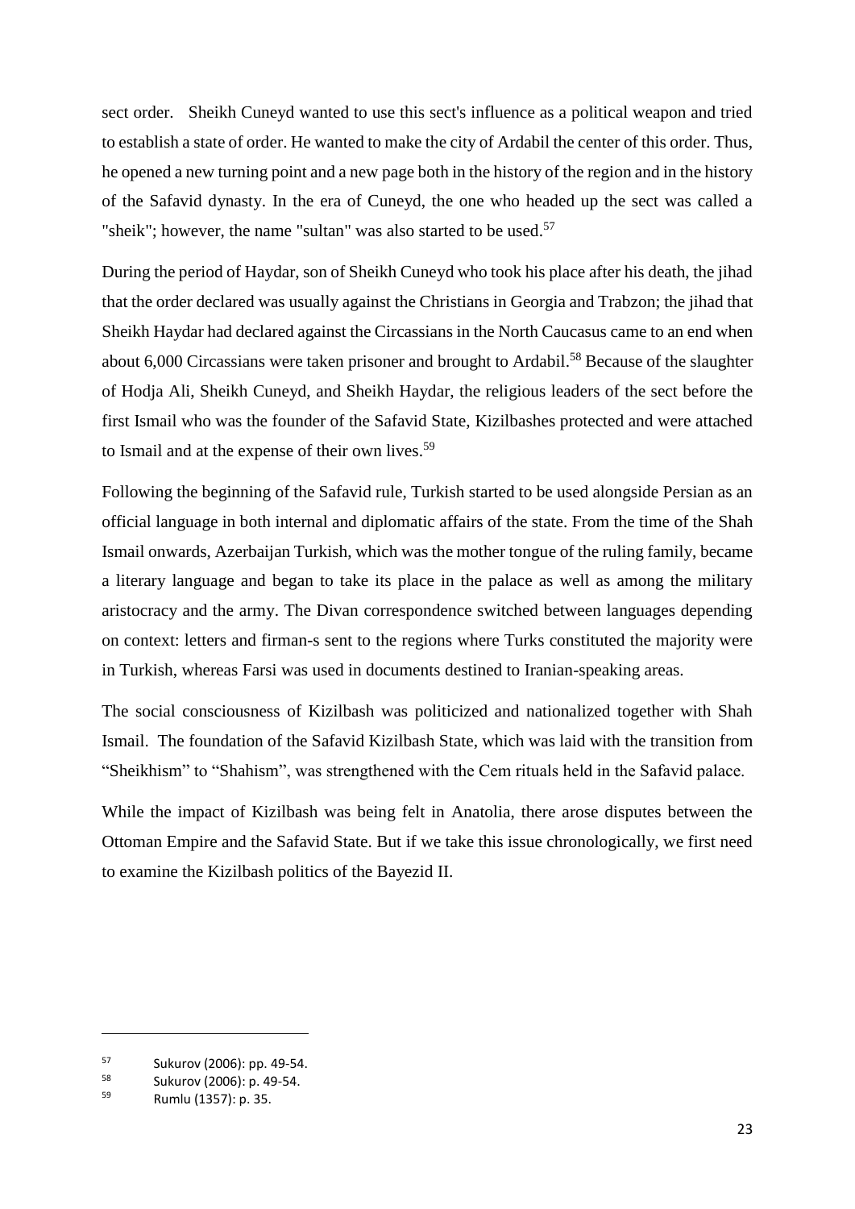sect order. Sheikh Cuneyd wanted to use this sect's influence as a political weapon and tried to establish a state of order. He wanted to make the city of Ardabil the center of this order. Thus, he opened a new turning point and a new page both in the history of the region and in the history of the Safavid dynasty. In the era of Cuneyd, the one who headed up the sect was called a "sheik"; however, the name "sultan" was also started to be used.[57]

During the period of Haydar, son of Sheikh Cuneyd who took his place after his death, the jihad that the order declared was usually against the Christians in Georgia and Trabzon; the jihad that Sheikh Haydar had declared against the Circassians in the North Caucasus came to an end when about 6,000 Circassians were taken prisoner and brought to Ardabil.[58] Because of the slaughter of Hodja Ali, Sheikh Cuneyd, and Sheikh Haydar, the religious leaders of the sect before the first Ismail who was the founder of the Safavid State, Kizilbashes protected and were attached to Ismail and at the expense of their own lives.[59]

Following the beginning of the Safavid rule, Turkish started to be used alongside Persian as an official language in both internal and diplomatic affairs of the state. From the time of the Shah Ismail onwards, Azerbaijan Turkish, which was the mother tongue of the ruling family, became a literary language and began to take its place in the palace as well as among the military aristocracy and the army. The Divan correspondence switched between languages depending on context: letters and firman-s sent to the regions where Turks constituted the majority were in Turkish, whereas Farsi was used in documents destined to Iranian-speaking areas.

The social consciousness of Kizilbash was politicized and nationalized together with Shah Ismail. The foundation of the Safavid Kizilbash State, which was laid with the transition from "Sheikhism" to "Shahism", was strengthened with the Cem rituals held in the Safavid palace.

While the impact of Kizilbash was being felt in Anatolia, there arose disputes between the Ottoman Empire and the Safavid State. But if we take this issue chronologically, we first need to examine the Kizilbash politics of the Bayezid II.

---

[57] Sukurov (2006): pp. 49-54.

[58] Sukurov (2006): p. 49-54.

[59] Rumlu (1357): p. 35.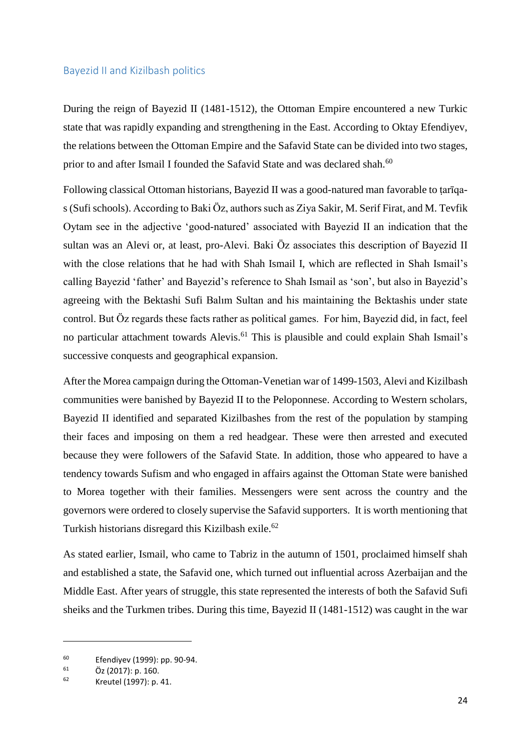## Bayezid II and Kizilbash politics

During the reign of Bayezid II (1481-1512), the Ottoman Empire encountered a new Turkic state that was rapidly expanding and strengthening in the East. According to Oktay Efendiyev, the relations between the Ottoman Empire and the Safavid State can be divided into two stages, prior to and after Ismail I founded the Safavid State and was declared shah.[60]

Following classical Ottoman historians, Bayezid II was a good-natured man favorable to ṭarīqa-s (Sufi schools). According to Baki Öz, authors such as Ziya Sakir, M. Serif Firat, and M. Tevfik Oytam see in the adjective 'good-natured' associated with Bayezid II an indication that the sultan was an Alevi or, at least, pro-Alevi. Baki Öz associates this description of Bayezid II with the close relations that he had with Shah Ismail I, which are reflected in Shah Ismail's calling Bayezid 'father' and Bayezid's reference to Shah Ismail as 'son', but also in Bayezid's agreeing with the Bektashi Sufi Balım Sultan and his maintaining the Bektashis under state control. But Öz regards these facts rather as political games. For him, Bayezid did, in fact, feel no particular attachment towards Alevis.[61] This is plausible and could explain Shah Ismail's successive conquests and geographical expansion.

After the Morea campaign during the Ottoman-Venetian war of 1499-1503, Alevi and Kizilbash communities were banished by Bayezid II to the Peloponnese. According to Western scholars, Bayezid II identified and separated Kizilbashes from the rest of the population by stamping their faces and imposing on them a red headgear. These were then arrested and executed because they were followers of the Safavid State. In addition, those who appeared to have a tendency towards Sufism and who engaged in affairs against the Ottoman State were banished to Morea together with their families. Messengers were sent across the country and the governors were ordered to closely supervise the Safavid supporters. It is worth mentioning that Turkish historians disregard this Kizilbash exile.[62]

As stated earlier, Ismail, who came to Tabriz in the autumn of 1501, proclaimed himself shah and established a state, the Safavid one, which turned out influential across Azerbaijan and the Middle East. After years of struggle, this state represented the interests of both the Safavid Sufi sheiks and the Turkmen tribes. During this time, Bayezid II (1481-1512) was caught in the war

---

[60] Efendiyev (1999): pp. 90-94.

[61] Öz (2017): p. 160.

[62] Kreutel (1997): p. 41.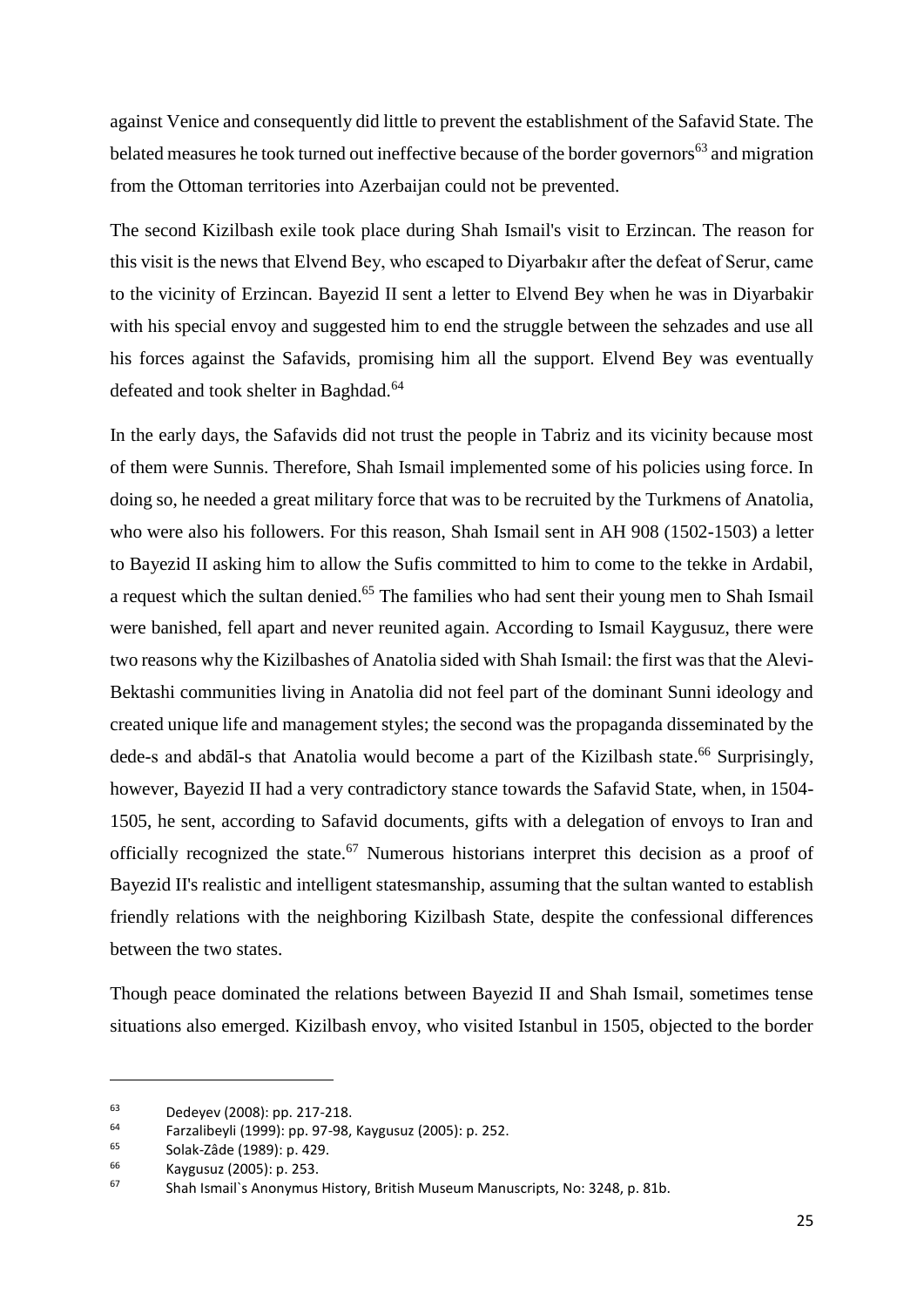against Venice and consequently did little to prevent the establishment of the Safavid State. The belated measures he took turned out ineffective because of the border governors[63] and migration from the Ottoman territories into Azerbaijan could not be prevented.

The second Kizilbash exile took place during Shah Ismail's visit to Erzincan. The reason for this visit is the news that Elvend Bey, who escaped to Diyarbakır after the defeat of Serur, came to the vicinity of Erzincan. Bayezid II sent a letter to Elvend Bey when he was in Diyarbakir with his special envoy and suggested him to end the struggle between the sehzades and use all his forces against the Safavids, promising him all the support. Elvend Bey was eventually defeated and took shelter in Baghdad.[64]

In the early days, the Safavids did not trust the people in Tabriz and its vicinity because most of them were Sunnis. Therefore, Shah Ismail implemented some of his policies using force. In doing so, he needed a great military force that was to be recruited by the Turkmens of Anatolia, who were also his followers. For this reason, Shah Ismail sent in AH 908 (1502-1503) a letter to Bayezid II asking him to allow the Sufis committed to him to come to the tekke in Ardabil, a request which the sultan denied.[65] The families who had sent their young men to Shah Ismail were banished, fell apart and never reunited again. According to Ismail Kaygusuz, there were two reasons why the Kizilbashes of Anatolia sided with Shah Ismail: the first was that the Alevi-Bektashi communities living in Anatolia did not feel part of the dominant Sunni ideology and created unique life and management styles; the second was the propaganda disseminated by the dede-s and abdāl-s that Anatolia would become a part of the Kizilbash state.[66] Surprisingly, however, Bayezid II had a very contradictory stance towards the Safavid State, when, in 1504-1505, he sent, according to Safavid documents, gifts with a delegation of envoys to Iran and officially recognized the state.[67] Numerous historians interpret this decision as a proof of Bayezid II's realistic and intelligent statesmanship, assuming that the sultan wanted to establish friendly relations with the neighboring Kizilbash State, despite the confessional differences between the two states.

Though peace dominated the relations between Bayezid II and Shah Ismail, sometimes tense situations also emerged. Kizilbash envoy, who visited Istanbul in 1505, objected to the border

---

[63] Dedeyev (2008): pp. 217-218.

[64] Farzalibeyli (1999): pp. 97-98, Kaygusuz (2005): p. 252.

[65] Solak-Zâde (1989): p. 429.

[66] Kaygusuz (2005): p. 253.

[67] Shah Ismail`s Anonymus History, British Museum Manuscripts, No: 3248, p. 81b.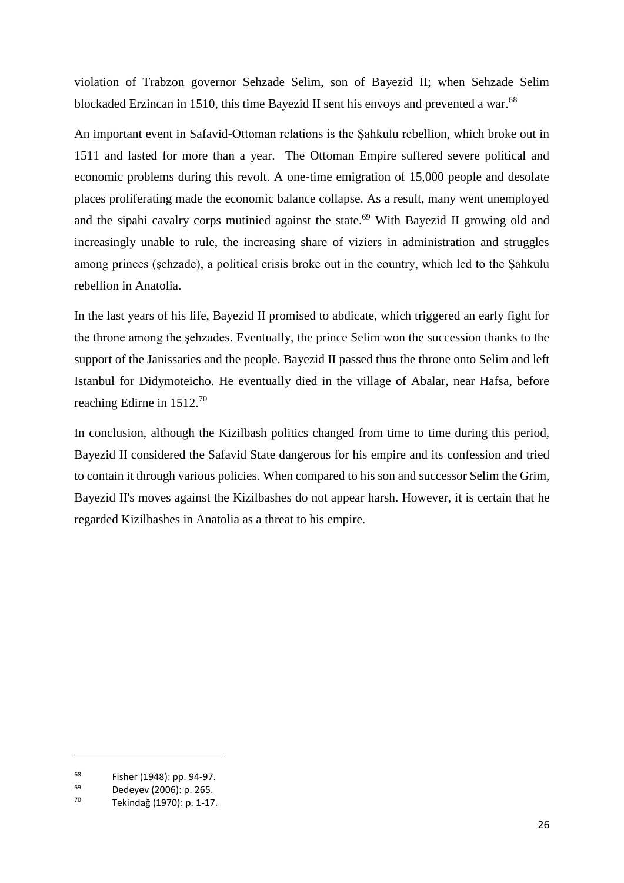violation of Trabzon governor Sehzade Selim, son of Bayezid II; when Sehzade Selim blockaded Erzincan in 1510, this time Bayezid II sent his envoys and prevented a war.[68]

An important event in Safavid-Ottoman relations is the Şahkulu rebellion, which broke out in 1511 and lasted for more than a year. The Ottoman Empire suffered severe political and economic problems during this revolt. A one-time emigration of 15,000 people and desolate places proliferating made the economic balance collapse. As a result, many went unemployed and the sipahi cavalry corps mutinied against the state.[69] With Bayezid II growing old and increasingly unable to rule, the increasing share of viziers in administration and struggles among princes (şehzade), a political crisis broke out in the country, which led to the Şahkulu rebellion in Anatolia.

In the last years of his life, Bayezid II promised to abdicate, which triggered an early fight for the throne among the şehzades. Eventually, the prince Selim won the succession thanks to the support of the Janissaries and the people. Bayezid II passed thus the throne onto Selim and left Istanbul for Didymoteicho. He eventually died in the village of Abalar, near Hafsa, before reaching Edirne in 1512.[70]

In conclusion, although the Kizilbash politics changed from time to time during this period, Bayezid II considered the Safavid State dangerous for his empire and its confession and tried to contain it through various policies. When compared to his son and successor Selim the Grim, Bayezid II's moves against the Kizilbashes do not appear harsh. However, it is certain that he regarded Kizilbashes in Anatolia as a threat to his empire.

---

[68] Fisher (1948): pp. 94-97.

[69] Dedeyev (2006): p. 265.

[70] Tekindağ (1970): p. 1-17.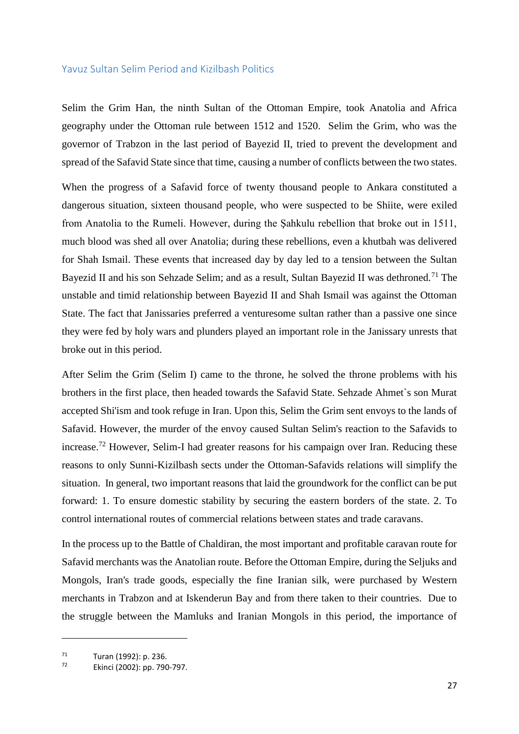## Yavuz Sultan Selim Period and Kizilbash Politics

Selim the Grim Han, the ninth Sultan of the Ottoman Empire, took Anatolia and Africa geography under the Ottoman rule between 1512 and 1520. Selim the Grim, who was the governor of Trabzon in the last period of Bayezid II, tried to prevent the development and spread of the Safavid State since that time, causing a number of conflicts between the two states.

When the progress of a Safavid force of twenty thousand people to Ankara constituted a dangerous situation, sixteen thousand people, who were suspected to be Shiite, were exiled from Anatolia to the Rumeli. However, during the Şahkulu rebellion that broke out in 1511, much blood was shed all over Anatolia; during these rebellions, even a khutbah was delivered for Shah Ismail. These events that increased day by day led to a tension between the Sultan Bayezid II and his son Sehzade Selim; and as a result, Sultan Bayezid II was dethroned.[71] The unstable and timid relationship between Bayezid II and Shah Ismail was against the Ottoman State. The fact that Janissaries preferred a venturesome sultan rather than a passive one since they were fed by holy wars and plunders played an important role in the Janissary unrests that broke out in this period.

After Selim the Grim (Selim I) came to the throne, he solved the throne problems with his brothers in the first place, then headed towards the Safavid State. Sehzade Ahmet`s son Murat accepted Shi'ism and took refuge in Iran. Upon this, Selim the Grim sent envoys to the lands of Safavid. However, the murder of the envoy caused Sultan Selim's reaction to the Safavids to increase.[72] However, Selim-I had greater reasons for his campaign over Iran. Reducing these reasons to only Sunni-Kizilbash sects under the Ottoman-Safavids relations will simplify the situation. In general, two important reasons that laid the groundwork for the conflict can be put forward: 1. To ensure domestic stability by securing the eastern borders of the state. 2. To control international routes of commercial relations between states and trade caravans.

In the process up to the Battle of Chaldiran, the most important and profitable caravan route for Safavid merchants was the Anatolian route. Before the Ottoman Empire, during the Seljuks and Mongols, Iran's trade goods, especially the fine Iranian silk, were purchased by Western merchants in Trabzon and at Iskenderun Bay and from there taken to their countries. Due to the struggle between the Mamluks and Iranian Mongols in this period, the importance of

---

[71] Turan (1992): p. 236.

[72] Ekinci (2002): pp. 790-797.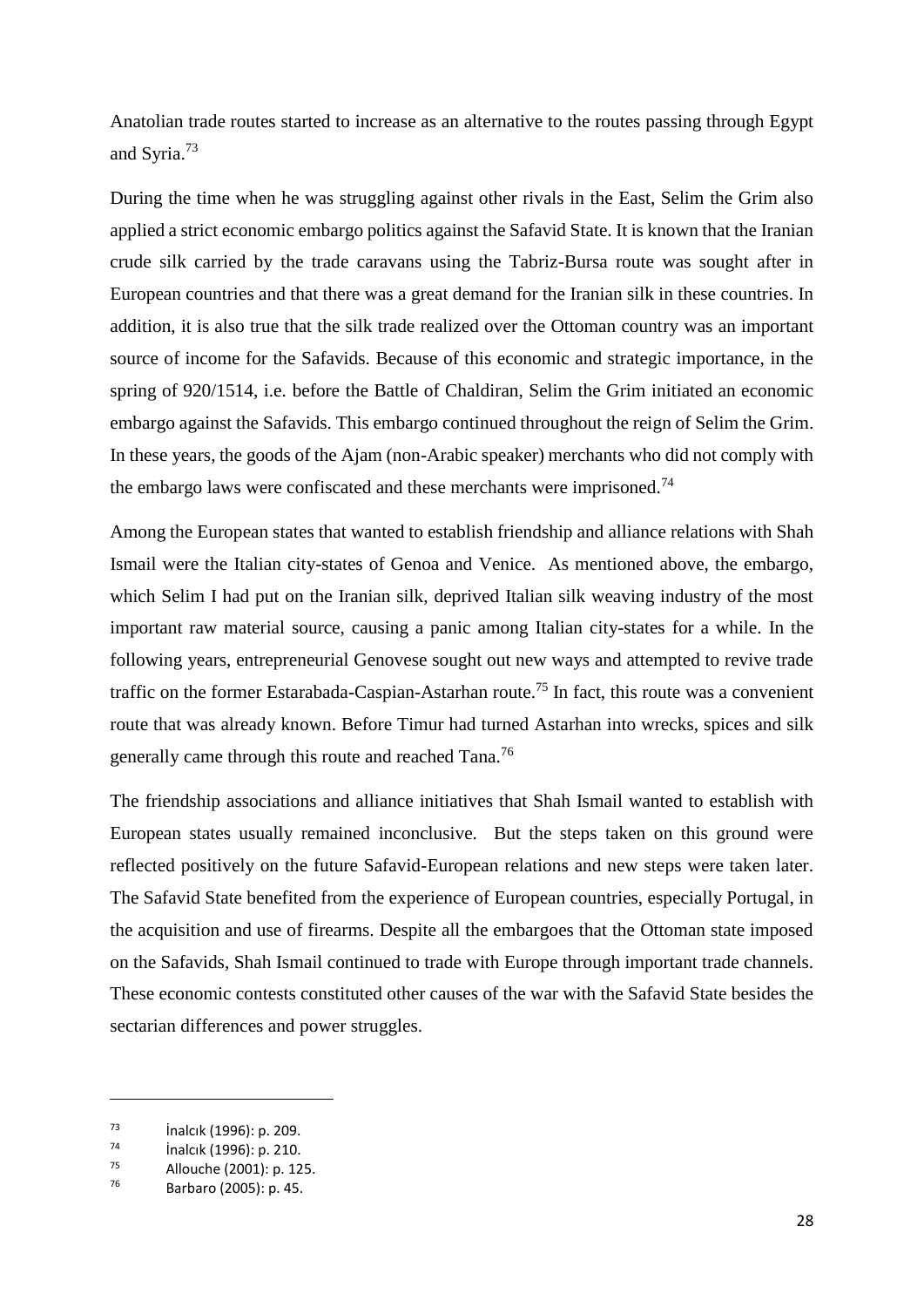Anatolian trade routes started to increase as an alternative to the routes passing through Egypt and Syria.[73]

During the time when he was struggling against other rivals in the East, Selim the Grim also applied a strict economic embargo politics against the Safavid State. It is known that the Iranian crude silk carried by the trade caravans using the Tabriz-Bursa route was sought after in European countries and that there was a great demand for the Iranian silk in these countries. In addition, it is also true that the silk trade realized over the Ottoman country was an important source of income for the Safavids. Because of this economic and strategic importance, in the spring of 920/1514, i.e. before the Battle of Chaldiran, Selim the Grim initiated an economic embargo against the Safavids. This embargo continued throughout the reign of Selim the Grim. In these years, the goods of the Ajam (non-Arabic speaker) merchants who did not comply with the embargo laws were confiscated and these merchants were imprisoned.[74]

Among the European states that wanted to establish friendship and alliance relations with Shah Ismail were the Italian city-states of Genoa and Venice. As mentioned above, the embargo, which Selim I had put on the Iranian silk, deprived Italian silk weaving industry of the most important raw material source, causing a panic among Italian city-states for a while. In the following years, entrepreneurial Genovese sought out new ways and attempted to revive trade traffic on the former Estarabada-Caspian-Astarhan route.[75] In fact, this route was a convenient route that was already known. Before Timur had turned Astarhan into wrecks, spices and silk generally came through this route and reached Tana.[76]

The friendship associations and alliance initiatives that Shah Ismail wanted to establish with European states usually remained inconclusive. But the steps taken on this ground were reflected positively on the future Safavid-European relations and new steps were taken later. The Safavid State benefited from the experience of European countries, especially Portugal, in the acquisition and use of firearms. Despite all the embargoes that the Ottoman state imposed on the Safavids, Shah Ismail continued to trade with Europe through important trade channels. These economic contests constituted other causes of the war with the Safavid State besides the sectarian differences and power struggles.

---

[73] İnalcık (1996): p. 209.
[74] İnalcık (1996): p. 210.
[75] Allouche (2001): p. 125.
[76] Barbaro (2005): p. 45.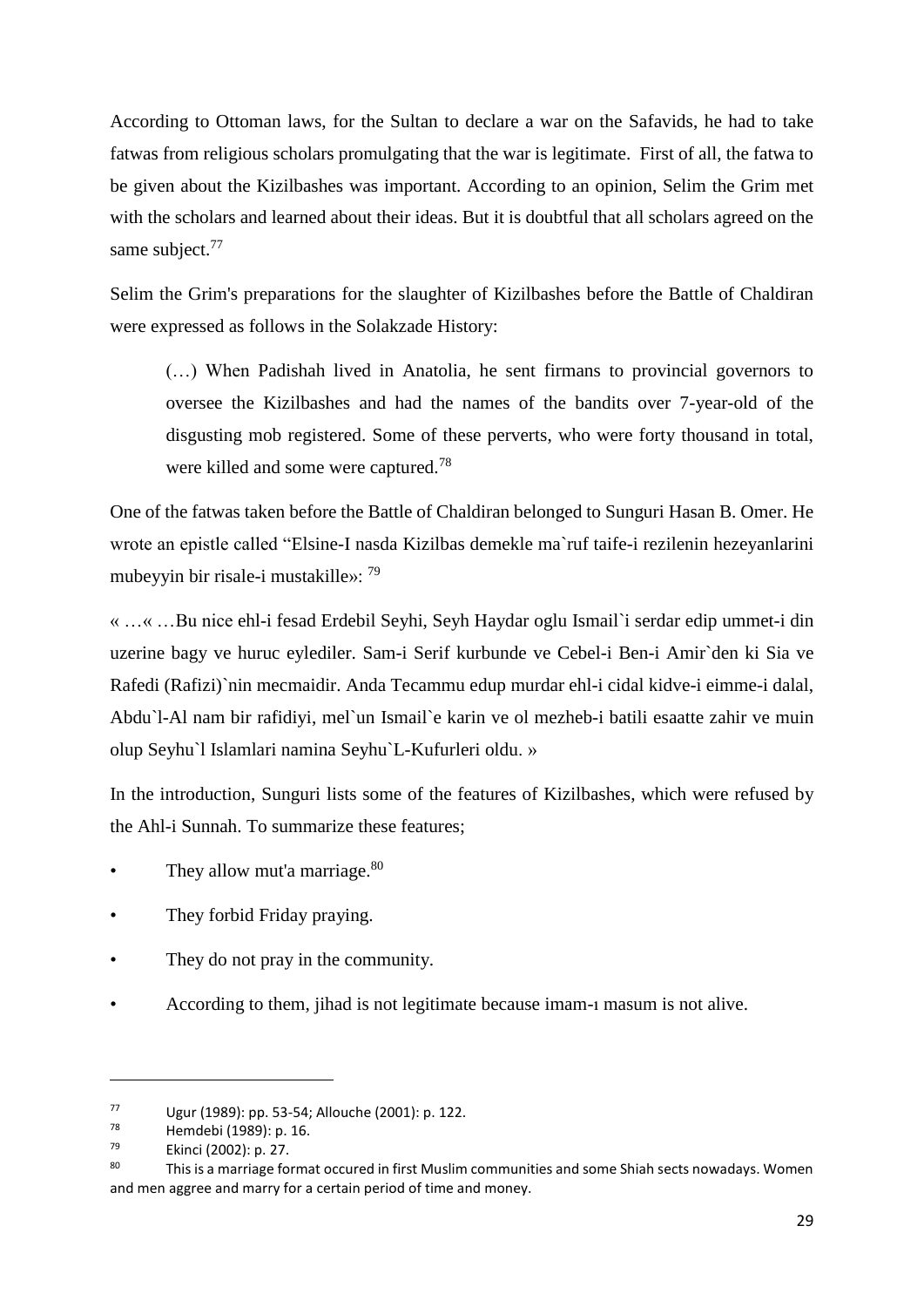According to Ottoman laws, for the Sultan to declare a war on the Safavids, he had to take fatwas from religious scholars promulgating that the war is legitimate. First of all, the fatwa to be given about the Kizilbashes was important. According to an opinion, Selim the Grim met with the scholars and learned about their ideas. But it is doubtful that all scholars agreed on the same subject.[77]

Selim the Grim's preparations for the slaughter of Kizilbashes before the Battle of Chaldiran were expressed as follows in the Solakzade History:

> (…) When Padishah lived in Anatolia, he sent firmans to provincial governors to oversee the Kizilbashes and had the names of the bandits over 7-year-old of the disgusting mob registered. Some of these perverts, who were forty thousand in total, were killed and some were captured.[78]

One of the fatwas taken before the Battle of Chaldiran belonged to Sunguri Hasan B. Omer. He wrote an epistle called "Elsine-I nasda Kizilbas demekle ma`ruf taife-i rezilenin hezeyanlarini mubeyyin bir risale-i mustakille»: [79]

« …« …Bu nice ehl-i fesad Erdebil Seyhi, Seyh Haydar oglu Ismail`i serdar edip ummet-i din uzerine bagy ve huruc eylediler. Sam-i Serif kurbunde ve Cebel-i Ben-i Amir`den ki Sia ve Rafedi (Rafizi)`nin mecmaidir. Anda Tecammu edup murdar ehl-i cidal kidve-i eimme-i dalal, Abdu`l-Al nam bir rafidiyi, mel`un Ismail`e karin ve ol mezheb-i batili esaatte zahir ve muin olup Seyhu`l Islamlari namina Seyhu`L-Kufurleri oldu. »

In the introduction, Sunguri lists some of the features of Kizilbashes, which were refused by the Ahl-i Sunnah. To summarize these features;

- They allow mut'a marriage.[80]
- They forbid Friday praying.
- They do not pray in the community.
- According to them, jihad is not legitimate because imam-ı masum is not alive.

---

[77] Ugur (1989): pp. 53-54; Allouche (2001): p. 122.

[78] Hemdebi (1989): p. 16.

[79] Ekinci (2002): p. 27.

[80] This is a marriage format occured in first Muslim communities and some Shiah sects nowadays. Women and men aggree and marry for a certain period of time and money.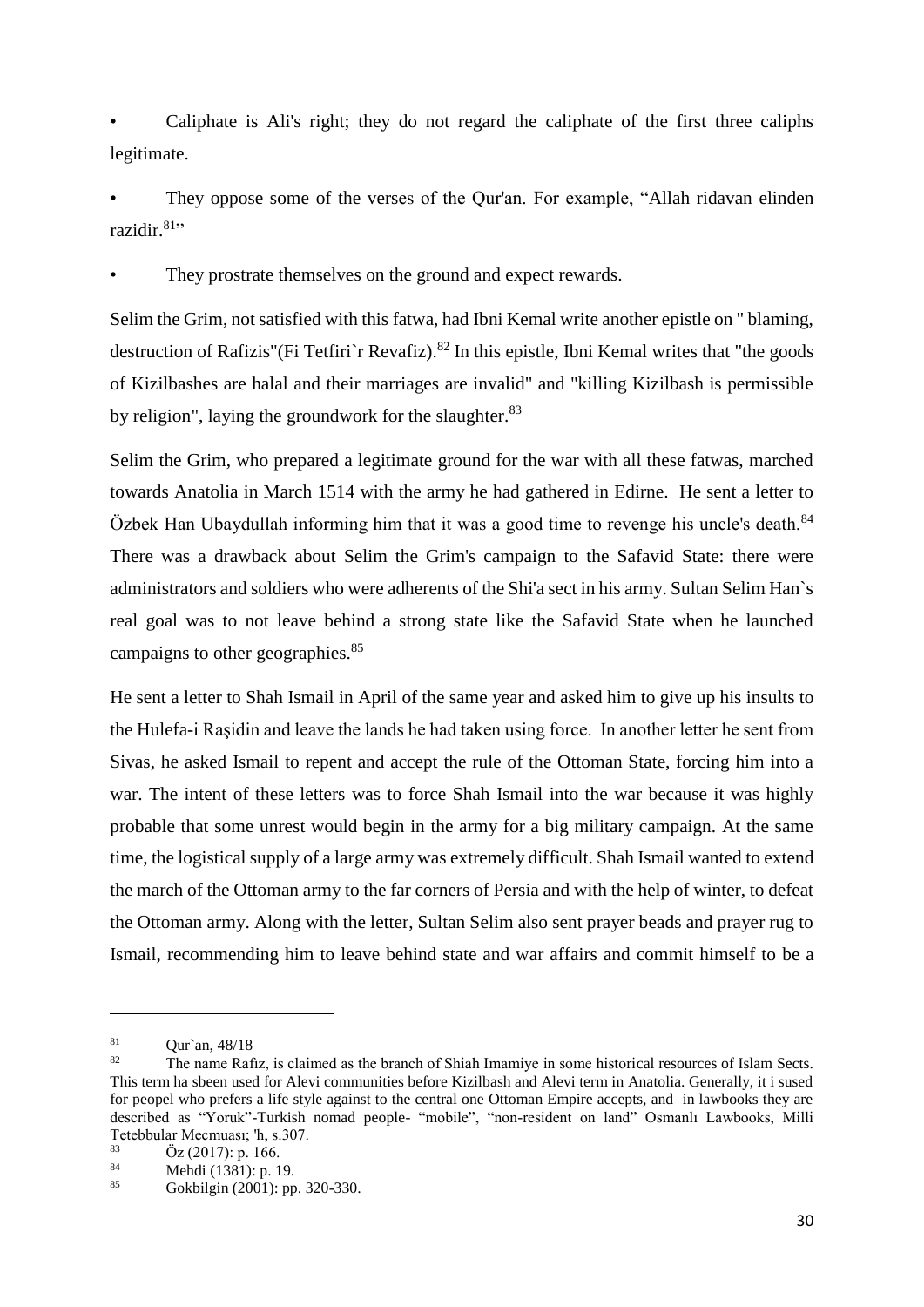- Caliphate is Ali's right; they do not regard the caliphate of the first three caliphs legitimate.

- They oppose some of the verses of the Qur'an. For example, "Allah ridavan elinden razidir.[81]"

- They prostrate themselves on the ground and expect rewards.

Selim the Grim, not satisfied with this fatwa, had Ibni Kemal write another epistle on " blaming, destruction of Rafizis"(Fi Tetfiri`r Revafiz).[82] In this epistle, Ibni Kemal writes that "the goods of Kizilbashes are halal and their marriages are invalid" and "killing Kizilbash is permissible by religion", laying the groundwork for the slaughter.[83]

Selim the Grim, who prepared a legitimate ground for the war with all these fatwas, marched towards Anatolia in March 1514 with the army he had gathered in Edirne. He sent a letter to Özbek Han Ubaydullah informing him that it was a good time to revenge his uncle's death.[84] There was a drawback about Selim the Grim's campaign to the Safavid State: there were administrators and soldiers who were adherents of the Shi'a sect in his army. Sultan Selim Han`s real goal was to not leave behind a strong state like the Safavid State when he launched campaigns to other geographies.[85]

He sent a letter to Shah Ismail in April of the same year and asked him to give up his insults to the Hulefa-i Raşidin and leave the lands he had taken using force. In another letter he sent from Sivas, he asked Ismail to repent and accept the rule of the Ottoman State, forcing him into a war. The intent of these letters was to force Shah Ismail into the war because it was highly probable that some unrest would begin in the army for a big military campaign. At the same time, the logistical supply of a large army was extremely difficult. Shah Ismail wanted to extend the march of the Ottoman army to the far corners of Persia and with the help of winter, to defeat the Ottoman army. Along with the letter, Sultan Selim also sent prayer beads and prayer rug to Ismail, recommending him to leave behind state and war affairs and commit himself to be a

---

[81] Qur`an, 48/18

[82] The name Rafız, is claimed as the branch of Shiah Imamiye in some historical resources of Islam Sects. This term ha sbeen used for Alevi communities before Kizilbash and Alevi term in Anatolia. Generally, it i sused for peopel who prefers a life style against to the central one Ottoman Empire accepts, and in lawbooks they are described as "Yoruk"-Turkish nomad people- "mobile", "non-resident on land" Osmanlı Lawbooks, Milli Tetebbular Mecmuası; 'h, s.307.

[83] Öz (2017): p. 166.

[84] Mehdi (1381): p. 19.

[85] Gokbilgin (2001): pp. 320-330.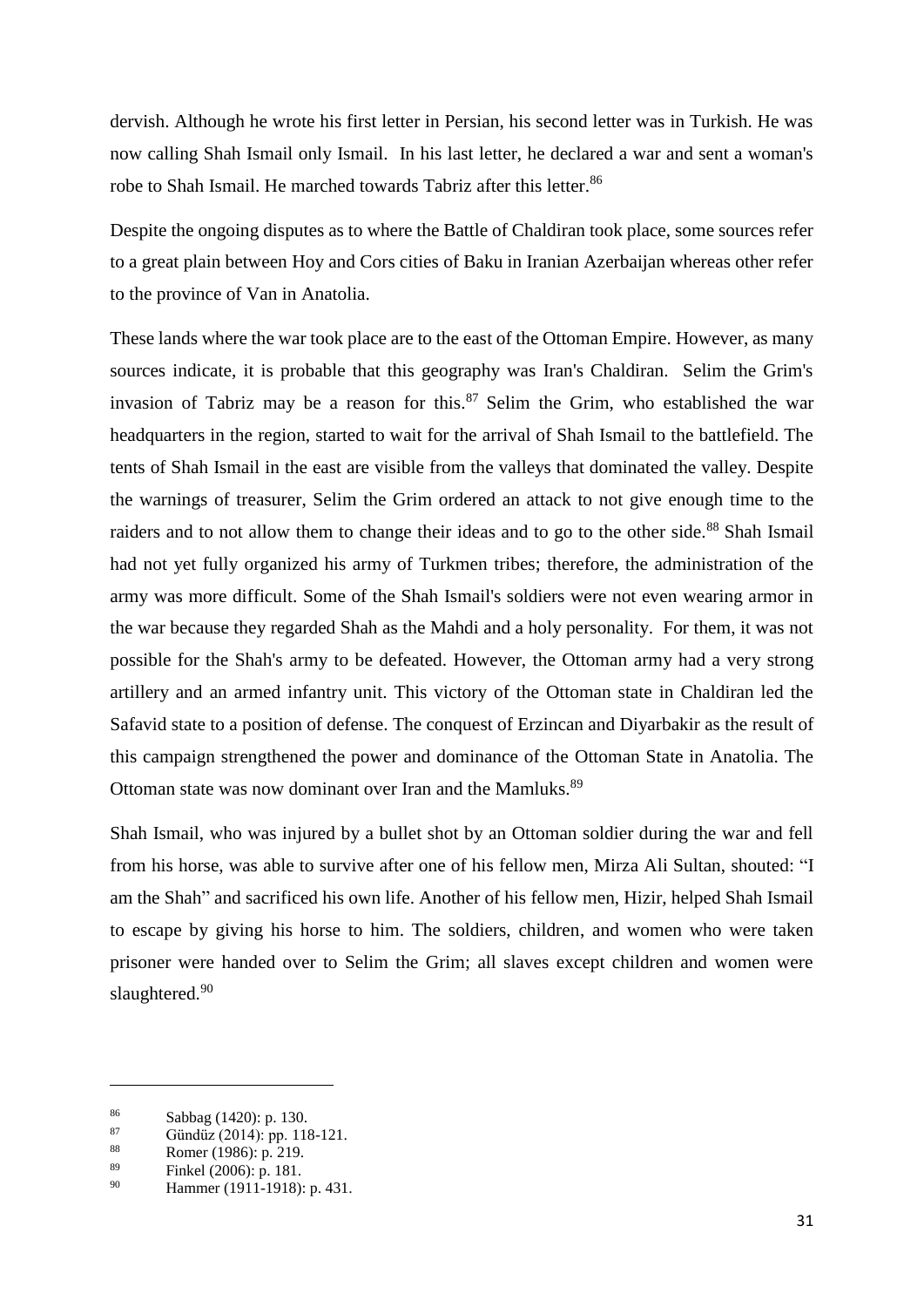dervish. Although he wrote his first letter in Persian, his second letter was in Turkish. He was now calling Shah Ismail only Ismail. In his last letter, he declared a war and sent a woman's robe to Shah Ismail. He marched towards Tabriz after this letter.[86]

Despite the ongoing disputes as to where the Battle of Chaldiran took place, some sources refer to a great plain between Hoy and Cors cities of Baku in Iranian Azerbaijan whereas other refer to the province of Van in Anatolia.

These lands where the war took place are to the east of the Ottoman Empire. However, as many sources indicate, it is probable that this geography was Iran's Chaldiran. Selim the Grim's invasion of Tabriz may be a reason for this.[87] Selim the Grim, who established the war headquarters in the region, started to wait for the arrival of Shah Ismail to the battlefield. The tents of Shah Ismail in the east are visible from the valleys that dominated the valley. Despite the warnings of treasurer, Selim the Grim ordered an attack to not give enough time to the raiders and to not allow them to change their ideas and to go to the other side.[88] Shah Ismail had not yet fully organized his army of Turkmen tribes; therefore, the administration of the army was more difficult. Some of the Shah Ismail's soldiers were not even wearing armor in the war because they regarded Shah as the Mahdi and a holy personality. For them, it was not possible for the Shah's army to be defeated. However, the Ottoman army had a very strong artillery and an armed infantry unit. This victory of the Ottoman state in Chaldiran led the Safavid state to a position of defense. The conquest of Erzincan and Diyarbakir as the result of this campaign strengthened the power and dominance of the Ottoman State in Anatolia. The Ottoman state was now dominant over Iran and the Mamluks.[89]

Shah Ismail, who was injured by a bullet shot by an Ottoman soldier during the war and fell from his horse, was able to survive after one of his fellow men, Mirza Ali Sultan, shouted: "I am the Shah" and sacrificed his own life. Another of his fellow men, Hizir, helped Shah Ismail to escape by giving his horse to him. The soldiers, children, and women who were taken prisoner were handed over to Selim the Grim; all slaves except children and women were slaughtered.[90]

---

[86] Sabbag (1420): p. 130.

[87] Gündüz (2014): pp. 118-121.

[88] Romer (1986): p. 219.

[89] Finkel (2006): p. 181.

[90] Hammer (1911-1918): p. 431.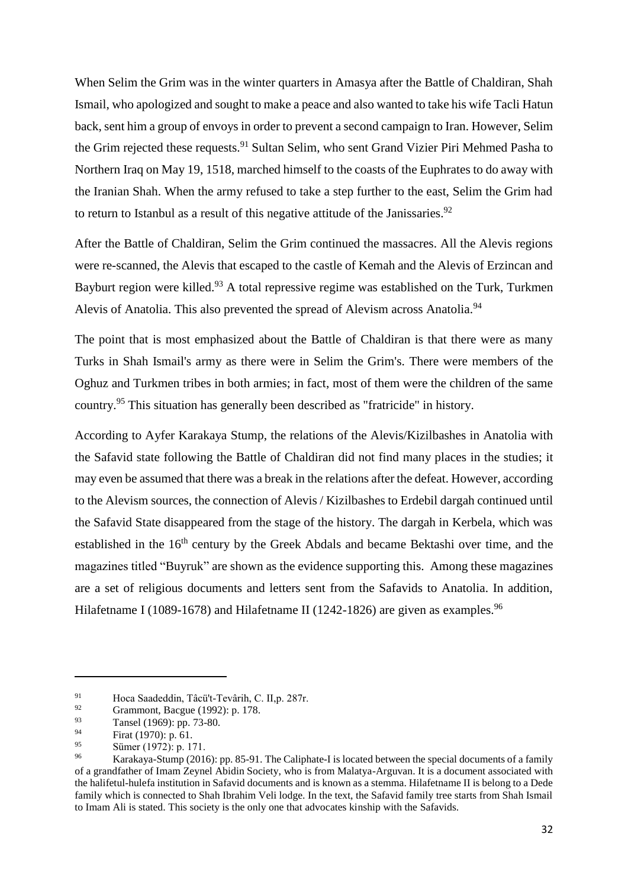When Selim the Grim was in the winter quarters in Amasya after the Battle of Chaldiran, Shah Ismail, who apologized and sought to make a peace and also wanted to take his wife Tacli Hatun back, sent him a group of envoys in order to prevent a second campaign to Iran. However, Selim the Grim rejected these requests.[91] Sultan Selim, who sent Grand Vizier Piri Mehmed Pasha to Northern Iraq on May 19, 1518, marched himself to the coasts of the Euphrates to do away with the Iranian Shah. When the army refused to take a step further to the east, Selim the Grim had to return to Istanbul as a result of this negative attitude of the Janissaries.[92]

After the Battle of Chaldiran, Selim the Grim continued the massacres. All the Alevis regions were re-scanned, the Alevis that escaped to the castle of Kemah and the Alevis of Erzincan and Bayburt region were killed.[93] A total repressive regime was established on the Turk, Turkmen Alevis of Anatolia. This also prevented the spread of Alevism across Anatolia.[94]

The point that is most emphasized about the Battle of Chaldiran is that there were as many Turks in Shah Ismail's army as there were in Selim the Grim's. There were members of the Oghuz and Turkmen tribes in both armies; in fact, most of them were the children of the same country.[95] This situation has generally been described as "fratricide" in history.

According to Ayfer Karakaya Stump, the relations of the Alevis/Kizilbashes in Anatolia with the Safavid state following the Battle of Chaldiran did not find many places in the studies; it may even be assumed that there was a break in the relations after the defeat. However, according to the Alevism sources, the connection of Alevis / Kizilbashes to Erdebil dargah continued until the Safavid State disappeared from the stage of the history. The dargah in Kerbela, which was established in the 16th century by the Greek Abdals and became Bektashi over time, and the magazines titled "Buyruk" are shown as the evidence supporting this. Among these magazines are a set of religious documents and letters sent from the Safavids to Anatolia. In addition, Hilafetname I (1089-1678) and Hilafetname II (1242-1826) are given as examples.[96]

---

[91] Hoca Saadeddin, Tâcü't-Tevârih, C. II,p. 287r.

[92] Grammont, Bacgue (1992): p. 178.

[93] Tansel (1969): pp. 73-80.

[94] Firat (1970): p. 61.

[95] Sümer (1972): p. 171.

[96] Karakaya-Stump (2016): pp. 85-91. The Caliphate-I is located between the special documents of a family of a grandfather of Imam Zeynel Abidin Society, who is from Malatya-Arguvan. It is a document associated with the halifetul-hulefa institution in Safavid documents and is known as a stemma. Hilafetname II is belong to a Dede family which is connected to Shah Ibrahim Veli lodge. In the text, the Safavid family tree starts from Shah Ismail to Imam Ali is stated. This society is the only one that advocates kinship with the Safavids.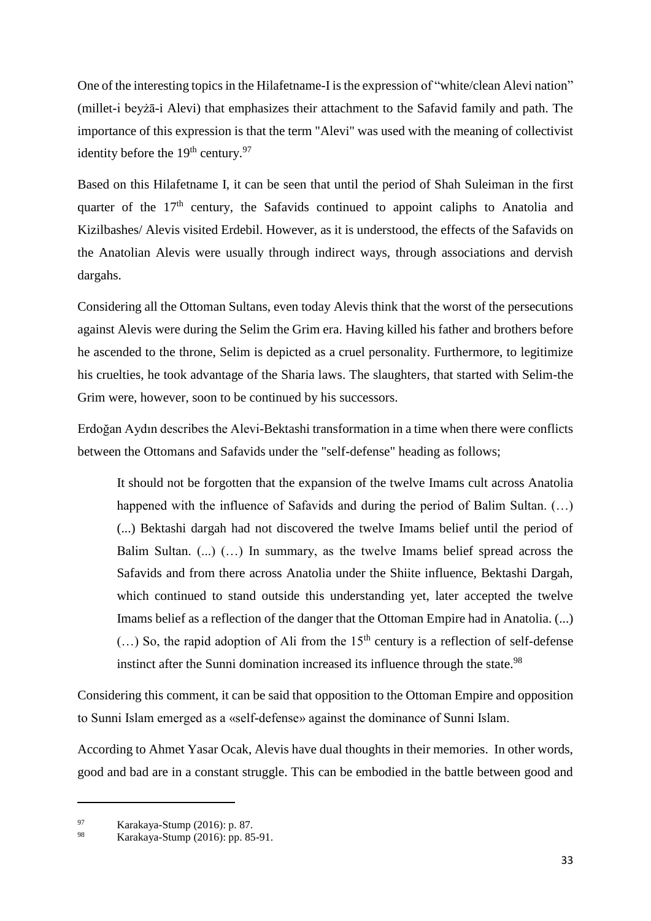One of the interesting topics in the Hilafetname-I is the expression of "white/clean Alevi nation" (millet-i beyżā-i Alevi) that emphasizes their attachment to the Safavid family and path. The importance of this expression is that the term "Alevi" was used with the meaning of collectivist identity before the 19th century.[97]

Based on this Hilafetname I, it can be seen that until the period of Shah Suleiman in the first quarter of the 17th century, the Safavids continued to appoint caliphs to Anatolia and Kizilbashes/ Alevis visited Erdebil. However, as it is understood, the effects of the Safavids on the Anatolian Alevis were usually through indirect ways, through associations and dervish dargahs.

Considering all the Ottoman Sultans, even today Alevis think that the worst of the persecutions against Alevis were during the Selim the Grim era. Having killed his father and brothers before he ascended to the throne, Selim is depicted as a cruel personality. Furthermore, to legitimize his cruelties, he took advantage of the Sharia laws. The slaughters, that started with Selim-the Grim were, however, soon to be continued by his successors.

Erdoğan Aydın describes the Alevi-Bektashi transformation in a time when there were conflicts between the Ottomans and Safavids under the "self-defense" heading as follows;

> It should not be forgotten that the expansion of the twelve Imams cult across Anatolia happened with the influence of Safavids and during the period of Balim Sultan. (…) (...) Bektashi dargah had not discovered the twelve Imams belief until the period of Balim Sultan. (...) (…) In summary, as the twelve Imams belief spread across the Safavids and from there across Anatolia under the Shiite influence, Bektashi Dargah, which continued to stand outside this understanding yet, later accepted the twelve Imams belief as a reflection of the danger that the Ottoman Empire had in Anatolia. (...) (…) So, the rapid adoption of Ali from the 15th century is a reflection of self-defense instinct after the Sunni domination increased its influence through the state.[98]

Considering this comment, it can be said that opposition to the Ottoman Empire and opposition to Sunni Islam emerged as a «self-defense» against the dominance of Sunni Islam.

According to Ahmet Yasar Ocak, Alevis have dual thoughts in their memories. In other words, good and bad are in a constant struggle. This can be embodied in the battle between good and

---

[97] Karakaya-Stump (2016): p. 87.

[98] Karakaya-Stump (2016): pp. 85-91.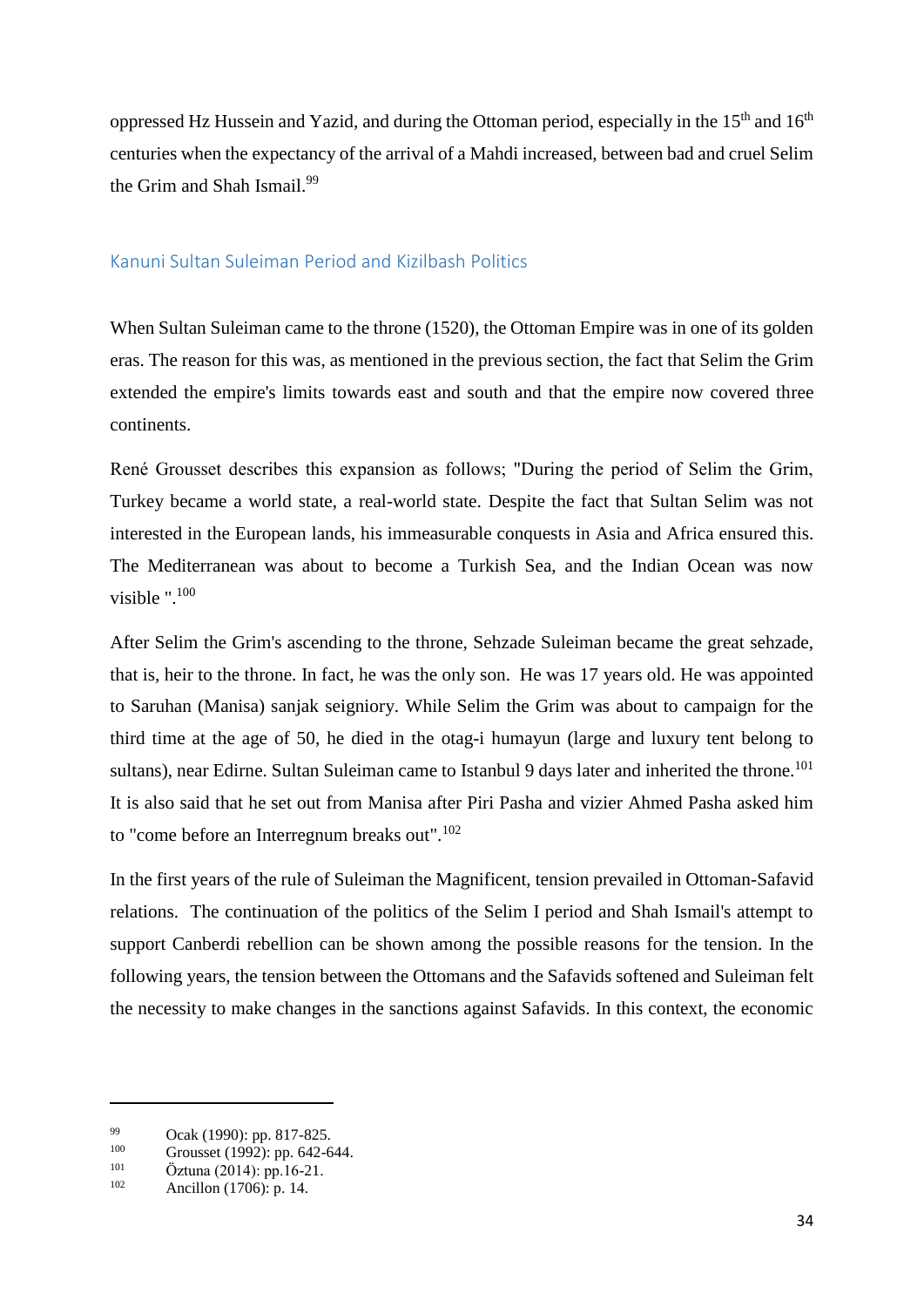oppressed Hz Hussein and Yazid, and during the Ottoman period, especially in the 15th and 16th centuries when the expectancy of the arrival of a Mahdi increased, between bad and cruel Selim the Grim and Shah Ismail.[99]

## Kanuni Sultan Suleiman Period and Kizilbash Politics

When Sultan Suleiman came to the throne (1520), the Ottoman Empire was in one of its golden eras. The reason for this was, as mentioned in the previous section, the fact that Selim the Grim extended the empire's limits towards east and south and that the empire now covered three continents.

René Grousset describes this expansion as follows; "During the period of Selim the Grim, Turkey became a world state, a real-world state. Despite the fact that Sultan Selim was not interested in the European lands, his immeasurable conquests in Asia and Africa ensured this. The Mediterranean was about to become a Turkish Sea, and the Indian Ocean was now visible ".[100]

After Selim the Grim's ascending to the throne, Sehzade Suleiman became the great sehzade, that is, heir to the throne. In fact, he was the only son. He was 17 years old. He was appointed to Saruhan (Manisa) sanjak seigniory. While Selim the Grim was about to campaign for the third time at the age of 50, he died in the otag-i humayun (large and luxury tent belong to sultans), near Edirne. Sultan Suleiman came to Istanbul 9 days later and inherited the throne.[101] It is also said that he set out from Manisa after Piri Pasha and vizier Ahmed Pasha asked him to "come before an Interregnum breaks out".[102]

In the first years of the rule of Suleiman the Magnificent, tension prevailed in Ottoman-Safavid relations. The continuation of the politics of the Selim I period and Shah Ismail's attempt to support Canberdi rebellion can be shown among the possible reasons for the tension. In the following years, the tension between the Ottomans and the Safavids softened and Suleiman felt the necessity to make changes in the sanctions against Safavids. In this context, the economic

---

[99] Ocak (1990): pp. 817-825.

[100] Grousset (1992): pp. 642-644.

[101] Öztuna (2014): pp.16-21.

[102] Ancillon (1706): p. 14.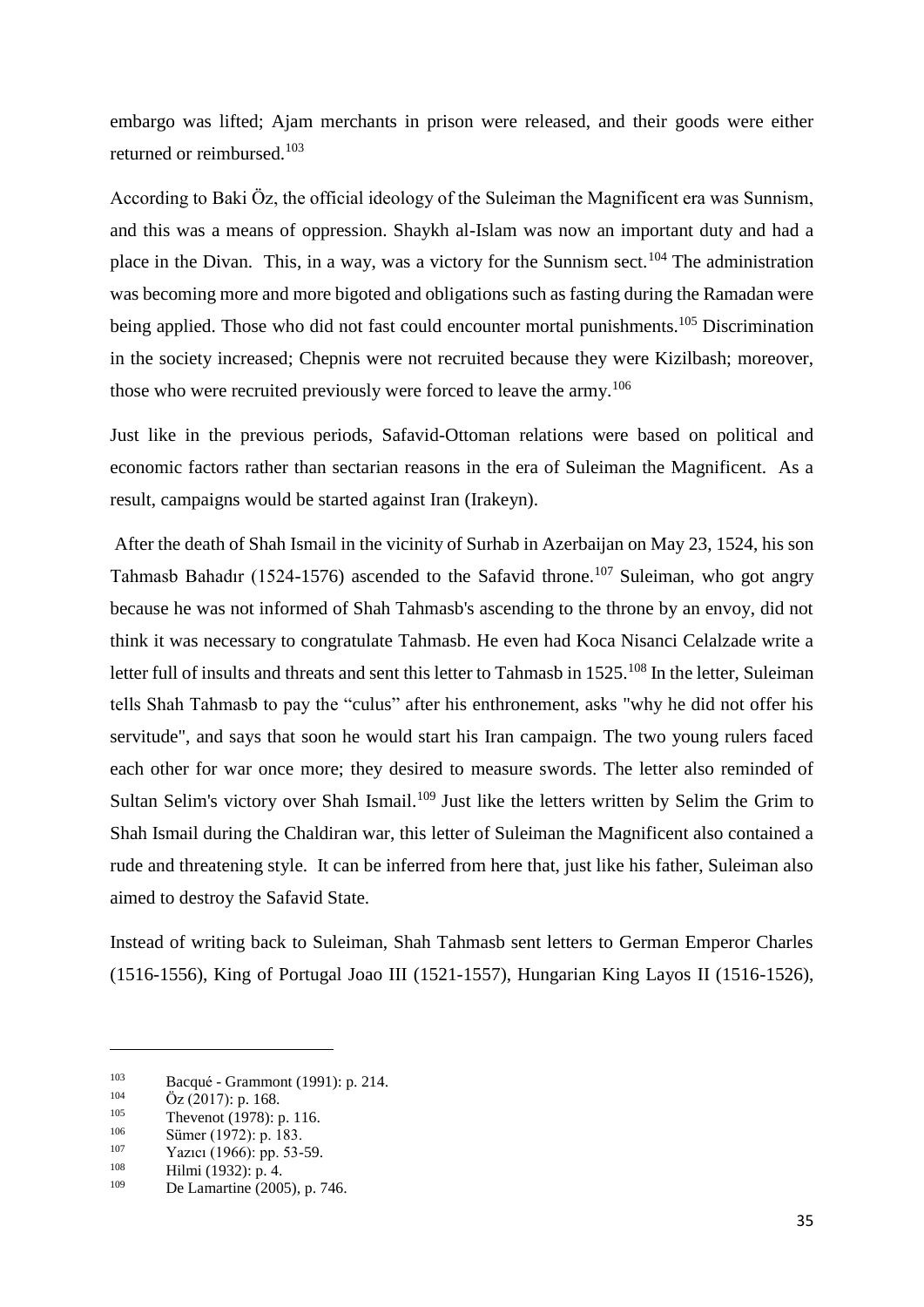embargo was lifted; Ajam merchants in prison were released, and their goods were either returned or reimbursed.[103]

According to Baki Öz, the official ideology of the Suleiman the Magnificent era was Sunnism, and this was a means of oppression. Shaykh al-Islam was now an important duty and had a place in the Divan. This, in a way, was a victory for the Sunnism sect.[104] The administration was becoming more and more bigoted and obligations such as fasting during the Ramadan were being applied. Those who did not fast could encounter mortal punishments.[105] Discrimination in the society increased; Chepnis were not recruited because they were Kizilbash; moreover, those who were recruited previously were forced to leave the army.[106]

Just like in the previous periods, Safavid-Ottoman relations were based on political and economic factors rather than sectarian reasons in the era of Suleiman the Magnificent. As a result, campaigns would be started against Iran (Irakeyn).

After the death of Shah Ismail in the vicinity of Surhab in Azerbaijan on May 23, 1524, his son Tahmasb Bahadır (1524-1576) ascended to the Safavid throne.[107] Suleiman, who got angry because he was not informed of Shah Tahmasb's ascending to the throne by an envoy, did not think it was necessary to congratulate Tahmasb. He even had Koca Nisanci Celalzade write a letter full of insults and threats and sent this letter to Tahmasb in 1525.[108] In the letter, Suleiman tells Shah Tahmasb to pay the "culus" after his enthronement, asks "why he did not offer his servitude", and says that soon he would start his Iran campaign. The two young rulers faced each other for war once more; they desired to measure swords. The letter also reminded of Sultan Selim's victory over Shah Ismail.[109] Just like the letters written by Selim the Grim to Shah Ismail during the Chaldiran war, this letter of Suleiman the Magnificent also contained a rude and threatening style. It can be inferred from here that, just like his father, Suleiman also aimed to destroy the Safavid State.

Instead of writing back to Suleiman, Shah Tahmasb sent letters to German Emperor Charles (1516-1556), King of Portugal Joao III (1521-1557), Hungarian King Layos II (1516-1526),

---

[103] Bacqué - Grammont (1991): p. 214.
[104] Öz (2017): p. 168.
[105] Thevenot (1978): p. 116.
[106] Sümer (1972): p. 183.
[107] Yazıcı (1966): pp. 53-59.
[108] Hilmi (1932): p. 4.
[109] De Lamartine (2005), p. 746.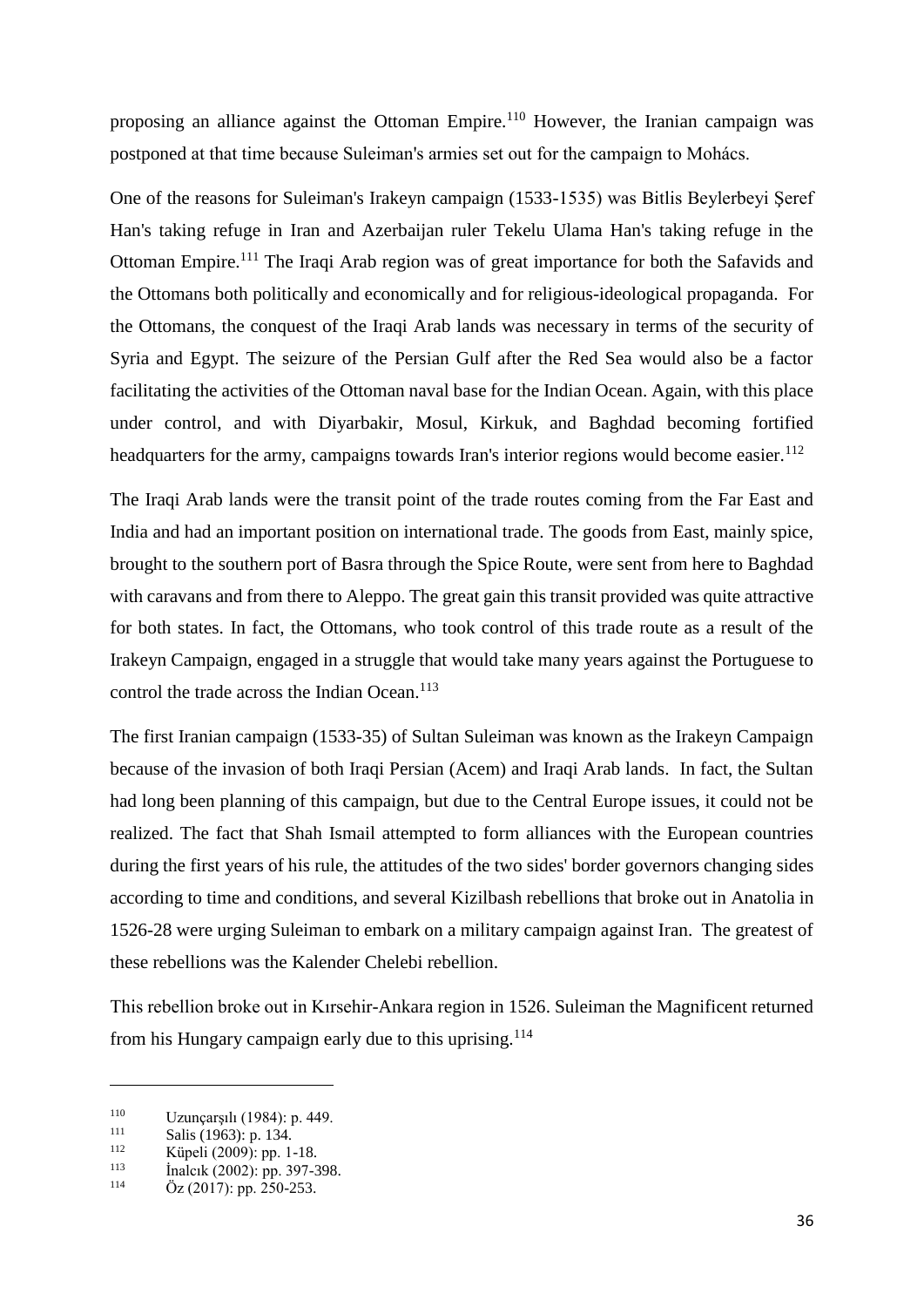proposing an alliance against the Ottoman Empire.[110] However, the Iranian campaign was postponed at that time because Suleiman's armies set out for the campaign to Mohács.

One of the reasons for Suleiman's Irakeyn campaign (1533-1535) was Bitlis Beylerbeyi Şeref Han's taking refuge in Iran and Azerbaijan ruler Tekelu Ulama Han's taking refuge in the Ottoman Empire.[111] The Iraqi Arab region was of great importance for both the Safavids and the Ottomans both politically and economically and for religious-ideological propaganda. For the Ottomans, the conquest of the Iraqi Arab lands was necessary in terms of the security of Syria and Egypt. The seizure of the Persian Gulf after the Red Sea would also be a factor facilitating the activities of the Ottoman naval base for the Indian Ocean. Again, with this place under control, and with Diyarbakir, Mosul, Kirkuk, and Baghdad becoming fortified headquarters for the army, campaigns towards Iran's interior regions would become easier.[112]

The Iraqi Arab lands were the transit point of the trade routes coming from the Far East and India and had an important position on international trade. The goods from East, mainly spice, brought to the southern port of Basra through the Spice Route, were sent from here to Baghdad with caravans and from there to Aleppo. The great gain this transit provided was quite attractive for both states. In fact, the Ottomans, who took control of this trade route as a result of the Irakeyn Campaign, engaged in a struggle that would take many years against the Portuguese to control the trade across the Indian Ocean.[113]

The first Iranian campaign (1533-35) of Sultan Suleiman was known as the Irakeyn Campaign because of the invasion of both Iraqi Persian (Acem) and Iraqi Arab lands. In fact, the Sultan had long been planning of this campaign, but due to the Central Europe issues, it could not be realized. The fact that Shah Ismail attempted to form alliances with the European countries during the first years of his rule, the attitudes of the two sides' border governors changing sides according to time and conditions, and several Kizilbash rebellions that broke out in Anatolia in 1526-28 were urging Suleiman to embark on a military campaign against Iran. The greatest of these rebellions was the Kalender Chelebi rebellion.

This rebellion broke out in Kırsehir-Ankara region in 1526. Suleiman the Magnificent returned from his Hungary campaign early due to this uprising.[114]

---

[110] Uzunçarşılı (1984): p. 449.

[111] Salis (1963): p. 134.

[112] Küpeli (2009): pp. 1-18.

[113] İnalcık (2002): pp. 397-398.

[114] Öz (2017): pp. 250-253.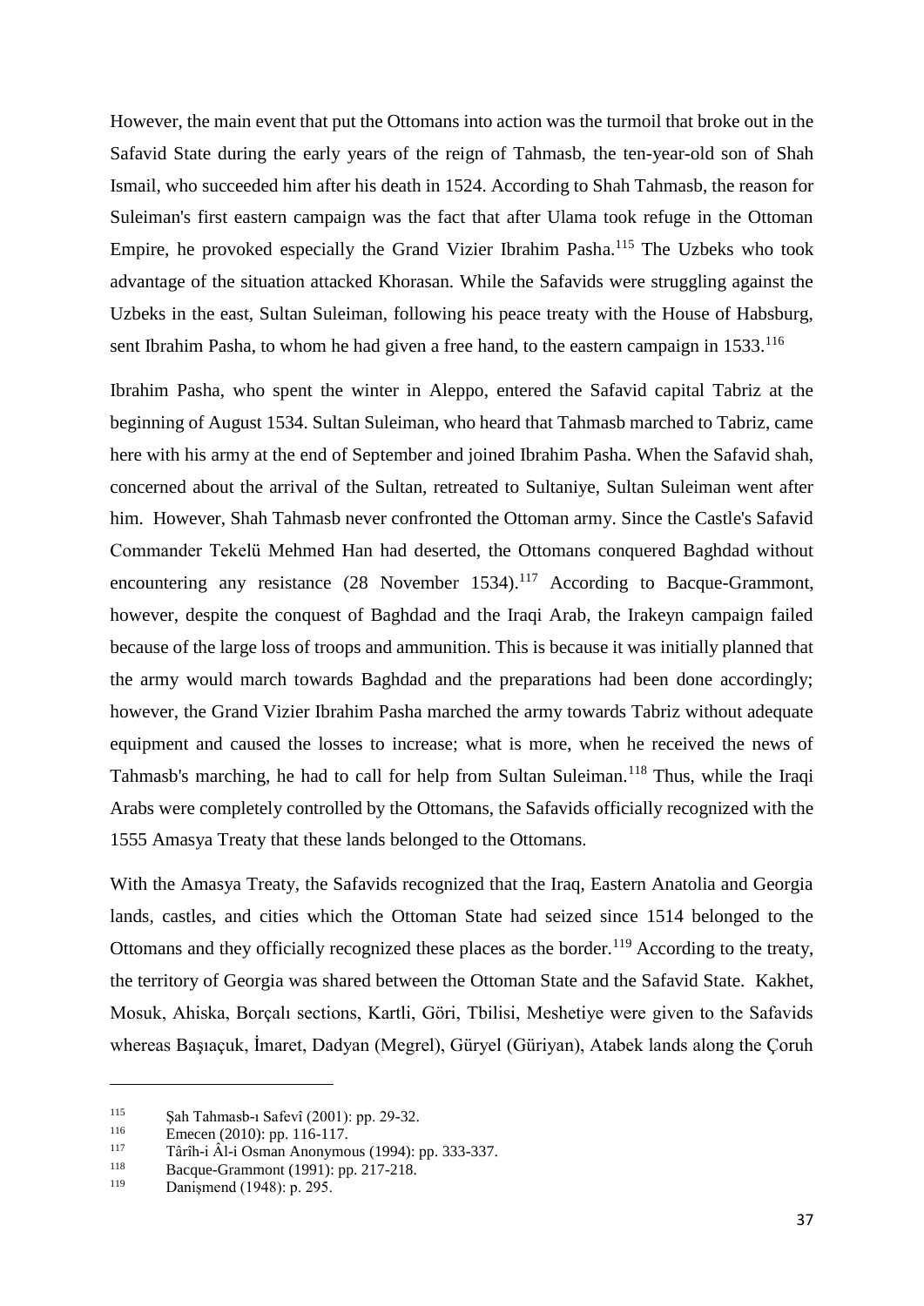However, the main event that put the Ottomans into action was the turmoil that broke out in the Safavid State during the early years of the reign of Tahmasb, the ten-year-old son of Shah Ismail, who succeeded him after his death in 1524. According to Shah Tahmasb, the reason for Suleiman's first eastern campaign was the fact that after Ulama took refuge in the Ottoman Empire, he provoked especially the Grand Vizier Ibrahim Pasha.[115] The Uzbeks who took advantage of the situation attacked Khorasan. While the Safavids were struggling against the Uzbeks in the east, Sultan Suleiman, following his peace treaty with the House of Habsburg, sent Ibrahim Pasha, to whom he had given a free hand, to the eastern campaign in 1533.[116]

Ibrahim Pasha, who spent the winter in Aleppo, entered the Safavid capital Tabriz at the beginning of August 1534. Sultan Suleiman, who heard that Tahmasb marched to Tabriz, came here with his army at the end of September and joined Ibrahim Pasha. When the Safavid shah, concerned about the arrival of the Sultan, retreated to Sultaniye, Sultan Suleiman went after him. However, Shah Tahmasb never confronted the Ottoman army. Since the Castle's Safavid Commander Tekelü Mehmed Han had deserted, the Ottomans conquered Baghdad without encountering any resistance (28 November 1534).[117] According to Bacque-Grammont, however, despite the conquest of Baghdad and the Iraqi Arab, the Irakeyn campaign failed because of the large loss of troops and ammunition. This is because it was initially planned that the army would march towards Baghdad and the preparations had been done accordingly; however, the Grand Vizier Ibrahim Pasha marched the army towards Tabriz without adequate equipment and caused the losses to increase; what is more, when he received the news of Tahmasb's marching, he had to call for help from Sultan Suleiman.[118] Thus, while the Iraqi Arabs were completely controlled by the Ottomans, the Safavids officially recognized with the 1555 Amasya Treaty that these lands belonged to the Ottomans.

With the Amasya Treaty, the Safavids recognized that the Iraq, Eastern Anatolia and Georgia lands, castles, and cities which the Ottoman State had seized since 1514 belonged to the Ottomans and they officially recognized these places as the border.[119] According to the treaty, the territory of Georgia was shared between the Ottoman State and the Safavid State. Kakhet, Mosuk, Ahiska, Borçalı sections, Kartli, Göri, Tbilisi, Meshetiye were given to the Safavids whereas Başıaçuk, İmaret, Dadyan (Megrel), Güryel (Güriyan), Atabek lands along the Çoruh

---

[115] Şah Tahmasb-ı Safevî (2001): pp. 29-32.
[116] Emecen (2010): pp. 116-117.
[117] Târîh-i Âl-i Osman Anonymous (1994): pp. 333-337.
[118] Bacque-Grammont (1991): pp. 217-218.
[119] Danişmend (1948): p. 295.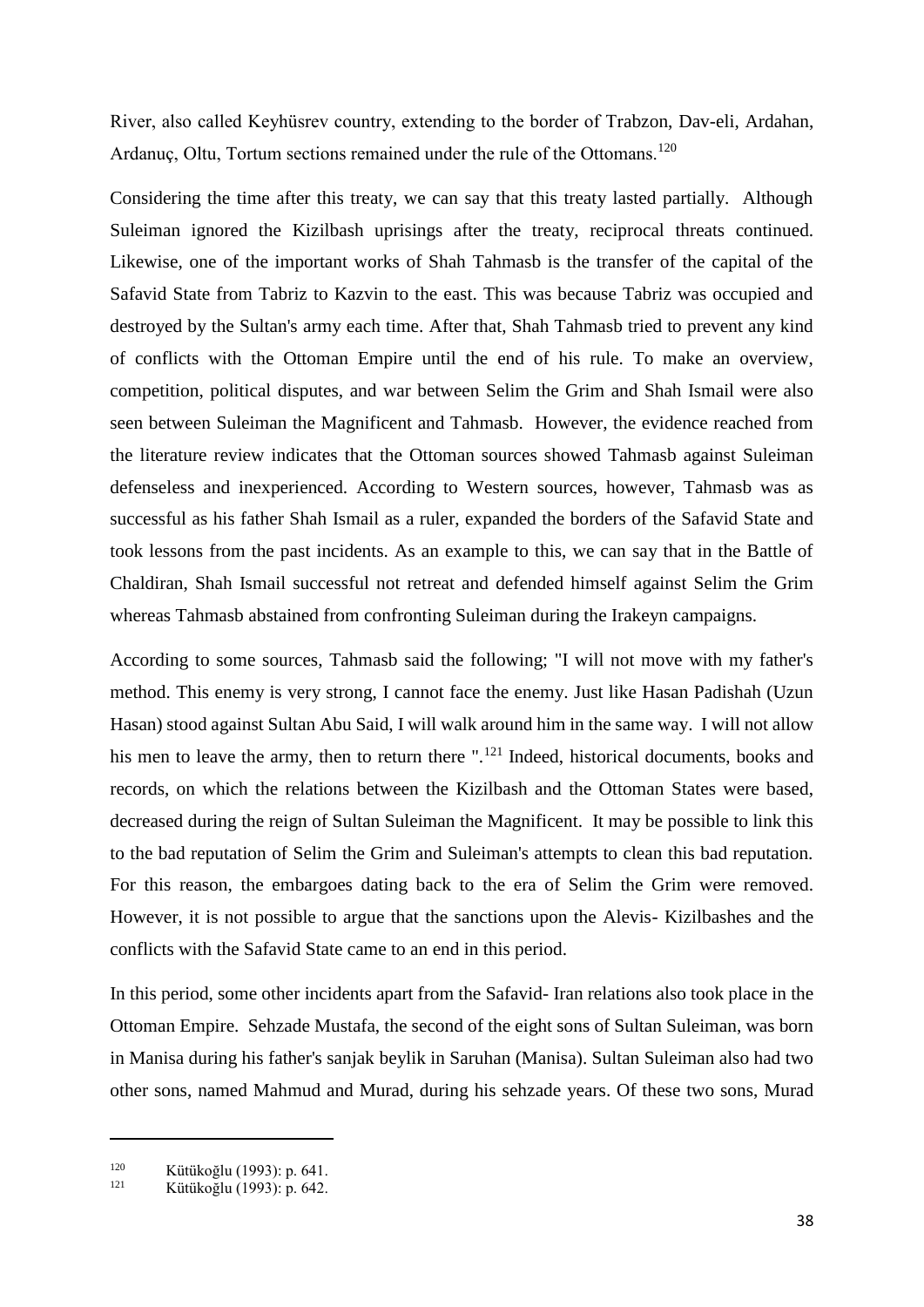River, also called Keyhüsrev country, extending to the border of Trabzon, Dav-eli, Ardahan, Ardanuç, Oltu, Tortum sections remained under the rule of the Ottomans.[120]

Considering the time after this treaty, we can say that this treaty lasted partially. Although Suleiman ignored the Kizilbash uprisings after the treaty, reciprocal threats continued. Likewise, one of the important works of Shah Tahmasb is the transfer of the capital of the Safavid State from Tabriz to Kazvin to the east. This was because Tabriz was occupied and destroyed by the Sultan's army each time. After that, Shah Tahmasb tried to prevent any kind of conflicts with the Ottoman Empire until the end of his rule. To make an overview, competition, political disputes, and war between Selim the Grim and Shah Ismail were also seen between Suleiman the Magnificent and Tahmasb. However, the evidence reached from the literature review indicates that the Ottoman sources showed Tahmasb against Suleiman defenseless and inexperienced. According to Western sources, however, Tahmasb was as successful as his father Shah Ismail as a ruler, expanded the borders of the Safavid State and took lessons from the past incidents. As an example to this, we can say that in the Battle of Chaldiran, Shah Ismail successful not retreat and defended himself against Selim the Grim whereas Tahmasb abstained from confronting Suleiman during the Irakeyn campaigns.

According to some sources, Tahmasb said the following; "I will not move with my father's method. This enemy is very strong, I cannot face the enemy. Just like Hasan Padishah (Uzun Hasan) stood against Sultan Abu Said, I will walk around him in the same way. I will not allow his men to leave the army, then to return there ".[121] Indeed, historical documents, books and records, on which the relations between the Kizilbash and the Ottoman States were based, decreased during the reign of Sultan Suleiman the Magnificent. It may be possible to link this to the bad reputation of Selim the Grim and Suleiman's attempts to clean this bad reputation. For this reason, the embargoes dating back to the era of Selim the Grim were removed. However, it is not possible to argue that the sanctions upon the Alevis- Kizilbashes and the conflicts with the Safavid State came to an end in this period.

In this period, some other incidents apart from the Safavid- Iran relations also took place in the Ottoman Empire. Sehzade Mustafa, the second of the eight sons of Sultan Suleiman, was born in Manisa during his father's sanjak beylik in Saruhan (Manisa). Sultan Suleiman also had two other sons, named Mahmud and Murad, during his sehzade years. Of these two sons, Murad

---

[120] Kütükoğlu (1993): p. 641.

[121] Kütükoğlu (1993): p. 642.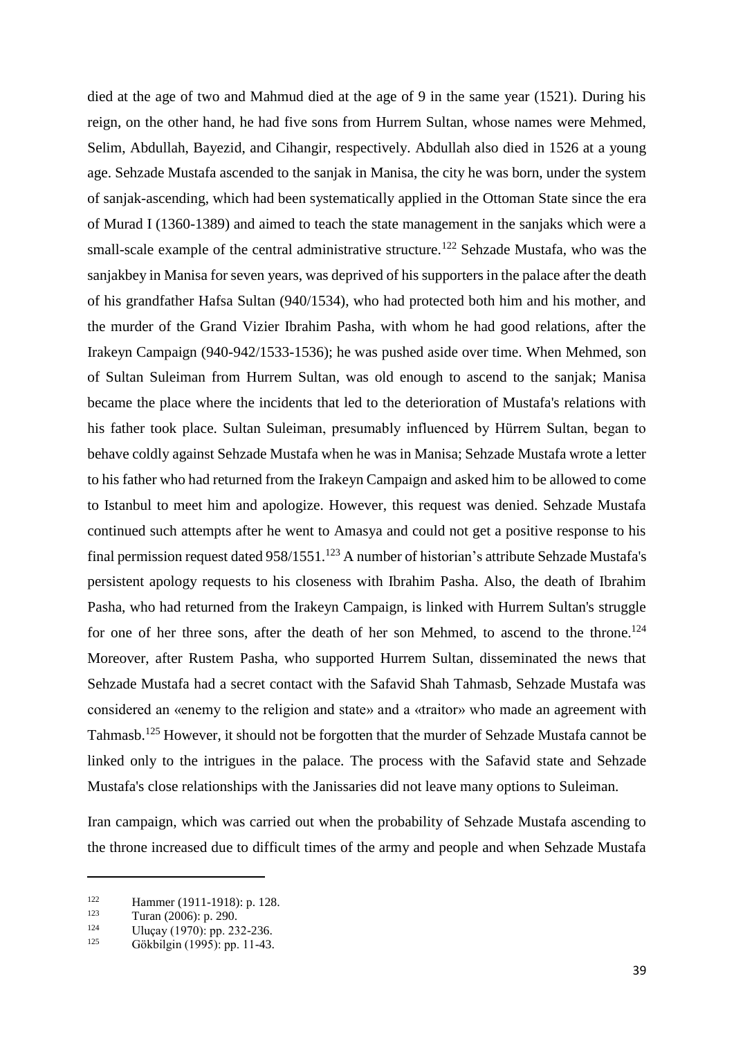died at the age of two and Mahmud died at the age of 9 in the same year (1521). During his reign, on the other hand, he had five sons from Hurrem Sultan, whose names were Mehmed, Selim, Abdullah, Bayezid, and Cihangir, respectively. Abdullah also died in 1526 at a young age. Sehzade Mustafa ascended to the sanjak in Manisa, the city he was born, under the system of sanjak-ascending, which had been systematically applied in the Ottoman State since the era of Murad I (1360-1389) and aimed to teach the state management in the sanjaks which were a small-scale example of the central administrative structure.[122] Sehzade Mustafa, who was the sanjakbey in Manisa for seven years, was deprived of his supporters in the palace after the death of his grandfather Hafsa Sultan (940/1534), who had protected both him and his mother, and the murder of the Grand Vizier Ibrahim Pasha, with whom he had good relations, after the Irakeyn Campaign (940-942/1533-1536); he was pushed aside over time. When Mehmed, son of Sultan Suleiman from Hurrem Sultan, was old enough to ascend to the sanjak; Manisa became the place where the incidents that led to the deterioration of Mustafa's relations with his father took place. Sultan Suleiman, presumably influenced by Hürrem Sultan, began to behave coldly against Sehzade Mustafa when he was in Manisa; Sehzade Mustafa wrote a letter to his father who had returned from the Irakeyn Campaign and asked him to be allowed to come to Istanbul to meet him and apologize. However, this request was denied. Sehzade Mustafa continued such attempts after he went to Amasya and could not get a positive response to his final permission request dated 958/1551.[123] A number of historian's attribute Sehzade Mustafa's persistent apology requests to his closeness with Ibrahim Pasha. Also, the death of Ibrahim Pasha, who had returned from the Irakeyn Campaign, is linked with Hurrem Sultan's struggle for one of her three sons, after the death of her son Mehmed, to ascend to the throne.[124] Moreover, after Rustem Pasha, who supported Hurrem Sultan, disseminated the news that Sehzade Mustafa had a secret contact with the Safavid Shah Tahmasb, Sehzade Mustafa was considered an «enemy to the religion and state» and a «traitor» who made an agreement with Tahmasb.[125] However, it should not be forgotten that the murder of Sehzade Mustafa cannot be linked only to the intrigues in the palace. The process with the Safavid state and Sehzade Mustafa's close relationships with the Janissaries did not leave many options to Suleiman.

Iran campaign, which was carried out when the probability of Sehzade Mustafa ascending to the throne increased due to difficult times of the army and people and when Sehzade Mustafa

---

[122] Hammer (1911-1918): p. 128.

[123] Turan (2006): p. 290.

[124] Uluçay (1970): pp. 232-236.

[125] Gökbilgin (1995): pp. 11-43.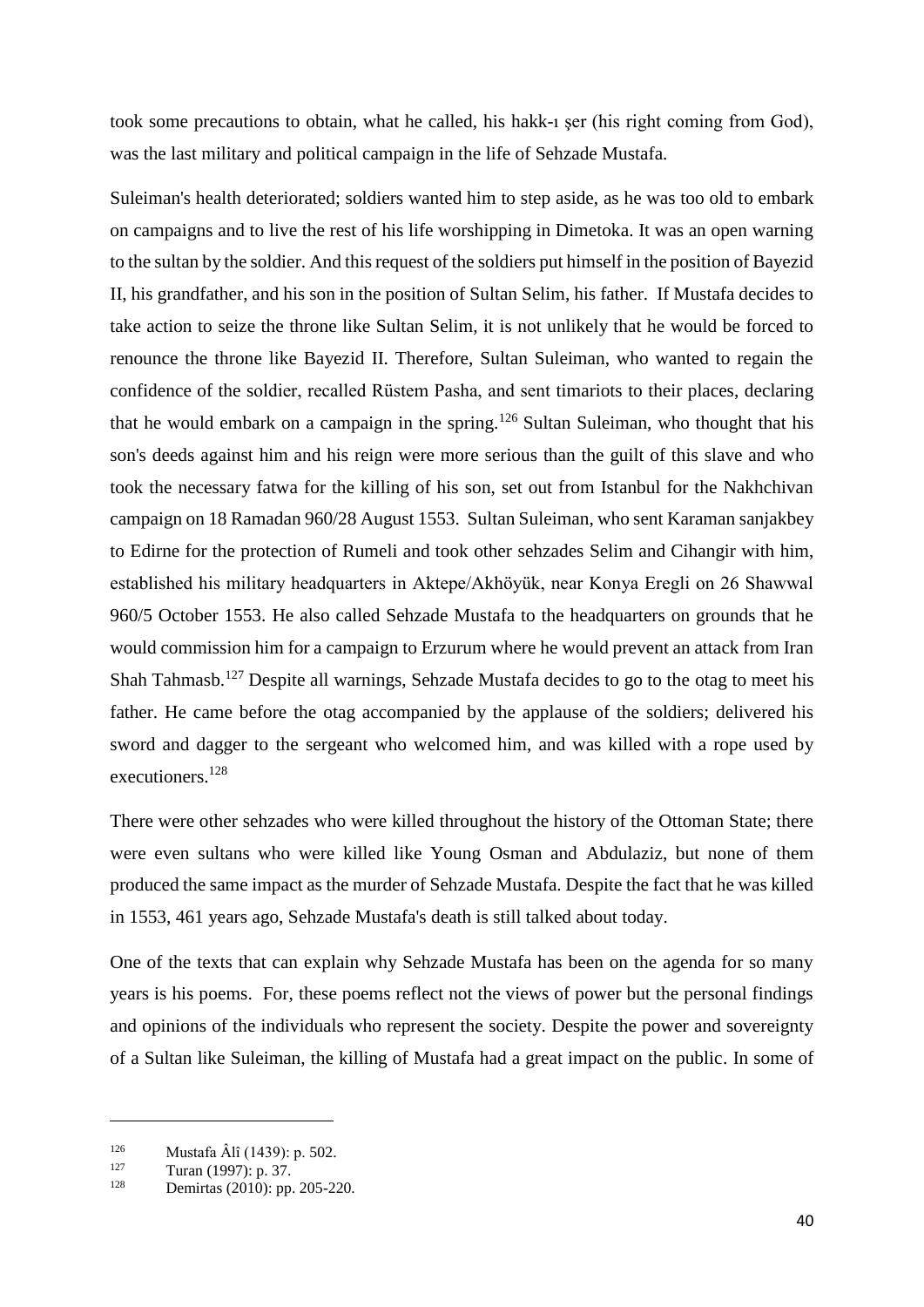took some precautions to obtain, what he called, his hakk-ı şer (his right coming from God), was the last military and political campaign in the life of Sehzade Mustafa.

Suleiman's health deteriorated; soldiers wanted him to step aside, as he was too old to embark on campaigns and to live the rest of his life worshipping in Dimetoka. It was an open warning to the sultan by the soldier. And this request of the soldiers put himself in the position of Bayezid II, his grandfather, and his son in the position of Sultan Selim, his father. If Mustafa decides to take action to seize the throne like Sultan Selim, it is not unlikely that he would be forced to renounce the throne like Bayezid II. Therefore, Sultan Suleiman, who wanted to regain the confidence of the soldier, recalled Rüstem Pasha, and sent timariots to their places, declaring that he would embark on a campaign in the spring.[126] Sultan Suleiman, who thought that his son's deeds against him and his reign were more serious than the guilt of this slave and who took the necessary fatwa for the killing of his son, set out from Istanbul for the Nakhchivan campaign on 18 Ramadan 960/28 August 1553. Sultan Suleiman, who sent Karaman sanjakbey to Edirne for the protection of Rumeli and took other sehzades Selim and Cihangir with him, established his military headquarters in Aktepe/Akhöyük, near Konya Eregli on 26 Shawwal 960/5 October 1553. He also called Sehzade Mustafa to the headquarters on grounds that he would commission him for a campaign to Erzurum where he would prevent an attack from Iran Shah Tahmasb.[127] Despite all warnings, Sehzade Mustafa decides to go to the otag to meet his father. He came before the otag accompanied by the applause of the soldiers; delivered his sword and dagger to the sergeant who welcomed him, and was killed with a rope used by executioners.[128]

There were other sehzades who were killed throughout the history of the Ottoman State; there were even sultans who were killed like Young Osman and Abdulaziz, but none of them produced the same impact as the murder of Sehzade Mustafa. Despite the fact that he was killed in 1553, 461 years ago, Sehzade Mustafa's death is still talked about today.

One of the texts that can explain why Sehzade Mustafa has been on the agenda for so many years is his poems. For, these poems reflect not the views of power but the personal findings and opinions of the individuals who represent the society. Despite the power and sovereignty of a Sultan like Suleiman, the killing of Mustafa had a great impact on the public. In some of

---

[126] Mustafa Âlî (1439): p. 502.

[127] Turan (1997): p. 37.

[128] Demirtas (2010): pp. 205-220.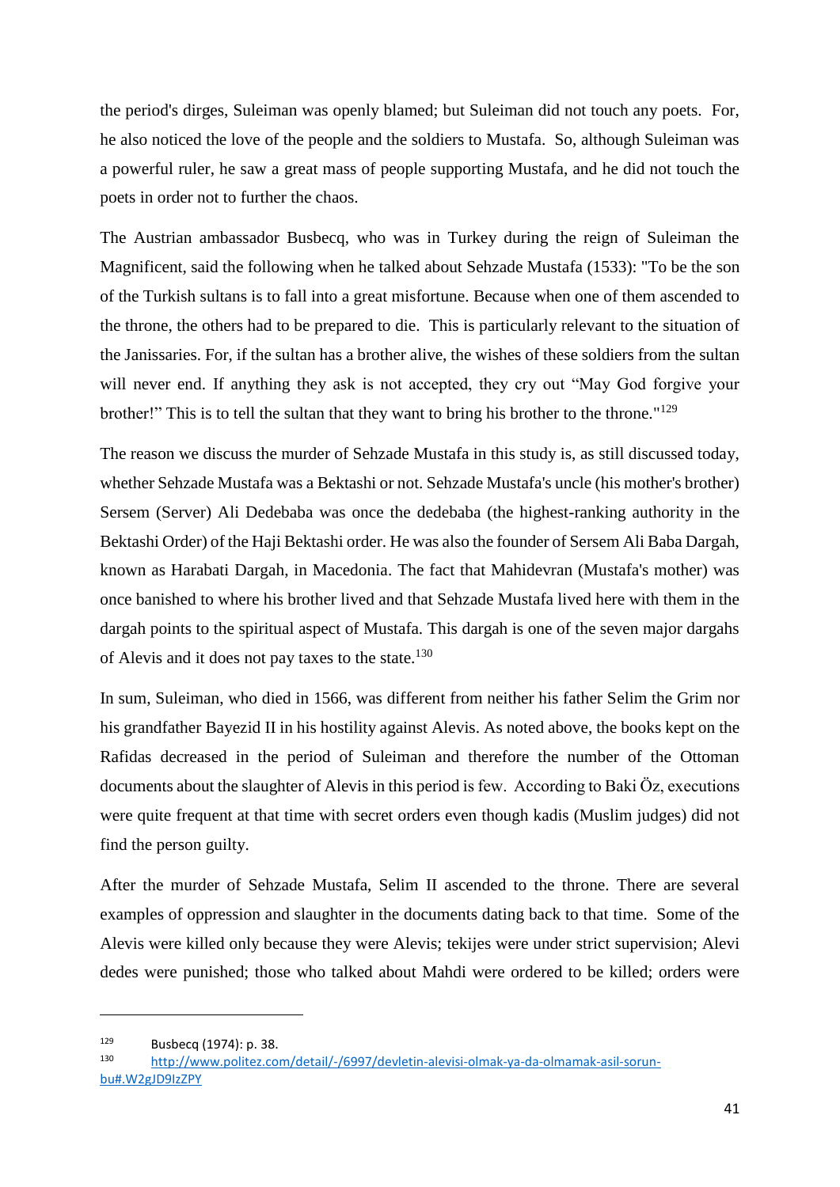the period's dirges, Suleiman was openly blamed; but Suleiman did not touch any poets. For, he also noticed the love of the people and the soldiers to Mustafa. So, although Suleiman was a powerful ruler, he saw a great mass of people supporting Mustafa, and he did not touch the poets in order not to further the chaos.

The Austrian ambassador Busbecq, who was in Turkey during the reign of Suleiman the Magnificent, said the following when he talked about Sehzade Mustafa (1533): "To be the son of the Turkish sultans is to fall into a great misfortune. Because when one of them ascended to the throne, the others had to be prepared to die. This is particularly relevant to the situation of the Janissaries. For, if the sultan has a brother alive, the wishes of these soldiers from the sultan will never end. If anything they ask is not accepted, they cry out "May God forgive your brother!" This is to tell the sultan that they want to bring his brother to the throne."[129]

The reason we discuss the murder of Sehzade Mustafa in this study is, as still discussed today, whether Sehzade Mustafa was a Bektashi or not. Sehzade Mustafa's uncle (his mother's brother) Sersem (Server) Ali Dedebaba was once the dedebaba (the highest-ranking authority in the Bektashi Order) of the Haji Bektashi order. He was also the founder of Sersem Ali Baba Dargah, known as Harabati Dargah, in Macedonia. The fact that Mahidevran (Mustafa's mother) was once banished to where his brother lived and that Sehzade Mustafa lived here with them in the dargah points to the spiritual aspect of Mustafa. This dargah is one of the seven major dargahs of Alevis and it does not pay taxes to the state.[130]

In sum, Suleiman, who died in 1566, was different from neither his father Selim the Grim nor his grandfather Bayezid II in his hostility against Alevis. As noted above, the books kept on the Rafidas decreased in the period of Suleiman and therefore the number of the Ottoman documents about the slaughter of Alevis in this period is few. According to Baki Öz, executions were quite frequent at that time with secret orders even though kadis (Muslim judges) did not find the person guilty.

After the murder of Sehzade Mustafa, Selim II ascended to the throne. There are several examples of oppression and slaughter in the documents dating back to that time. Some of the Alevis were killed only because they were Alevis; tekijes were under strict supervision; Alevi dedes were punished; those who talked about Mahdi were ordered to be killed; orders were

---

[129] Busbecq (1974): p. 38.

[130] http://www.politez.com/detail/-/6997/devletin-alevisi-olmak-ya-da-olmamak-asil-sorun-bu#.W2gJD9IzZPY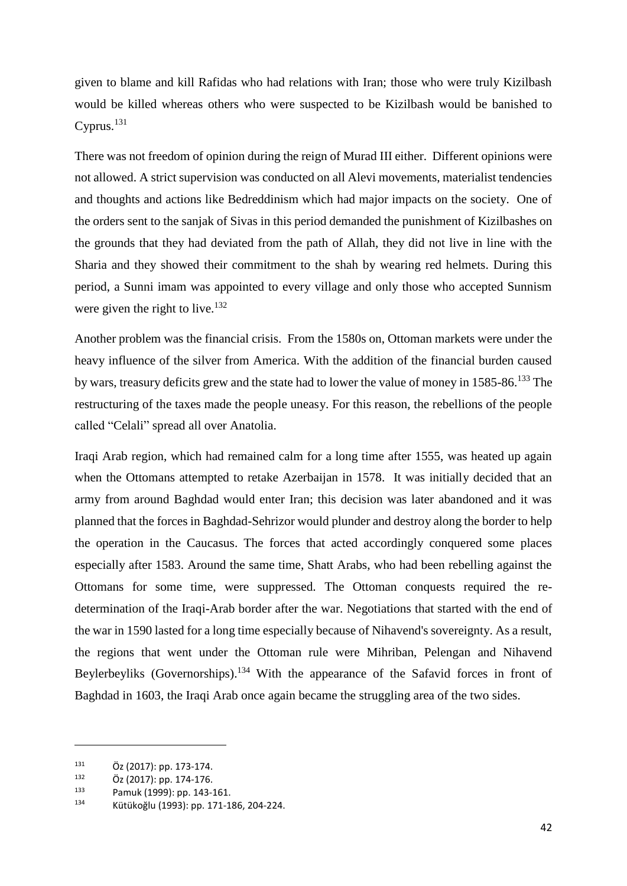given to blame and kill Rafidas who had relations with Iran; those who were truly Kizilbash would be killed whereas others who were suspected to be Kizilbash would be banished to Cyprus.[131]

There was not freedom of opinion during the reign of Murad III either. Different opinions were not allowed. A strict supervision was conducted on all Alevi movements, materialist tendencies and thoughts and actions like Bedreddinism which had major impacts on the society. One of the orders sent to the sanjak of Sivas in this period demanded the punishment of Kizilbashes on the grounds that they had deviated from the path of Allah, they did not live in line with the Sharia and they showed their commitment to the shah by wearing red helmets. During this period, a Sunni imam was appointed to every village and only those who accepted Sunnism were given the right to live.[132]

Another problem was the financial crisis. From the 1580s on, Ottoman markets were under the heavy influence of the silver from America. With the addition of the financial burden caused by wars, treasury deficits grew and the state had to lower the value of money in 1585-86.[133] The restructuring of the taxes made the people uneasy. For this reason, the rebellions of the people called "Celali" spread all over Anatolia.

Iraqi Arab region, which had remained calm for a long time after 1555, was heated up again when the Ottomans attempted to retake Azerbaijan in 1578. It was initially decided that an army from around Baghdad would enter Iran; this decision was later abandoned and it was planned that the forces in Baghdad-Sehrizor would plunder and destroy along the border to help the operation in the Caucasus. The forces that acted accordingly conquered some places especially after 1583. Around the same time, Shatt Arabs, who had been rebelling against the Ottomans for some time, were suppressed. The Ottoman conquests required the re-determination of the Iraqi-Arab border after the war. Negotiations that started with the end of the war in 1590 lasted for a long time especially because of Nihavend's sovereignty. As a result, the regions that went under the Ottoman rule were Mihriban, Pelengan and Nihavend Beylerbeyliks (Governorships).[134] With the appearance of the Safavid forces in front of Baghdad in 1603, the Iraqi Arab once again became the struggling area of the two sides.

---

[131] Öz (2017): pp. 173-174.

[132] Öz (2017): pp. 174-176.

[133] Pamuk (1999): pp. 143-161.

[134] Kütükoğlu (1993): pp. 171-186, 204-224.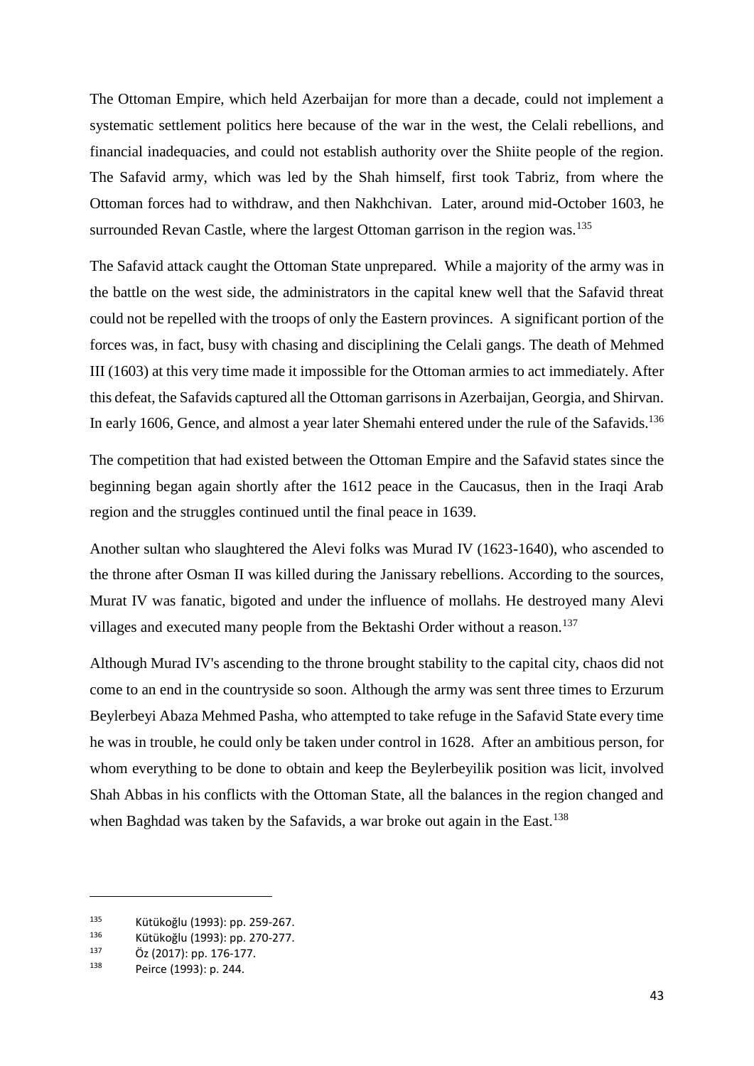The Ottoman Empire, which held Azerbaijan for more than a decade, could not implement a systematic settlement politics here because of the war in the west, the Celali rebellions, and financial inadequacies, and could not establish authority over the Shiite people of the region. The Safavid army, which was led by the Shah himself, first took Tabriz, from where the Ottoman forces had to withdraw, and then Nakhchivan. Later, around mid-October 1603, he surrounded Revan Castle, where the largest Ottoman garrison in the region was.[135]

The Safavid attack caught the Ottoman State unprepared. While a majority of the army was in the battle on the west side, the administrators in the capital knew well that the Safavid threat could not be repelled with the troops of only the Eastern provinces. A significant portion of the forces was, in fact, busy with chasing and disciplining the Celali gangs. The death of Mehmed III (1603) at this very time made it impossible for the Ottoman armies to act immediately. After this defeat, the Safavids captured all the Ottoman garrisons in Azerbaijan, Georgia, and Shirvan. In early 1606, Gence, and almost a year later Shemahi entered under the rule of the Safavids.[136]

The competition that had existed between the Ottoman Empire and the Safavid states since the beginning began again shortly after the 1612 peace in the Caucasus, then in the Iraqi Arab region and the struggles continued until the final peace in 1639.

Another sultan who slaughtered the Alevi folks was Murad IV (1623-1640), who ascended to the throne after Osman II was killed during the Janissary rebellions. According to the sources, Murat IV was fanatic, bigoted and under the influence of mollahs. He destroyed many Alevi villages and executed many people from the Bektashi Order without a reason.[137]

Although Murad IV's ascending to the throne brought stability to the capital city, chaos did not come to an end in the countryside so soon. Although the army was sent three times to Erzurum Beylerbeyi Abaza Mehmed Pasha, who attempted to take refuge in the Safavid State every time he was in trouble, he could only be taken under control in 1628. After an ambitious person, for whom everything to be done to obtain and keep the Beylerbeyilik position was licit, involved Shah Abbas in his conflicts with the Ottoman State, all the balances in the region changed and when Baghdad was taken by the Safavids, a war broke out again in the East.[138]

---

[135] Kütükoğlu (1993): pp. 259-267.

[136] Kütükoğlu (1993): pp. 270-277.

[137] Öz (2017): pp. 176-177.

[138] Peirce (1993): p. 244.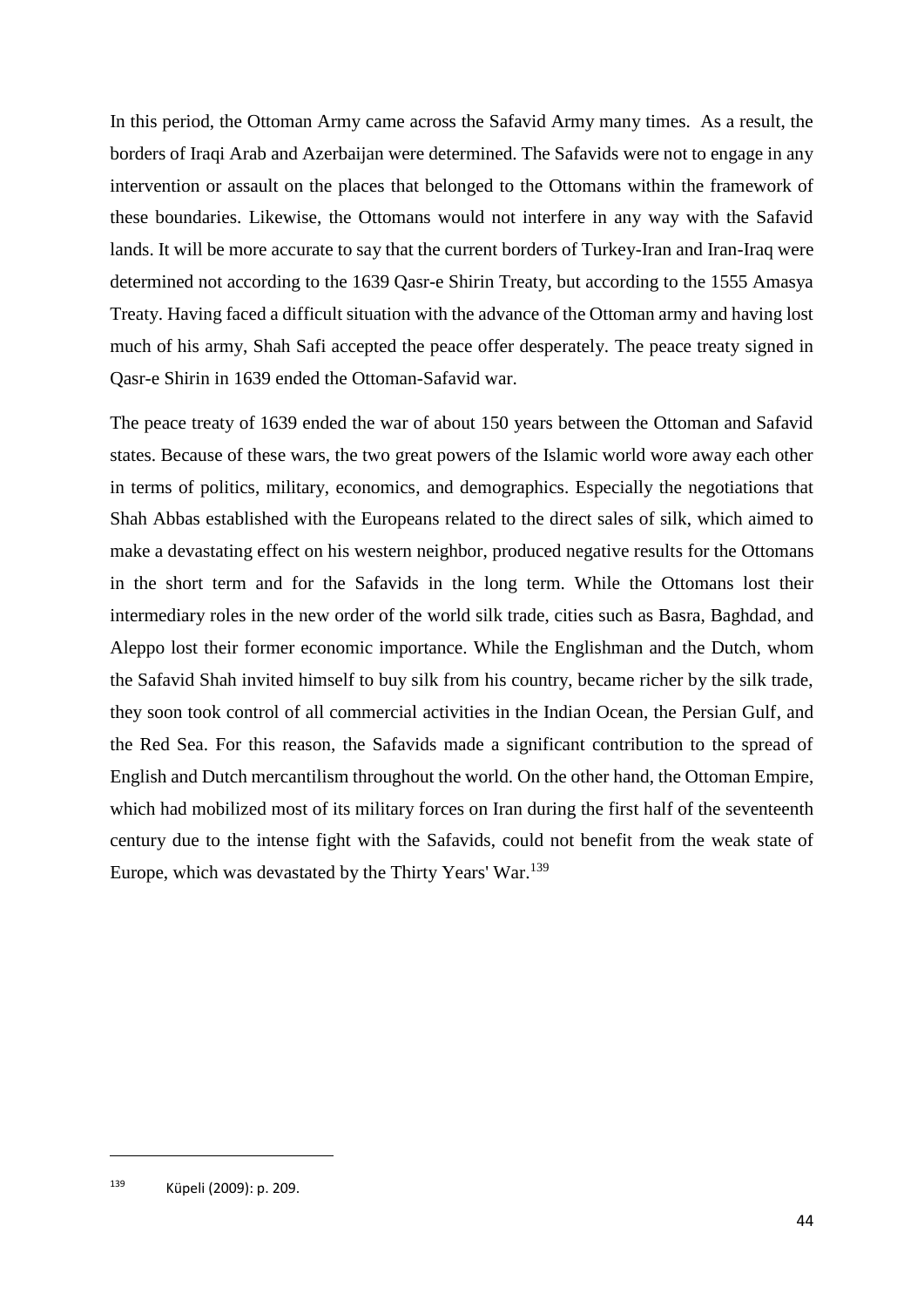In this period, the Ottoman Army came across the Safavid Army many times. As a result, the borders of Iraqi Arab and Azerbaijan were determined. The Safavids were not to engage in any intervention or assault on the places that belonged to the Ottomans within the framework of these boundaries. Likewise, the Ottomans would not interfere in any way with the Safavid lands. It will be more accurate to say that the current borders of Turkey-Iran and Iran-Iraq were determined not according to the 1639 Qasr-e Shirin Treaty, but according to the 1555 Amasya Treaty. Having faced a difficult situation with the advance of the Ottoman army and having lost much of his army, Shah Safi accepted the peace offer desperately. The peace treaty signed in Qasr-e Shirin in 1639 ended the Ottoman-Safavid war.

The peace treaty of 1639 ended the war of about 150 years between the Ottoman and Safavid states. Because of these wars, the two great powers of the Islamic world wore away each other in terms of politics, military, economics, and demographics. Especially the negotiations that Shah Abbas established with the Europeans related to the direct sales of silk, which aimed to make a devastating effect on his western neighbor, produced negative results for the Ottomans in the short term and for the Safavids in the long term. While the Ottomans lost their intermediary roles in the new order of the world silk trade, cities such as Basra, Baghdad, and Aleppo lost their former economic importance. While the Englishman and the Dutch, whom the Safavid Shah invited himself to buy silk from his country, became richer by the silk trade, they soon took control of all commercial activities in the Indian Ocean, the Persian Gulf, and the Red Sea. For this reason, the Safavids made a significant contribution to the spread of English and Dutch mercantilism throughout the world. On the other hand, the Ottoman Empire, which had mobilized most of its military forces on Iran during the first half of the seventeenth century due to the intense fight with the Safavids, could not benefit from the weak state of Europe, which was devastated by the Thirty Years' War.[139]

[139] Küpeli (2009): p. 209.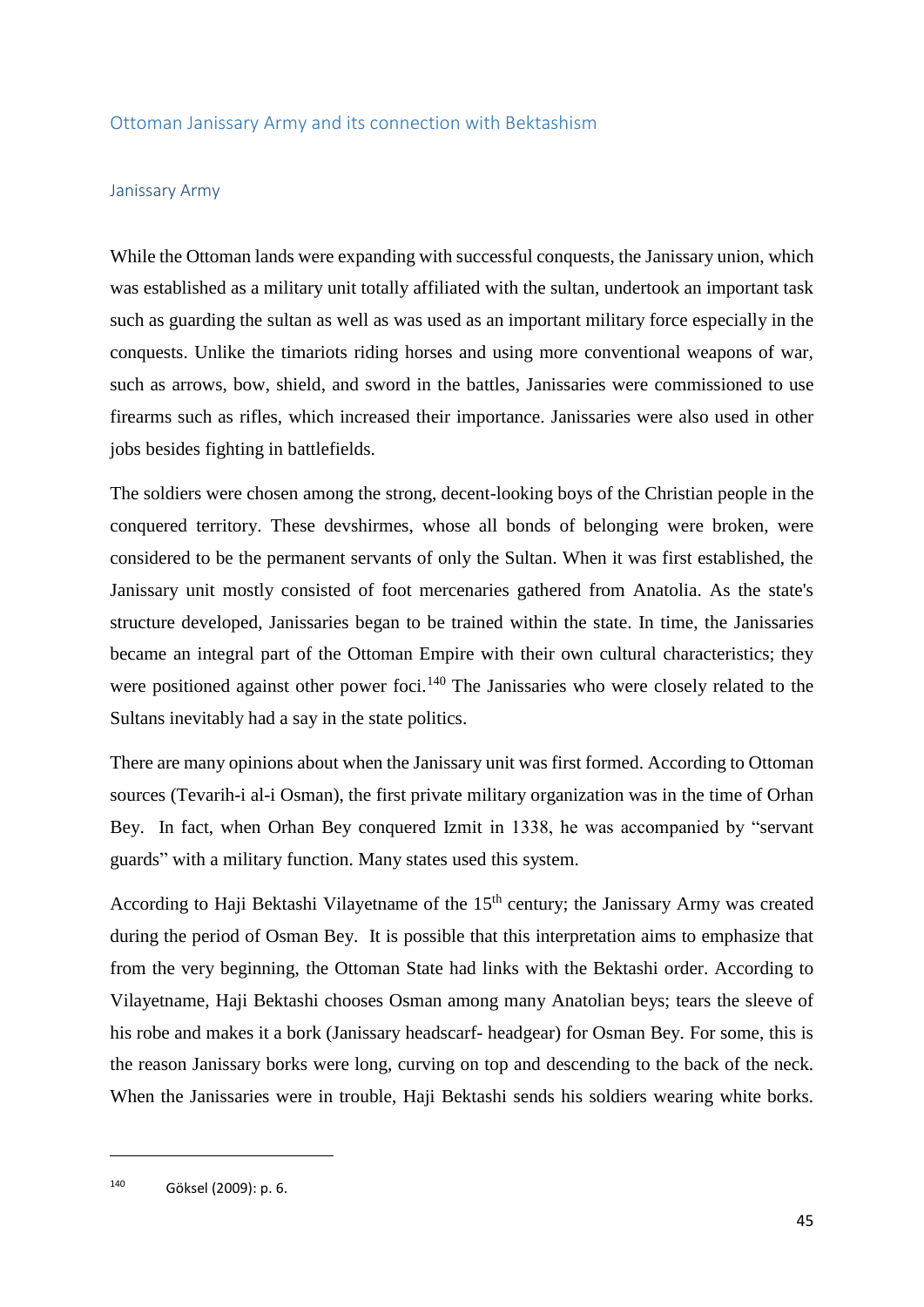## Ottoman Janissary Army and its connection with Bektashism

### Janissary Army

While the Ottoman lands were expanding with successful conquests, the Janissary union, which was established as a military unit totally affiliated with the sultan, undertook an important task such as guarding the sultan as well as was used as an important military force especially in the conquests. Unlike the timariots riding horses and using more conventional weapons of war, such as arrows, bow, shield, and sword in the battles, Janissaries were commissioned to use firearms such as rifles, which increased their importance. Janissaries were also used in other jobs besides fighting in battlefields.

The soldiers were chosen among the strong, decent-looking boys of the Christian people in the conquered territory. These devshirmes, whose all bonds of belonging were broken, were considered to be the permanent servants of only the Sultan. When it was first established, the Janissary unit mostly consisted of foot mercenaries gathered from Anatolia. As the state's structure developed, Janissaries began to be trained within the state. In time, the Janissaries became an integral part of the Ottoman Empire with their own cultural characteristics; they were positioned against other power foci.[140] The Janissaries who were closely related to the Sultans inevitably had a say in the state politics.

There are many opinions about when the Janissary unit was first formed. According to Ottoman sources (Tevarih-i al-i Osman), the first private military organization was in the time of Orhan Bey. In fact, when Orhan Bey conquered Izmit in 1338, he was accompanied by "servant guards" with a military function. Many states used this system.

According to Haji Bektashi Vilayetname of the 15th century; the Janissary Army was created during the period of Osman Bey. It is possible that this interpretation aims to emphasize that from the very beginning, the Ottoman State had links with the Bektashi order. According to Vilayetname, Haji Bektashi chooses Osman among many Anatolian beys; tears the sleeve of his robe and makes it a bork (Janissary headscarf- headgear) for Osman Bey. For some, this is the reason Janissary borks were long, curving on top and descending to the back of the neck. When the Janissaries were in trouble, Haji Bektashi sends his soldiers wearing white borks.

---

[140] Göksel (2009): p. 6.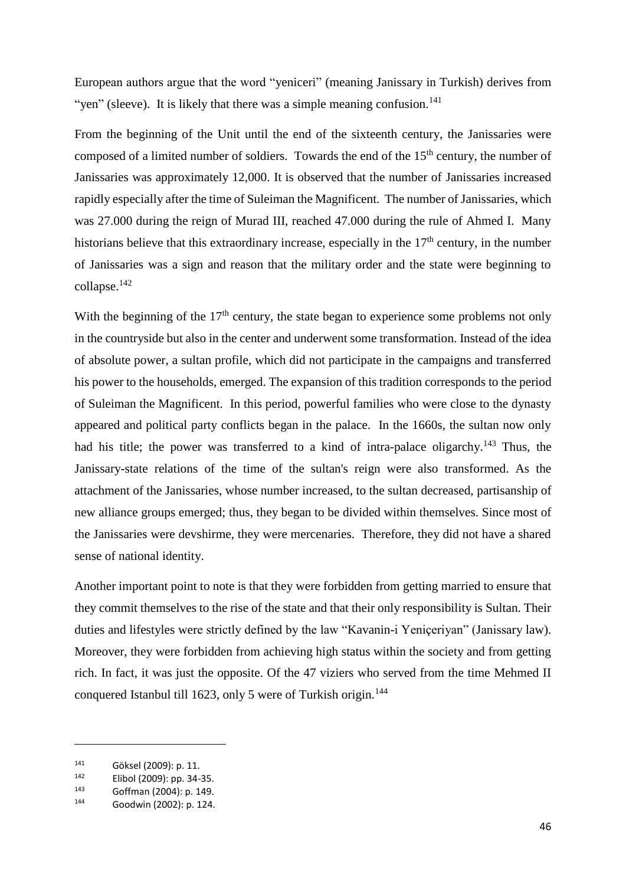European authors argue that the word "yeniceri" (meaning Janissary in Turkish) derives from "yen" (sleeve). It is likely that there was a simple meaning confusion.[141]

From the beginning of the Unit until the end of the sixteenth century, the Janissaries were composed of a limited number of soldiers. Towards the end of the 15th century, the number of Janissaries was approximately 12,000. It is observed that the number of Janissaries increased rapidly especially after the time of Suleiman the Magnificent. The number of Janissaries, which was 27.000 during the reign of Murad III, reached 47.000 during the rule of Ahmed I. Many historians believe that this extraordinary increase, especially in the 17th century, in the number of Janissaries was a sign and reason that the military order and the state were beginning to collapse.[142]

With the beginning of the 17th century, the state began to experience some problems not only in the countryside but also in the center and underwent some transformation. Instead of the idea of absolute power, a sultan profile, which did not participate in the campaigns and transferred his power to the households, emerged. The expansion of this tradition corresponds to the period of Suleiman the Magnificent. In this period, powerful families who were close to the dynasty appeared and political party conflicts began in the palace. In the 1660s, the sultan now only had his title; the power was transferred to a kind of intra-palace oligarchy.[143] Thus, the Janissary-state relations of the time of the sultan's reign were also transformed. As the attachment of the Janissaries, whose number increased, to the sultan decreased, partisanship of new alliance groups emerged; thus, they began to be divided within themselves. Since most of the Janissaries were devshirme, they were mercenaries. Therefore, they did not have a shared sense of national identity.

Another important point to note is that they were forbidden from getting married to ensure that they commit themselves to the rise of the state and that their only responsibility is Sultan. Their duties and lifestyles were strictly defined by the law "Kavanin-i Yeniçeriyan" (Janissary law). Moreover, they were forbidden from achieving high status within the society and from getting rich. In fact, it was just the opposite. Of the 47 viziers who served from the time Mehmed II conquered Istanbul till 1623, only 5 were of Turkish origin.[144]

---

[141] Göksel (2009): p. 11.

[142] Elibol (2009): pp. 34-35.

[143] Goffman (2004): p. 149.

[144] Goodwin (2002): p. 124.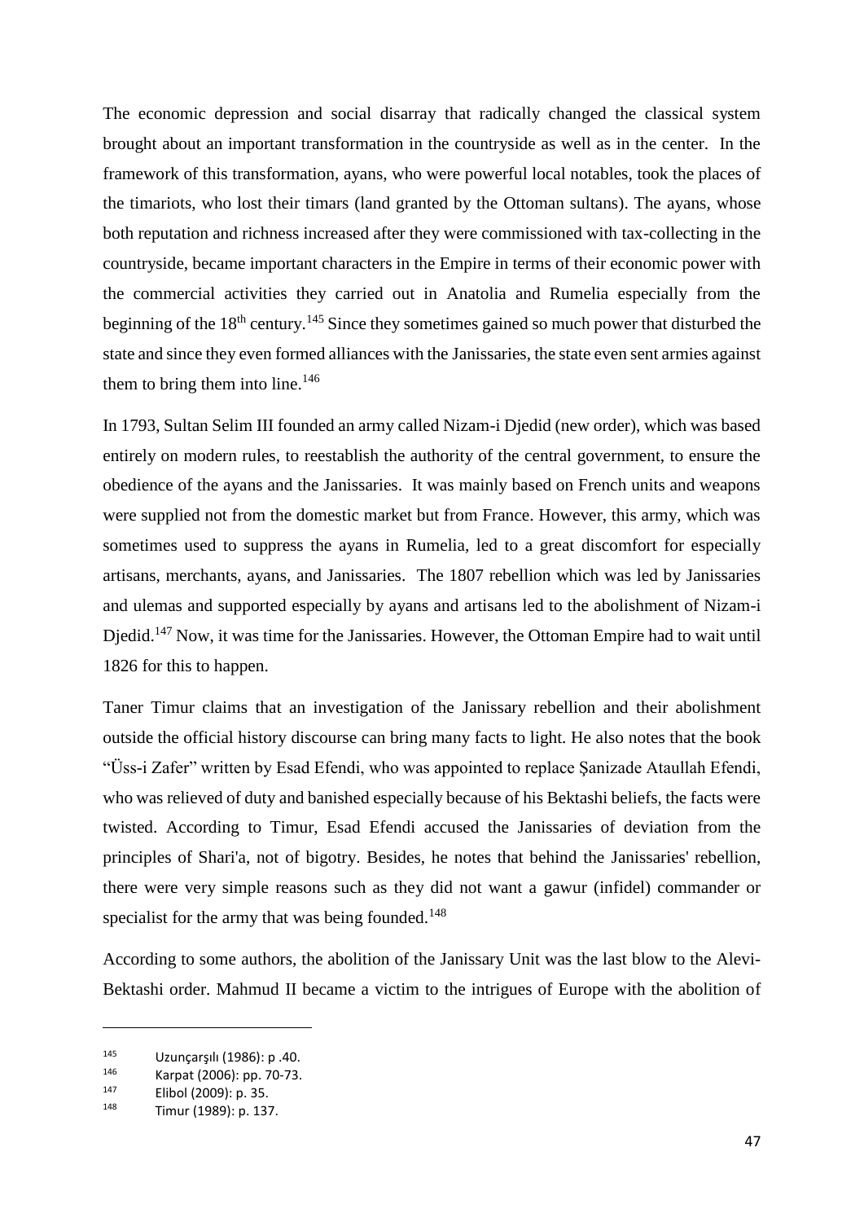The economic depression and social disarray that radically changed the classical system brought about an important transformation in the countryside as well as in the center. In the framework of this transformation, ayans, who were powerful local notables, took the places of the timariots, who lost their timars (land granted by the Ottoman sultans). The ayans, whose both reputation and richness increased after they were commissioned with tax-collecting in the countryside, became important characters in the Empire in terms of their economic power with the commercial activities they carried out in Anatolia and Rumelia especially from the beginning of the 18th century.[145] Since they sometimes gained so much power that disturbed the state and since they even formed alliances with the Janissaries, the state even sent armies against them to bring them into line.[146]

In 1793, Sultan Selim III founded an army called Nizam-i Djedid (new order), which was based entirely on modern rules, to reestablish the authority of the central government, to ensure the obedience of the ayans and the Janissaries. It was mainly based on French units and weapons were supplied not from the domestic market but from France. However, this army, which was sometimes used to suppress the ayans in Rumelia, led to a great discomfort for especially artisans, merchants, ayans, and Janissaries. The 1807 rebellion which was led by Janissaries and ulemas and supported especially by ayans and artisans led to the abolishment of Nizam-i Djedid.[147] Now, it was time for the Janissaries. However, the Ottoman Empire had to wait until 1826 for this to happen.

Taner Timur claims that an investigation of the Janissary rebellion and their abolishment outside the official history discourse can bring many facts to light. He also notes that the book "Üss-i Zafer" written by Esad Efendi, who was appointed to replace Şanizade Ataullah Efendi, who was relieved of duty and banished especially because of his Bektashi beliefs, the facts were twisted. According to Timur, Esad Efendi accused the Janissaries of deviation from the principles of Shari'a, not of bigotry. Besides, he notes that behind the Janissaries' rebellion, there were very simple reasons such as they did not want a gawur (infidel) commander or specialist for the army that was being founded.[148]

According to some authors, the abolition of the Janissary Unit was the last blow to the Alevi-Bektashi order. Mahmud II became a victim to the intrigues of Europe with the abolition of

---

145 Uzunçarşılı (1986): p .40.

146 Karpat (2006): pp. 70-73.

147 Elibol (2009): p. 35.

148 Timur (1989): p. 137.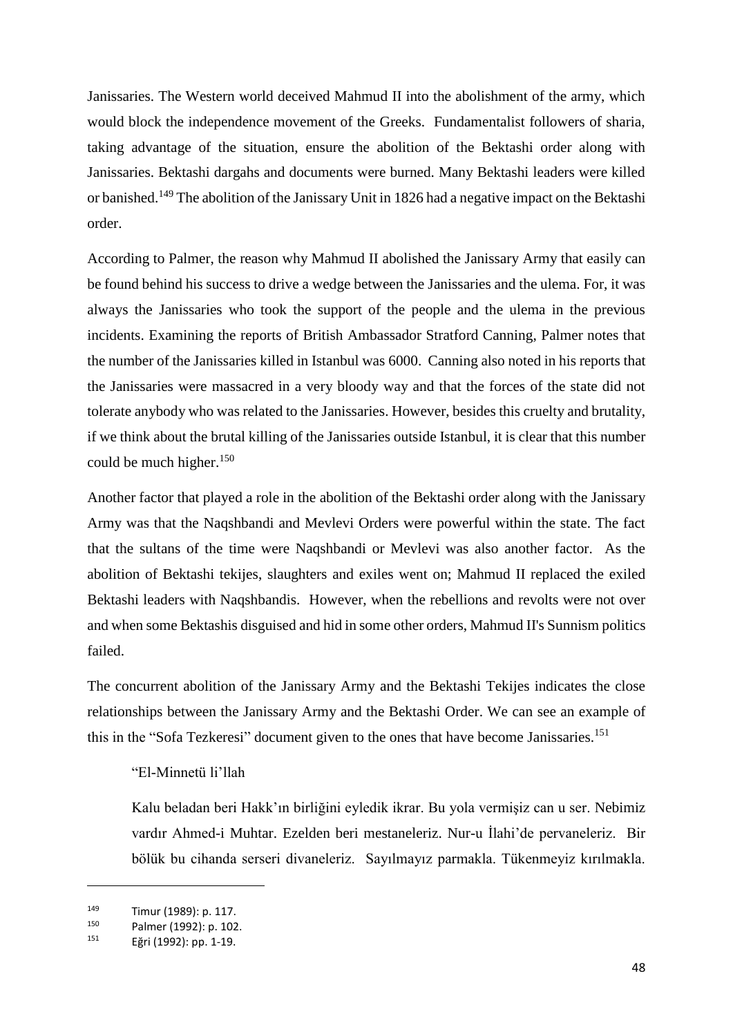Janissaries. The Western world deceived Mahmud II into the abolishment of the army, which would block the independence movement of the Greeks. Fundamentalist followers of sharia, taking advantage of the situation, ensure the abolition of the Bektashi order along with Janissaries. Bektashi dargahs and documents were burned. Many Bektashi leaders were killed or banished.[149] The abolition of the Janissary Unit in 1826 had a negative impact on the Bektashi order.

According to Palmer, the reason why Mahmud II abolished the Janissary Army that easily can be found behind his success to drive a wedge between the Janissaries and the ulema. For, it was always the Janissaries who took the support of the people and the ulema in the previous incidents. Examining the reports of British Ambassador Stratford Canning, Palmer notes that the number of the Janissaries killed in Istanbul was 6000. Canning also noted in his reports that the Janissaries were massacred in a very bloody way and that the forces of the state did not tolerate anybody who was related to the Janissaries. However, besides this cruelty and brutality, if we think about the brutal killing of the Janissaries outside Istanbul, it is clear that this number could be much higher.[150]

Another factor that played a role in the abolition of the Bektashi order along with the Janissary Army was that the Naqshbandi and Mevlevi Orders were powerful within the state. The fact that the sultans of the time were Naqshbandi or Mevlevi was also another factor. As the abolition of Bektashi tekijes, slaughters and exiles went on; Mahmud II replaced the exiled Bektashi leaders with Naqshbandis. However, when the rebellions and revolts were not over and when some Bektashis disguised and hid in some other orders, Mahmud II's Sunnism politics failed.

The concurrent abolition of the Janissary Army and the Bektashi Tekijes indicates the close relationships between the Janissary Army and the Bektashi Order. We can see an example of this in the "Sofa Tezkeresi" document given to the ones that have become Janissaries.[151]

> "El-Minnetü li'llah
>
> Kalu beladan beri Hakk'ın birliğini eyledik ikrar. Bu yola vermişiz can u ser. Nebimiz vardır Ahmed-i Muhtar. Ezelden beri mestaneleriz. Nur-u İlahi'de pervaneleriz. Bir bölük bu cihanda serseri divaneleriz. Sayılmayız parmakla. Tükenmeyiz kırılmakla.

---

149 Timur (1989): p. 117.

150 Palmer (1992): p. 102.

151 Eğri (1992): pp. 1-19.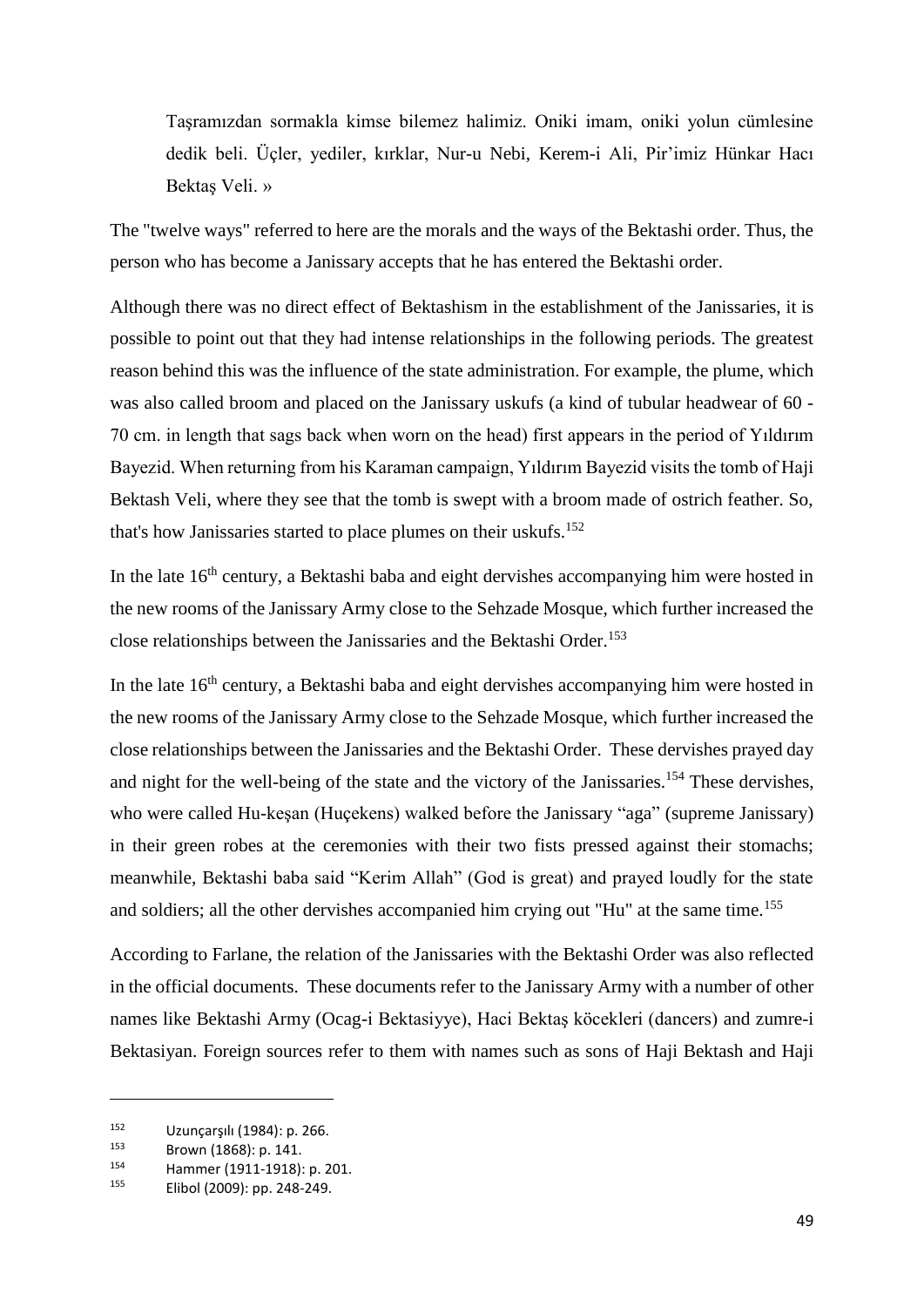> Taşramızdan sormakla kimse bilemez halimiz. Oniki imam, oniki yolun cümlesine dedik beli. Üçler, yediler, kırklar, Nur-u Nebi, Kerem-i Ali, Pir'imiz Hünkar Hacı Bektaş Veli. »

The "twelve ways" referred to here are the morals and the ways of the Bektashi order. Thus, the person who has become a Janissary accepts that he has entered the Bektashi order.

Although there was no direct effect of Bektashism in the establishment of the Janissaries, it is possible to point out that they had intense relationships in the following periods. The greatest reason behind this was the influence of the state administration. For example, the plume, which was also called broom and placed on the Janissary uskufs (a kind of tubular headwear of 60 - 70 cm. in length that sags back when worn on the head) first appears in the period of Yıldırım Bayezid. When returning from his Karaman campaign, Yıldırım Bayezid visits the tomb of Haji Bektash Veli, where they see that the tomb is swept with a broom made of ostrich feather. So, that's how Janissaries started to place plumes on their uskufs.[152]

In the late 16th century, a Bektashi baba and eight dervishes accompanying him were hosted in the new rooms of the Janissary Army close to the Sehzade Mosque, which further increased the close relationships between the Janissaries and the Bektashi Order.[153]

In the late 16th century, a Bektashi baba and eight dervishes accompanying him were hosted in the new rooms of the Janissary Army close to the Sehzade Mosque, which further increased the close relationships between the Janissaries and the Bektashi Order. These dervishes prayed day and night for the well-being of the state and the victory of the Janissaries.[154] These dervishes, who were called Hu-keşan (Huçekens) walked before the Janissary "aga" (supreme Janissary) in their green robes at the ceremonies with their two fists pressed against their stomachs; meanwhile, Bektashi baba said "Kerim Allah" (God is great) and prayed loudly for the state and soldiers; all the other dervishes accompanied him crying out "Hu" at the same time.[155]

According to Farlane, the relation of the Janissaries with the Bektashi Order was also reflected in the official documents. These documents refer to the Janissary Army with a number of other names like Bektashi Army (Ocag-i Bektasiyye), Haci Bektaş köcekleri (dancers) and zumre-i Bektasiyan. Foreign sources refer to them with names such as sons of Haji Bektash and Haji

---

[152] Uzunçarşılı (1984): p. 266.
[153] Brown (1868): p. 141.
[154] Hammer (1911-1918): p. 201.
[155] Elibol (2009): pp. 248-249.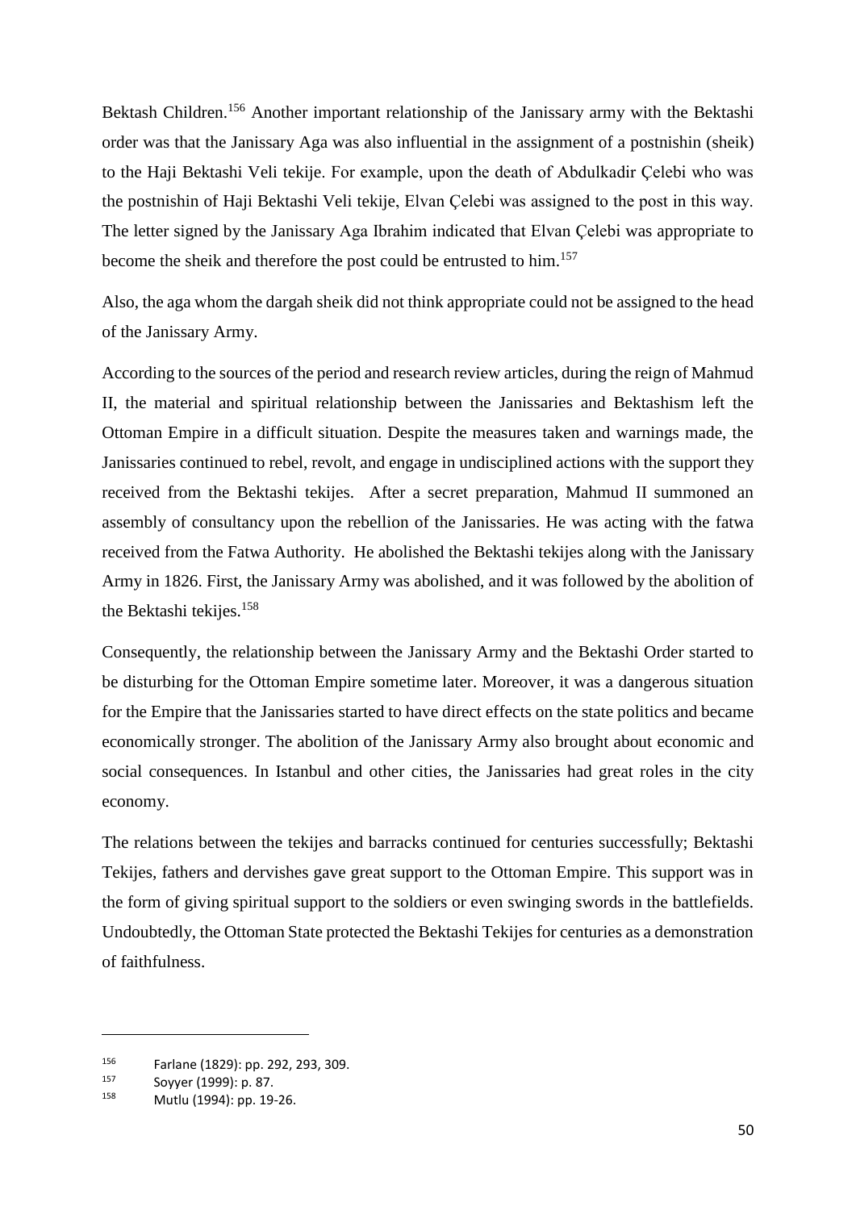Bektash Children.[156] Another important relationship of the Janissary army with the Bektashi order was that the Janissary Aga was also influential in the assignment of a postnishin (sheik) to the Haji Bektashi Veli tekije. For example, upon the death of Abdulkadir Çelebi who was the postnishin of Haji Bektashi Veli tekije, Elvan Çelebi was assigned to the post in this way. The letter signed by the Janissary Aga Ibrahim indicated that Elvan Çelebi was appropriate to become the sheik and therefore the post could be entrusted to him.[157]

Also, the aga whom the dargah sheik did not think appropriate could not be assigned to the head of the Janissary Army.

According to the sources of the period and research review articles, during the reign of Mahmud II, the material and spiritual relationship between the Janissaries and Bektashism left the Ottoman Empire in a difficult situation. Despite the measures taken and warnings made, the Janissaries continued to rebel, revolt, and engage in undisciplined actions with the support they received from the Bektashi tekijes. After a secret preparation, Mahmud II summoned an assembly of consultancy upon the rebellion of the Janissaries. He was acting with the fatwa received from the Fatwa Authority. He abolished the Bektashi tekijes along with the Janissary Army in 1826. First, the Janissary Army was abolished, and it was followed by the abolition of the Bektashi tekijes.[158]

Consequently, the relationship between the Janissary Army and the Bektashi Order started to be disturbing for the Ottoman Empire sometime later. Moreover, it was a dangerous situation for the Empire that the Janissaries started to have direct effects on the state politics and became economically stronger. The abolition of the Janissary Army also brought about economic and social consequences. In Istanbul and other cities, the Janissaries had great roles in the city economy.

The relations between the tekijes and barracks continued for centuries successfully; Bektashi Tekijes, fathers and dervishes gave great support to the Ottoman Empire. This support was in the form of giving spiritual support to the soldiers or even swinging swords in the battlefields. Undoubtedly, the Ottoman State protected the Bektashi Tekijes for centuries as a demonstration of faithfulness.

---

[156] Farlane (1829): pp. 292, 293, 309.

[157] Soyyer (1999): p. 87.

[158] Mutlu (1994): pp. 19-26.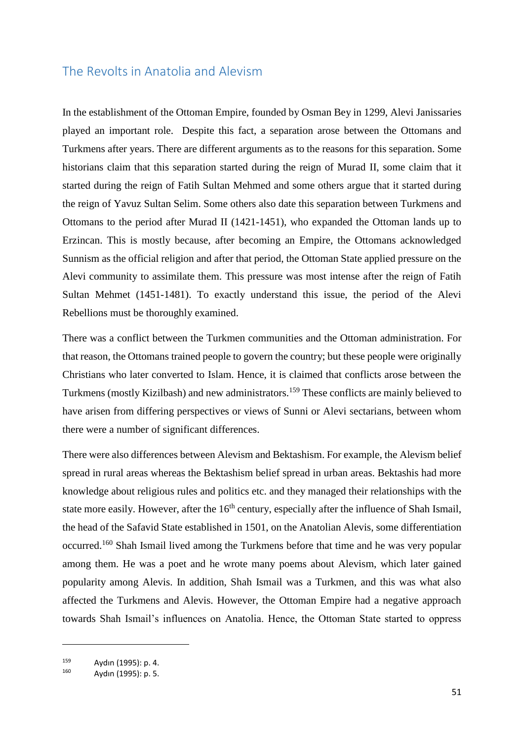## The Revolts in Anatolia and Alevism

In the establishment of the Ottoman Empire, founded by Osman Bey in 1299, Alevi Janissaries played an important role. Despite this fact, a separation arose between the Ottomans and Turkmens after years. There are different arguments as to the reasons for this separation. Some historians claim that this separation started during the reign of Murad II, some claim that it started during the reign of Fatih Sultan Mehmed and some others argue that it started during the reign of Yavuz Sultan Selim. Some others also date this separation between Turkmens and Ottomans to the period after Murad II (1421-1451), who expanded the Ottoman lands up to Erzincan. This is mostly because, after becoming an Empire, the Ottomans acknowledged Sunnism as the official religion and after that period, the Ottoman State applied pressure on the Alevi community to assimilate them. This pressure was most intense after the reign of Fatih Sultan Mehmet (1451-1481). To exactly understand this issue, the period of the Alevi Rebellions must be thoroughly examined.

There was a conflict between the Turkmen communities and the Ottoman administration. For that reason, the Ottomans trained people to govern the country; but these people were originally Christians who later converted to Islam. Hence, it is claimed that conflicts arose between the Turkmens (mostly Kizilbash) and new administrators.[159] These conflicts are mainly believed to have arisen from differing perspectives or views of Sunni or Alevi sectarians, between whom there were a number of significant differences.

There were also differences between Alevism and Bektashism. For example, the Alevism belief spread in rural areas whereas the Bektashism belief spread in urban areas. Bektashis had more knowledge about religious rules and politics etc. and they managed their relationships with the state more easily. However, after the 16th century, especially after the influence of Shah Ismail, the head of the Safavid State established in 1501, on the Anatolian Alevis, some differentiation occurred.[160] Shah Ismail lived among the Turkmens before that time and he was very popular among them. He was a poet and he wrote many poems about Alevism, which later gained popularity among Alevis. In addition, Shah Ismail was a Turkmen, and this was what also affected the Turkmens and Alevis. However, the Ottoman Empire had a negative approach towards Shah Ismail's influences on Anatolia. Hence, the Ottoman State started to oppress

---

[159] Aydın (1995): p. 4.

[160] Aydın (1995): p. 5.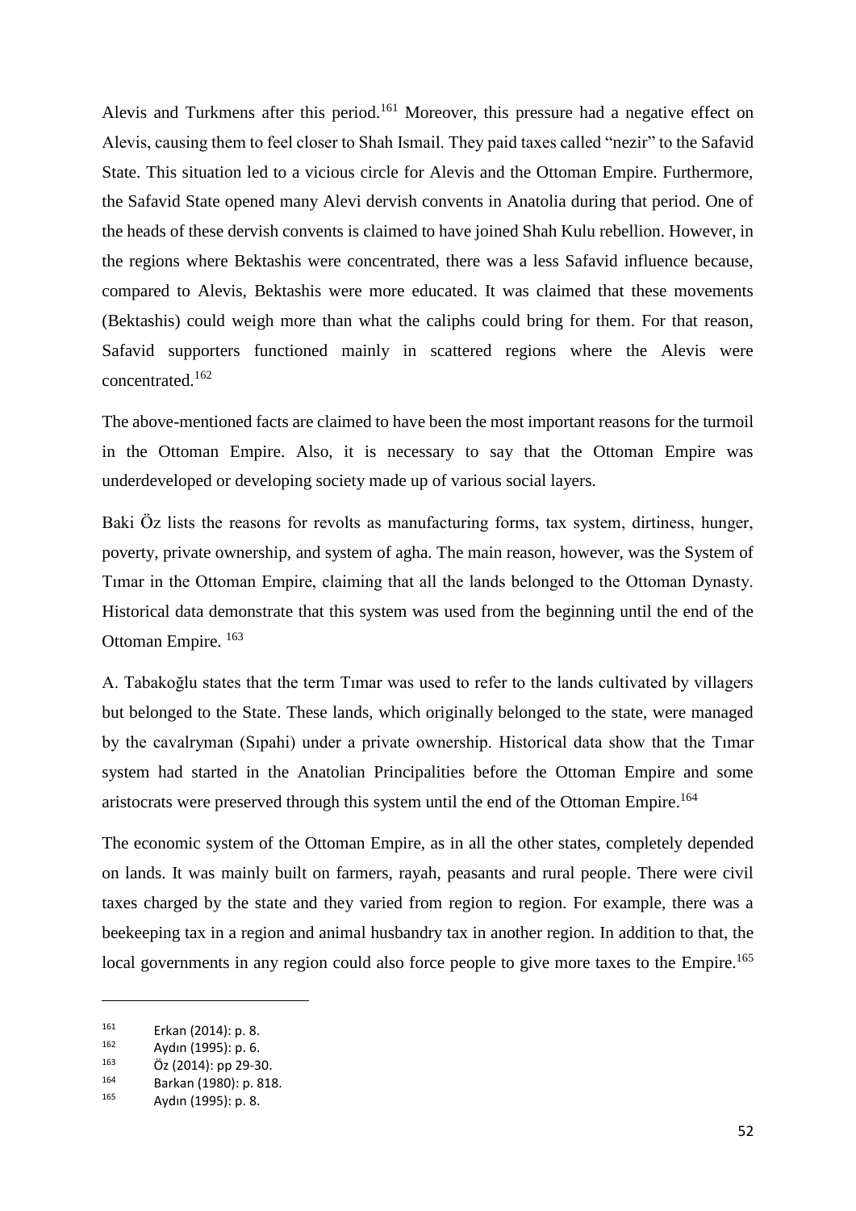Alevis and Turkmens after this period.[161] Moreover, this pressure had a negative effect on Alevis, causing them to feel closer to Shah Ismail. They paid taxes called "nezir" to the Safavid State. This situation led to a vicious circle for Alevis and the Ottoman Empire. Furthermore, the Safavid State opened many Alevi dervish convents in Anatolia during that period. One of the heads of these dervish convents is claimed to have joined Shah Kulu rebellion. However, in the regions where Bektashis were concentrated, there was a less Safavid influence because, compared to Alevis, Bektashis were more educated. It was claimed that these movements (Bektashis) could weigh more than what the caliphs could bring for them. For that reason, Safavid supporters functioned mainly in scattered regions where the Alevis were concentrated.[162]

The above-mentioned facts are claimed to have been the most important reasons for the turmoil in the Ottoman Empire. Also, it is necessary to say that the Ottoman Empire was underdeveloped or developing society made up of various social layers.

Baki Öz lists the reasons for revolts as manufacturing forms, tax system, dirtiness, hunger, poverty, private ownership, and system of agha. The main reason, however, was the System of Tımar in the Ottoman Empire, claiming that all the lands belonged to the Ottoman Dynasty. Historical data demonstrate that this system was used from the beginning until the end of the Ottoman Empire. [163]

A. Tabakoğlu states that the term Tımar was used to refer to the lands cultivated by villagers but belonged to the State. These lands, which originally belonged to the state, were managed by the cavalryman (Sıpahi) under a private ownership. Historical data show that the Tımar system had started in the Anatolian Principalities before the Ottoman Empire and some aristocrats were preserved through this system until the end of the Ottoman Empire.[164]

The economic system of the Ottoman Empire, as in all the other states, completely depended on lands. It was mainly built on farmers, rayah, peasants and rural people. There were civil taxes charged by the state and they varied from region to region. For example, there was a beekeeping tax in a region and animal husbandry tax in another region. In addition to that, the local governments in any region could also force people to give more taxes to the Empire.[165]

---

[161] Erkan (2014): p. 8.

[162] Aydın (1995): p. 6.

[163] Öz (2014): pp 29-30.

[164] Barkan (1980): p. 818.

[165] Aydın (1995): p. 8.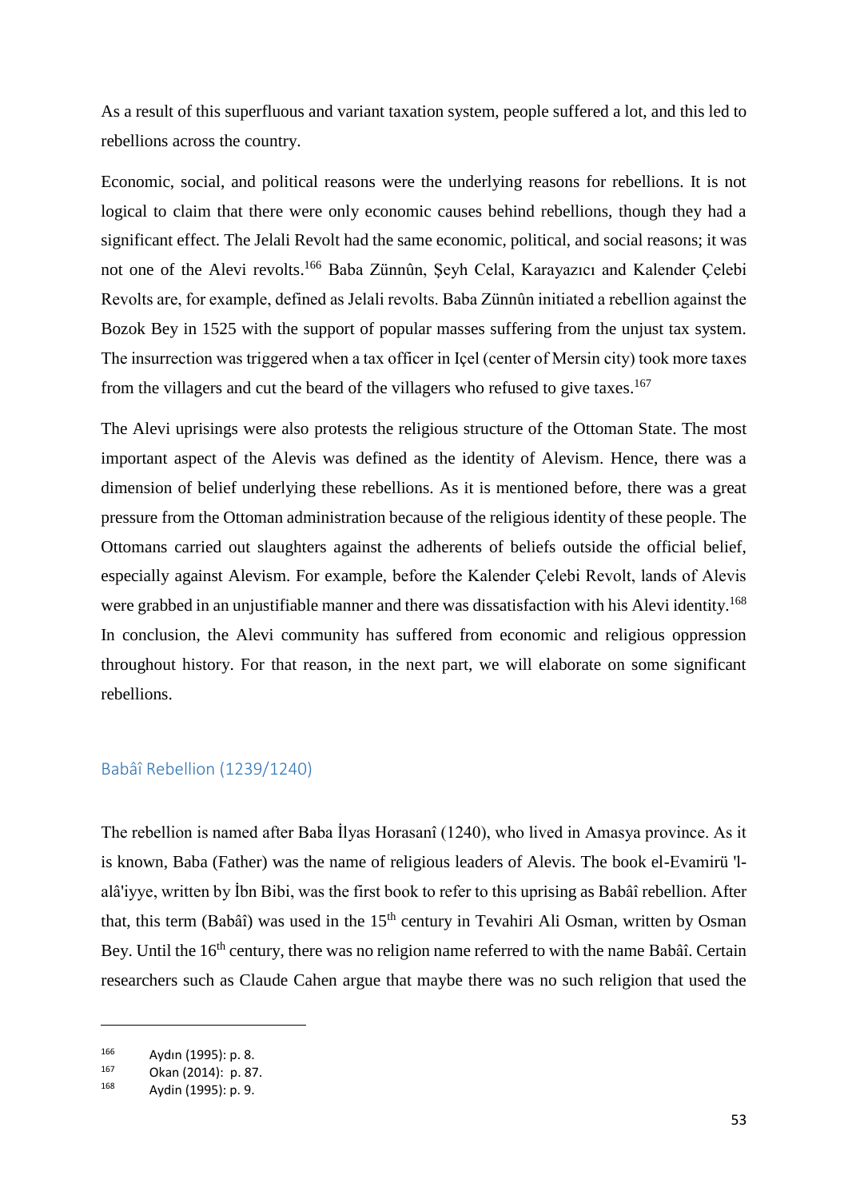As a result of this superfluous and variant taxation system, people suffered a lot, and this led to rebellions across the country.

Economic, social, and political reasons were the underlying reasons for rebellions. It is not logical to claim that there were only economic causes behind rebellions, though they had a significant effect. The Jelali Revolt had the same economic, political, and social reasons; it was not one of the Alevi revolts.[166] Baba Zünnûn, Şeyh Celal, Karayazıcı and Kalender Çelebi Revolts are, for example, defined as Jelali revolts. Baba Zünnûn initiated a rebellion against the Bozok Bey in 1525 with the support of popular masses suffering from the unjust tax system. The insurrection was triggered when a tax officer in Içel (center of Mersin city) took more taxes from the villagers and cut the beard of the villagers who refused to give taxes.[167]

The Alevi uprisings were also protests the religious structure of the Ottoman State. The most important aspect of the Alevis was defined as the identity of Alevism. Hence, there was a dimension of belief underlying these rebellions. As it is mentioned before, there was a great pressure from the Ottoman administration because of the religious identity of these people. The Ottomans carried out slaughters against the adherents of beliefs outside the official belief, especially against Alevism. For example, before the Kalender Çelebi Revolt, lands of Alevis were grabbed in an unjustifiable manner and there was dissatisfaction with his Alevi identity.[168] In conclusion, the Alevi community has suffered from economic and religious oppression throughout history. For that reason, in the next part, we will elaborate on some significant rebellions.

## Babâî Rebellion (1239/1240)

The rebellion is named after Baba İlyas Horasanî (1240), who lived in Amasya province. As it is known, Baba (Father) was the name of religious leaders of Alevis. The book el-Evamirü 'l-alâ'iyye, written by İbn Bibi, was the first book to refer to this uprising as Babâî rebellion. After that, this term (Babâî) was used in the 15th century in Tevahiri Ali Osman, written by Osman Bey. Until the 16th century, there was no religion name referred to with the name Babâî. Certain researchers such as Claude Cahen argue that maybe there was no such religion that used the

---

[166] Aydın (1995): p. 8.

[167] Okan (2014): p. 87.

[168] Aydin (1995): p. 9.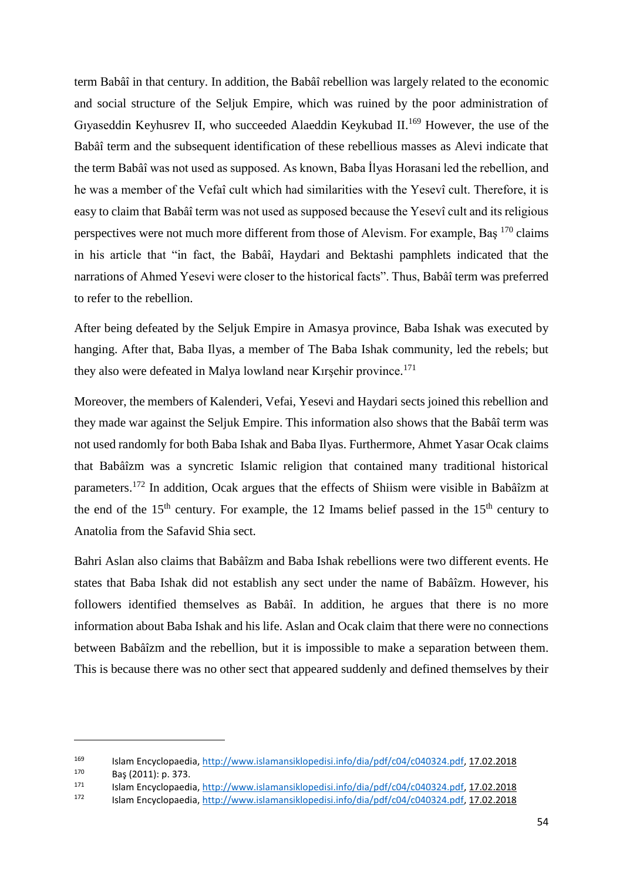term Babâî in that century. In addition, the Babâî rebellion was largely related to the economic and social structure of the Seljuk Empire, which was ruined by the poor administration of Gıyaseddin Keyhusrev II, who succeeded Alaeddin Keykubad II.[169] However, the use of the Babâî term and the subsequent identification of these rebellious masses as Alevi indicate that the term Babâî was not used as supposed. As known, Baba İlyas Horasani led the rebellion, and he was a member of the Vefaî cult which had similarities with the Yesevî cult. Therefore, it is easy to claim that Babâî term was not used as supposed because the Yesevî cult and its religious perspectives were not much more different from those of Alevism. For example, Baş [170] claims in his article that "in fact, the Babâî, Haydari and Bektashi pamphlets indicated that the narrations of Ahmed Yesevi were closer to the historical facts". Thus, Babâî term was preferred to refer to the rebellion.

After being defeated by the Seljuk Empire in Amasya province, Baba Ishak was executed by hanging. After that, Baba Ilyas, a member of The Baba Ishak community, led the rebels; but they also were defeated in Malya lowland near Kırşehir province.[171]

Moreover, the members of Kalenderi, Vefai, Yesevi and Haydari sects joined this rebellion and they made war against the Seljuk Empire. This information also shows that the Babâî term was not used randomly for both Baba Ishak and Baba Ilyas. Furthermore, Ahmet Yasar Ocak claims that Babâîzm was a syncretic Islamic religion that contained many traditional historical parameters.[172] In addition, Ocak argues that the effects of Shiism were visible in Babâîzm at the end of the 15th century. For example, the 12 Imams belief passed in the 15th century to Anatolia from the Safavid Shia sect.

Bahri Aslan also claims that Babâîzm and Baba Ishak rebellions were two different events. He states that Baba Ishak did not establish any sect under the name of Babâîzm. However, his followers identified themselves as Babâî. In addition, he argues that there is no more information about Baba Ishak and his life. Aslan and Ocak claim that there were no connections between Babâîzm and the rebellion, but it is impossible to make a separation between them. This is because there was no other sect that appeared suddenly and defined themselves by their

---

169 Islam Encyclopaedia, http://www.islamansiklopedisi.info/dia/pdf/c04/c040324.pdf, 17.02.2018

170 Baş (2011): p. 373.

171 Islam Encyclopaedia, http://www.islamansiklopedisi.info/dia/pdf/c04/c040324.pdf, 17.02.2018

172 Islam Encyclopaedia, http://www.islamansiklopedisi.info/dia/pdf/c04/c040324.pdf, 17.02.2018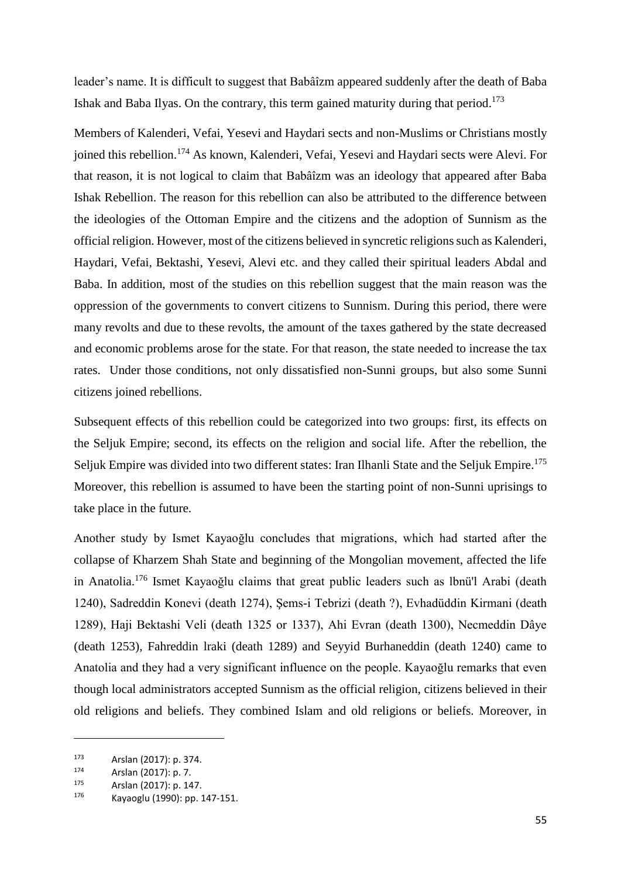leader's name. It is difficult to suggest that Babâîzm appeared suddenly after the death of Baba Ishak and Baba Ilyas. On the contrary, this term gained maturity during that period.[173]

Members of Kalenderi, Vefai, Yesevi and Haydari sects and non-Muslims or Christians mostly joined this rebellion.[174] As known, Kalenderi, Vefai, Yesevi and Haydari sects were Alevi. For that reason, it is not logical to claim that Babâîzm was an ideology that appeared after Baba Ishak Rebellion. The reason for this rebellion can also be attributed to the difference between the ideologies of the Ottoman Empire and the citizens and the adoption of Sunnism as the official religion. However, most of the citizens believed in syncretic religions such as Kalenderi, Haydari, Vefai, Bektashi, Yesevi, Alevi etc. and they called their spiritual leaders Abdal and Baba. In addition, most of the studies on this rebellion suggest that the main reason was the oppression of the governments to convert citizens to Sunnism. During this period, there were many revolts and due to these revolts, the amount of the taxes gathered by the state decreased and economic problems arose for the state. For that reason, the state needed to increase the tax rates. Under those conditions, not only dissatisfied non-Sunni groups, but also some Sunni citizens joined rebellions.

Subsequent effects of this rebellion could be categorized into two groups: first, its effects on the Seljuk Empire; second, its effects on the religion and social life. After the rebellion, the Seljuk Empire was divided into two different states: Iran Ilhanli State and the Seljuk Empire.[175] Moreover, this rebellion is assumed to have been the starting point of non-Sunni uprisings to take place in the future.

Another study by Ismet Kayaoğlu concludes that migrations, which had started after the collapse of Kharzem Shah State and beginning of the Mongolian movement, affected the life in Anatolia.[176] Ismet Kayaoğlu claims that great public leaders such as lbnü'l Arabi (death 1240), Sadreddin Konevi (death 1274), Şems-i Tebrizi (death ?), Evhadüddin Kirmani (death 1289), Haji Bektashi Veli (death 1325 or 1337), Ahi Evran (death 1300), Necmeddin Dâye (death 1253), Fahreddin lraki (death 1289) and Seyyid Burhaneddin (death 1240) came to Anatolia and they had a very significant influence on the people. Kayaoğlu remarks that even though local administrators accepted Sunnism as the official religion, citizens believed in their old religions and beliefs. They combined Islam and old religions or beliefs. Moreover, in

---

[173] Arslan (2017): p. 374.

[174] Arslan (2017): p. 7.

[175] Arslan (2017): p. 147.

[176] Kayaoglu (1990): pp. 147-151.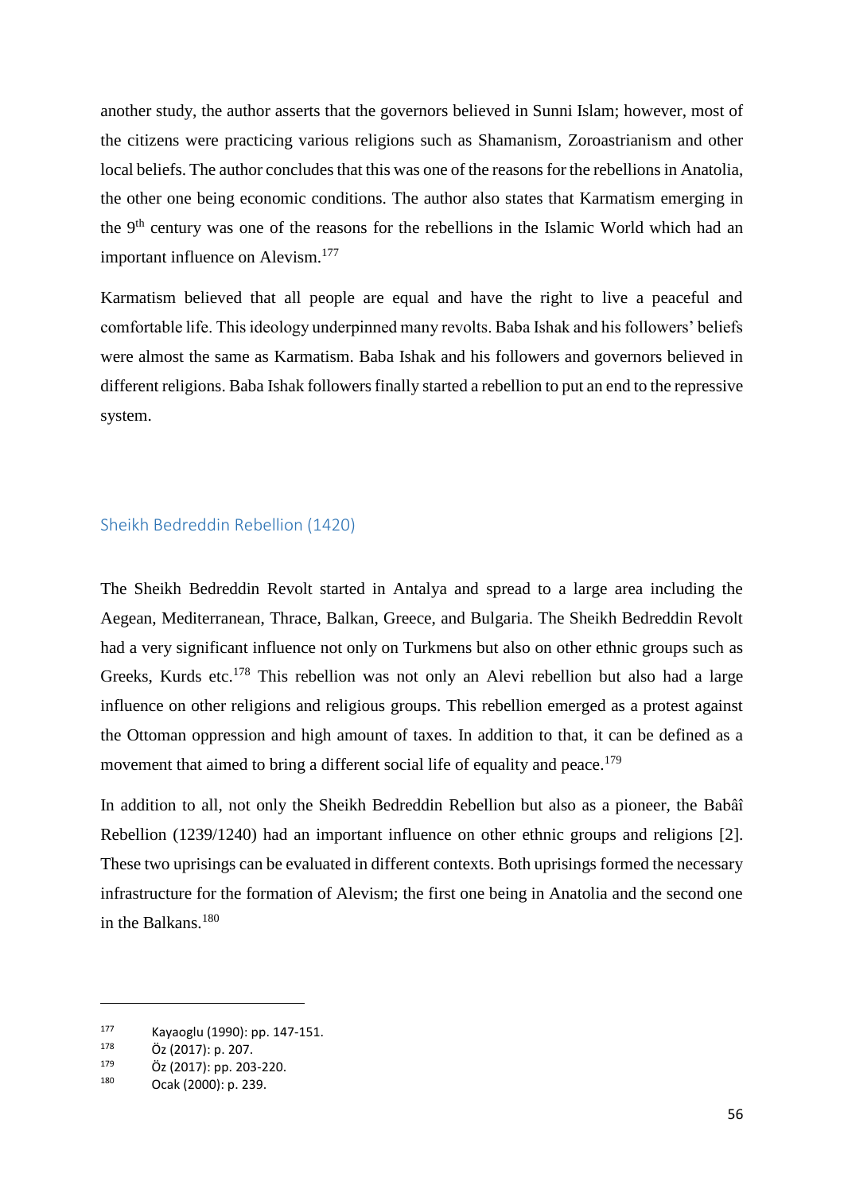another study, the author asserts that the governors believed in Sunni Islam; however, most of the citizens were practicing various religions such as Shamanism, Zoroastrianism and other local beliefs. The author concludes that this was one of the reasons for the rebellions in Anatolia, the other one being economic conditions. The author also states that Karmatism emerging in the 9th century was one of the reasons for the rebellions in the Islamic World which had an important influence on Alevism.[177]

Karmatism believed that all people are equal and have the right to live a peaceful and comfortable life. This ideology underpinned many revolts. Baba Ishak and his followers' beliefs were almost the same as Karmatism. Baba Ishak and his followers and governors believed in different religions. Baba Ishak followers finally started a rebellion to put an end to the repressive system.

## Sheikh Bedreddin Rebellion (1420)

The Sheikh Bedreddin Revolt started in Antalya and spread to a large area including the Aegean, Mediterranean, Thrace, Balkan, Greece, and Bulgaria. The Sheikh Bedreddin Revolt had a very significant influence not only on Turkmens but also on other ethnic groups such as Greeks, Kurds etc.[178] This rebellion was not only an Alevi rebellion but also had a large influence on other religions and religious groups. This rebellion emerged as a protest against the Ottoman oppression and high amount of taxes. In addition to that, it can be defined as a movement that aimed to bring a different social life of equality and peace.[179]

In addition to all, not only the Sheikh Bedreddin Rebellion but also as a pioneer, the Babâî Rebellion (1239/1240) had an important influence on other ethnic groups and religions [2]. These two uprisings can be evaluated in different contexts. Both uprisings formed the necessary infrastructure for the formation of Alevism; the first one being in Anatolia and the second one in the Balkans.[180]

---

177 Kayaoglu (1990): pp. 147-151.

178 Öz (2017): p. 207.

179 Öz (2017): pp. 203-220.

180 Ocak (2000): p. 239.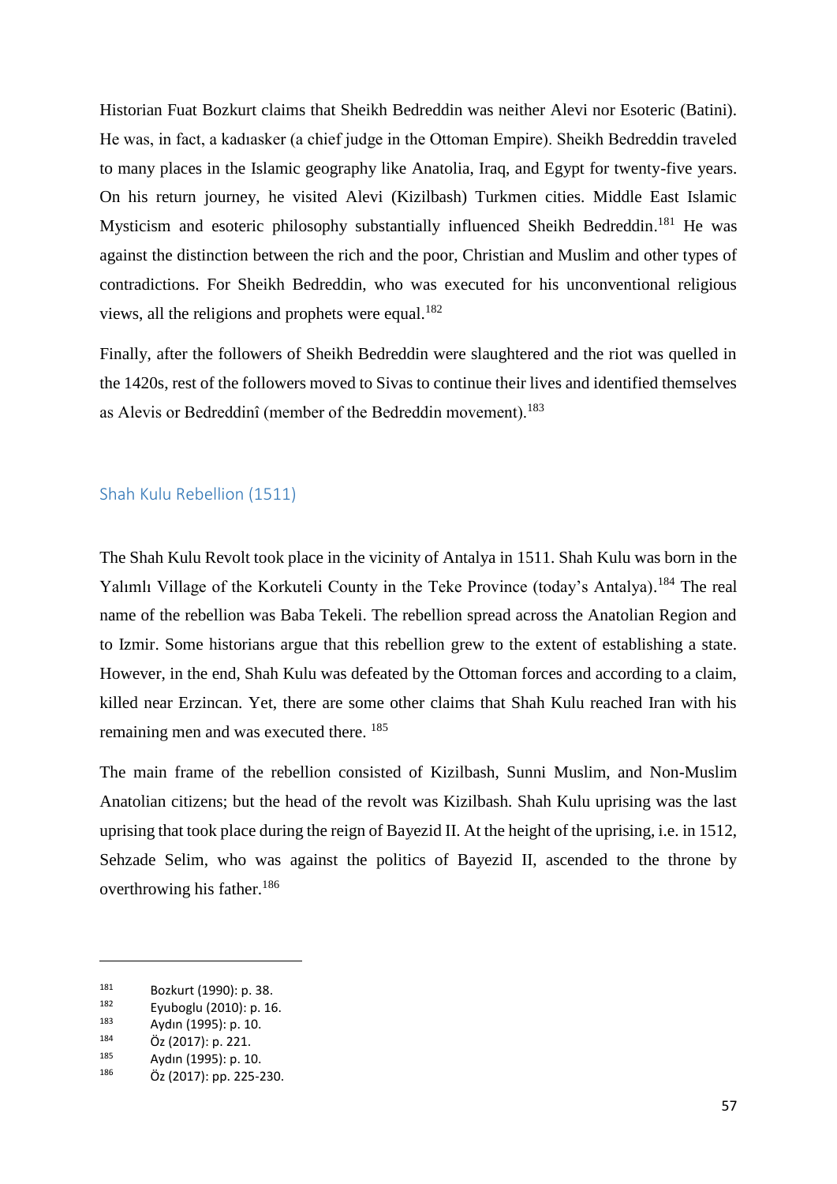Historian Fuat Bozkurt claims that Sheikh Bedreddin was neither Alevi nor Esoteric (Batini). He was, in fact, a kadıasker (a chief judge in the Ottoman Empire). Sheikh Bedreddin traveled to many places in the Islamic geography like Anatolia, Iraq, and Egypt for twenty-five years. On his return journey, he visited Alevi (Kizilbash) Turkmen cities. Middle East Islamic Mysticism and esoteric philosophy substantially influenced Sheikh Bedreddin.[181] He was against the distinction between the rich and the poor, Christian and Muslim and other types of contradictions. For Sheikh Bedreddin, who was executed for his unconventional religious views, all the religions and prophets were equal.[182]

Finally, after the followers of Sheikh Bedreddin were slaughtered and the riot was quelled in the 1420s, rest of the followers moved to Sivas to continue their lives and identified themselves as Alevis or Bedreddinî (member of the Bedreddin movement).[183]

### Shah Kulu Rebellion (1511)

The Shah Kulu Revolt took place in the vicinity of Antalya in 1511. Shah Kulu was born in the Yalımlı Village of the Korkuteli County in the Teke Province (today's Antalya).[184] The real name of the rebellion was Baba Tekeli. The rebellion spread across the Anatolian Region and to Izmir. Some historians argue that this rebellion grew to the extent of establishing a state. However, in the end, Shah Kulu was defeated by the Ottoman forces and according to a claim, killed near Erzincan. Yet, there are some other claims that Shah Kulu reached Iran with his remaining men and was executed there. [185]

The main frame of the rebellion consisted of Kizilbash, Sunni Muslim, and Non-Muslim Anatolian citizens; but the head of the revolt was Kizilbash. Shah Kulu uprising was the last uprising that took place during the reign of Bayezid II. At the height of the uprising, i.e. in 1512, Sehzade Selim, who was against the politics of Bayezid II, ascended to the throne by overthrowing his father.[186]

---

[181] Bozkurt (1990): p. 38.
[182] Eyuboglu (2010): p. 16.
[183] Aydın (1995): p. 10.
[184] Öz (2017): p. 221.
[185] Aydın (1995): p. 10.
[186] Öz (2017): pp. 225-230.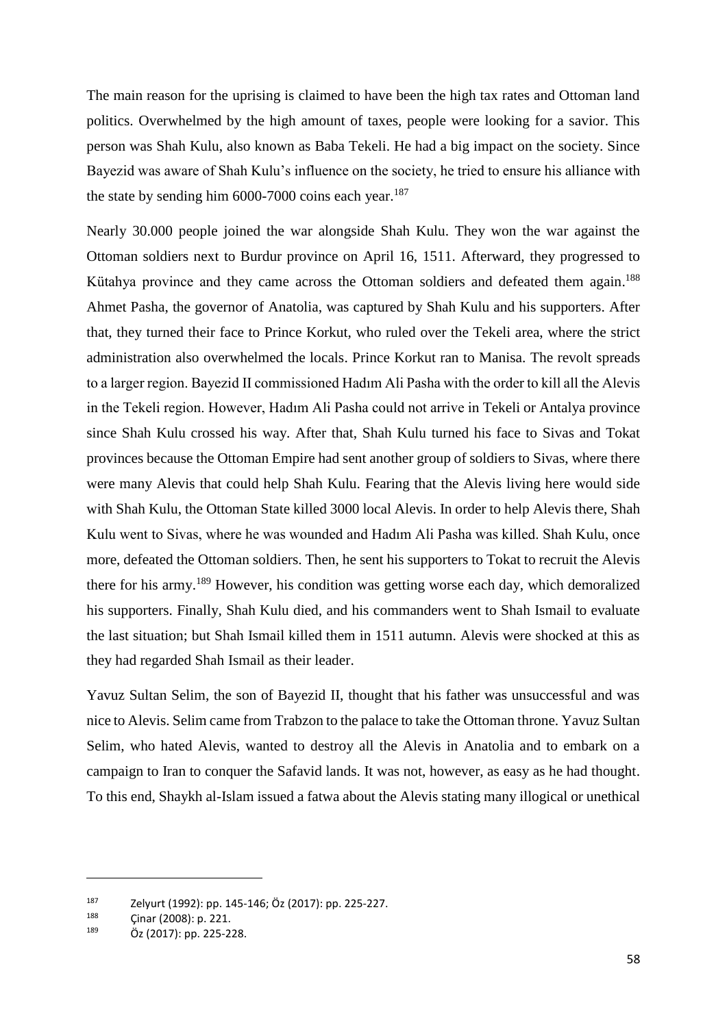The main reason for the uprising is claimed to have been the high tax rates and Ottoman land politics. Overwhelmed by the high amount of taxes, people were looking for a savior. This person was Shah Kulu, also known as Baba Tekeli. He had a big impact on the society. Since Bayezid was aware of Shah Kulu's influence on the society, he tried to ensure his alliance with the state by sending him 6000-7000 coins each year.[187]

Nearly 30.000 people joined the war alongside Shah Kulu. They won the war against the Ottoman soldiers next to Burdur province on April 16, 1511. Afterward, they progressed to Kütahya province and they came across the Ottoman soldiers and defeated them again.[188] Ahmet Pasha, the governor of Anatolia, was captured by Shah Kulu and his supporters. After that, they turned their face to Prince Korkut, who ruled over the Tekeli area, where the strict administration also overwhelmed the locals. Prince Korkut ran to Manisa. The revolt spreads to a larger region. Bayezid II commissioned Hadım Ali Pasha with the order to kill all the Alevis in the Tekeli region. However, Hadım Ali Pasha could not arrive in Tekeli or Antalya province since Shah Kulu crossed his way. After that, Shah Kulu turned his face to Sivas and Tokat provinces because the Ottoman Empire had sent another group of soldiers to Sivas, where there were many Alevis that could help Shah Kulu. Fearing that the Alevis living here would side with Shah Kulu, the Ottoman State killed 3000 local Alevis. In order to help Alevis there, Shah Kulu went to Sivas, where he was wounded and Hadım Ali Pasha was killed. Shah Kulu, once more, defeated the Ottoman soldiers. Then, he sent his supporters to Tokat to recruit the Alevis there for his army.[189] However, his condition was getting worse each day, which demoralized his supporters. Finally, Shah Kulu died, and his commanders went to Shah Ismail to evaluate the last situation; but Shah Ismail killed them in 1511 autumn. Alevis were shocked at this as they had regarded Shah Ismail as their leader.

Yavuz Sultan Selim, the son of Bayezid II, thought that his father was unsuccessful and was nice to Alevis. Selim came from Trabzon to the palace to take the Ottoman throne. Yavuz Sultan Selim, who hated Alevis, wanted to destroy all the Alevis in Anatolia and to embark on a campaign to Iran to conquer the Safavid lands. It was not, however, as easy as he had thought. To this end, Shaykh al-Islam issued a fatwa about the Alevis stating many illogical or unethical

---

[187] Zelyurt (1992): pp. 145-146; Öz (2017): pp. 225-227.

[188] Çinar (2008): p. 221.

[189] Öz (2017): pp. 225-228.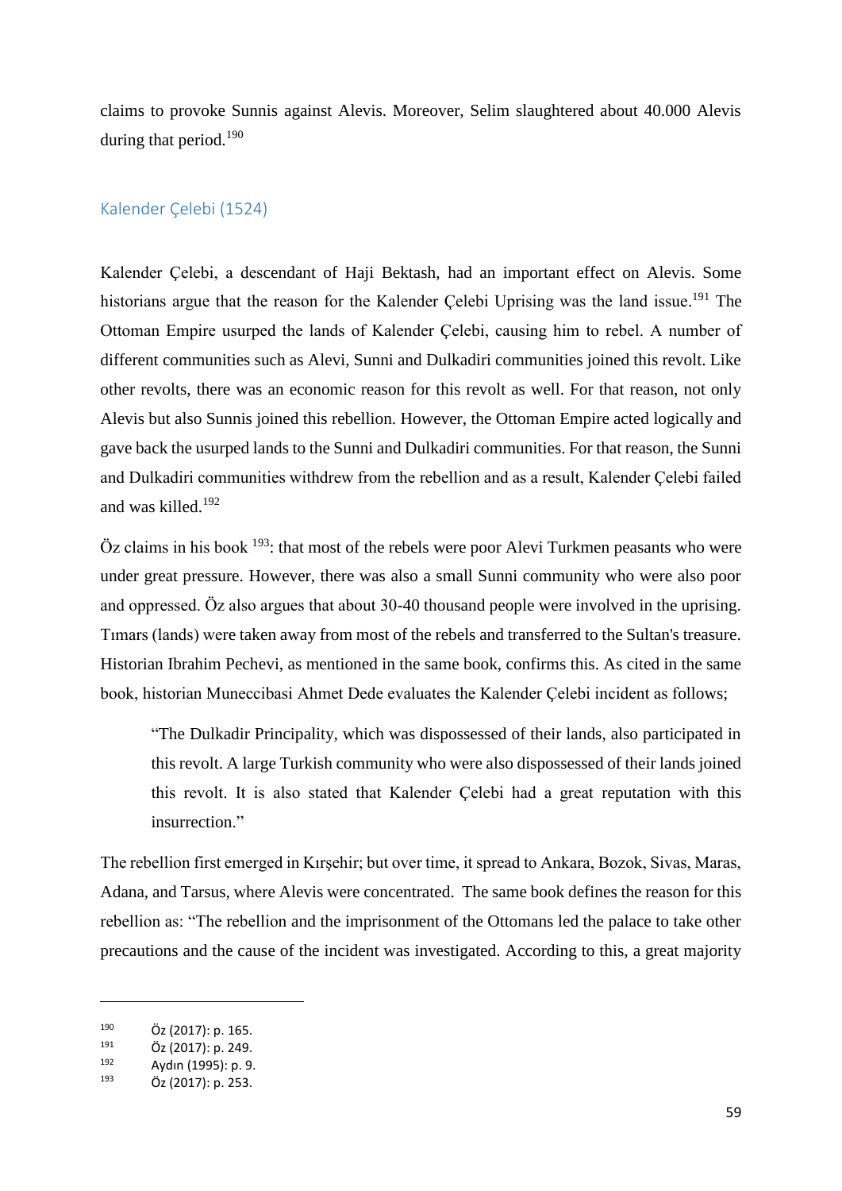claims to provoke Sunnis against Alevis. Moreover, Selim slaughtered about 40.000 Alevis during that period.[190]

### Kalender Çelebi (1524)

Kalender Çelebi, a descendant of Haji Bektash, had an important effect on Alevis. Some historians argue that the reason for the Kalender Çelebi Uprising was the land issue.[191] The Ottoman Empire usurped the lands of Kalender Çelebi, causing him to rebel. A number of different communities such as Alevi, Sunni and Dulkadiri communities joined this revolt. Like other revolts, there was an economic reason for this revolt as well. For that reason, not only Alevis but also Sunnis joined this rebellion. However, the Ottoman Empire acted logically and gave back the usurped lands to the Sunni and Dulkadiri communities. For that reason, the Sunni and Dulkadiri communities withdrew from the rebellion and as a result, Kalender Çelebi failed and was killed.[192]

Öz claims in his book [193]: that most of the rebels were poor Alevi Turkmen peasants who were under great pressure. However, there was also a small Sunni community who were also poor and oppressed. Öz also argues that about 30-40 thousand people were involved in the uprising. Tımars (lands) were taken away from most of the rebels and transferred to the Sultan's treasure. Historian Ibrahim Pechevi, as mentioned in the same book, confirms this. As cited in the same book, historian Muneccibasi Ahmet Dede evaluates the Kalender Çelebi incident as follows;

> "The Dulkadir Principality, which was dispossessed of their lands, also participated in this revolt. A large Turkish community who were also dispossessed of their lands joined this revolt. It is also stated that Kalender Çelebi had a great reputation with this insurrection."

The rebellion first emerged in Kırşehir; but over time, it spread to Ankara, Bozok, Sivas, Maras, Adana, and Tarsus, where Alevis were concentrated. The same book defines the reason for this rebellion as: "The rebellion and the imprisonment of the Ottomans led the palace to take other precautions and the cause of the incident was investigated. According to this, a great majority

---

[190] Öz (2017): p. 165.
[191] Öz (2017): p. 249.
[192] Aydın (1995): p. 9.
[193] Öz (2017): p. 253.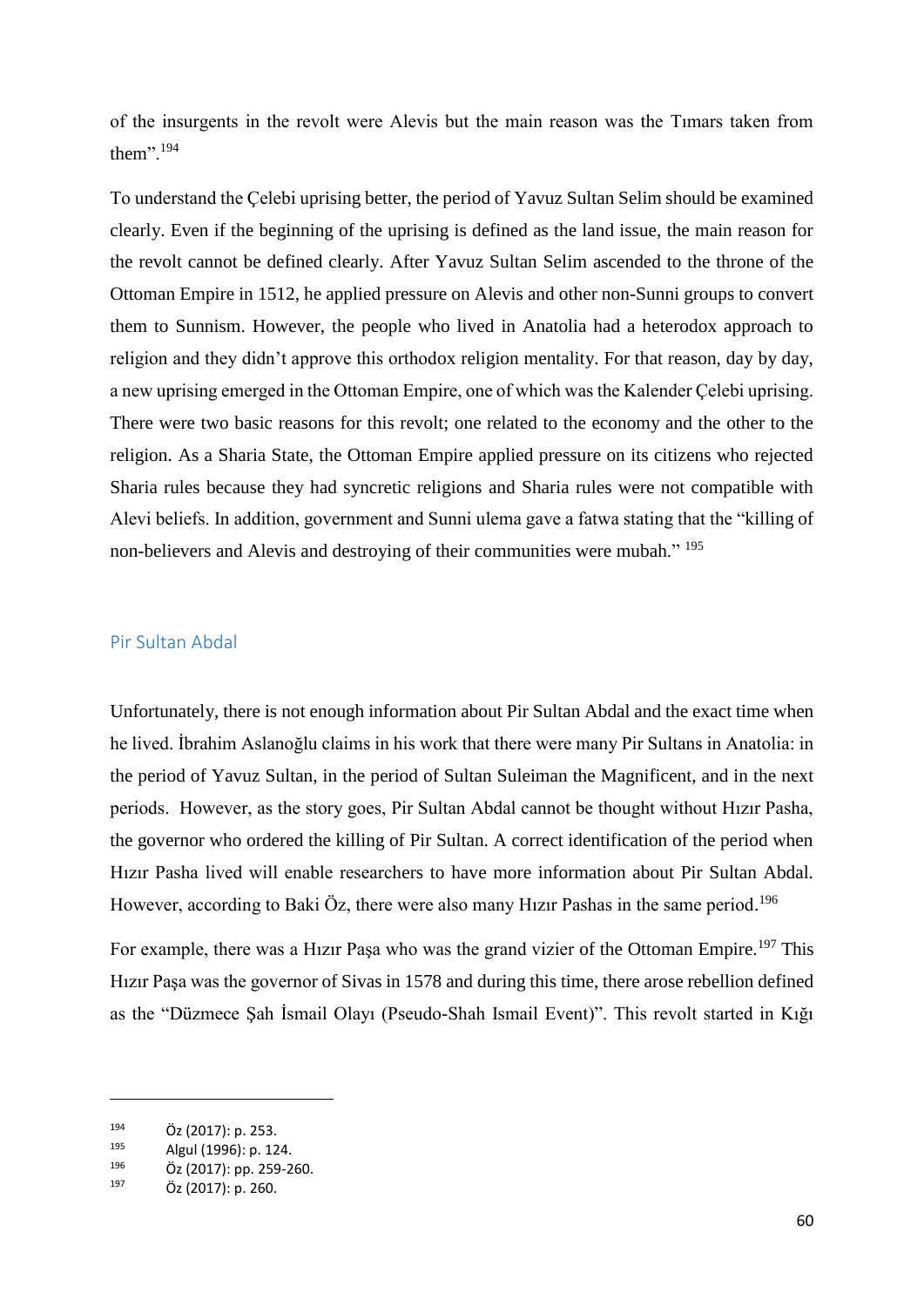of the insurgents in the revolt were Alevis but the main reason was the Tımars taken from them".[194]

To understand the Çelebi uprising better, the period of Yavuz Sultan Selim should be examined clearly. Even if the beginning of the uprising is defined as the land issue, the main reason for the revolt cannot be defined clearly. After Yavuz Sultan Selim ascended to the throne of the Ottoman Empire in 1512, he applied pressure on Alevis and other non-Sunni groups to convert them to Sunnism. However, the people who lived in Anatolia had a heterodox approach to religion and they didn't approve this orthodox religion mentality. For that reason, day by day, a new uprising emerged in the Ottoman Empire, one of which was the Kalender Çelebi uprising. There were two basic reasons for this revolt; one related to the economy and the other to the religion. As a Sharia State, the Ottoman Empire applied pressure on its citizens who rejected Sharia rules because they had syncretic religions and Sharia rules were not compatible with Alevi beliefs. In addition, government and Sunni ulema gave a fatwa stating that the "killing of non-believers and Alevis and destroying of their communities were mubah." [195]

## Pir Sultan Abdal

Unfortunately, there is not enough information about Pir Sultan Abdal and the exact time when he lived. İbrahim Aslanoğlu claims in his work that there were many Pir Sultans in Anatolia: in the period of Yavuz Sultan, in the period of Sultan Suleiman the Magnificent, and in the next periods. However, as the story goes, Pir Sultan Abdal cannot be thought without Hızır Pasha, the governor who ordered the killing of Pir Sultan. A correct identification of the period when Hızır Pasha lived will enable researchers to have more information about Pir Sultan Abdal. However, according to Baki Öz, there were also many Hızır Pashas in the same period.[196]

For example, there was a Hızır Paşa who was the grand vizier of the Ottoman Empire.[197] This Hızır Paşa was the governor of Sivas in 1578 and during this time, there arose rebellion defined as the "Düzmece Şah İsmail Olayı (Pseudo-Shah Ismail Event)". This revolt started in Kığı

---

[194] Öz (2017): p. 253.

[195] Algul (1996): p. 124.

[196] Öz (2017): pp. 259-260.

[197] Öz (2017): p. 260.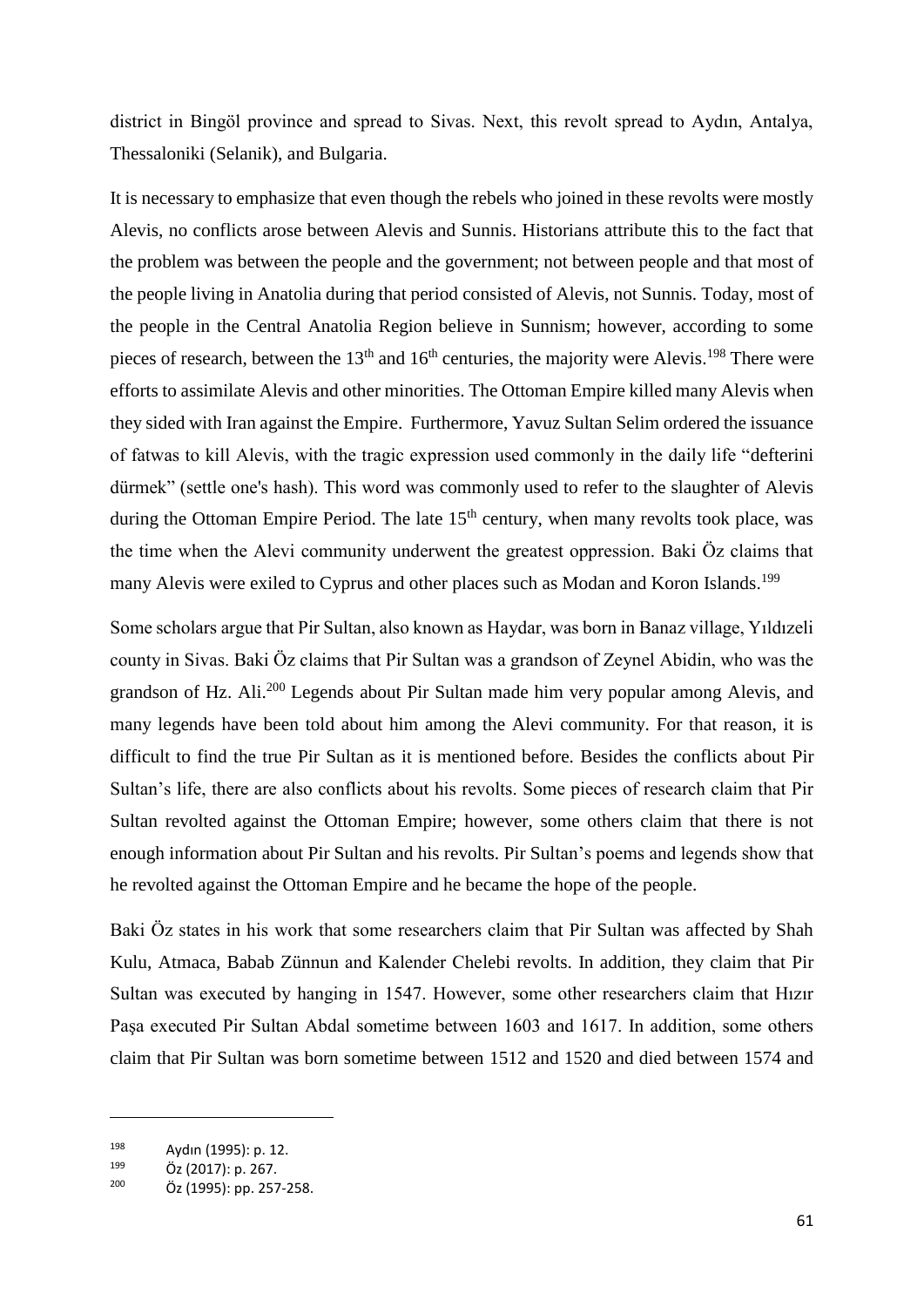district in Bingöl province and spread to Sivas. Next, this revolt spread to Aydın, Antalya, Thessaloniki (Selanik), and Bulgaria.

It is necessary to emphasize that even though the rebels who joined in these revolts were mostly Alevis, no conflicts arose between Alevis and Sunnis. Historians attribute this to the fact that the problem was between the people and the government; not between people and that most of the people living in Anatolia during that period consisted of Alevis, not Sunnis. Today, most of the people in the Central Anatolia Region believe in Sunnism; however, according to some pieces of research, between the 13th and 16th centuries, the majority were Alevis.[198] There were efforts to assimilate Alevis and other minorities. The Ottoman Empire killed many Alevis when they sided with Iran against the Empire. Furthermore, Yavuz Sultan Selim ordered the issuance of fatwas to kill Alevis, with the tragic expression used commonly in the daily life "defterini dürmek" (settle one's hash). This word was commonly used to refer to the slaughter of Alevis during the Ottoman Empire Period. The late 15th century, when many revolts took place, was the time when the Alevi community underwent the greatest oppression. Baki Öz claims that many Alevis were exiled to Cyprus and other places such as Modan and Koron Islands.[199]

Some scholars argue that Pir Sultan, also known as Haydar, was born in Banaz village, Yıldızeli county in Sivas. Baki Öz claims that Pir Sultan was a grandson of Zeynel Abidin, who was the grandson of Hz. Ali.[200] Legends about Pir Sultan made him very popular among Alevis, and many legends have been told about him among the Alevi community. For that reason, it is difficult to find the true Pir Sultan as it is mentioned before. Besides the conflicts about Pir Sultan's life, there are also conflicts about his revolts. Some pieces of research claim that Pir Sultan revolted against the Ottoman Empire; however, some others claim that there is not enough information about Pir Sultan and his revolts. Pir Sultan's poems and legends show that he revolted against the Ottoman Empire and he became the hope of the people.

Baki Öz states in his work that some researchers claim that Pir Sultan was affected by Shah Kulu, Atmaca, Babab Zünnun and Kalender Chelebi revolts. In addition, they claim that Pir Sultan was executed by hanging in 1547. However, some other researchers claim that Hızır Paşa executed Pir Sultan Abdal sometime between 1603 and 1617. In addition, some others claim that Pir Sultan was born sometime between 1512 and 1520 and died between 1574 and

---

[198] Aydın (1995): p. 12.

[199] Öz (2017): p. 267.

[200] Öz (1995): pp. 257-258.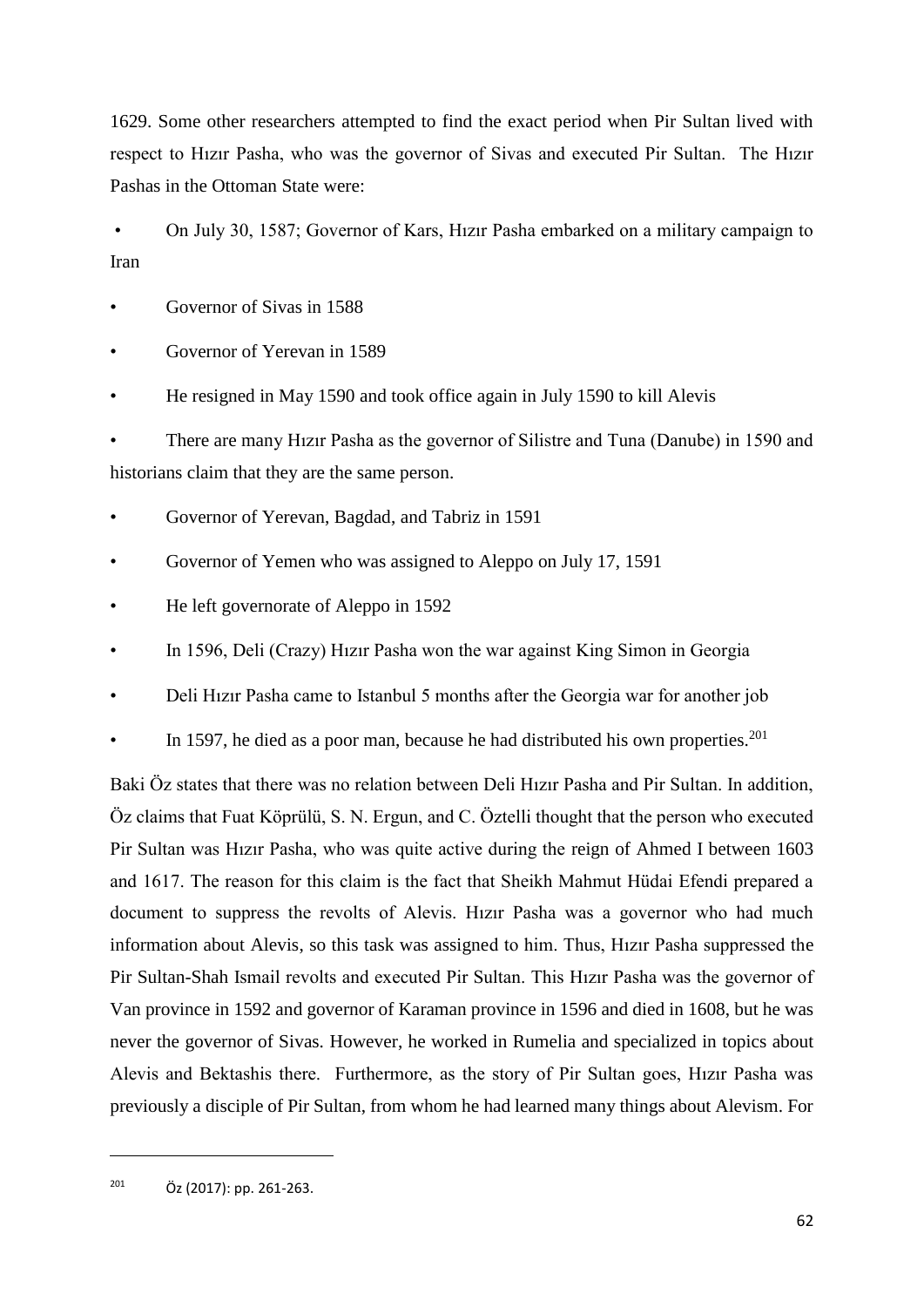1629. Some other researchers attempted to find the exact period when Pir Sultan lived with respect to Hızır Pasha, who was the governor of Sivas and executed Pir Sultan. The Hızır Pashas in the Ottoman State were:

- On July 30, 1587; Governor of Kars, Hızır Pasha embarked on a military campaign to Iran
- Governor of Sivas in 1588
- Governor of Yerevan in 1589
- He resigned in May 1590 and took office again in July 1590 to kill Alevis
- There are many Hızır Pasha as the governor of Silistre and Tuna (Danube) in 1590 and historians claim that they are the same person.
- Governor of Yerevan, Bagdad, and Tabriz in 1591
- Governor of Yemen who was assigned to Aleppo on July 17, 1591
- He left governorate of Aleppo in 1592
- In 1596, Deli (Crazy) Hızır Pasha won the war against King Simon in Georgia
- Deli Hızır Pasha came to Istanbul 5 months after the Georgia war for another job
- In 1597, he died as a poor man, because he had distributed his own properties.[201]

Baki Öz states that there was no relation between Deli Hızır Pasha and Pir Sultan. In addition, Öz claims that Fuat Köprülü, S. N. Ergun, and C. Öztelli thought that the person who executed Pir Sultan was Hızır Pasha, who was quite active during the reign of Ahmed I between 1603 and 1617. The reason for this claim is the fact that Sheikh Mahmut Hüdai Efendi prepared a document to suppress the revolts of Alevis. Hızır Pasha was a governor who had much information about Alevis, so this task was assigned to him. Thus, Hızır Pasha suppressed the Pir Sultan-Shah Ismail revolts and executed Pir Sultan. This Hızır Pasha was the governor of Van province in 1592 and governor of Karaman province in 1596 and died in 1608, but he was never the governor of Sivas. However, he worked in Rumelia and specialized in topics about Alevis and Bektashis there. Furthermore, as the story of Pir Sultan goes, Hızır Pasha was previously a disciple of Pir Sultan, from whom he had learned many things about Alevism. For

---

[201] Öz (2017): pp. 261-263.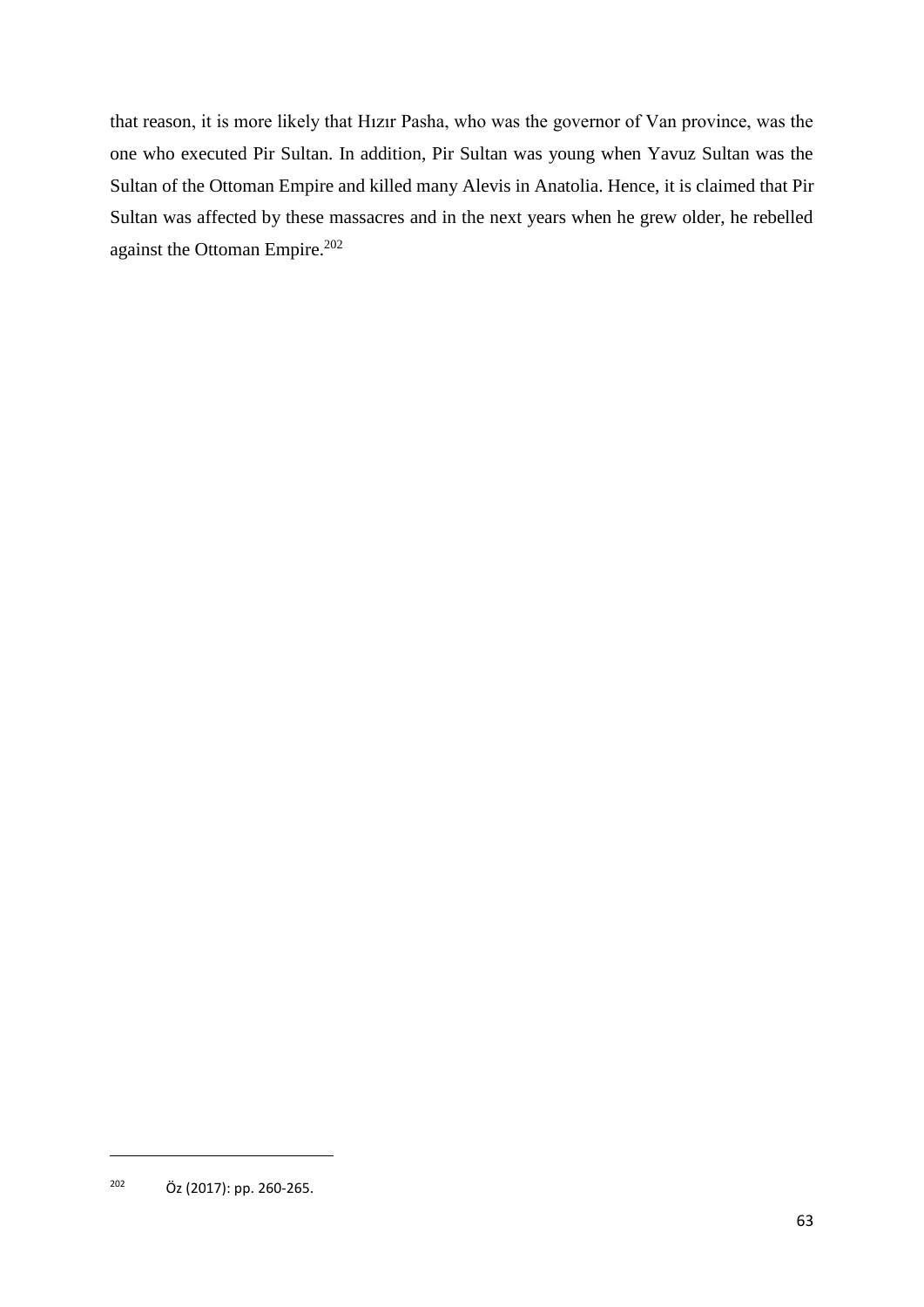that reason, it is more likely that Hızır Pasha, who was the governor of Van province, was the one who executed Pir Sultan. In addition, Pir Sultan was young when Yavuz Sultan was the Sultan of the Ottoman Empire and killed many Alevis in Anatolia. Hence, it is claimed that Pir Sultan was affected by these massacres and in the next years when he grew older, he rebelled against the Ottoman Empire.[202]

---

[202] Öz (2017): pp. 260-265.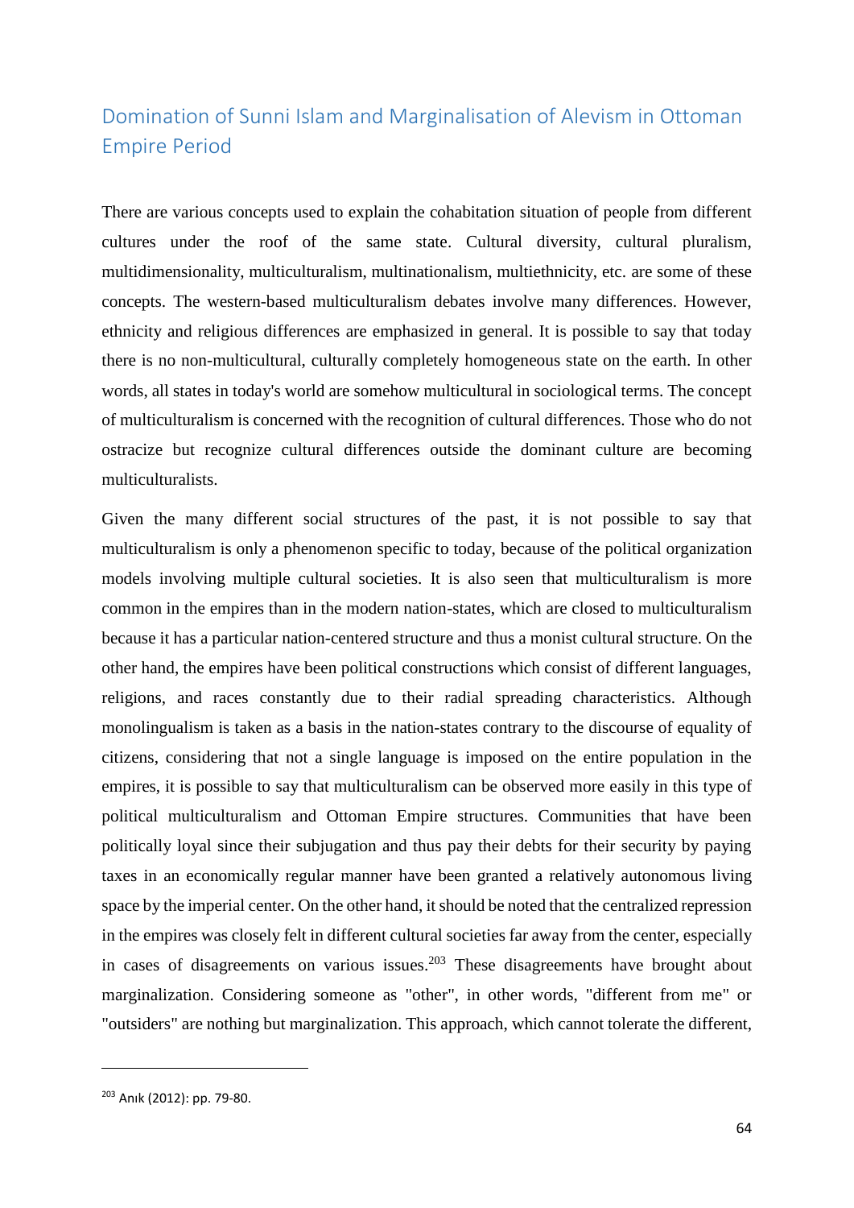## Domination of Sunni Islam and Marginalisation of Alevism in Ottoman Empire Period

There are various concepts used to explain the cohabitation situation of people from different cultures under the roof of the same state. Cultural diversity, cultural pluralism, multidimensionality, multiculturalism, multinationalism, multiethnicity, etc. are some of these concepts. The western-based multiculturalism debates involve many differences. However, ethnicity and religious differences are emphasized in general. It is possible to say that today there is no non-multicultural, culturally completely homogeneous state on the earth. In other words, all states in today's world are somehow multicultural in sociological terms. The concept of multiculturalism is concerned with the recognition of cultural differences. Those who do not ostracize but recognize cultural differences outside the dominant culture are becoming multiculturalists.

Given the many different social structures of the past, it is not possible to say that multiculturalism is only a phenomenon specific to today, because of the political organization models involving multiple cultural societies. It is also seen that multiculturalism is more common in the empires than in the modern nation-states, which are closed to multiculturalism because it has a particular nation-centered structure and thus a monist cultural structure. On the other hand, the empires have been political constructions which consist of different languages, religions, and races constantly due to their radial spreading characteristics. Although monolingualism is taken as a basis in the nation-states contrary to the discourse of equality of citizens, considering that not a single language is imposed on the entire population in the empires, it is possible to say that multiculturalism can be observed more easily in this type of political multiculturalism and Ottoman Empire structures. Communities that have been politically loyal since their subjugation and thus pay their debts for their security by paying taxes in an economically regular manner have been granted a relatively autonomous living space by the imperial center. On the other hand, it should be noted that the centralized repression in the empires was closely felt in different cultural societies far away from the center, especially in cases of disagreements on various issues.[203] These disagreements have brought about marginalization. Considering someone as "other", in other words, "different from me" or "outsiders" are nothing but marginalization. This approach, which cannot tolerate the different,

---

[203] Anık (2012): pp. 79-80.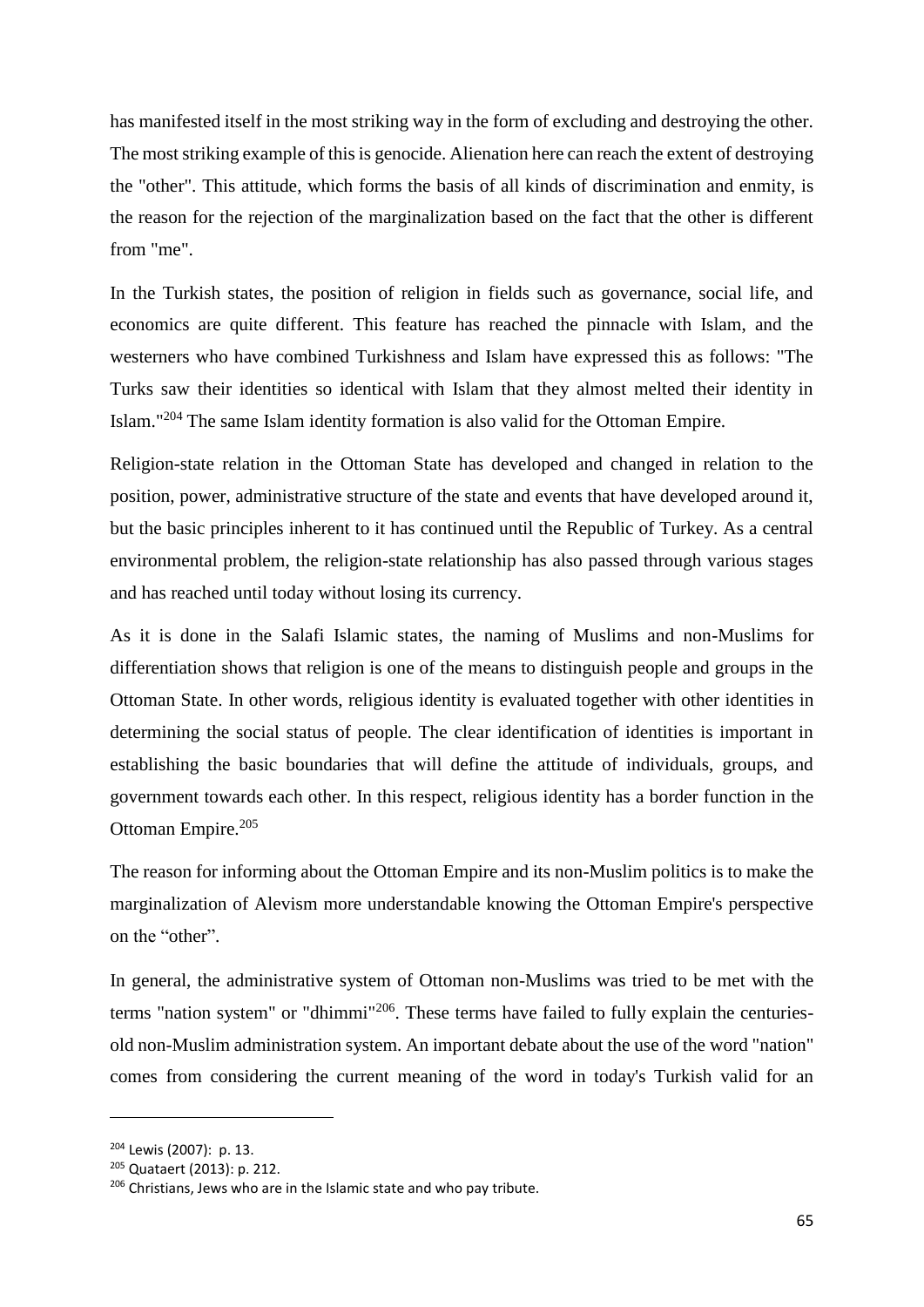has manifested itself in the most striking way in the form of excluding and destroying the other. The most striking example of this is genocide. Alienation here can reach the extent of destroying the "other". This attitude, which forms the basis of all kinds of discrimination and enmity, is the reason for the rejection of the marginalization based on the fact that the other is different from "me".

In the Turkish states, the position of religion in fields such as governance, social life, and economics are quite different. This feature has reached the pinnacle with Islam, and the westerners who have combined Turkishness and Islam have expressed this as follows: "The Turks saw their identities so identical with Islam that they almost melted their identity in Islam."[204] The same Islam identity formation is also valid for the Ottoman Empire.

Religion-state relation in the Ottoman State has developed and changed in relation to the position, power, administrative structure of the state and events that have developed around it, but the basic principles inherent to it has continued until the Republic of Turkey. As a central environmental problem, the religion-state relationship has also passed through various stages and has reached until today without losing its currency.

As it is done in the Salafi Islamic states, the naming of Muslims and non-Muslims for differentiation shows that religion is one of the means to distinguish people and groups in the Ottoman State. In other words, religious identity is evaluated together with other identities in determining the social status of people. The clear identification of identities is important in establishing the basic boundaries that will define the attitude of individuals, groups, and government towards each other. In this respect, religious identity has a border function in the Ottoman Empire.[205]

The reason for informing about the Ottoman Empire and its non-Muslim politics is to make the marginalization of Alevism more understandable knowing the Ottoman Empire's perspective on the "other".

In general, the administrative system of Ottoman non-Muslims was tried to be met with the terms "nation system" or "dhimmi"[206]. These terms have failed to fully explain the centuries-old non-Muslim administration system. An important debate about the use of the word "nation" comes from considering the current meaning of the word in today's Turkish valid for an

---

[204] Lewis (2007): p. 13.

[205] Quataert (2013): p. 212.

[206] Christians, Jews who are in the Islamic state and who pay tribute.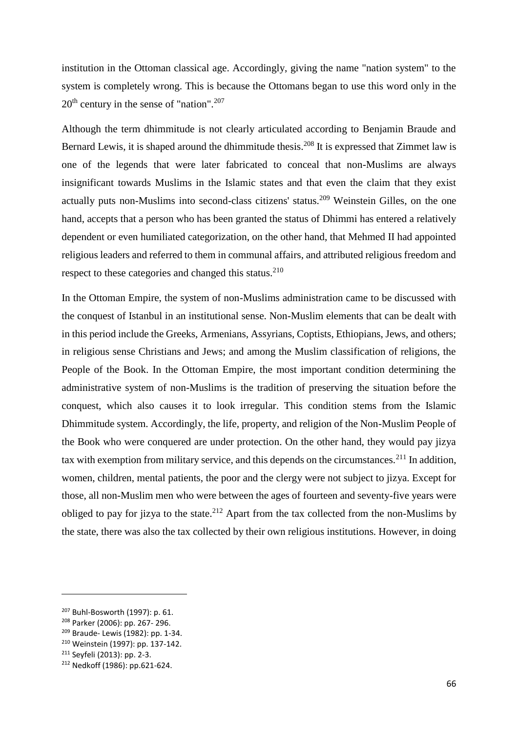institution in the Ottoman classical age. Accordingly, giving the name "nation system" to the system is completely wrong. This is because the Ottomans began to use this word only in the 20th century in the sense of "nation".[207]

Although the term dhimmitude is not clearly articulated according to Benjamin Braude and Bernard Lewis, it is shaped around the dhimmitude thesis.[208] It is expressed that Zimmet law is one of the legends that were later fabricated to conceal that non-Muslims are always insignificant towards Muslims in the Islamic states and that even the claim that they exist actually puts non-Muslims into second-class citizens' status.[209] Weinstein Gilles, on the one hand, accepts that a person who has been granted the status of Dhimmi has entered a relatively dependent or even humiliated categorization, on the other hand, that Mehmed II had appointed religious leaders and referred to them in communal affairs, and attributed religious freedom and respect to these categories and changed this status.[210]

In the Ottoman Empire, the system of non-Muslims administration came to be discussed with the conquest of Istanbul in an institutional sense. Non-Muslim elements that can be dealt with in this period include the Greeks, Armenians, Assyrians, Coptists, Ethiopians, Jews, and others; in religious sense Christians and Jews; and among the Muslim classification of religions, the People of the Book. In the Ottoman Empire, the most important condition determining the administrative system of non-Muslims is the tradition of preserving the situation before the conquest, which also causes it to look irregular. This condition stems from the Islamic Dhimmitude system. Accordingly, the life, property, and religion of the Non-Muslim People of the Book who were conquered are under protection. On the other hand, they would pay jizya tax with exemption from military service, and this depends on the circumstances.[211] In addition, women, children, mental patients, the poor and the clergy were not subject to jizya. Except for those, all non-Muslim men who were between the ages of fourteen and seventy-five years were obliged to pay for jizya to the state.[212] Apart from the tax collected from the non-Muslims by the state, there was also the tax collected by their own religious institutions. However, in doing

---

[207] Buhl-Bosworth (1997): p. 61.

[208] Parker (2006): pp. 267- 296.

[209] Braude- Lewis (1982): pp. 1-34.

[210] Weinstein (1997): pp. 137-142.

[211] Seyfeli (2013): pp. 2-3.

[212] Nedkoff (1986): pp.621-624.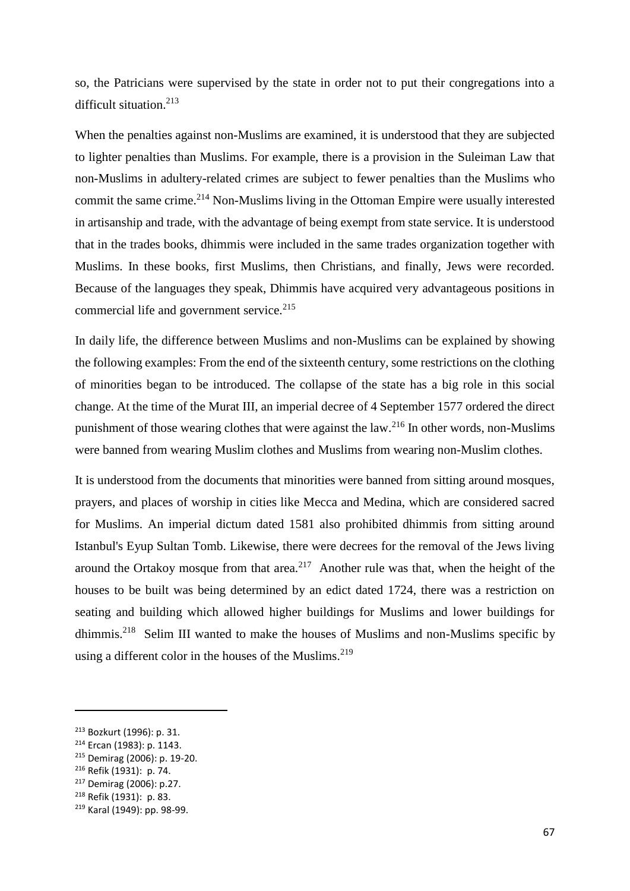so, the Patricians were supervised by the state in order not to put their congregations into a difficult situation.[213]

When the penalties against non-Muslims are examined, it is understood that they are subjected to lighter penalties than Muslims. For example, there is a provision in the Suleiman Law that non-Muslims in adultery-related crimes are subject to fewer penalties than the Muslims who commit the same crime.[214] Non-Muslims living in the Ottoman Empire were usually interested in artisanship and trade, with the advantage of being exempt from state service. It is understood that in the trades books, dhimmis were included in the same trades organization together with Muslims. In these books, first Muslims, then Christians, and finally, Jews were recorded. Because of the languages they speak, Dhimmis have acquired very advantageous positions in commercial life and government service.[215]

In daily life, the difference between Muslims and non-Muslims can be explained by showing the following examples: From the end of the sixteenth century, some restrictions on the clothing of minorities began to be introduced. The collapse of the state has a big role in this social change. At the time of the Murat III, an imperial decree of 4 September 1577 ordered the direct punishment of those wearing clothes that were against the law.[216] In other words, non-Muslims were banned from wearing Muslim clothes and Muslims from wearing non-Muslim clothes.

It is understood from the documents that minorities were banned from sitting around mosques, prayers, and places of worship in cities like Mecca and Medina, which are considered sacred for Muslims. An imperial dictum dated 1581 also prohibited dhimmis from sitting around Istanbul's Eyup Sultan Tomb. Likewise, there were decrees for the removal of the Jews living around the Ortakoy mosque from that area.[217] Another rule was that, when the height of the houses to be built was being determined by an edict dated 1724, there was a restriction on seating and building which allowed higher buildings for Muslims and lower buildings for dhimmis.[218] Selim III wanted to make the houses of Muslims and non-Muslims specific by using a different color in the houses of the Muslims.[219]

---

[213] Bozkurt (1996): p. 31.
[214] Ercan (1983): p. 1143.
[215] Demirag (2006): p. 19-20.
[216] Refik (1931): p. 74.
[217] Demirag (2006): p.27.
[218] Refik (1931): p. 83.
[219] Karal (1949): pp. 98-99.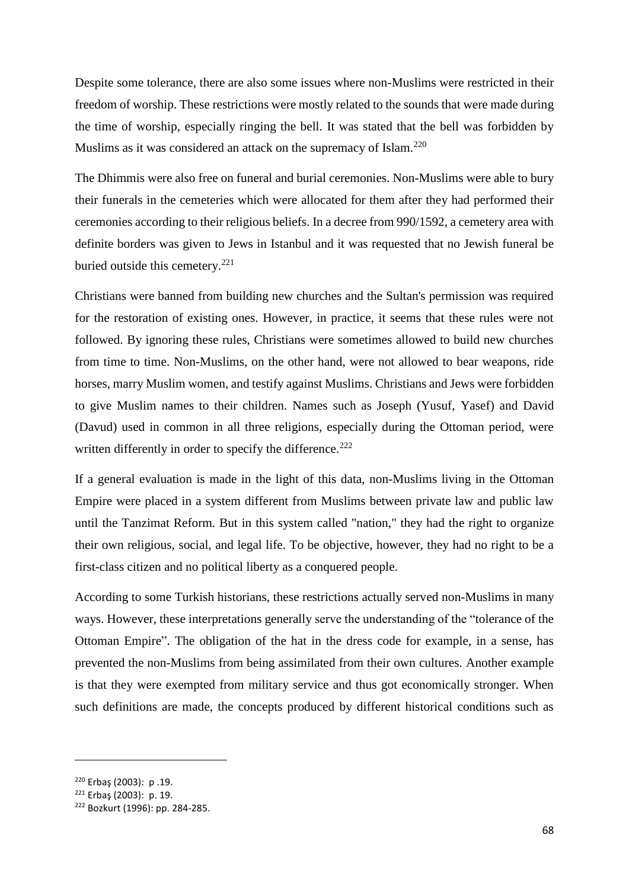Despite some tolerance, there are also some issues where non-Muslims were restricted in their freedom of worship. These restrictions were mostly related to the sounds that were made during the time of worship, especially ringing the bell. It was stated that the bell was forbidden by Muslims as it was considered an attack on the supremacy of Islam.[220]

The Dhimmis were also free on funeral and burial ceremonies. Non-Muslims were able to bury their funerals in the cemeteries which were allocated for them after they had performed their ceremonies according to their religious beliefs. In a decree from 990/1592, a cemetery area with definite borders was given to Jews in Istanbul and it was requested that no Jewish funeral be buried outside this cemetery.[221]

Christians were banned from building new churches and the Sultan's permission was required for the restoration of existing ones. However, in practice, it seems that these rules were not followed. By ignoring these rules, Christians were sometimes allowed to build new churches from time to time. Non-Muslims, on the other hand, were not allowed to bear weapons, ride horses, marry Muslim women, and testify against Muslims. Christians and Jews were forbidden to give Muslim names to their children. Names such as Joseph (Yusuf, Yasef) and David (Davud) used in common in all three religions, especially during the Ottoman period, were written differently in order to specify the difference.[222]

If a general evaluation is made in the light of this data, non-Muslims living in the Ottoman Empire were placed in a system different from Muslims between private law and public law until the Tanzimat Reform. But in this system called "nation," they had the right to organize their own religious, social, and legal life. To be objective, however, they had no right to be a first-class citizen and no political liberty as a conquered people.

According to some Turkish historians, these restrictions actually served non-Muslims in many ways. However, these interpretations generally serve the understanding of the "tolerance of the Ottoman Empire". The obligation of the hat in the dress code for example, in a sense, has prevented the non-Muslims from being assimilated from their own cultures. Another example is that they were exempted from military service and thus got economically stronger. When such definitions are made, the concepts produced by different historical conditions such as

---

[220] Erbaş (2003): p .19.

[221] Erbaş (2003): p. 19.

[222] Bozkurt (1996): pp. 284-285.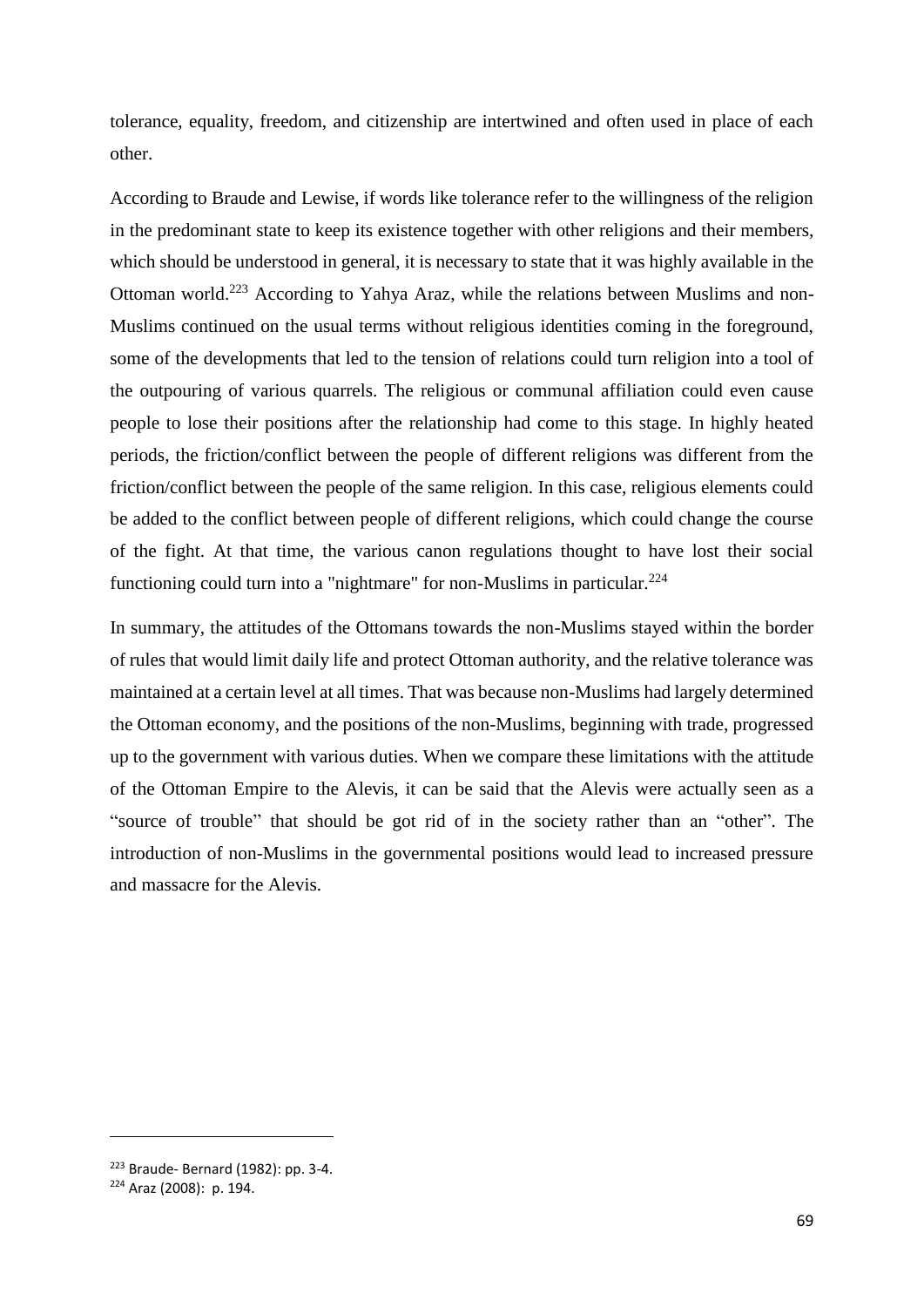tolerance, equality, freedom, and citizenship are intertwined and often used in place of each other.

According to Braude and Lewise, if words like tolerance refer to the willingness of the religion in the predominant state to keep its existence together with other religions and their members, which should be understood in general, it is necessary to state that it was highly available in the Ottoman world.[223] According to Yahya Araz, while the relations between Muslims and non-Muslims continued on the usual terms without religious identities coming in the foreground, some of the developments that led to the tension of relations could turn religion into a tool of the outpouring of various quarrels. The religious or communal affiliation could even cause people to lose their positions after the relationship had come to this stage. In highly heated periods, the friction/conflict between the people of different religions was different from the friction/conflict between the people of the same religion. In this case, religious elements could be added to the conflict between people of different religions, which could change the course of the fight. At that time, the various canon regulations thought to have lost their social functioning could turn into a "nightmare" for non-Muslims in particular.[224]

In summary, the attitudes of the Ottomans towards the non-Muslims stayed within the border of rules that would limit daily life and protect Ottoman authority, and the relative tolerance was maintained at a certain level at all times. That was because non-Muslims had largely determined the Ottoman economy, and the positions of the non-Muslims, beginning with trade, progressed up to the government with various duties. When we compare these limitations with the attitude of the Ottoman Empire to the Alevis, it can be said that the Alevis were actually seen as a "source of trouble" that should be got rid of in the society rather than an "other". The introduction of non-Muslims in the governmental positions would lead to increased pressure and massacre for the Alevis.

---

[223] Braude- Bernard (1982): pp. 3-4.

[224] Araz (2008): p. 194.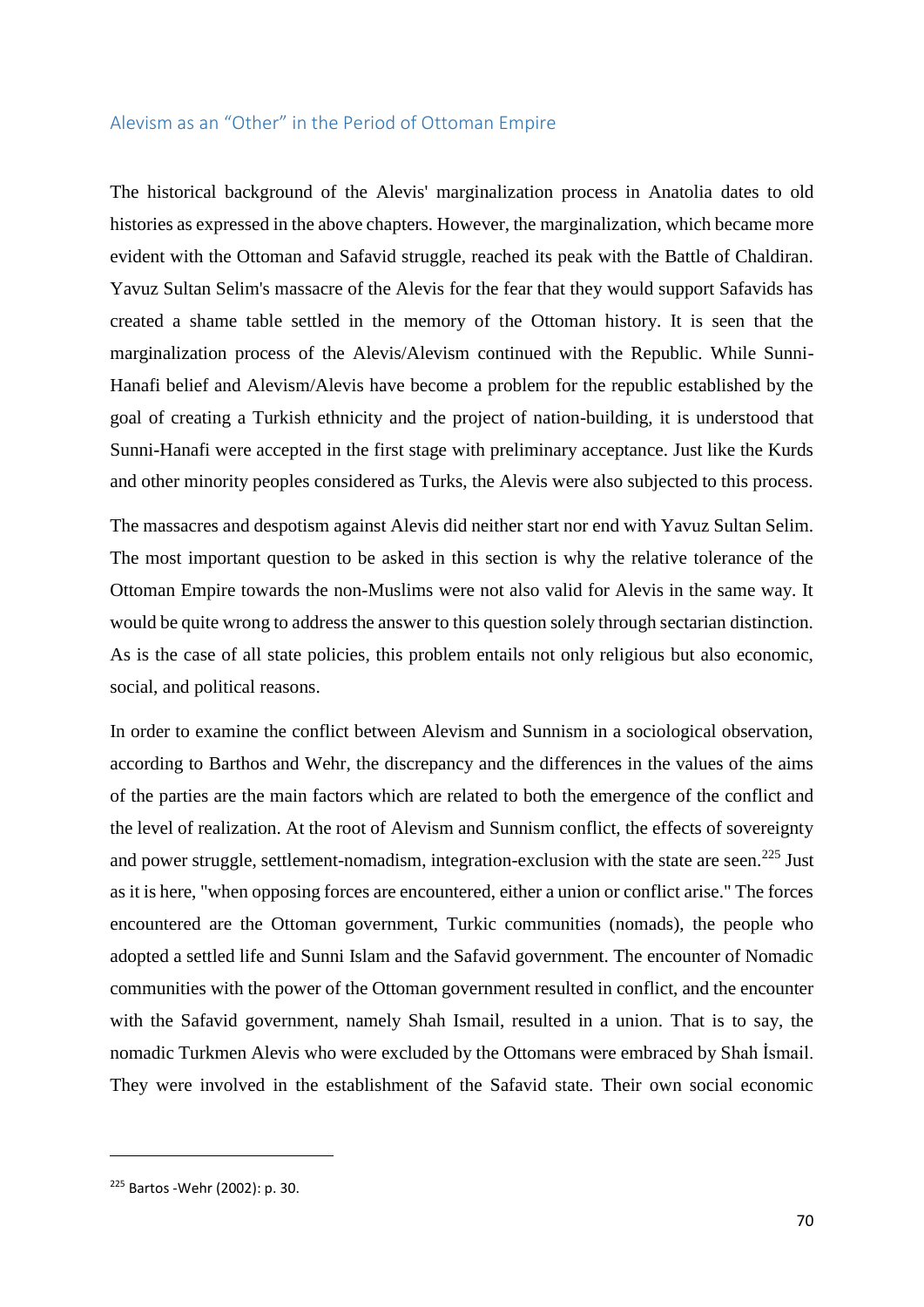## Alevism as an "Other" in the Period of Ottoman Empire

The historical background of the Alevis' marginalization process in Anatolia dates to old histories as expressed in the above chapters. However, the marginalization, which became more evident with the Ottoman and Safavid struggle, reached its peak with the Battle of Chaldiran. Yavuz Sultan Selim's massacre of the Alevis for the fear that they would support Safavids has created a shame table settled in the memory of the Ottoman history. It is seen that the marginalization process of the Alevis/Alevism continued with the Republic. While Sunni-Hanafi belief and Alevism/Alevis have become a problem for the republic established by the goal of creating a Turkish ethnicity and the project of nation-building, it is understood that Sunni-Hanafi were accepted in the first stage with preliminary acceptance. Just like the Kurds and other minority peoples considered as Turks, the Alevis were also subjected to this process.

The massacres and despotism against Alevis did neither start nor end with Yavuz Sultan Selim. The most important question to be asked in this section is why the relative tolerance of the Ottoman Empire towards the non-Muslims were not also valid for Alevis in the same way. It would be quite wrong to address the answer to this question solely through sectarian distinction. As is the case of all state policies, this problem entails not only religious but also economic, social, and political reasons.

In order to examine the conflict between Alevism and Sunnism in a sociological observation, according to Barthos and Wehr, the discrepancy and the differences in the values of the aims of the parties are the main factors which are related to both the emergence of the conflict and the level of realization. At the root of Alevism and Sunnism conflict, the effects of sovereignty and power struggle, settlement-nomadism, integration-exclusion with the state are seen.[225] Just as it is here, "when opposing forces are encountered, either a union or conflict arise." The forces encountered are the Ottoman government, Turkic communities (nomads), the people who adopted a settled life and Sunni Islam and the Safavid government. The encounter of Nomadic communities with the power of the Ottoman government resulted in conflict, and the encounter with the Safavid government, namely Shah Ismail, resulted in a union. That is to say, the nomadic Turkmen Alevis who were excluded by the Ottomans were embraced by Shah İsmail. They were involved in the establishment of the Safavid state. Their own social economic

---

[225] Bartos -Wehr (2002): p. 30.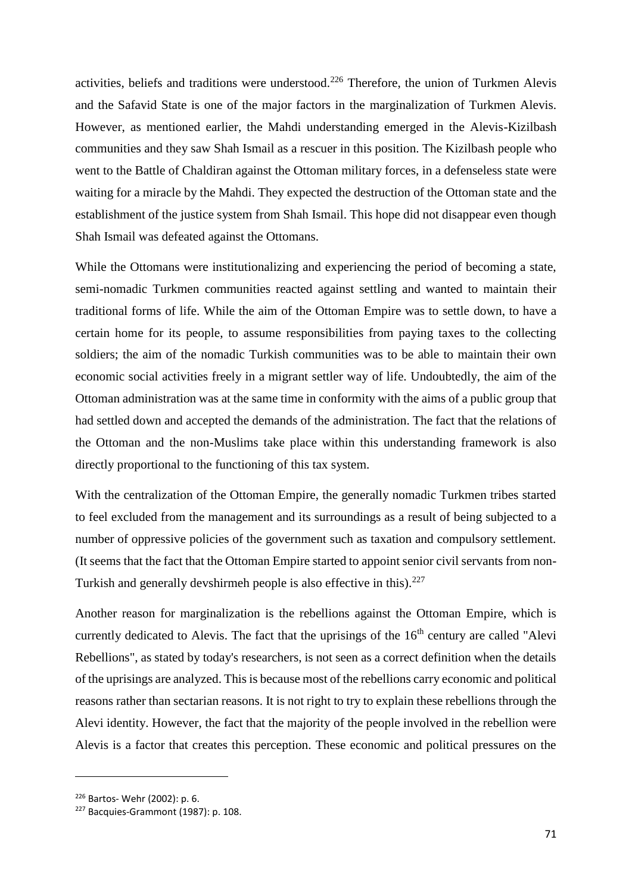activities, beliefs and traditions were understood.[226] Therefore, the union of Turkmen Alevis and the Safavid State is one of the major factors in the marginalization of Turkmen Alevis. However, as mentioned earlier, the Mahdi understanding emerged in the Alevis-Kizilbash communities and they saw Shah Ismail as a rescuer in this position. The Kizilbash people who went to the Battle of Chaldiran against the Ottoman military forces, in a defenseless state were waiting for a miracle by the Mahdi. They expected the destruction of the Ottoman state and the establishment of the justice system from Shah Ismail. This hope did not disappear even though Shah Ismail was defeated against the Ottomans.

While the Ottomans were institutionalizing and experiencing the period of becoming a state, semi-nomadic Turkmen communities reacted against settling and wanted to maintain their traditional forms of life. While the aim of the Ottoman Empire was to settle down, to have a certain home for its people, to assume responsibilities from paying taxes to the collecting soldiers; the aim of the nomadic Turkish communities was to be able to maintain their own economic social activities freely in a migrant settler way of life. Undoubtedly, the aim of the Ottoman administration was at the same time in conformity with the aims of a public group that had settled down and accepted the demands of the administration. The fact that the relations of the Ottoman and the non-Muslims take place within this understanding framework is also directly proportional to the functioning of this tax system.

With the centralization of the Ottoman Empire, the generally nomadic Turkmen tribes started to feel excluded from the management and its surroundings as a result of being subjected to a number of oppressive policies of the government such as taxation and compulsory settlement. (It seems that the fact that the Ottoman Empire started to appoint senior civil servants from non-Turkish and generally devshirmeh people is also effective in this).[227]

Another reason for marginalization is the rebellions against the Ottoman Empire, which is currently dedicated to Alevis. The fact that the uprisings of the 16th century are called "Alevi Rebellions", as stated by today's researchers, is not seen as a correct definition when the details of the uprisings are analyzed. This is because most of the rebellions carry economic and political reasons rather than sectarian reasons. It is not right to try to explain these rebellions through the Alevi identity. However, the fact that the majority of the people involved in the rebellion were Alevis is a factor that creates this perception. These economic and political pressures on the

---

[226] Bartos- Wehr (2002): p. 6.

[227] Bacquies-Grammont (1987): p. 108.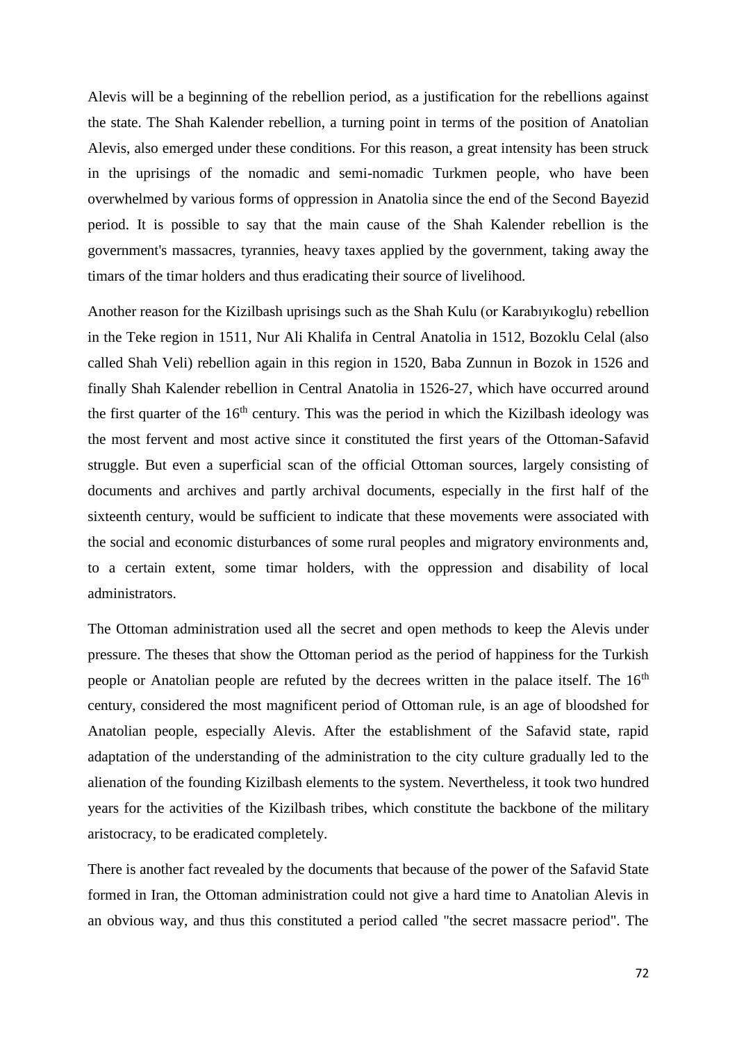Alevis will be a beginning of the rebellion period, as a justification for the rebellions against the state. The Shah Kalender rebellion, a turning point in terms of the position of Anatolian Alevis, also emerged under these conditions. For this reason, a great intensity has been struck in the uprisings of the nomadic and semi-nomadic Turkmen people, who have been overwhelmed by various forms of oppression in Anatolia since the end of the Second Bayezid period. It is possible to say that the main cause of the Shah Kalender rebellion is the government's massacres, tyrannies, heavy taxes applied by the government, taking away the timars of the timar holders and thus eradicating their source of livelihood.

Another reason for the Kizilbash uprisings such as the Shah Kulu (or Karabıyıkoglu) rebellion in the Teke region in 1511, Nur Ali Khalifa in Central Anatolia in 1512, Bozoklu Celal (also called Shah Veli) rebellion again in this region in 1520, Baba Zunnun in Bozok in 1526 and finally Shah Kalender rebellion in Central Anatolia in 1526-27, which have occurred around the first quarter of the 16th century. This was the period in which the Kizilbash ideology was the most fervent and most active since it constituted the first years of the Ottoman-Safavid struggle. But even a superficial scan of the official Ottoman sources, largely consisting of documents and archives and partly archival documents, especially in the first half of the sixteenth century, would be sufficient to indicate that these movements were associated with the social and economic disturbances of some rural peoples and migratory environments and, to a certain extent, some timar holders, with the oppression and disability of local administrators.

The Ottoman administration used all the secret and open methods to keep the Alevis under pressure. The theses that show the Ottoman period as the period of happiness for the Turkish people or Anatolian people are refuted by the decrees written in the palace itself. The 16th century, considered the most magnificent period of Ottoman rule, is an age of bloodshed for Anatolian people, especially Alevis. After the establishment of the Safavid state, rapid adaptation of the understanding of the administration to the city culture gradually led to the alienation of the founding Kizilbash elements to the system. Nevertheless, it took two hundred years for the activities of the Kizilbash tribes, which constitute the backbone of the military aristocracy, to be eradicated completely.

There is another fact revealed by the documents that because of the power of the Safavid State formed in Iran, the Ottoman administration could not give a hard time to Anatolian Alevis in an obvious way, and thus this constituted a period called "the secret massacre period". The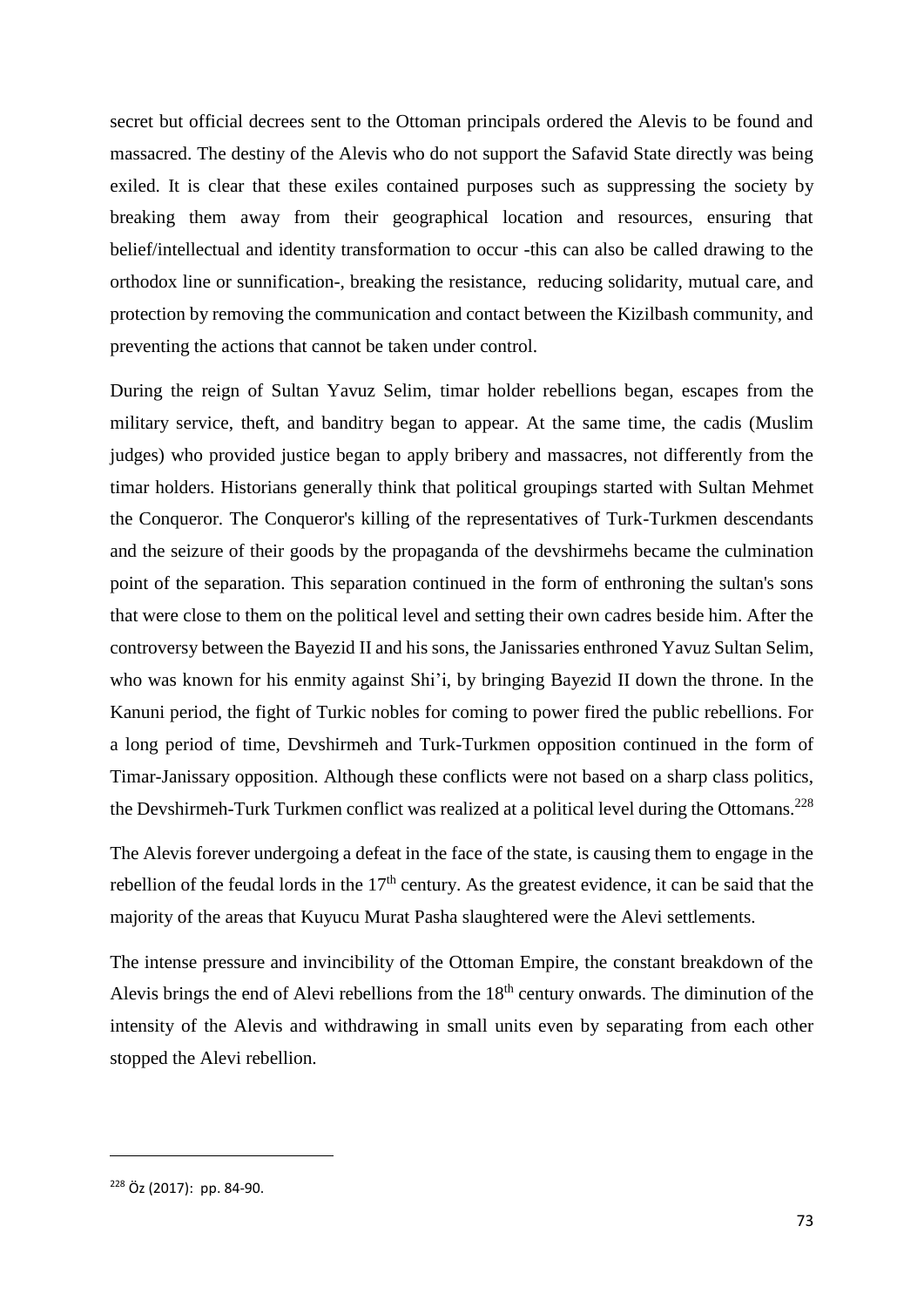secret but official decrees sent to the Ottoman principals ordered the Alevis to be found and massacred. The destiny of the Alevis who do not support the Safavid State directly was being exiled. It is clear that these exiles contained purposes such as suppressing the society by breaking them away from their geographical location and resources, ensuring that belief/intellectual and identity transformation to occur -this can also be called drawing to the orthodox line or sunnification-, breaking the resistance, reducing solidarity, mutual care, and protection by removing the communication and contact between the Kizilbash community, and preventing the actions that cannot be taken under control.

During the reign of Sultan Yavuz Selim, timar holder rebellions began, escapes from the military service, theft, and banditry began to appear. At the same time, the cadis (Muslim judges) who provided justice began to apply bribery and massacres, not differently from the timar holders. Historians generally think that political groupings started with Sultan Mehmet the Conqueror. The Conqueror's killing of the representatives of Turk-Turkmen descendants and the seizure of their goods by the propaganda of the devshirmehs became the culmination point of the separation. This separation continued in the form of enthroning the sultan's sons that were close to them on the political level and setting their own cadres beside him. After the controversy between the Bayezid II and his sons, the Janissaries enthroned Yavuz Sultan Selim, who was known for his enmity against Shi'i, by bringing Bayezid II down the throne. In the Kanuni period, the fight of Turkic nobles for coming to power fired the public rebellions. For a long period of time, Devshirmeh and Turk-Turkmen opposition continued in the form of Timar-Janissary opposition. Although these conflicts were not based on a sharp class politics, the Devshirmeh-Turk Turkmen conflict was realized at a political level during the Ottomans.[228]

The Alevis forever undergoing a defeat in the face of the state, is causing them to engage in the rebellion of the feudal lords in the 17th century. As the greatest evidence, it can be said that the majority of the areas that Kuyucu Murat Pasha slaughtered were the Alevi settlements.

The intense pressure and invincibility of the Ottoman Empire, the constant breakdown of the Alevis brings the end of Alevi rebellions from the 18th century onwards. The diminution of the intensity of the Alevis and withdrawing in small units even by separating from each other stopped the Alevi rebellion.

---

[228] Öz (2017): pp. 84-90.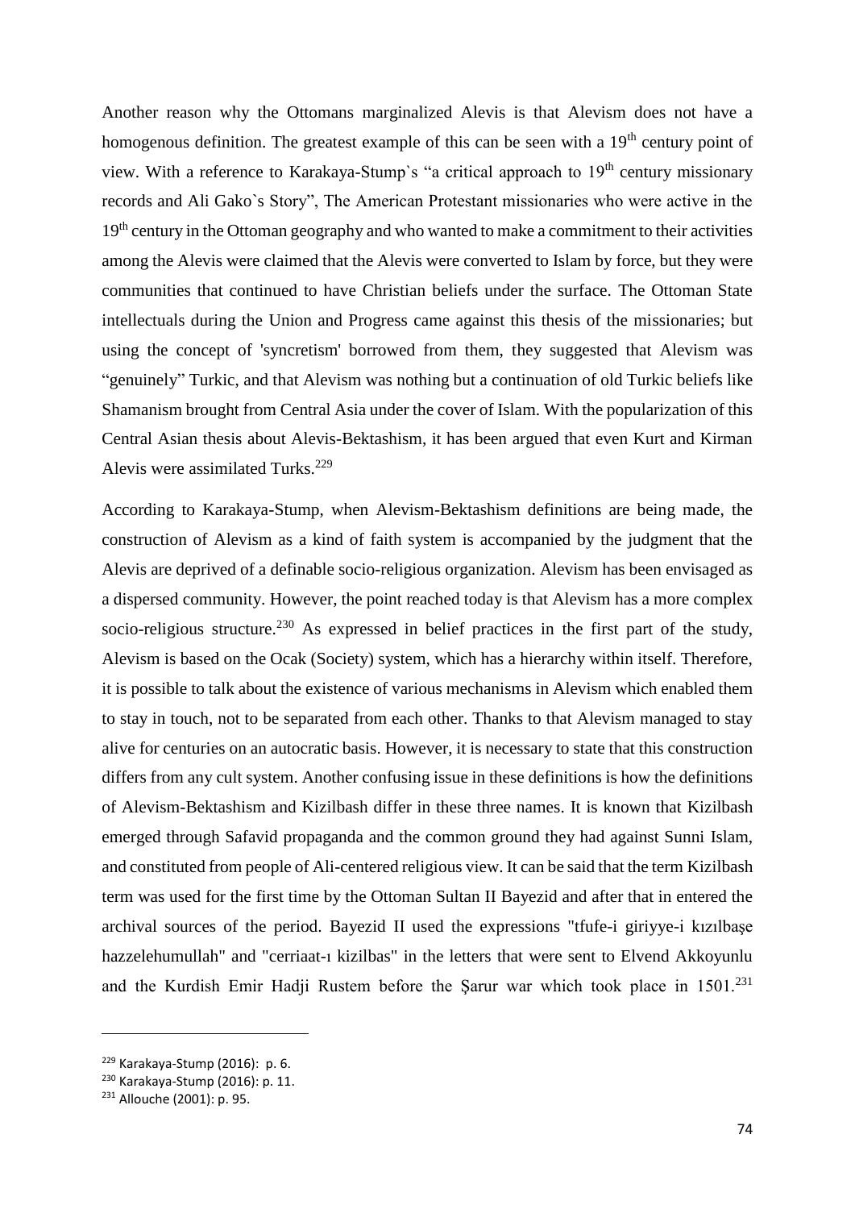Another reason why the Ottomans marginalized Alevis is that Alevism does not have a homogenous definition. The greatest example of this can be seen with a 19th century point of view. With a reference to Karakaya-Stump`s “a critical approach to 19th century missionary records and Ali Gako`s Story”, The American Protestant missionaries who were active in the 19th century in the Ottoman geography and who wanted to make a commitment to their activities among the Alevis were claimed that the Alevis were converted to Islam by force, but they were communities that continued to have Christian beliefs under the surface. The Ottoman State intellectuals during the Union and Progress came against this thesis of the missionaries; but using the concept of 'syncretism' borrowed from them, they suggested that Alevism was “genuinely” Turkic, and that Alevism was nothing but a continuation of old Turkic beliefs like Shamanism brought from Central Asia under the cover of Islam. With the popularization of this Central Asian thesis about Alevis-Bektashism, it has been argued that even Kurt and Kirman Alevis were assimilated Turks.[229]

According to Karakaya-Stump, when Alevism-Bektashism definitions are being made, the construction of Alevism as a kind of faith system is accompanied by the judgment that the Alevis are deprived of a definable socio-religious organization. Alevism has been envisaged as a dispersed community. However, the point reached today is that Alevism has a more complex socio-religious structure.[230] As expressed in belief practices in the first part of the study, Alevism is based on the Ocak (Society) system, which has a hierarchy within itself. Therefore, it is possible to talk about the existence of various mechanisms in Alevism which enabled them to stay in touch, not to be separated from each other. Thanks to that Alevism managed to stay alive for centuries on an autocratic basis. However, it is necessary to state that this construction differs from any cult system. Another confusing issue in these definitions is how the definitions of Alevism-Bektashism and Kizilbash differ in these three names. It is known that Kizilbash emerged through Safavid propaganda and the common ground they had against Sunni Islam, and constituted from people of Ali-centered religious view. It can be said that the term Kizilbash term was used for the first time by the Ottoman Sultan II Bayezid and after that in entered the archival sources of the period. Bayezid II used the expressions "tfufe-i giriyye-i kızılbaşe hazzelehumullah" and "cerriaat-ı kizilbas" in the letters that were sent to Elvend Akkoyunlu and the Kurdish Emir Hadji Rustem before the Şarur war which took place in 1501.[231]

---

[229] Karakaya-Stump (2016): p. 6.

[230] Karakaya-Stump (2016): p. 11.

[231] Allouche (2001): p. 95.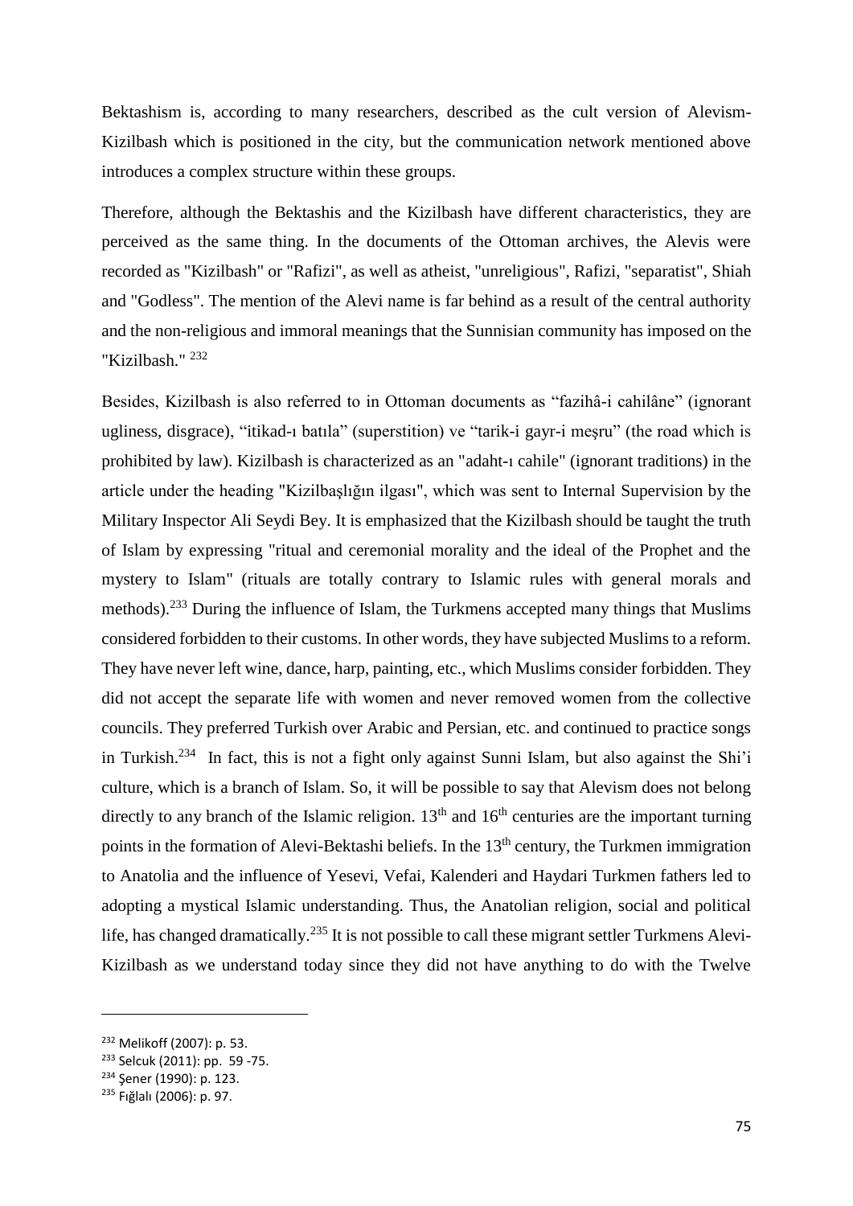Bektashism is, according to many researchers, described as the cult version of Alevism-Kizilbash which is positioned in the city, but the communication network mentioned above introduces a complex structure within these groups.

Therefore, although the Bektashis and the Kizilbash have different characteristics, they are perceived as the same thing. In the documents of the Ottoman archives, the Alevis were recorded as "Kizilbash" or "Rafizi", as well as atheist, "unreligious", Rafizi, "separatist", Shiah and "Godless". The mention of the Alevi name is far behind as a result of the central authority and the non-religious and immoral meanings that the Sunnisian community has imposed on the "Kizilbash." [232]

Besides, Kizilbash is also referred to in Ottoman documents as "fazihâ-i cahilâne" (ignorant ugliness, disgrace), "itikad-ı batıla" (superstition) ve "tarik-i gayr-i meşru" (the road which is prohibited by law). Kizilbash is characterized as an "adaht-ı cahile" (ignorant traditions) in the article under the heading "Kizilbaşlığın ilgası", which was sent to Internal Supervision by the Military Inspector Ali Seydi Bey. It is emphasized that the Kizilbash should be taught the truth of Islam by expressing "ritual and ceremonial morality and the ideal of the Prophet and the mystery to Islam" (rituals are totally contrary to Islamic rules with general morals and methods).[233] During the influence of Islam, the Turkmens accepted many things that Muslims considered forbidden to their customs. In other words, they have subjected Muslims to a reform. They have never left wine, dance, harp, painting, etc., which Muslims consider forbidden. They did not accept the separate life with women and never removed women from the collective councils. They preferred Turkish over Arabic and Persian, etc. and continued to practice songs in Turkish.[234] In fact, this is not a fight only against Sunni Islam, but also against the Shi'i culture, which is a branch of Islam. So, it will be possible to say that Alevism does not belong directly to any branch of the Islamic religion. 13th and 16th centuries are the important turning points in the formation of Alevi-Bektashi beliefs. In the 13th century, the Turkmen immigration to Anatolia and the influence of Yesevi, Vefai, Kalenderi and Haydari Turkmen fathers led to adopting a mystical Islamic understanding. Thus, the Anatolian religion, social and political life, has changed dramatically.[235] It is not possible to call these migrant settler Turkmens Alevi-Kizilbash as we understand today since they did not have anything to do with the Twelve

---

[232] Melikoff (2007): p. 53.

[233] Selcuk (2011): pp. 59 -75.

[234] Şener (1990): p. 123.

[235] Fığlalı (2006): p. 97.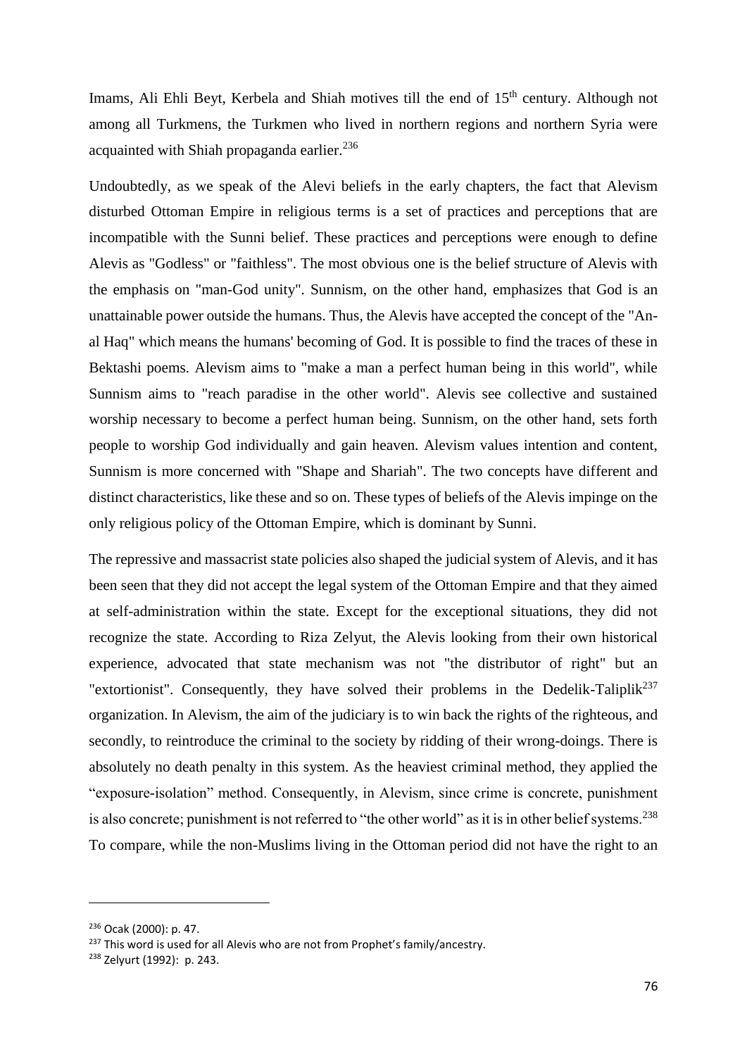Imams, Ali Ehli Beyt, Kerbela and Shiah motives till the end of 15th century. Although not among all Turkmens, the Turkmen who lived in northern regions and northern Syria were acquainted with Shiah propaganda earlier.[236]

Undoubtedly, as we speak of the Alevi beliefs in the early chapters, the fact that Alevism disturbed Ottoman Empire in religious terms is a set of practices and perceptions that are incompatible with the Sunni belief. These practices and perceptions were enough to define Alevis as "Godless" or "faithless". The most obvious one is the belief structure of Alevis with the emphasis on "man-God unity". Sunnism, on the other hand, emphasizes that God is an unattainable power outside the humans. Thus, the Alevis have accepted the concept of the "An-al Haq" which means the humans' becoming of God. It is possible to find the traces of these in Bektashi poems. Alevism aims to "make a man a perfect human being in this world", while Sunnism aims to "reach paradise in the other world". Alevis see collective and sustained worship necessary to become a perfect human being. Sunnism, on the other hand, sets forth people to worship God individually and gain heaven. Alevism values intention and content, Sunnism is more concerned with "Shape and Shariah". The two concepts have different and distinct characteristics, like these and so on. These types of beliefs of the Alevis impinge on the only religious policy of the Ottoman Empire, which is dominant by Sunni.

The repressive and massacrist state policies also shaped the judicial system of Alevis, and it has been seen that they did not accept the legal system of the Ottoman Empire and that they aimed at self-administration within the state. Except for the exceptional situations, they did not recognize the state. According to Riza Zelyut, the Alevis looking from their own historical experience, advocated that state mechanism was not "the distributor of right" but an "extortionist". Consequently, they have solved their problems in the Dedelik-Taliplik[237] organization. In Alevism, the aim of the judiciary is to win back the rights of the righteous, and secondly, to reintroduce the criminal to the society by ridding of their wrong-doings. There is absolutely no death penalty in this system. As the heaviest criminal method, they applied the "exposure-isolation" method. Consequently, in Alevism, since crime is concrete, punishment is also concrete; punishment is not referred to "the other world" as it is in other belief systems.[238] To compare, while the non-Muslims living in the Ottoman period did not have the right to an

---

[236] Ocak (2000): p. 47.

[237] This word is used for all Alevis who are not from Prophet's family/ancestry.

[238] Zelyurt (1992): p. 243.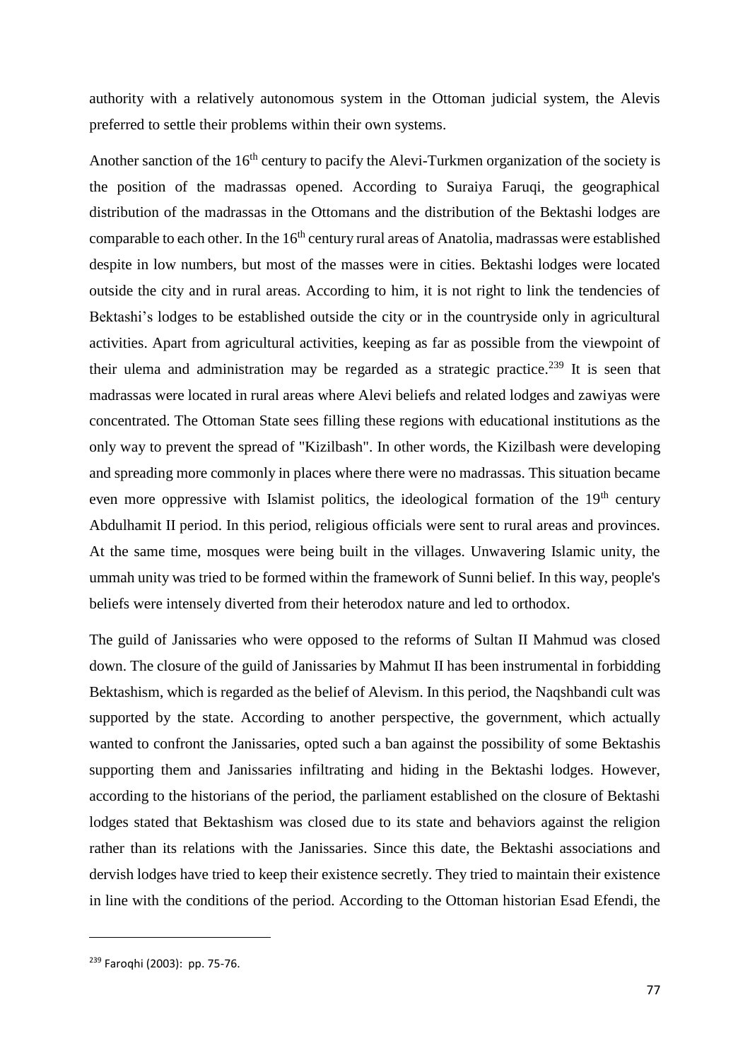authority with a relatively autonomous system in the Ottoman judicial system, the Alevis preferred to settle their problems within their own systems.

Another sanction of the 16th century to pacify the Alevi-Turkmen organization of the society is the position of the madrassas opened. According to Suraiya Faruqi, the geographical distribution of the madrassas in the Ottomans and the distribution of the Bektashi lodges are comparable to each other. In the 16th century rural areas of Anatolia, madrassas were established despite in low numbers, but most of the masses were in cities. Bektashi lodges were located outside the city and in rural areas. According to him, it is not right to link the tendencies of Bektashi's lodges to be established outside the city or in the countryside only in agricultural activities. Apart from agricultural activities, keeping as far as possible from the viewpoint of their ulema and administration may be regarded as a strategic practice.[239] It is seen that madrassas were located in rural areas where Alevi beliefs and related lodges and zawiyas were concentrated. The Ottoman State sees filling these regions with educational institutions as the only way to prevent the spread of "Kizilbash". In other words, the Kizilbash were developing and spreading more commonly in places where there were no madrassas. This situation became even more oppressive with Islamist politics, the ideological formation of the 19th century Abdulhamit II period. In this period, religious officials were sent to rural areas and provinces. At the same time, mosques were being built in the villages. Unwavering Islamic unity, the ummah unity was tried to be formed within the framework of Sunni belief. In this way, people's beliefs were intensely diverted from their heterodox nature and led to orthodox.

The guild of Janissaries who were opposed to the reforms of Sultan II Mahmud was closed down. The closure of the guild of Janissaries by Mahmut II has been instrumental in forbidding Bektashism, which is regarded as the belief of Alevism. In this period, the Naqshbandi cult was supported by the state. According to another perspective, the government, which actually wanted to confront the Janissaries, opted such a ban against the possibility of some Bektashis supporting them and Janissaries infiltrating and hiding in the Bektashi lodges. However, according to the historians of the period, the parliament established on the closure of Bektashi lodges stated that Bektashism was closed due to its state and behaviors against the religion rather than its relations with the Janissaries. Since this date, the Bektashi associations and dervish lodges have tried to keep their existence secretly. They tried to maintain their existence in line with the conditions of the period. According to the Ottoman historian Esad Efendi, the

---

[239] Faroqhi (2003): pp. 75-76.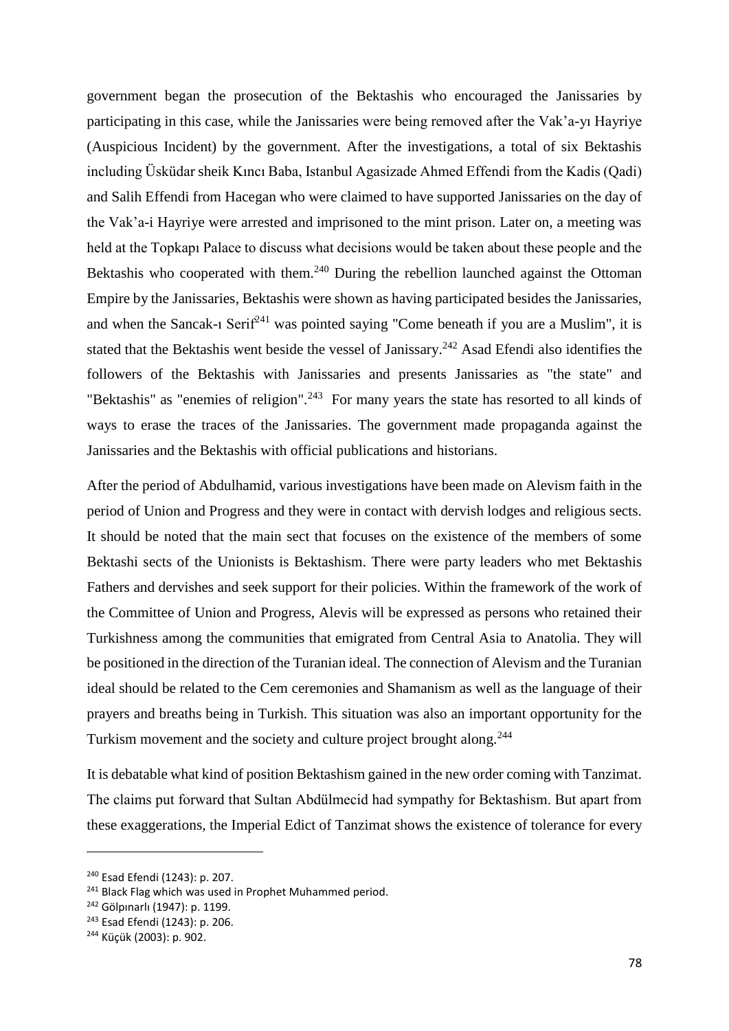government began the prosecution of the Bektashis who encouraged the Janissaries by participating in this case, while the Janissaries were being removed after the Vak'a-yı Hayriye (Auspicious Incident) by the government. After the investigations, a total of six Bektashis including Üsküdar sheik Kıncı Baba, Istanbul Agasizade Ahmed Effendi from the Kadis (Qadi) and Salih Effendi from Hacegan who were claimed to have supported Janissaries on the day of the Vak'a-i Hayriye were arrested and imprisoned to the mint prison. Later on, a meeting was held at the Topkapı Palace to discuss what decisions would be taken about these people and the Bektashis who cooperated with them.[240] During the rebellion launched against the Ottoman Empire by the Janissaries, Bektashis were shown as having participated besides the Janissaries, and when the Sancak-ı Serif[241] was pointed saying "Come beneath if you are a Muslim", it is stated that the Bektashis went beside the vessel of Janissary.[242] Asad Efendi also identifies the followers of the Bektashis with Janissaries and presents Janissaries as "the state" and "Bektashis" as "enemies of religion".[243] For many years the state has resorted to all kinds of ways to erase the traces of the Janissaries. The government made propaganda against the Janissaries and the Bektashis with official publications and historians.

After the period of Abdulhamid, various investigations have been made on Alevism faith in the period of Union and Progress and they were in contact with dervish lodges and religious sects. It should be noted that the main sect that focuses on the existence of the members of some Bektashi sects of the Unionists is Bektashism. There were party leaders who met Bektashis Fathers and dervishes and seek support for their policies. Within the framework of the work of the Committee of Union and Progress, Alevis will be expressed as persons who retained their Turkishness among the communities that emigrated from Central Asia to Anatolia. They will be positioned in the direction of the Turanian ideal. The connection of Alevism and the Turanian ideal should be related to the Cem ceremonies and Shamanism as well as the language of their prayers and breaths being in Turkish. This situation was also an important opportunity for the Turkism movement and the society and culture project brought along.[244]

It is debatable what kind of position Bektashism gained in the new order coming with Tanzimat. The claims put forward that Sultan Abdülmecid had sympathy for Bektashism. But apart from these exaggerations, the Imperial Edict of Tanzimat shows the existence of tolerance for every

---

[240] Esad Efendi (1243): p. 207.

[241] Black Flag which was used in Prophet Muhammed period.

[242] Gölpınarlı (1947): p. 1199.

[243] Esad Efendi (1243): p. 206.

[244] Küçük (2003): p. 902.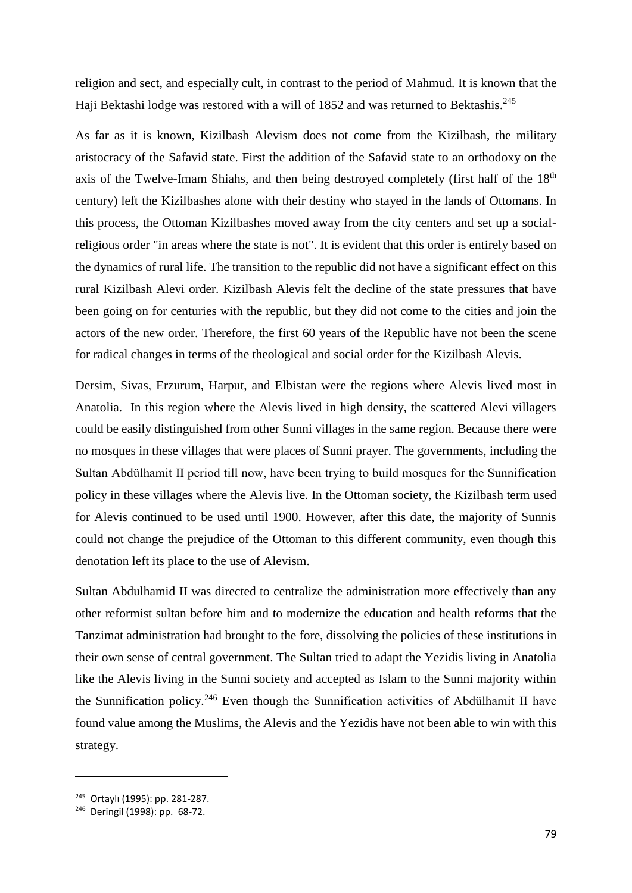religion and sect, and especially cult, in contrast to the period of Mahmud. It is known that the Haji Bektashi lodge was restored with a will of 1852 and was returned to Bektashis.[245]

As far as it is known, Kizilbash Alevism does not come from the Kizilbash, the military aristocracy of the Safavid state. First the addition of the Safavid state to an orthodoxy on the axis of the Twelve-Imam Shiahs, and then being destroyed completely (first half of the 18th century) left the Kizilbashes alone with their destiny who stayed in the lands of Ottomans. In this process, the Ottoman Kizilbashes moved away from the city centers and set up a social-religious order "in areas where the state is not". It is evident that this order is entirely based on the dynamics of rural life. The transition to the republic did not have a significant effect on this rural Kizilbash Alevi order. Kizilbash Alevis felt the decline of the state pressures that have been going on for centuries with the republic, but they did not come to the cities and join the actors of the new order. Therefore, the first 60 years of the Republic have not been the scene for radical changes in terms of the theological and social order for the Kizilbash Alevis.

Dersim, Sivas, Erzurum, Harput, and Elbistan were the regions where Alevis lived most in Anatolia. In this region where the Alevis lived in high density, the scattered Alevi villagers could be easily distinguished from other Sunni villages in the same region. Because there were no mosques in these villages that were places of Sunni prayer. The governments, including the Sultan Abdülhamit II period till now, have been trying to build mosques for the Sunnification policy in these villages where the Alevis live. In the Ottoman society, the Kizilbash term used for Alevis continued to be used until 1900. However, after this date, the majority of Sunnis could not change the prejudice of the Ottoman to this different community, even though this denotation left its place to the use of Alevism.

Sultan Abdulhamid II was directed to centralize the administration more effectively than any other reformist sultan before him and to modernize the education and health reforms that the Tanzimat administration had brought to the fore, dissolving the policies of these institutions in their own sense of central government. The Sultan tried to adapt the Yezidis living in Anatolia like the Alevis living in the Sunni society and accepted as Islam to the Sunni majority within the Sunnification policy.[246] Even though the Sunnification activities of Abdülhamit II have found value among the Muslims, the Alevis and the Yezidis have not been able to win with this strategy.

---

[245] Ortaylı (1995): pp. 281-287.

[246] Deringil (1998): pp. 68-72.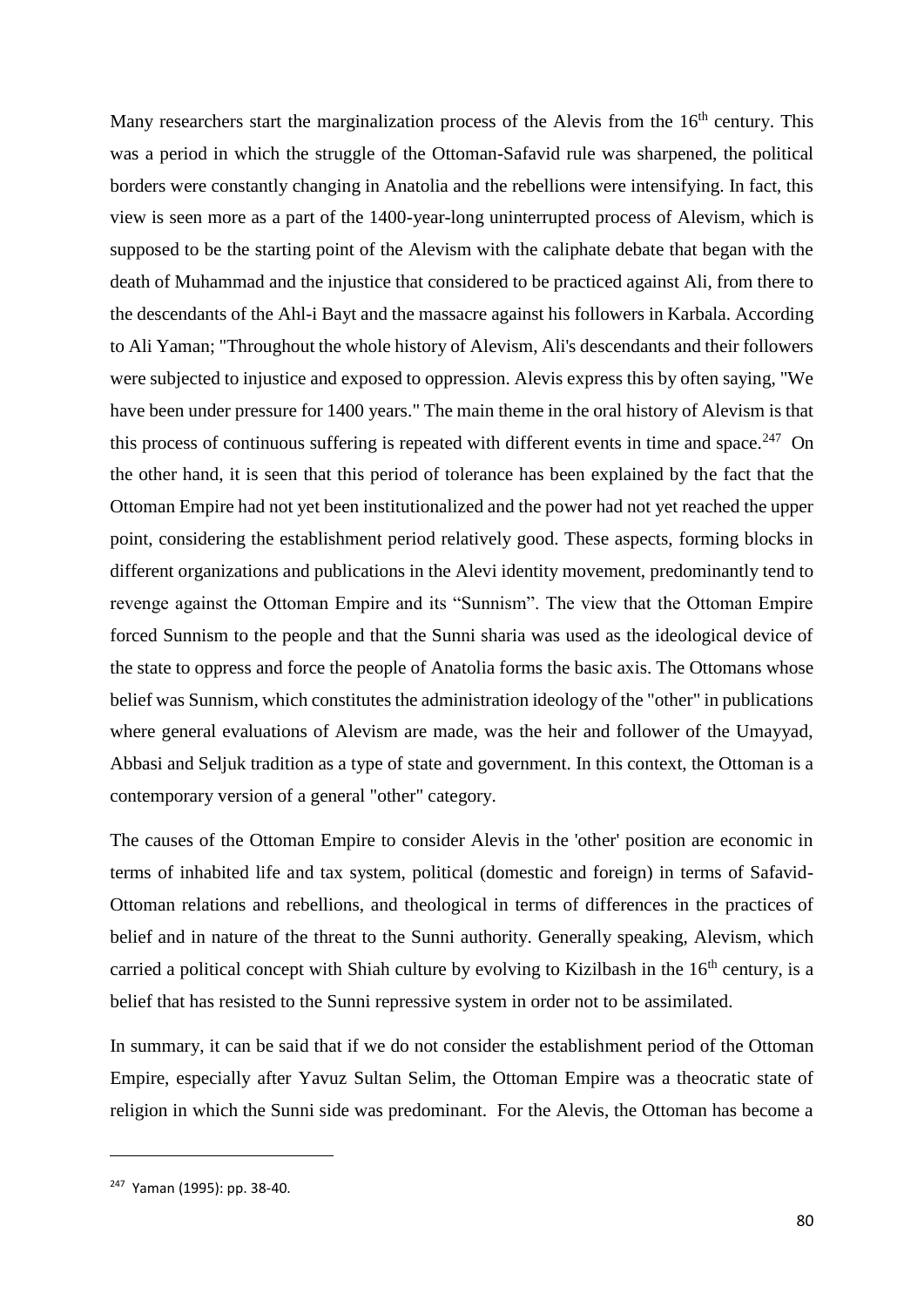Many researchers start the marginalization process of the Alevis from the 16th century. This was a period in which the struggle of the Ottoman-Safavid rule was sharpened, the political borders were constantly changing in Anatolia and the rebellions were intensifying. In fact, this view is seen more as a part of the 1400-year-long uninterrupted process of Alevism, which is supposed to be the starting point of the Alevism with the caliphate debate that began with the death of Muhammad and the injustice that considered to be practiced against Ali, from there to the descendants of the Ahl-i Bayt and the massacre against his followers in Karbala. According to Ali Yaman; "Throughout the whole history of Alevism, Ali's descendants and their followers were subjected to injustice and exposed to oppression. Alevis express this by often saying, "We have been under pressure for 1400 years." The main theme in the oral history of Alevism is that this process of continuous suffering is repeated with different events in time and space.[247] On the other hand, it is seen that this period of tolerance has been explained by the fact that the Ottoman Empire had not yet been institutionalized and the power had not yet reached the upper point, considering the establishment period relatively good. These aspects, forming blocks in different organizations and publications in the Alevi identity movement, predominantly tend to revenge against the Ottoman Empire and its "Sunnism". The view that the Ottoman Empire forced Sunnism to the people and that the Sunni sharia was used as the ideological device of the state to oppress and force the people of Anatolia forms the basic axis. The Ottomans whose belief was Sunnism, which constitutes the administration ideology of the "other" in publications where general evaluations of Alevism are made, was the heir and follower of the Umayyad, Abbasi and Seljuk tradition as a type of state and government. In this context, the Ottoman is a contemporary version of a general "other" category.

The causes of the Ottoman Empire to consider Alevis in the 'other' position are economic in terms of inhabited life and tax system, political (domestic and foreign) in terms of Safavid-Ottoman relations and rebellions, and theological in terms of differences in the practices of belief and in nature of the threat to the Sunni authority. Generally speaking, Alevism, which carried a political concept with Shiah culture by evolving to Kizilbash in the 16th century, is a belief that has resisted to the Sunni repressive system in order not to be assimilated.

In summary, it can be said that if we do not consider the establishment period of the Ottoman Empire, especially after Yavuz Sultan Selim, the Ottoman Empire was a theocratic state of religion in which the Sunni side was predominant. For the Alevis, the Ottoman has become a

---

[247] Yaman (1995): pp. 38-40.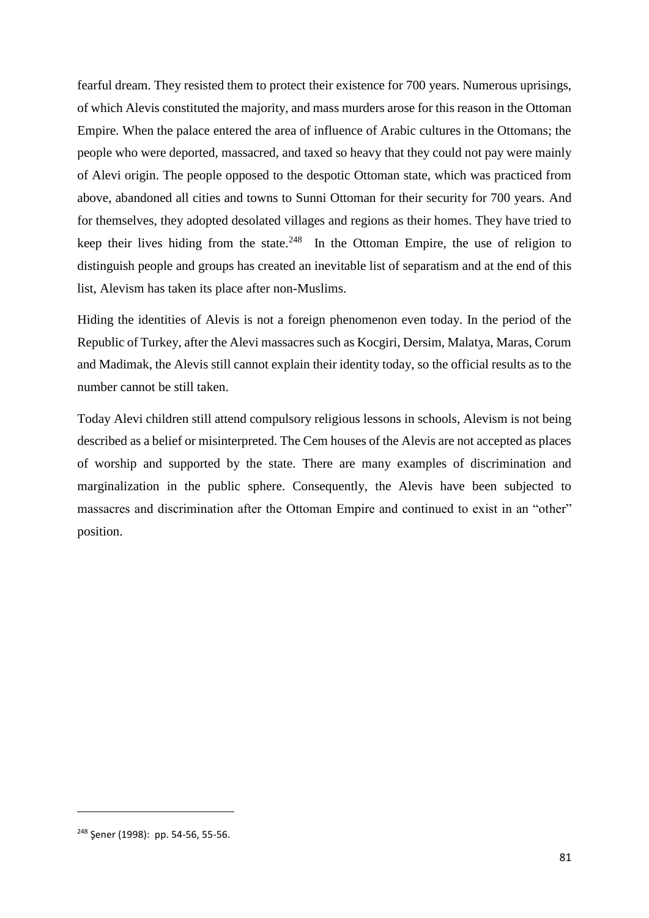fearful dream. They resisted them to protect their existence for 700 years. Numerous uprisings, of which Alevis constituted the majority, and mass murders arose for this reason in the Ottoman Empire. When the palace entered the area of influence of Arabic cultures in the Ottomans; the people who were deported, massacred, and taxed so heavy that they could not pay were mainly of Alevi origin. The people opposed to the despotic Ottoman state, which was practiced from above, abandoned all cities and towns to Sunni Ottoman for their security for 700 years. And for themselves, they adopted desolated villages and regions as their homes. They have tried to keep their lives hiding from the state.[248] In the Ottoman Empire, the use of religion to distinguish people and groups has created an inevitable list of separatism and at the end of this list, Alevism has taken its place after non-Muslims.

Hiding the identities of Alevis is not a foreign phenomenon even today. In the period of the Republic of Turkey, after the Alevi massacres such as Kocgiri, Dersim, Malatya, Maras, Corum and Madimak, the Alevis still cannot explain their identity today, so the official results as to the number cannot be still taken.

Today Alevi children still attend compulsory religious lessons in schools, Alevism is not being described as a belief or misinterpreted. The Cem houses of the Alevis are not accepted as places of worship and supported by the state. There are many examples of discrimination and marginalization in the public sphere. Consequently, the Alevis have been subjected to massacres and discrimination after the Ottoman Empire and continued to exist in an "other" position.

[248] Şener (1998): pp. 54-56, 55-56.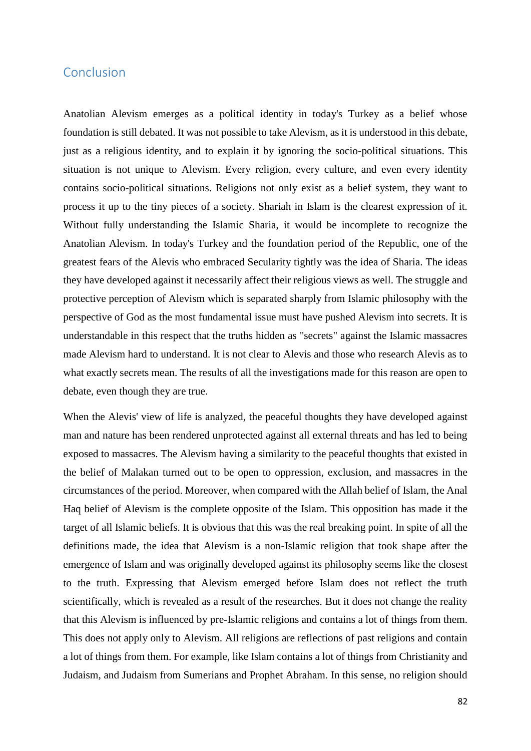## Conclusion

Anatolian Alevism emerges as a political identity in today's Turkey as a belief whose foundation is still debated. It was not possible to take Alevism, as it is understood in this debate, just as a religious identity, and to explain it by ignoring the socio-political situations. This situation is not unique to Alevism. Every religion, every culture, and even every identity contains socio-political situations. Religions not only exist as a belief system, they want to process it up to the tiny pieces of a society. Shariah in Islam is the clearest expression of it. Without fully understanding the Islamic Sharia, it would be incomplete to recognize the Anatolian Alevism. In today's Turkey and the foundation period of the Republic, one of the greatest fears of the Alevis who embraced Secularity tightly was the idea of Sharia. The ideas they have developed against it necessarily affect their religious views as well. The struggle and protective perception of Alevism which is separated sharply from Islamic philosophy with the perspective of God as the most fundamental issue must have pushed Alevism into secrets. It is understandable in this respect that the truths hidden as "secrets" against the Islamic massacres made Alevism hard to understand. It is not clear to Alevis and those who research Alevis as to what exactly secrets mean. The results of all the investigations made for this reason are open to debate, even though they are true.

When the Alevis' view of life is analyzed, the peaceful thoughts they have developed against man and nature has been rendered unprotected against all external threats and has led to being exposed to massacres. The Alevism having a similarity to the peaceful thoughts that existed in the belief of Malakan turned out to be open to oppression, exclusion, and massacres in the circumstances of the period. Moreover, when compared with the Allah belief of Islam, the Anal Haq belief of Alevism is the complete opposite of the Islam. This opposition has made it the target of all Islamic beliefs. It is obvious that this was the real breaking point. In spite of all the definitions made, the idea that Alevism is a non-Islamic religion that took shape after the emergence of Islam and was originally developed against its philosophy seems like the closest to the truth. Expressing that Alevism emerged before Islam does not reflect the truth scientifically, which is revealed as a result of the researches. But it does not change the reality that this Alevism is influenced by pre-Islamic religions and contains a lot of things from them. This does not apply only to Alevism. All religions are reflections of past religions and contain a lot of things from them. For example, like Islam contains a lot of things from Christianity and Judaism, and Judaism from Sumerians and Prophet Abraham. In this sense, no religion should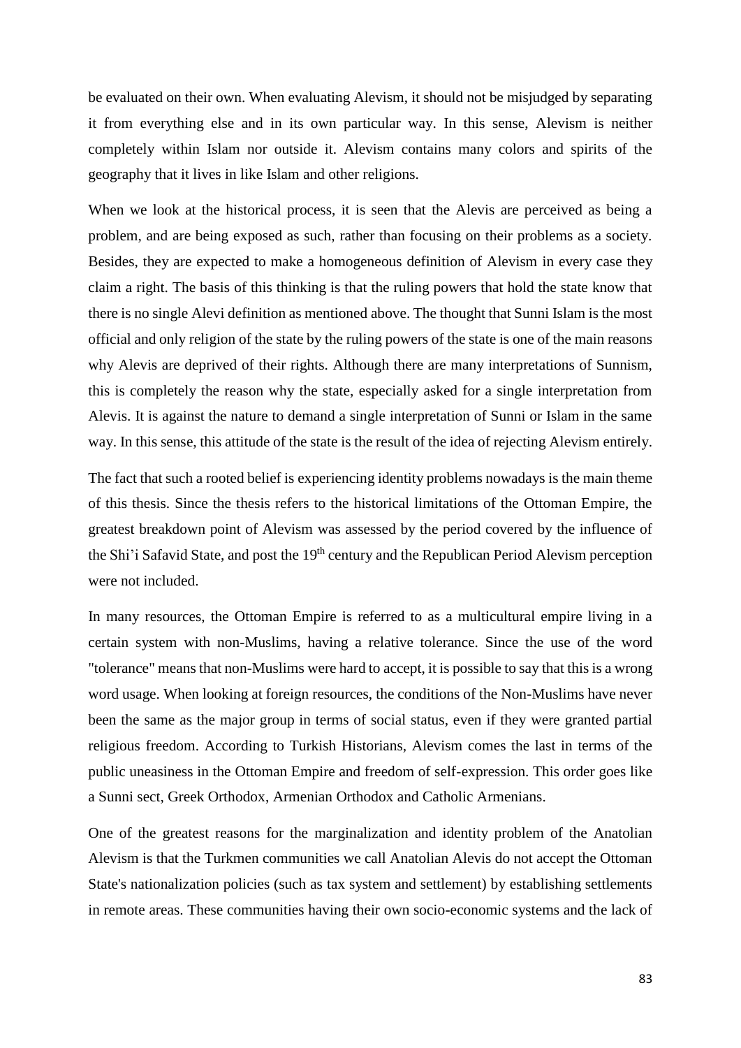be evaluated on their own. When evaluating Alevism, it should not be misjudged by separating it from everything else and in its own particular way. In this sense, Alevism is neither completely within Islam nor outside it. Alevism contains many colors and spirits of the geography that it lives in like Islam and other religions.

When we look at the historical process, it is seen that the Alevis are perceived as being a problem, and are being exposed as such, rather than focusing on their problems as a society. Besides, they are expected to make a homogeneous definition of Alevism in every case they claim a right. The basis of this thinking is that the ruling powers that hold the state know that there is no single Alevi definition as mentioned above. The thought that Sunni Islam is the most official and only religion of the state by the ruling powers of the state is one of the main reasons why Alevis are deprived of their rights. Although there are many interpretations of Sunnism, this is completely the reason why the state, especially asked for a single interpretation from Alevis. It is against the nature to demand a single interpretation of Sunni or Islam in the same way. In this sense, this attitude of the state is the result of the idea of rejecting Alevism entirely.

The fact that such a rooted belief is experiencing identity problems nowadays is the main theme of this thesis. Since the thesis refers to the historical limitations of the Ottoman Empire, the greatest breakdown point of Alevism was assessed by the period covered by the influence of the Shi'i Safavid State, and post the 19th century and the Republican Period Alevism perception were not included.

In many resources, the Ottoman Empire is referred to as a multicultural empire living in a certain system with non-Muslims, having a relative tolerance. Since the use of the word "tolerance" means that non-Muslims were hard to accept, it is possible to say that this is a wrong word usage. When looking at foreign resources, the conditions of the Non-Muslims have never been the same as the major group in terms of social status, even if they were granted partial religious freedom. According to Turkish Historians, Alevism comes the last in terms of the public uneasiness in the Ottoman Empire and freedom of self-expression. This order goes like a Sunni sect, Greek Orthodox, Armenian Orthodox and Catholic Armenians.

One of the greatest reasons for the marginalization and identity problem of the Anatolian Alevism is that the Turkmen communities we call Anatolian Alevis do not accept the Ottoman State's nationalization policies (such as tax system and settlement) by establishing settlements in remote areas. These communities having their own socio-economic systems and the lack of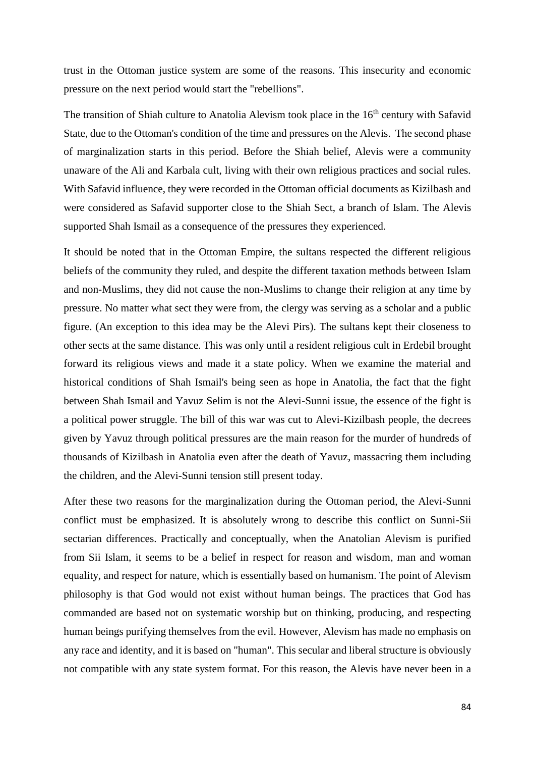trust in the Ottoman justice system are some of the reasons. This insecurity and economic pressure on the next period would start the "rebellions".

The transition of Shiah culture to Anatolia Alevism took place in the 16th century with Safavid State, due to the Ottoman's condition of the time and pressures on the Alevis. The second phase of marginalization starts in this period. Before the Shiah belief, Alevis were a community unaware of the Ali and Karbala cult, living with their own religious practices and social rules. With Safavid influence, they were recorded in the Ottoman official documents as Kizilbash and were considered as Safavid supporter close to the Shiah Sect, a branch of Islam. The Alevis supported Shah Ismail as a consequence of the pressures they experienced.

It should be noted that in the Ottoman Empire, the sultans respected the different religious beliefs of the community they ruled, and despite the different taxation methods between Islam and non-Muslims, they did not cause the non-Muslims to change their religion at any time by pressure. No matter what sect they were from, the clergy was serving as a scholar and a public figure. (An exception to this idea may be the Alevi Pirs). The sultans kept their closeness to other sects at the same distance. This was only until a resident religious cult in Erdebil brought forward its religious views and made it a state policy. When we examine the material and historical conditions of Shah Ismail's being seen as hope in Anatolia, the fact that the fight between Shah Ismail and Yavuz Selim is not the Alevi-Sunni issue, the essence of the fight is a political power struggle. The bill of this war was cut to Alevi-Kizilbash people, the decrees given by Yavuz through political pressures are the main reason for the murder of hundreds of thousands of Kizilbash in Anatolia even after the death of Yavuz, massacring them including the children, and the Alevi-Sunni tension still present today.

After these two reasons for the marginalization during the Ottoman period, the Alevi-Sunni conflict must be emphasized. It is absolutely wrong to describe this conflict on Sunni-Sii sectarian differences. Practically and conceptually, when the Anatolian Alevism is purified from Sii Islam, it seems to be a belief in respect for reason and wisdom, man and woman equality, and respect for nature, which is essentially based on humanism. The point of Alevism philosophy is that God would not exist without human beings. The practices that God has commanded are based not on systematic worship but on thinking, producing, and respecting human beings purifying themselves from the evil. However, Alevism has made no emphasis on any race and identity, and it is based on "human". This secular and liberal structure is obviously not compatible with any state system format. For this reason, the Alevis have never been in a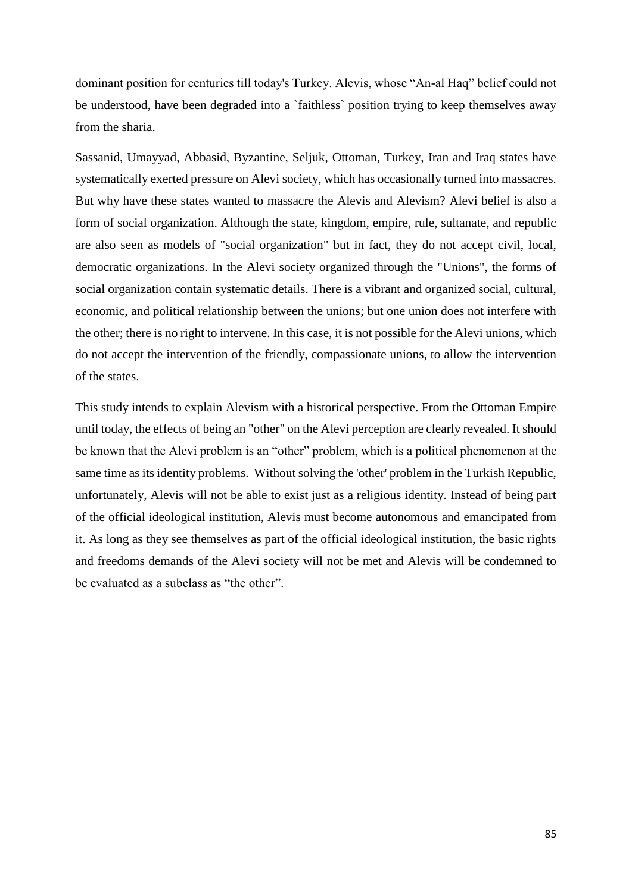dominant position for centuries till today's Turkey. Alevis, whose "An-al Haq" belief could not be understood, have been degraded into a `faithless` position trying to keep themselves away from the sharia.

Sassanid, Umayyad, Abbasid, Byzantine, Seljuk, Ottoman, Turkey, Iran and Iraq states have systematically exerted pressure on Alevi society, which has occasionally turned into massacres. But why have these states wanted to massacre the Alevis and Alevism? Alevi belief is also a form of social organization. Although the state, kingdom, empire, rule, sultanate, and republic are also seen as models of "social organization" but in fact, they do not accept civil, local, democratic organizations. In the Alevi society organized through the "Unions", the forms of social organization contain systematic details. There is a vibrant and organized social, cultural, economic, and political relationship between the unions; but one union does not interfere with the other; there is no right to intervene. In this case, it is not possible for the Alevi unions, which do not accept the intervention of the friendly, compassionate unions, to allow the intervention of the states.

This study intends to explain Alevism with a historical perspective. From the Ottoman Empire until today, the effects of being an "other" on the Alevi perception are clearly revealed. It should be known that the Alevi problem is an "other" problem, which is a political phenomenon at the same time as its identity problems. Without solving the 'other' problem in the Turkish Republic, unfortunately, Alevis will not be able to exist just as a religious identity. Instead of being part of the official ideological institution, Alevis must become autonomous and emancipated from it. As long as they see themselves as part of the official ideological institution, the basic rights and freedoms demands of the Alevi society will not be met and Alevis will be condemned to be evaluated as a subclass as "the other".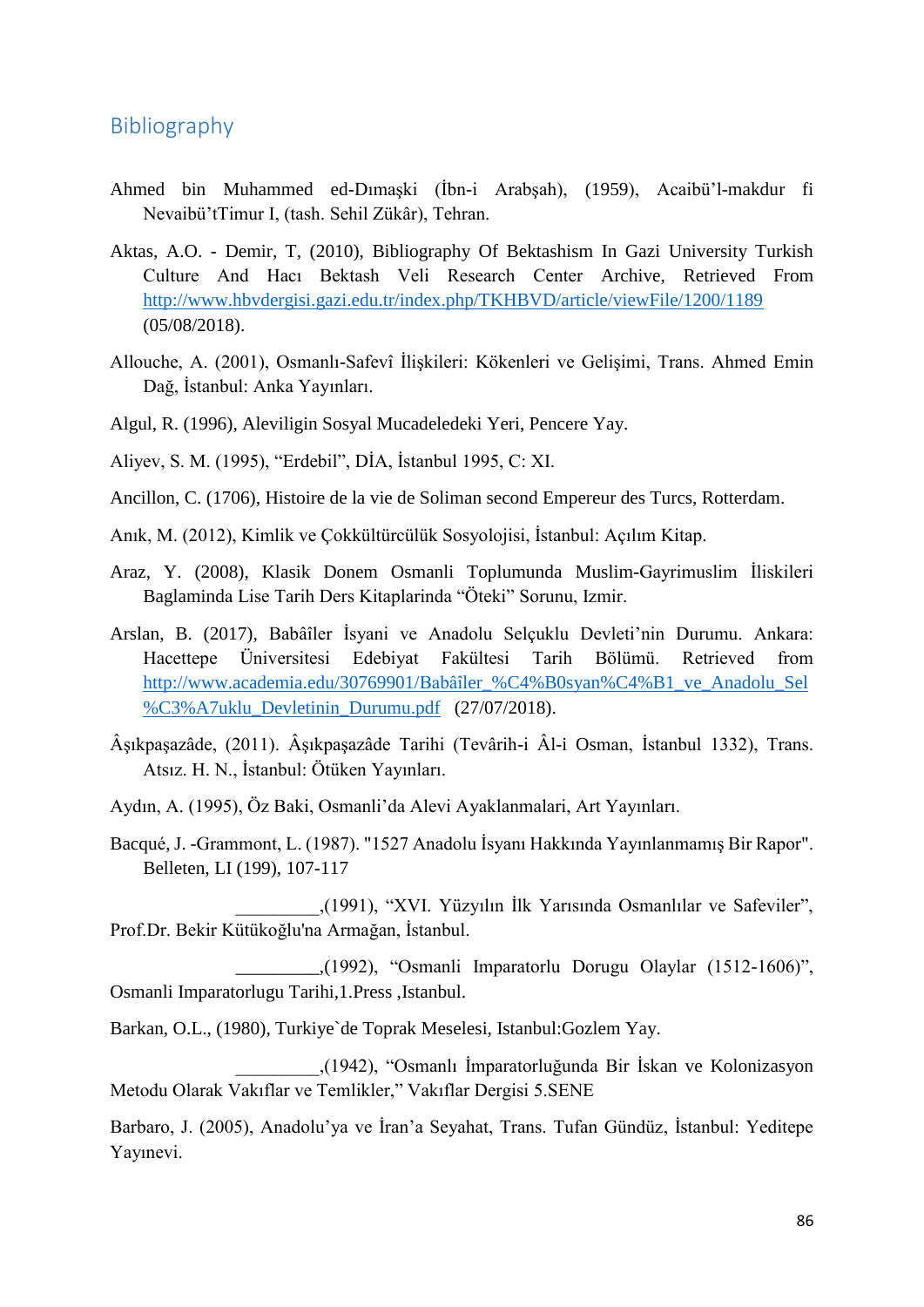## Bibliography

Ahmed bin Muhammed ed-Dımaşki (İbn-i Arabşah), (1959), Acaibü'l-makdur fi Nevaibü'tTimur I, (tash. Sehil Zükâr), Tehran.

Aktas, A.O. - Demir, T, (2010), Bibliography Of Bektashism In Gazi University Turkish Culture And Hacı Bektash Veli Research Center Archive, Retrieved From http://www.hbvdergisi.gazi.edu.tr/index.php/TKHBVD/article/viewFile/1200/1189 (05/08/2018).

Allouche, A. (2001), Osmanlı-Safevî İlişkileri: Kökenleri ve Gelişimi, Trans. Ahmed Emin Dağ, İstanbul: Anka Yayınları.

Algul, R. (1996), Aleviligin Sosyal Mucadeledeki Yeri, Pencere Yay.

Aliyev, S. M. (1995), "Erdebil", DİA, İstanbul 1995, C: XI.

Ancillon, C. (1706), Histoire de la vie de Soliman second Empereur des Turcs, Rotterdam.

Anık, M. (2012), Kimlik ve Çokkültürcülük Sosyolojisi, İstanbul: Açılım Kitap.

Araz, Y. (2008), Klasik Donem Osmanli Toplumunda Muslim-Gayrimuslim İliskileri Baglaminda Lise Tarih Ders Kitaplarinda "Öteki" Sorunu, Izmir.

Arslan, B. (2017), Babâîler İsyani ve Anadolu Selçuklu Devleti'nin Durumu. Ankara: Hacettepe Üniversitesi Edebiyat Fakültesi Tarih Bölümü. Retrieved from http://www.academia.edu/30769901/Babâîler_%C4%B0syan%C4%B1_ve_Anadolu_Sel%C3%A7uklu_Devletinin_Durumu.pdf (27/07/2018).

Âşıkpaşazâde, (2011). Âşıkpaşazâde Tarihi (Tevârih-i Âl-i Osman, İstanbul 1332), Trans. Atsız. H. N., İstanbul: Ötüken Yayınları.

Aydın, A. (1995), Öz Baki, Osmanli'da Alevi Ayaklanmalari, Art Yayınları.

Bacqué, J. -Grammont, L. (1987). "1527 Anadolu İsyanı Hakkında Yayınlanmamış Bir Rapor". Belleten, LI (199), 107-117

_________,(1991), "XVI. Yüzyılın İlk Yarısında Osmanlılar ve Safeviler", Prof.Dr. Bekir Kütükoğlu'na Armağan, İstanbul.

_________,(1992), "Osmanli Imparatorlu Dorugu Olaylar (1512-1606)", Osmanli Imparatorlugu Tarihi,1.Press ,Istanbul.

Barkan, O.L., (1980), Turkiye`de Toprak Meselesi, Istanbul:Gozlem Yay.

_________,(1942), "Osmanlı İmparatorluğunda Bir İskan ve Kolonizasyon Metodu Olarak Vakıflar ve Temlikler," Vakıflar Dergisi 5.SENE

Barbaro, J. (2005), Anadolu'ya ve İran'a Seyahat, Trans. Tufan Gündüz, İstanbul: Yeditepe Yayınevi.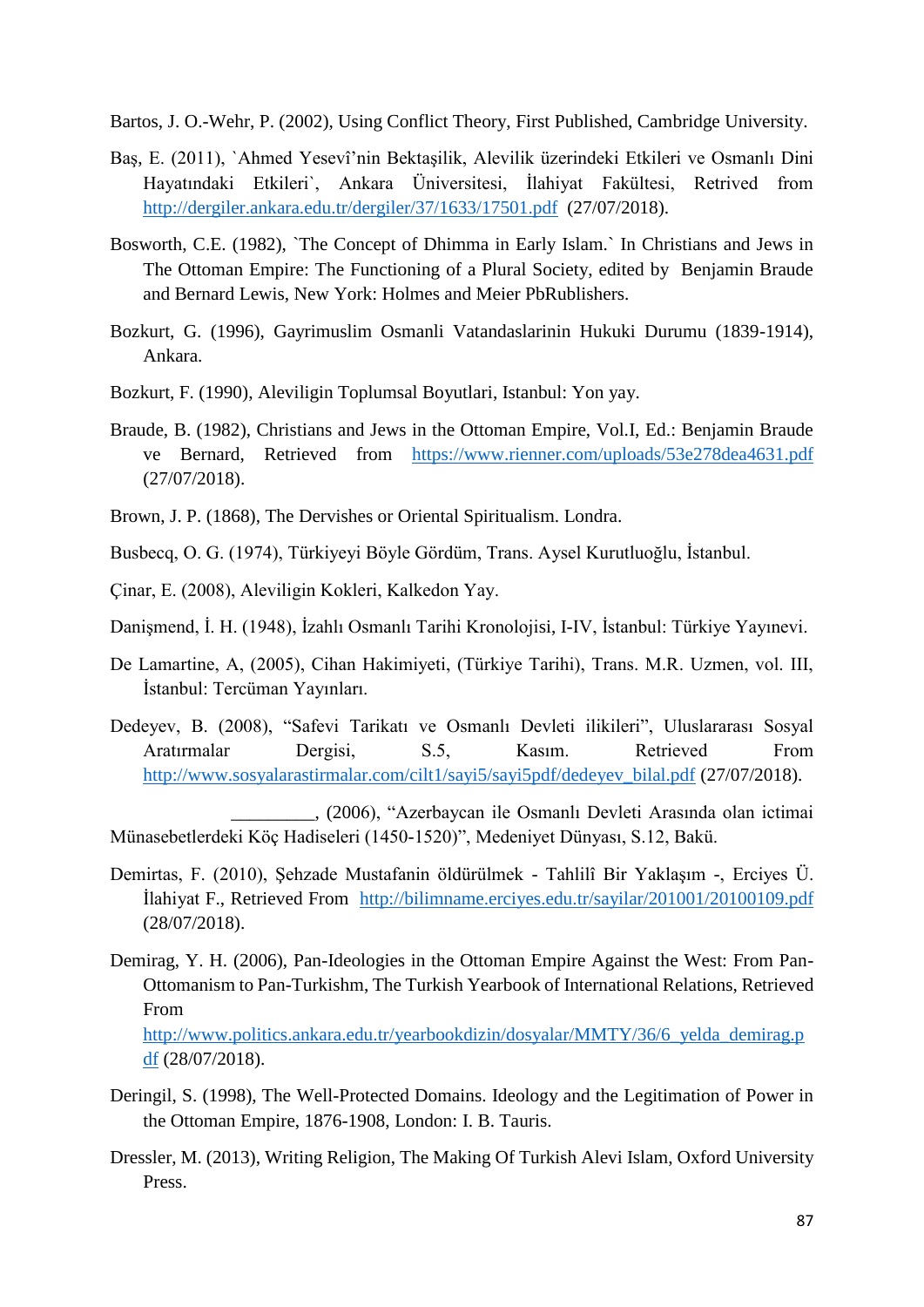Bartos, J. O.-Wehr, P. (2002), Using Conflict Theory, First Published, Cambridge University.

Baş, E. (2011), `Ahmed Yesevî'nin Bektaşilik, Alevilik üzerindeki Etkileri ve Osmanlı Dini Hayatındaki Etkileri`, Ankara Üniversitesi, İlahiyat Fakültesi, Retrived from http://dergiler.ankara.edu.tr/dergiler/37/1633/17501.pdf (27/07/2018).

Bosworth, C.E. (1982), `The Concept of Dhimma in Early Islam.` In Christians and Jews in The Ottoman Empire: The Functioning of a Plural Society, edited by Benjamin Braude and Bernard Lewis, New York: Holmes and Meier PbRublishers.

Bozkurt, G. (1996), Gayrimuslim Osmanli Vatandaslarinin Hukuki Durumu (1839-1914), Ankara.

Bozkurt, F. (1990), Aleviligin Toplumsal Boyutlari, Istanbul: Yon yay.

Braude, B. (1982), Christians and Jews in the Ottoman Empire, Vol.I, Ed.: Benjamin Braude ve Bernard, Retrieved from https://www.rienner.com/uploads/53e278dea4631.pdf (27/07/2018).

Brown, J. P. (1868), The Dervishes or Oriental Spiritualism. Londra.

Busbecq, O. G. (1974), Türkiyeyi Böyle Gördüm, Trans. Aysel Kurutluoğlu, İstanbul.

Çinar, E. (2008), Aleviligin Kokleri, Kalkedon Yay.

Danişmend, İ. H. (1948), İzahlı Osmanlı Tarihi Kronolojisi, I-IV, İstanbul: Türkiye Yayınevi.

De Lamartine, A, (2005), Cihan Hakimiyeti, (Türkiye Tarihi), Trans. M.R. Uzmen, vol. III, İstanbul: Tercüman Yayınları.

Dedeyev, B. (2008), "Safevi Tarikatı ve Osmanlı Devleti ilikileri", Uluslararası Sosyal Aratırmalar Dergisi, S.5, Kasım. Retrieved From http://www.sosyalarastirmalar.com/cilt1/sayi5/sayi5pdf/dedeyev_bilal.pdf (27/07/2018).

_________, (2006), "Azerbaycan ile Osmanlı Devleti Arasında olan ictimai Münasebetlerdeki Köç Hadiseleri (1450-1520)", Medeniyet Dünyası, S.12, Bakü.

Demirtas, F. (2010), Şehzade Mustafanin öldürülmek - Tahlilî Bir Yaklaşım -, Erciyes Ü. İlahiyat F., Retrieved From http://bilimname.erciyes.edu.tr/sayilar/201001/20100109.pdf (28/07/2018).

Demirag, Y. H. (2006), Pan-Ideologies in the Ottoman Empire Against the West: From Pan-Ottomanism to Pan-Turkishm, The Turkish Yearbook of International Relations, Retrieved From http://www.politics.ankara.edu.tr/yearbookdizin/dosyalar/MMTY/36/6_yelda_demirag.pdf (28/07/2018).

Deringil, S. (1998), The Well-Protected Domains. Ideology and the Legitimation of Power in the Ottoman Empire, 1876-1908, London: I. B. Tauris.

Dressler, M. (2013), Writing Religion, The Making Of Turkish Alevi Islam, Oxford University Press.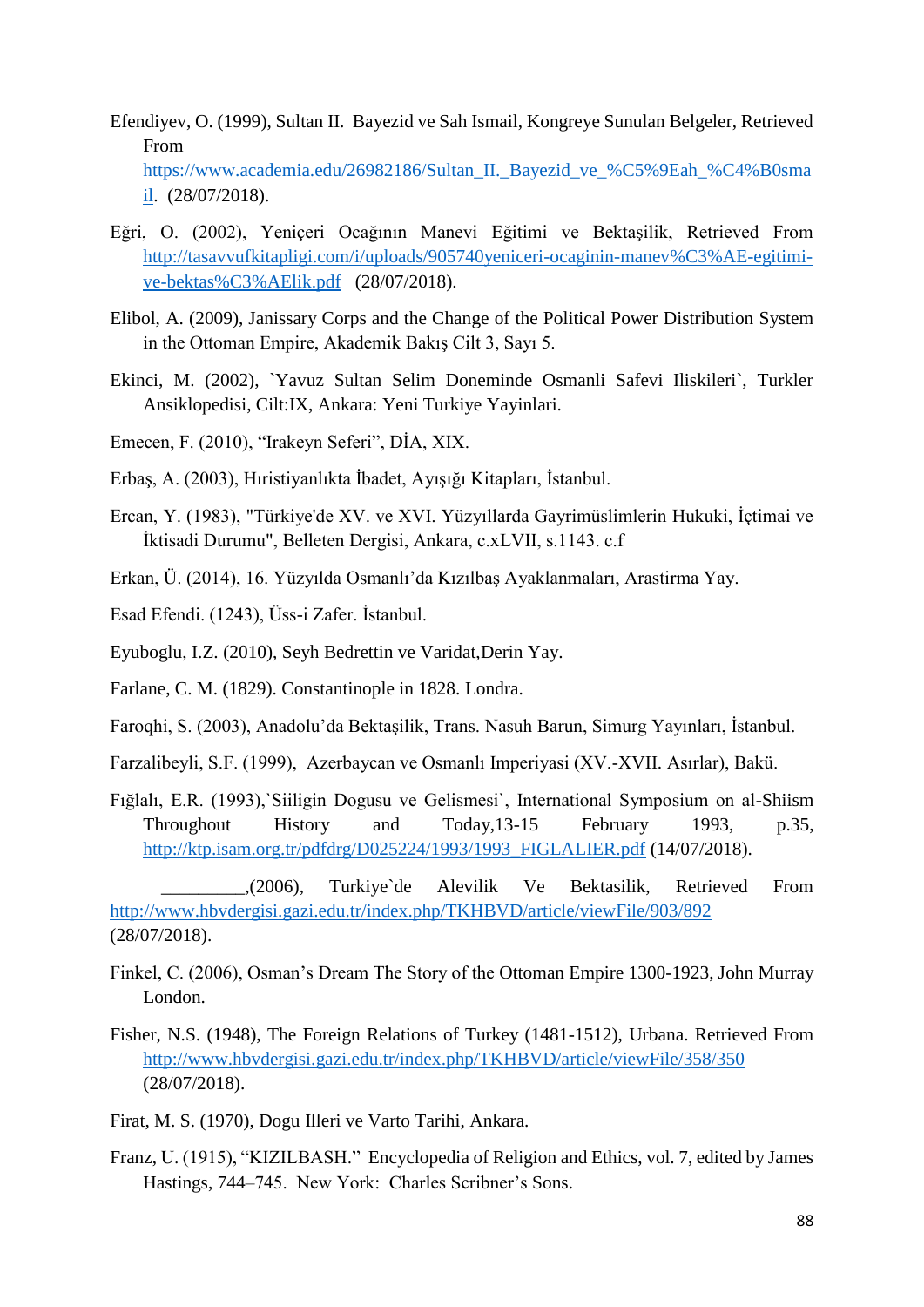Efendiyev, O. (1999), Sultan II. Bayezid ve Sah Ismail, Kongreye Sunulan Belgeler, Retrieved From https://www.academia.edu/26982186/Sultan_II._Bayezid_ve_%C5%9Eah_%C4%B0smail. (28/07/2018).

Eğri, O. (2002), Yeniçeri Ocağının Manevi Eğitimi ve Bektaşilik, Retrieved From http://tasavvufkitapligi.com/i/uploads/905740yeniceri-ocaginin-manev%C3%AE-egitimi-ve-bektas%C3%AElik.pdf (28/07/2018).

Elibol, A. (2009), Janissary Corps and the Change of the Political Power Distribution System in the Ottoman Empire, Akademik Bakış Cilt 3, Sayı 5.

Ekinci, M. (2002), `Yavuz Sultan Selim Doneminde Osmanli Safevi Iliskileri`, Turkler Ansiklopedisi, Cilt:IX, Ankara: Yeni Turkiye Yayinlari.

Emecen, F. (2010), "Irakeyn Seferi", DİA, XIX.

Erbaş, A. (2003), Hıristiyanlıkta İbadet, Ayışığı Kitapları, İstanbul.

Ercan, Y. (1983), "Türkiye'de XV. ve XVI. Yüzyıllarda Gayrimüslimlerin Hukuki, İçtimai ve İktisadi Durumu", Belleten Dergisi, Ankara, c.xLVII, s.1143. c.f

Erkan, Ü. (2014), 16. Yüzyılda Osmanlı'da Kızılbaş Ayaklanmaları, Arastirma Yay.

Esad Efendi. (1243), Üss-i Zafer. İstanbul.

Eyuboglu, I.Z. (2010), Seyh Bedrettin ve Varidat,Derin Yay.

Farlane, C. M. (1829). Constantinople in 1828. Londra.

Faroqhi, S. (2003), Anadolu'da Bektaşilik, Trans. Nasuh Barun, Simurg Yayınları, İstanbul.

Farzalibeyli, S.F. (1999), Azerbaycan ve Osmanlı Imperiyasi (XV.-XVII. Asırlar), Bakü.

Fığlalı, E.R. (1993),`Siiligin Dogusu ve Gelismesi`, International Symposium on al-Shiism Throughout History and Today,13-15 February 1993, p.35, http://ktp.isam.org.tr/pdfdrg/D025224/1993/1993_FIGLALIER.pdf (14/07/2018).

_________,(2006), Turkiye`de Alevilik Ve Bektasilik, Retrieved From http://www.hbvdergisi.gazi.edu.tr/index.php/TKHBVD/article/viewFile/903/892 (28/07/2018).

Finkel, C. (2006), Osman's Dream The Story of the Ottoman Empire 1300-1923, John Murray London.

Fisher, N.S. (1948), The Foreign Relations of Turkey (1481-1512), Urbana. Retrieved From http://www.hbvdergisi.gazi.edu.tr/index.php/TKHBVD/article/viewFile/358/350 (28/07/2018).

Firat, M. S. (1970), Dogu Illeri ve Varto Tarihi, Ankara.

Franz, U. (1915), "KIZILBASH." Encyclopedia of Religion and Ethics, vol. 7, edited by James Hastings, 744–745. New York: Charles Scribner's Sons.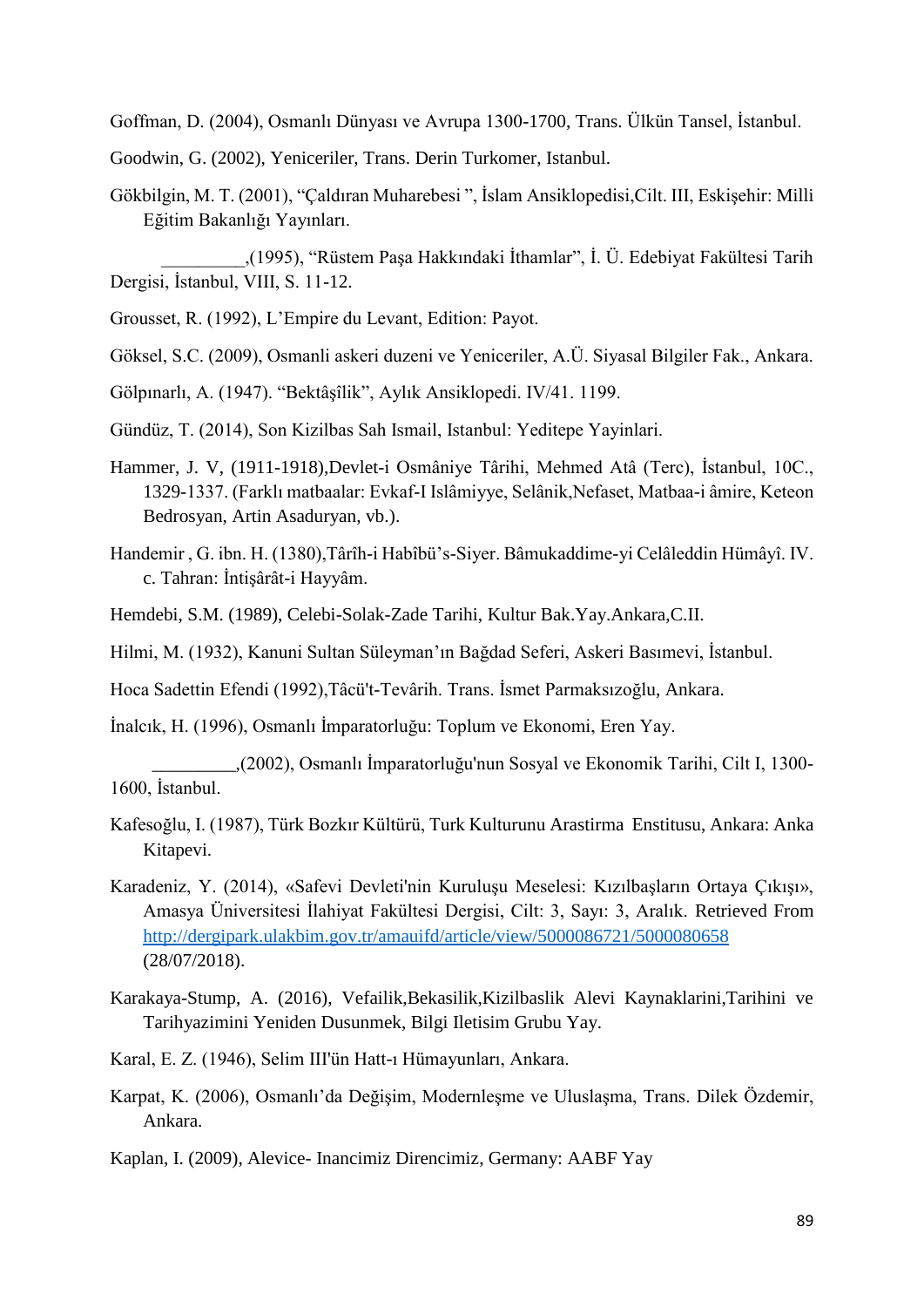Goffman, D. (2004), Osmanlı Dünyası ve Avrupa 1300-1700, Trans. Ülkün Tansel, İstanbul.

Goodwin, G. (2002), Yeniceriler, Trans. Derin Turkomer, Istanbul.

Gökbilgin, M. T. (2001), "Çaldıran Muharebesi ", İslam Ansiklopedisi,Cilt. III, Eskişehir: Milli Eğitim Bakanlığı Yayınları.

_________,(1995), "Rüstem Paşa Hakkındaki İthamlar", İ. Ü. Edebiyat Fakültesi Tarih Dergisi, İstanbul, VIII, S. 11-12.

Grousset, R. (1992), L'Empire du Levant, Edition: Payot.

Göksel, S.C. (2009), Osmanli askeri duzeni ve Yeniceriler, A.Ü. Siyasal Bilgiler Fak., Ankara.

Gölpınarlı, A. (1947). "Bektâşîlik", Aylık Ansiklopedi. IV/41. 1199.

Gündüz, T. (2014), Son Kizilbas Sah Ismail, Istanbul: Yeditepe Yayinlari.

Hammer, J. V, (1911-1918),Devlet-i Osmâniye Târihi, Mehmed Atâ (Terc), İstanbul, 10C., 1329-1337. (Farklı matbaalar: Evkaf-I Islâmiyye, Selânik,Nefaset, Matbaa-i âmire, Keteon Bedrosyan, Artin Asaduryan, vb.).

Handemir , G. ibn. H. (1380),Târîh-i Habîbü's-Siyer. Bâmukaddime-yi Celâleddin Hümâyî. IV. c. Tahran: İntişârât-i Hayyâm.

Hemdebi, S.M. (1989), Celebi-Solak-Zade Tarihi, Kultur Bak.Yay.Ankara,C.II.

Hilmi, M. (1932), Kanuni Sultan Süleyman'ın Bağdad Seferi, Askeri Basımevi, İstanbul.

Hoca Sadettin Efendi (1992),Tâcü't-Tevârih. Trans. İsmet Parmaksızoğlu, Ankara.

İnalcık, H. (1996), Osmanlı İmparatorluğu: Toplum ve Ekonomi, Eren Yay.

_________,(2002), Osmanlı İmparatorluğu'nun Sosyal ve Ekonomik Tarihi, Cilt I, 1300-1600, İstanbul.

Kafesoğlu, I. (1987), Türk Bozkır Kültürü, Turk Kulturunu Arastirma Enstitusu, Ankara: Anka Kitapevi.

Karadeniz, Y. (2014), «Safevi Devleti'nin Kuruluşu Meselesi: Kızılbaşların Ortaya Çıkışı», Amasya Üniversitesi İlahiyat Fakültesi Dergisi, Cilt: 3, Sayı: 3, Aralık. Retrieved From http://dergipark.ulakbim.gov.tr/amauifd/article/view/5000086721/5000080658 (28/07/2018).

Karakaya-Stump, A. (2016), Vefailik,Bekasilik,Kizilbaslik Alevi Kaynaklarini,Tarihini ve Tarihyazimini Yeniden Dusunmek, Bilgi Iletisim Grubu Yay.

Karal, E. Z. (1946), Selim III'ün Hatt-ı Hümayunları, Ankara.

Karpat, K. (2006), Osmanlı'da Değişim, Modernleşme ve Uluslaşma, Trans. Dilek Özdemir, Ankara.

Kaplan, I. (2009), Alevice- Inancimiz Direncimiz, Germany: AABF Yay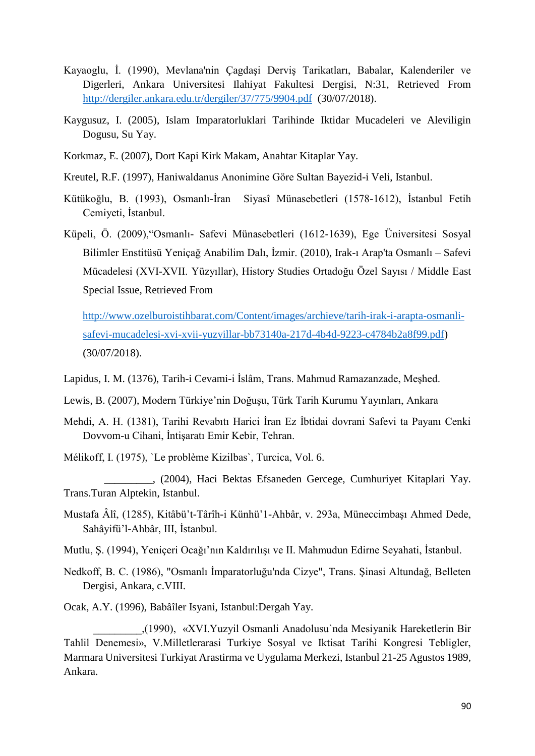Kayaoglu, İ. (1990), Mevlana'nin Çagdaşi Derviş Tarikatları, Babalar, Kalenderiler ve Digerleri, Ankara Universitesi Ilahiyat Fakultesi Dergisi, N:31, Retrieved From http://dergiler.ankara.edu.tr/dergiler/37/775/9904.pdf (30/07/2018).

Kaygusuz, I. (2005), Islam Imparatorluklari Tarihinde Iktidar Mucadeleri ve Aleviligin Dogusu, Su Yay.

Korkmaz, E. (2007), Dort Kapi Kirk Makam, Anahtar Kitaplar Yay.

Kreutel, R.F. (1997), Haniwaldanus Anonimine Göre Sultan Bayezid-i Veli, Istanbul.

Kütükoğlu, B. (1993), Osmanlı-İran Siyasî Münasebetleri (1578-1612), İstanbul Fetih Cemiyeti, İstanbul.

Küpeli, Ö. (2009),"Osmanlı- Safevi Münasebetleri (1612-1639), Ege Üniversitesi Sosyal Bilimler Enstitüsü Yeniçağ Anabilim Dalı, İzmir. (2010), Irak-ı Arap'ta Osmanlı – Safevi Mücadelesi (XVI-XVII. Yüzyıllar), History Studies Ortadoğu Özel Sayısı / Middle East Special Issue, Retrieved From

http://www.ozelburoistihbarat.com/Content/images/archieve/tarih-irak-i-arapta-osmanli-safevi-mucadelesi-xvi-xvii-yuzyillar-bb73140a-217d-4b4d-9223-c4784b2a8f99.pdf) (30/07/2018).

Lapidus, I. M. (1376), Tarih-i Cevami-i İslâm, Trans. Mahmud Ramazanzade, Meşhed.

Lewis, B. (2007), Modern Türkiye'nin Doğuşu, Türk Tarih Kurumu Yayınları, Ankara

Mehdi, A. H. (1381), Tarihi Revabıtı Harici İran Ez İbtidai dovrani Safevi ta Payanı Cenki Dovvom-u Cihani, İntişaratı Emir Kebir, Tehran.

Mélikoff, I. (1975), `Le problème Kizilbas`, Turcica, Vol. 6.

_________, (2004), Haci Bektas Efsaneden Gercege, Cumhuriyet Kitaplari Yay. Trans.Turan Alptekin, Istanbul.

Mustafa Âlî, (1285), Kitâbü't-Târîh-i Künhü'l-Ahbâr, v. 293a, Müneccimbaşı Ahmed Dede, Sahâyifü'l-Ahbâr, III, İstanbul.

Mutlu, Ş. (1994), Yeniçeri Ocağı'nın Kaldırılışı ve II. Mahmudun Edirne Seyahati, İstanbul.

Nedkoff, B. C. (1986), "Osmanlı İmparatorluğu'nda Cizye", Trans. Şinasi Altundağ, Belleten Dergisi, Ankara, c.VIII.

Ocak, A.Y. (1996), Babâîler Isyani, Istanbul:Dergah Yay.

_________,(1990), «XVI.Yuzyil Osmanli Anadolusu`nda Mesiyanik Hareketlerin Bir Tahlil Denemesi», V.Milletlerarasi Turkiye Sosyal ve Iktisat Tarihi Kongresi Tebligler, Marmara Universitesi Turkiyat Arastirma ve Uygulama Merkezi, Istanbul 21-25 Agustos 1989, Ankara.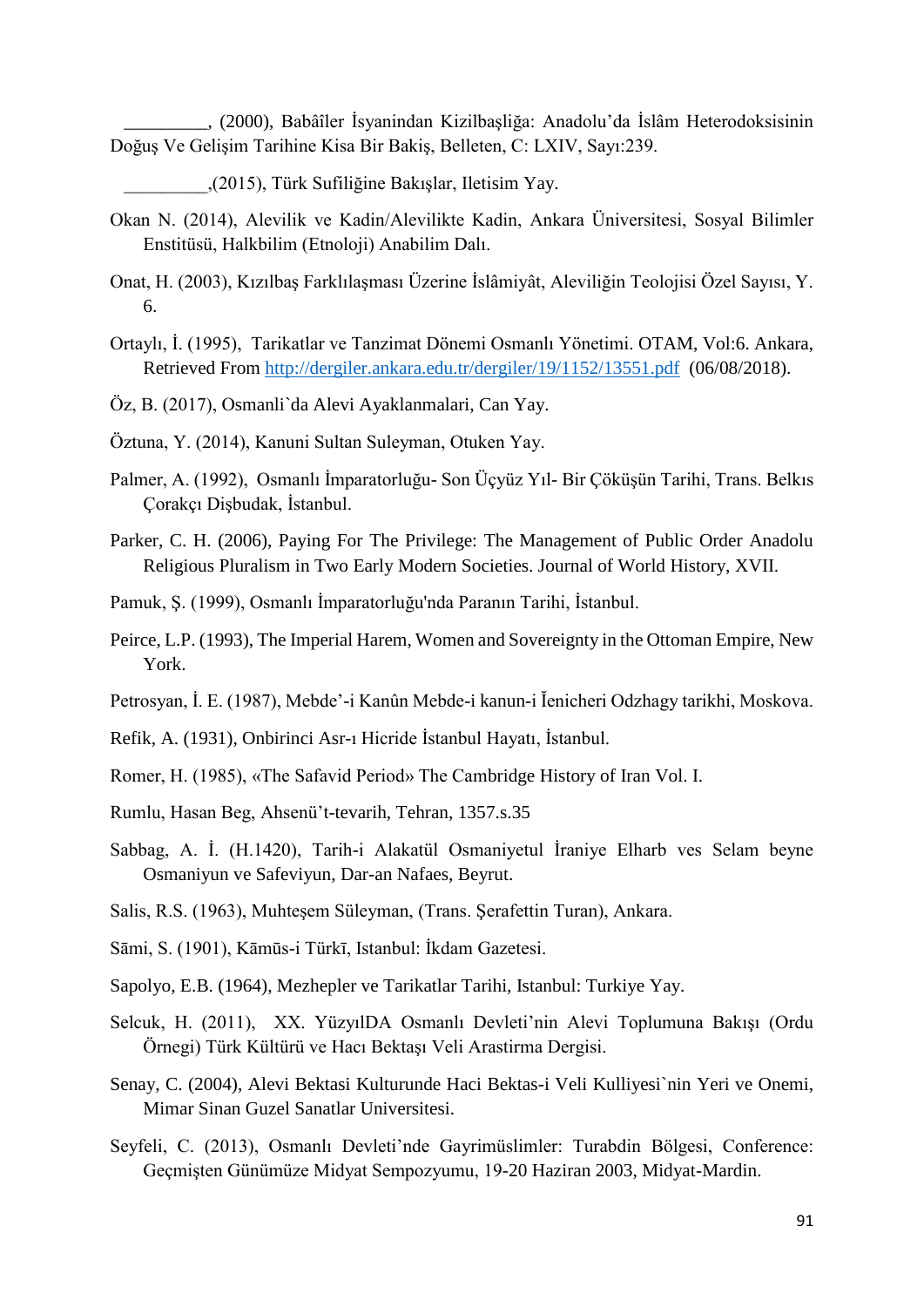_________, (2000), Babâîler İsyanindan Kizilbaşliğa: Anadolu'da İslâm Heterodoksisinin Doğuş Ve Gelişim Tarihine Kisa Bir Bakiş, Belleten, C: LXIV, Sayı:239.

_________,(2015), Türk Sufiliğine Bakışlar, Iletisim Yay.

Okan N. (2014), Alevilik ve Kadin/Alevilikte Kadin, Ankara Üniversitesi, Sosyal Bilimler Enstitüsü, Halkbilim (Etnoloji) Anabilim Dalı.

Onat, H. (2003), Kızılbaş Farklılaşması Üzerine İslâmiyât, Aleviliğin Teolojisi Özel Sayısı, Y. 6.

Ortaylı, İ. (1995), Tarikatlar ve Tanzimat Dönemi Osmanlı Yönetimi. OTAM, Vol:6. Ankara, Retrieved From [http://dergiler.ankara.edu.tr/dergiler/19/1152/13551.pdf](http://dergiler.ankara.edu.tr/dergiler/19/1152/13551.pdf) (06/08/2018).

Öz, B. (2017), Osmanli`da Alevi Ayaklanmalari, Can Yay.

Öztuna, Y. (2014), Kanuni Sultan Suleyman, Otuken Yay.

Palmer, A. (1992), Osmanlı İmparatorluğu- Son Üçyüz Yıl- Bir Çöküşün Tarihi, Trans. Belkıs Çorakçı Dişbudak, İstanbul.

Parker, C. H. (2006), Paying For The Privilege: The Management of Public Order Anadolu Religious Pluralism in Two Early Modern Societies. Journal of World History, XVII.

Pamuk, Ş. (1999), Osmanlı İmparatorluğu'nda Paranın Tarihi, İstanbul.

Peirce, L.P. (1993), The Imperial Harem, Women and Sovereignty in the Ottoman Empire, New York.

Petrosyan, İ. E. (1987), Mebde'-i Kanûn Mebde-i kanun-i Ĭenicheri Odzhagy tarikhi, Moskova.

Refik, A. (1931), Onbirinci Asr-ı Hicride İstanbul Hayatı, İstanbul.

Romer, H. (1985), «The Safavid Period» The Cambridge History of Iran Vol. I.

Rumlu, Hasan Beg, Ahsenü't-tevarih, Tehran, 1357.s.35

Sabbag, A. İ. (H.1420), Tarih-i Alakatül Osmaniyetul İraniye Elharb ves Selam beyne Osmaniyun ve Safeviyun, Dar-an Nafaes, Beyrut.

Salis, R.S. (1963), Muhteşem Süleyman, (Trans. Şerafettin Turan), Ankara.

Sāmi, S. (1901), Kāmūs-i Türkī, Istanbul: İkdam Gazetesi.

Sapolyo, E.B. (1964), Mezhepler ve Tarikatlar Tarihi, Istanbul: Turkiye Yay.

Selcuk, H. (2011), XX. YüzyılDA Osmanlı Devleti'nin Alevi Toplumuna Bakışı (Ordu Örnegi) Türk Kültürü ve Hacı Bektaşı Veli Arastirma Dergisi.

Senay, C. (2004), Alevi Bektasi Kulturunde Haci Bektas-i Veli Kulliyesi`nin Yeri ve Onemi, Mimar Sinan Guzel Sanatlar Universitesi.

Seyfeli, C. (2013), Osmanlı Devleti'nde Gayrimüslimler: Turabdin Bölgesi, Conference: Geçmişten Günümüze Midyat Sempozyumu, 19-20 Haziran 2003, Midyat-Mardin.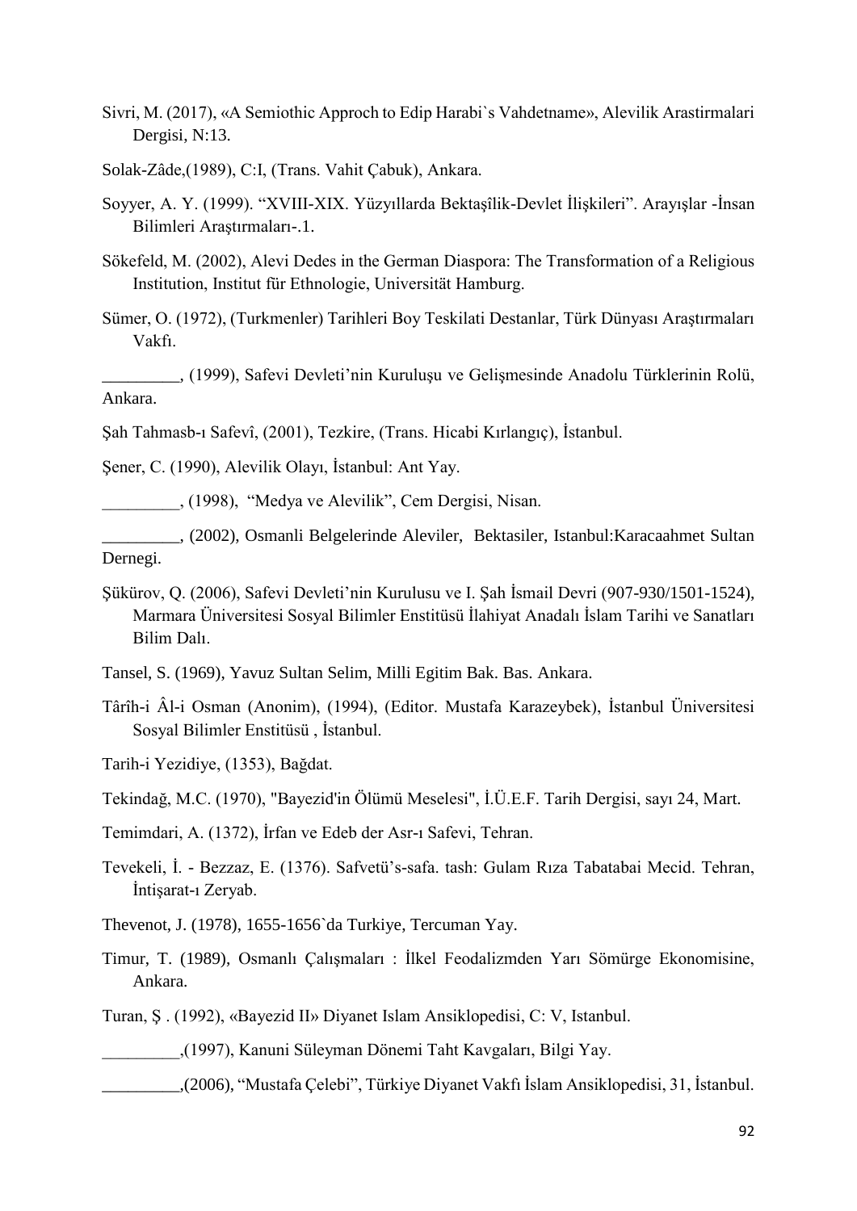Sivri, M. (2017), «A Semiothic Approch to Edip Harabi`s Vahdetname», Alevilik Arastirmalari Dergisi, N:13.

Solak-Zâde,(1989), C:I, (Trans. Vahit Çabuk), Ankara.

Soyyer, A. Y. (1999). "XVIII-XIX. Yüzyıllarda Bektaşîlik-Devlet İlişkileri". Arayışlar -İnsan Bilimleri Araştırmaları-.1.

Sökefeld, M. (2002), Alevi Dedes in the German Diaspora: The Transformation of a Religious Institution, Institut für Ethnologie, Universität Hamburg.

Sümer, O. (1972), (Turkmenler) Tarihleri Boy Teskilati Destanlar, Türk Dünyası Araştırmaları Vakfı.

_________, (1999), Safevi Devleti'nin Kuruluşu ve Gelişmesinde Anadolu Türklerinin Rolü, Ankara.

Şah Tahmasb-ı Safevî, (2001), Tezkire, (Trans. Hicabi Kırlangıç), İstanbul.

Şener, C. (1990), Alevilik Olayı, İstanbul: Ant Yay.

_________, (1998), "Medya ve Alevilik", Cem Dergisi, Nisan.

_________, (2002), Osmanli Belgelerinde Aleviler, Bektasiler, Istanbul:Karacaahmet Sultan Dernegi.

Şükürov, Q. (2006), Safevi Devleti'nin Kurulusu ve I. Şah İsmail Devri (907-930/1501-1524), Marmara Üniversitesi Sosyal Bilimler Enstitüsü İlahiyat Anadalı İslam Tarihi ve Sanatları Bilim Dalı.

Tansel, S. (1969), Yavuz Sultan Selim, Milli Egitim Bak. Bas. Ankara.

Târîh-i Âl-i Osman (Anonim), (1994), (Editor. Mustafa Karazeybek), İstanbul Üniversitesi Sosyal Bilimler Enstitüsü , İstanbul.

Tarih-i Yezidiye, (1353), Bağdat.

Tekindağ, M.C. (1970), "Bayezid'in Ölümü Meselesi", İ.Ü.E.F. Tarih Dergisi, sayı 24, Mart.

Temimdari, A. (1372), İrfan ve Edeb der Asr-ı Safevi, Tehran.

Tevekeli, İ. - Bezzaz, E. (1376). Safvetü's-safa. tash: Gulam Rıza Tabatabai Mecid. Tehran, İntişarat-ı Zeryab.

Thevenot, J. (1978), 1655-1656`da Turkiye, Tercuman Yay.

Timur, T. (1989), Osmanlı Çalışmaları : İlkel Feodalizmden Yarı Sömürge Ekonomisine, Ankara.

Turan, Ş . (1992), «Bayezid II» Diyanet Islam Ansiklopedisi, C: V, Istanbul.

_________,(1997), Kanuni Süleyman Dönemi Taht Kavgaları, Bilgi Yay.

_________,(2006), "Mustafa Çelebi", Türkiye Diyanet Vakfı İslam Ansiklopedisi, 31, İstanbul.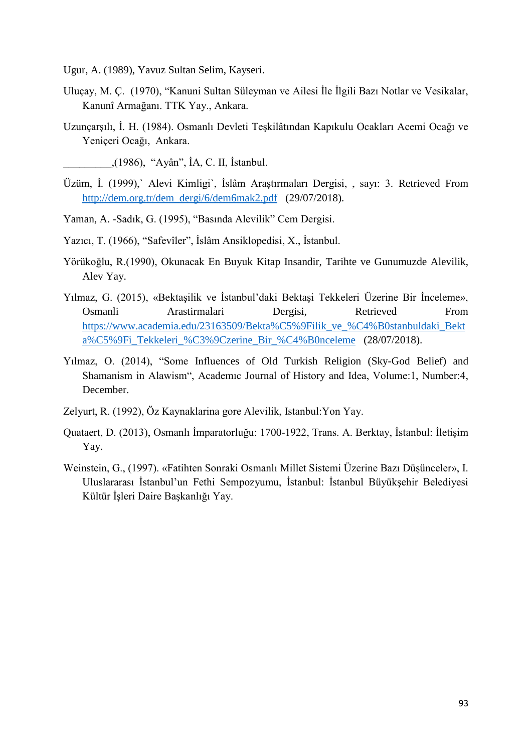Ugur, A. (1989), Yavuz Sultan Selim, Kayseri.

Uluçay, M. Ç. (1970), "Kanuni Sultan Süleyman ve Ailesi İle İlgili Bazı Notlar ve Vesikalar, Kanunî Armağanı. TTK Yay., Ankara.

Uzunçarşılı, İ. H. (1984). Osmanlı Devleti Teşkilâtından Kapıkulu Ocakları Acemi Ocağı ve Yeniçeri Ocağı, Ankara.

_________,(1986), "Ayân", İA, C. II, İstanbul.

Üzüm, İ. (1999),` Alevi Kimligi`, İslâm Araştırmaları Dergisi, , sayı: 3. Retrieved From http://dem.org.tr/dem_dergi/6/dem6mak2.pdf (29/07/2018).

Yaman, A. -Sadık, G. (1995), "Basında Alevilik" Cem Dergisi.

Yazıcı, T. (1966), "Safevîler", İslâm Ansiklopedisi, X., İstanbul.

Yörükoğlu, R.(1990), Okunacak En Buyuk Kitap Insandir, Tarihte ve Gunumuzde Alevilik, Alev Yay.

Yılmaz, G. (2015), «Bektaşilik ve İstanbul'daki Bektaşi Tekkeleri Üzerine Bir İnceleme», Osmanli Arastirmalari Dergisi, Retrieved From https://www.academia.edu/23163509/Bekta%C5%9Filik_ve_%C4%B0stanbuldaki_Bekta%C5%9Fi_Tekkeleri_%C3%9Czerine_Bir_%C4%B0nceleme (28/07/2018).

Yılmaz, O. (2014), "Some Influences of Old Turkish Religion (Sky-God Belief) and Shamanism in Alawism", Academıc Journal of History and Idea, Volume:1, Number:4, December.

Zelyurt, R. (1992), Öz Kaynaklarina gore Alevilik, Istanbul:Yon Yay.

Quataert, D. (2013), Osmanlı İmparatorluğu: 1700-1922, Trans. A. Berktay, İstanbul: İletişim Yay.

Weinstein, G., (1997). «Fatihten Sonraki Osmanlı Millet Sistemi Üzerine Bazı Düşünceler», I. Uluslararası İstanbul'un Fethi Sempozyumu, İstanbul: İstanbul Büyükşehir Belediyesi Kültür İşleri Daire Başkanlığı Yay.